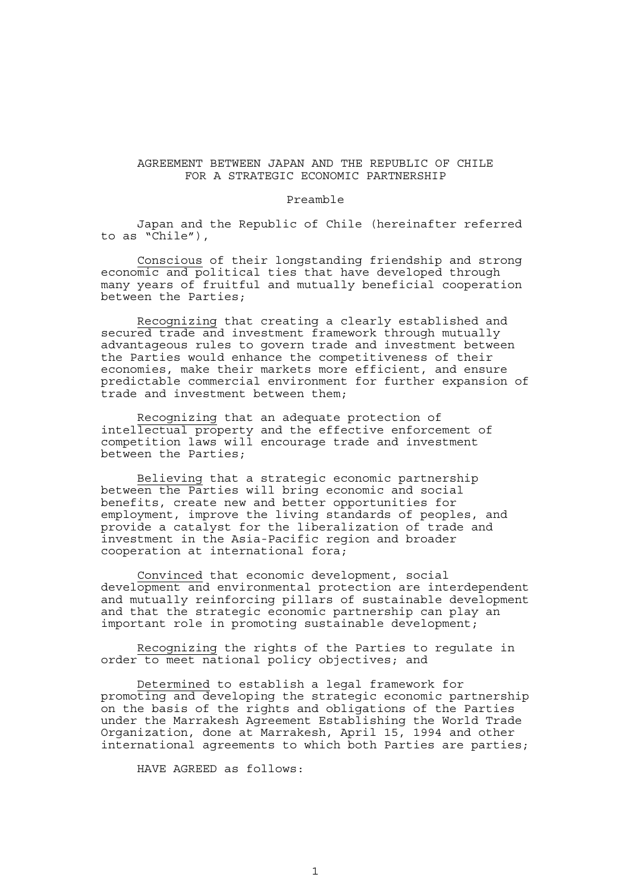# AGREEMENT BETWEEN JAPAN AND THE REPUBLIC OF CHILE FOR A STRATEGIC ECONOMIC PARTNERSHIP

## Preamble

Japan and the Republic of Chile (hereinafter referred to as "Chile"),

Conscious of their longstanding friendship and strong economic and political ties that have developed through many years of fruitful and mutually beneficial cooperation between the Parties;

Recognizing that creating a clearly established and secured trade and investment framework through mutually advantageous rules to govern trade and investment between the Parties would enhance the competitiveness of their economies, make their markets more efficient, and ensure predictable commercial environment for further expansion of trade and investment between them;

Recognizing that an adequate protection of intellectual property and the effective enforcement of competition laws will encourage trade and investment between the Parties;

Believing that a strategic economic partnership between the Parties will bring economic and social benefits, create new and better opportunities for employment, improve the living standards of peoples, and provide a catalyst for the liberalization of trade and investment in the Asia-Pacific region and broader cooperation at international fora;

Convinced that economic development, social development and environmental protection are interdependent and mutually reinforcing pillars of sustainable development and that the strategic economic partnership can play an important role in promoting sustainable development;

Recognizing the rights of the Parties to regulate in order to meet national policy objectives; and

Determined to establish a legal framework for promoting and developing the strategic economic partnership on the basis of the rights and obligations of the Parties under the Marrakesh Agreement Establishing the World Trade Organization, done at Marrakesh, April 15, 1994 and other international agreements to which both Parties are parties;

HAVE AGREED as follows: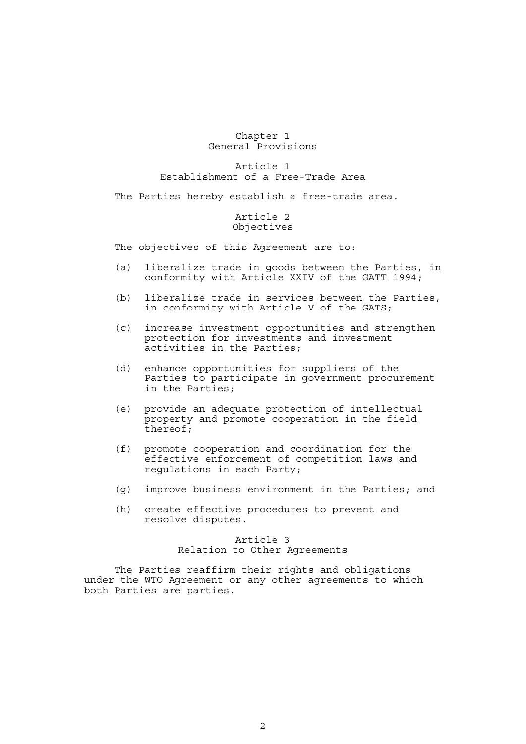# Chapter 1
# General Provisions

## Article 1
## Establishment of a Free-Trade Area

The Parties hereby establish a free-trade area.

## Article 2
## Objectives

The objectives of this Agreement are to:

(a) liberalize trade in goods between the Parties, in conformity with Article XXIV of the GATT 1994;

(b) liberalize trade in services between the Parties, in conformity with Article V of the GATS;

(c) increase investment opportunities and strengthen protection for investments and investment activities in the Parties;

(d) enhance opportunities for suppliers of the Parties to participate in government procurement in the Parties;

(e) provide an adequate protection of intellectual property and promote cooperation in the field thereof;

(f) promote cooperation and coordination for the effective enforcement of competition laws and regulations in each Party;

(g) improve business environment in the Parties; and

(h) create effective procedures to prevent and resolve disputes.

## Article 3
## Relation to Other Agreements

The Parties reaffirm their rights and obligations under the WTO Agreement or any other agreements to which both Parties are parties.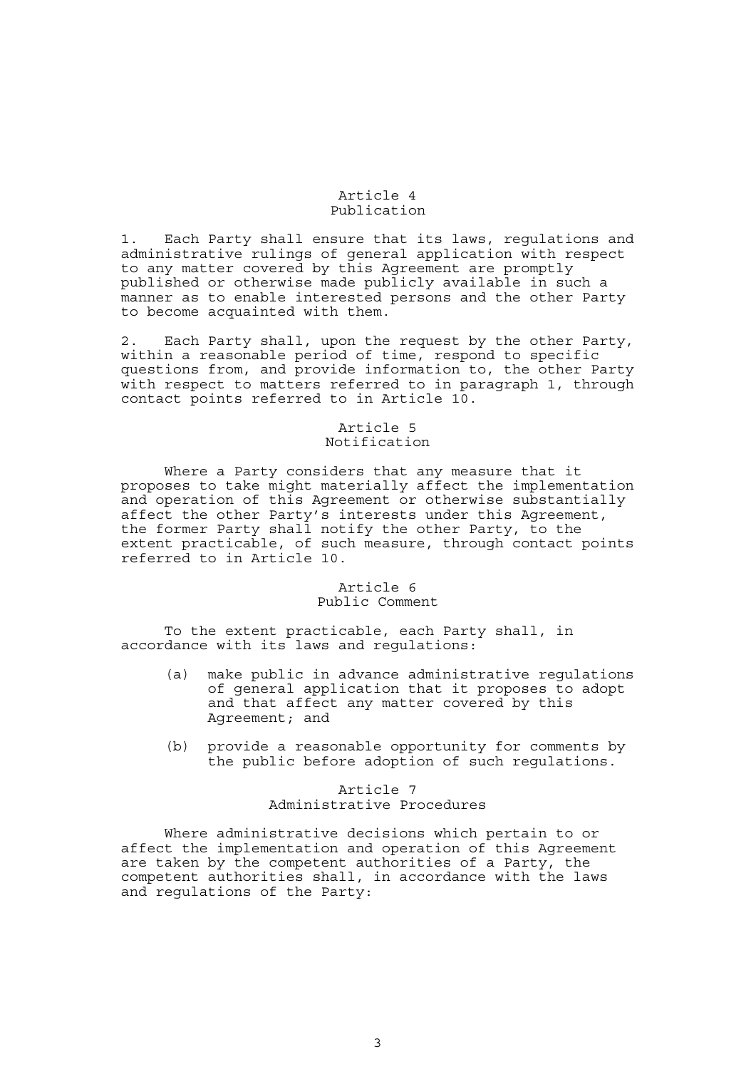## Article 4
## Publication

1. Each Party shall ensure that its laws, regulations and administrative rulings of general application with respect to any matter covered by this Agreement are promptly published or otherwise made publicly available in such a manner as to enable interested persons and the other Party to become acquainted with them.

2. Each Party shall, upon the request by the other Party, within a reasonable period of time, respond to specific questions from, and provide information to, the other Party with respect to matters referred to in paragraph 1, through contact points referred to in Article 10.

## Article 5
## Notification

Where a Party considers that any measure that it proposes to take might materially affect the implementation and operation of this Agreement or otherwise substantially affect the other Party's interests under this Agreement, the former Party shall notify the other Party, to the extent practicable, of such measure, through contact points referred to in Article 10.

## Article 6
## Public Comment

To the extent practicable, each Party shall, in accordance with its laws and regulations:

(a) make public in advance administrative regulations of general application that it proposes to adopt and that affect any matter covered by this Agreement; and

(b) provide a reasonable opportunity for comments by the public before adoption of such regulations.

## Article 7
## Administrative Procedures

Where administrative decisions which pertain to or affect the implementation and operation of this Agreement are taken by the competent authorities of a Party, the competent authorities shall, in accordance with the laws and regulations of the Party: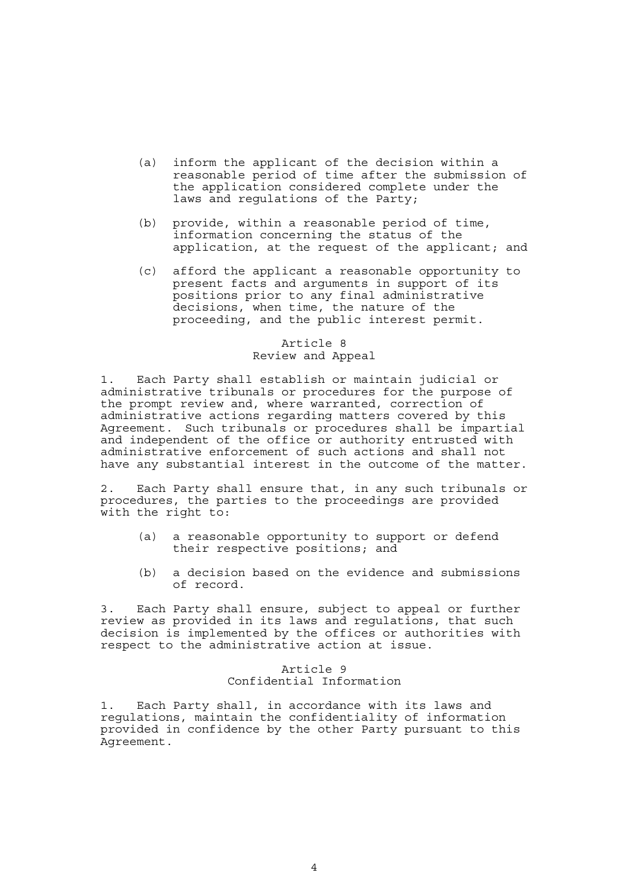(a) inform the applicant of the decision within a reasonable period of time after the submission of the application considered complete under the laws and regulations of the Party;

(b) provide, within a reasonable period of time, information concerning the status of the application, at the request of the applicant; and

(c) afford the applicant a reasonable opportunity to present facts and arguments in support of its positions prior to any final administrative decisions, when time, the nature of the proceeding, and the public interest permit.

### Article 8
### Review and Appeal

1. Each Party shall establish or maintain judicial or administrative tribunals or procedures for the purpose of the prompt review and, where warranted, correction of administrative actions regarding matters covered by this Agreement. Such tribunals or procedures shall be impartial and independent of the office or authority entrusted with administrative enforcement of such actions and shall not have any substantial interest in the outcome of the matter.

2. Each Party shall ensure that, in any such tribunals or procedures, the parties to the proceedings are provided with the right to:

(a) a reasonable opportunity to support or defend their respective positions; and

(b) a decision based on the evidence and submissions of record.

3. Each Party shall ensure, subject to appeal or further review as provided in its laws and regulations, that such decision is implemented by the offices or authorities with respect to the administrative action at issue.

### Article 9
### Confidential Information

1. Each Party shall, in accordance with its laws and regulations, maintain the confidentiality of information provided in confidence by the other Party pursuant to this Agreement.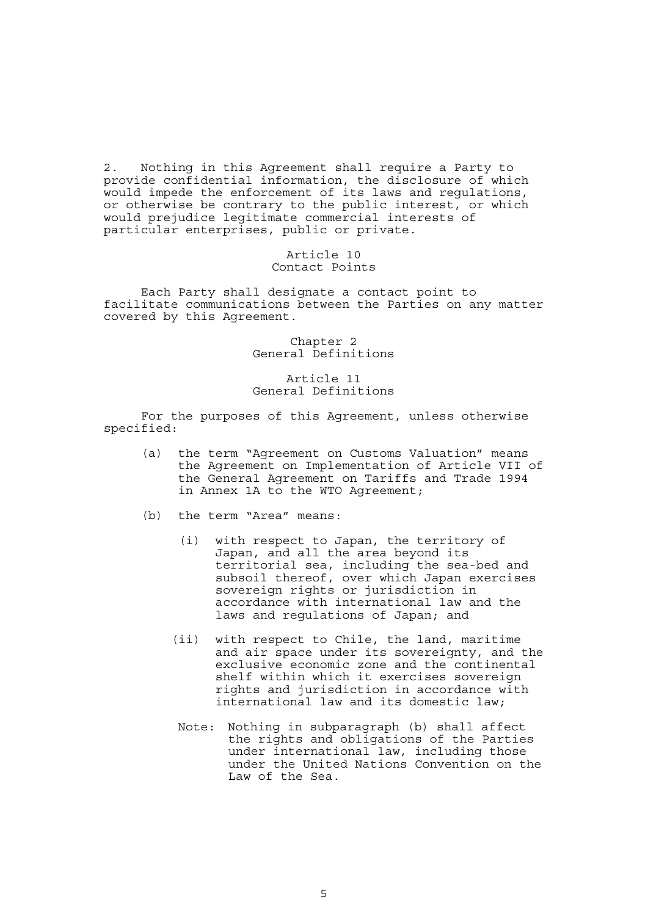2. Nothing in this Agreement shall require a Party to provide confidential information, the disclosure of which would impede the enforcement of its laws and regulations, or otherwise be contrary to the public interest, or which would prejudice legitimate commercial interests of particular enterprises, public or private.

### Article 10
### Contact Points

Each Party shall designate a contact point to facilitate communications between the Parties on any matter covered by this Agreement.

## Chapter 2
## General Definitions

### Article 11
### General Definitions

For the purposes of this Agreement, unless otherwise specified:

(a) the term "Agreement on Customs Valuation" means the Agreement on Implementation of Article VII of the General Agreement on Tariffs and Trade 1994 in Annex 1A to the WTO Agreement;

(b) the term "Area" means:

  (i) with respect to Japan, the territory of Japan, and all the area beyond its territorial sea, including the sea-bed and subsoil thereof, over which Japan exercises sovereign rights or jurisdiction in accordance with international law and the laws and regulations of Japan; and

  (ii) with respect to Chile, the land, maritime and air space under its sovereignty, and the exclusive economic zone and the continental shelf within which it exercises sovereign rights and jurisdiction in accordance with international law and its domestic law;

  Note: Nothing in subparagraph (b) shall affect the rights and obligations of the Parties under international law, including those under the United Nations Convention on the Law of the Sea.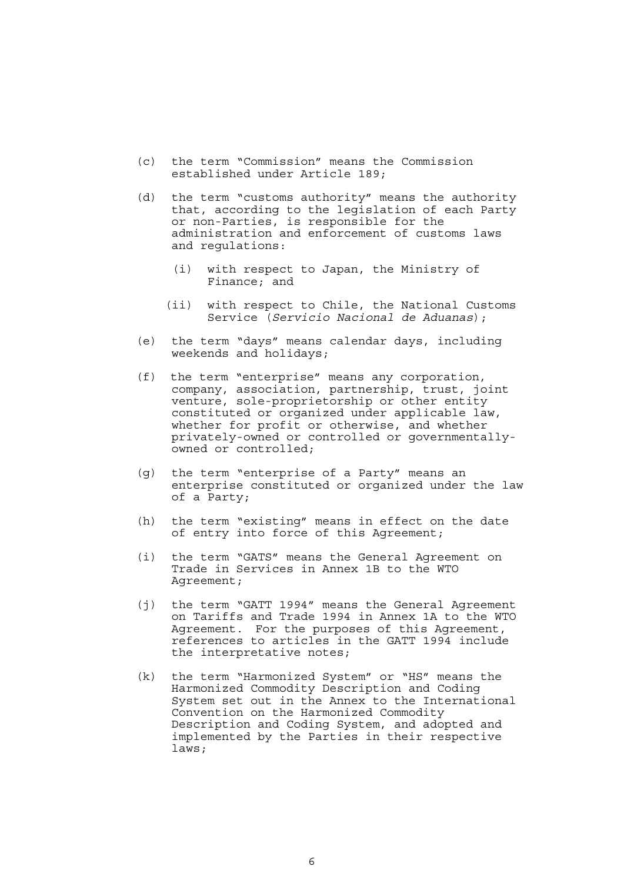(c) the term "Commission" means the Commission established under Article 189;

(d) the term "customs authority" means the authority that, according to the legislation of each Party or non-Parties, is responsible for the administration and enforcement of customs laws and regulations:

  (i) with respect to Japan, the Ministry of Finance; and

  (ii) with respect to Chile, the National Customs Service (*Servicio Nacional de Aduanas*);

(e) the term "days" means calendar days, including weekends and holidays;

(f) the term "enterprise" means any corporation, company, association, partnership, trust, joint venture, sole-proprietorship or other entity constituted or organized under applicable law, whether for profit or otherwise, and whether privately-owned or controlled or governmentally-owned or controlled;

(g) the term "enterprise of a Party" means an enterprise constituted or organized under the law of a Party;

(h) the term "existing" means in effect on the date of entry into force of this Agreement;

(i) the term "GATS" means the General Agreement on Trade in Services in Annex 1B to the WTO Agreement;

(j) the term "GATT 1994" means the General Agreement on Tariffs and Trade 1994 in Annex 1A to the WTO Agreement. For the purposes of this Agreement, references to articles in the GATT 1994 include the interpretative notes;

(k) the term "Harmonized System" or "HS" means the Harmonized Commodity Description and Coding System set out in the Annex to the International Convention on the Harmonized Commodity Description and Coding System, and adopted and implemented by the Parties in their respective laws;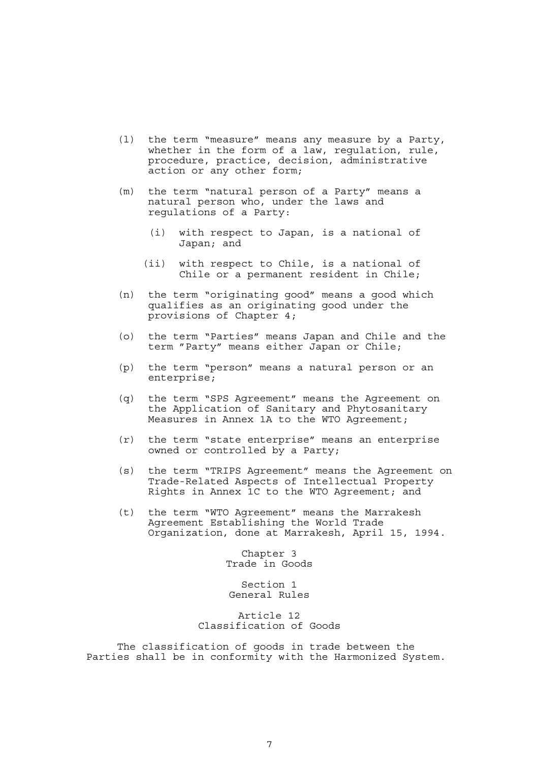(l) the term “measure” means any measure by a Party, whether in the form of a law, regulation, rule, procedure, practice, decision, administrative action or any other form;

(m) the term “natural person of a Party” means a natural person who, under the laws and regulations of a Party:

  (i) with respect to Japan, is a national of Japan; and

  (ii) with respect to Chile, is a national of Chile or a permanent resident in Chile;

(n) the term “originating good” means a good which qualifies as an originating good under the provisions of Chapter 4;

(o) the term “Parties” means Japan and Chile and the term ”Party” means either Japan or Chile;

(p) the term “person” means a natural person or an enterprise;

(q) the term “SPS Agreement” means the Agreement on the Application of Sanitary and Phytosanitary Measures in Annex 1A to the WTO Agreement;

(r) the term “state enterprise” means an enterprise owned or controlled by a Party;

(s) the term “TRIPS Agreement” means the Agreement on Trade-Related Aspects of Intellectual Property Rights in Annex 1C to the WTO Agreement; and

(t) the term “WTO Agreement” means the Marrakesh Agreement Establishing the World Trade Organization, done at Marrakesh, April 15, 1994.

# Chapter 3
# Trade in Goods

## Section 1
## General Rules

### Article 12
### Classification of Goods

The classification of goods in trade between the Parties shall be in conformity with the Harmonized System.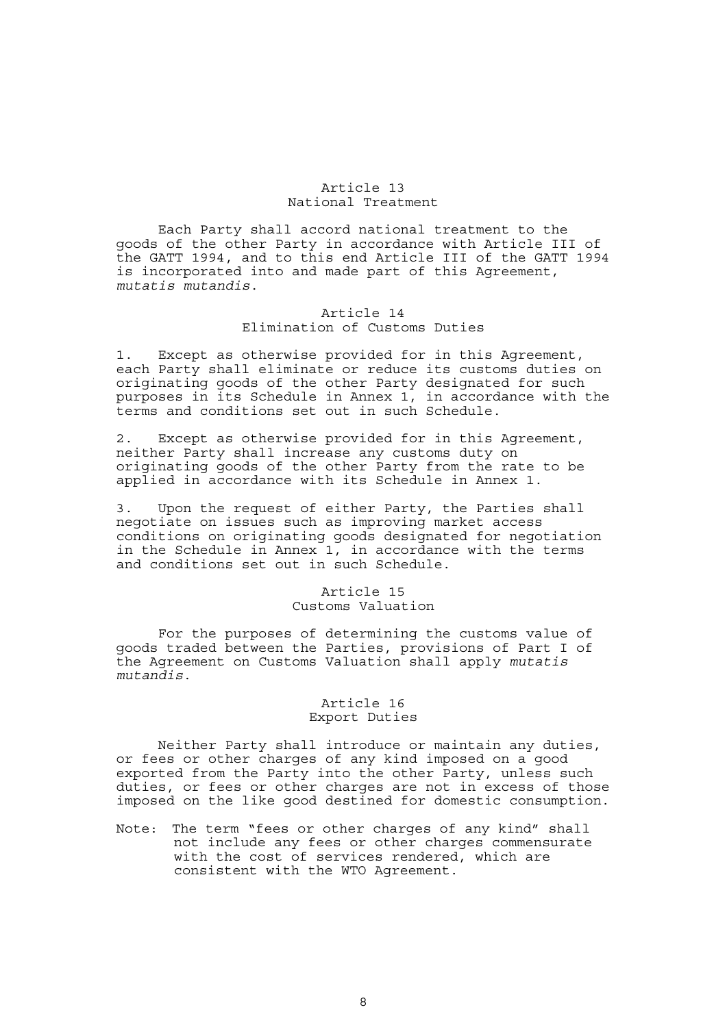## Article 13
## National Treatment

Each Party shall accord national treatment to the goods of the other Party in accordance with Article III of the GATT 1994, and to this end Article III of the GATT 1994 is incorporated into and made part of this Agreement, *mutatis mutandis*.

## Article 14
## Elimination of Customs Duties

1. Except as otherwise provided for in this Agreement, each Party shall eliminate or reduce its customs duties on originating goods of the other Party designated for such purposes in its Schedule in Annex 1, in accordance with the terms and conditions set out in such Schedule.

2. Except as otherwise provided for in this Agreement, neither Party shall increase any customs duty on originating goods of the other Party from the rate to be applied in accordance with its Schedule in Annex 1.

3. Upon the request of either Party, the Parties shall negotiate on issues such as improving market access conditions on originating goods designated for negotiation in the Schedule in Annex 1, in accordance with the terms and conditions set out in such Schedule.

## Article 15
## Customs Valuation

For the purposes of determining the customs value of goods traded between the Parties, provisions of Part I of the Agreement on Customs Valuation shall apply *mutatis mutandis*.

## Article 16
## Export Duties

Neither Party shall introduce or maintain any duties, or fees or other charges of any kind imposed on a good exported from the Party into the other Party, unless such duties, or fees or other charges are not in excess of those imposed on the like good destined for domestic consumption.

Note: The term "fees or other charges of any kind" shall not include any fees or other charges commensurate with the cost of services rendered, which are consistent with the WTO Agreement.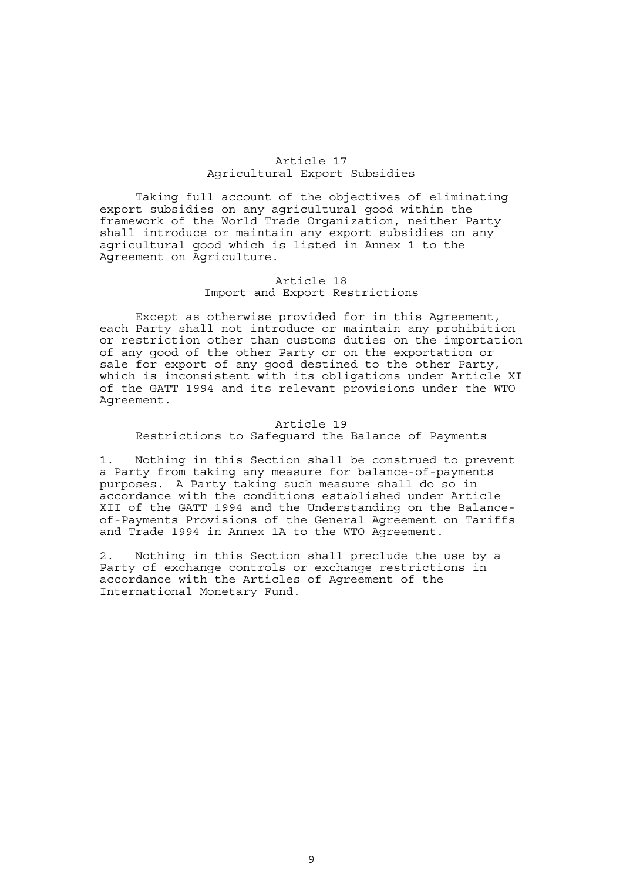## Article 17
## Agricultural Export Subsidies

Taking full account of the objectives of eliminating export subsidies on any agricultural good within the framework of the World Trade Organization, neither Party shall introduce or maintain any export subsidies on any agricultural good which is listed in Annex 1 to the Agreement on Agriculture.

## Article 18
## Import and Export Restrictions

Except as otherwise provided for in this Agreement, each Party shall not introduce or maintain any prohibition or restriction other than customs duties on the importation of any good of the other Party or on the exportation or sale for export of any good destined to the other Party, which is inconsistent with its obligations under Article XI of the GATT 1994 and its relevant provisions under the WTO Agreement.

## Article 19
## Restrictions to Safeguard the Balance of Payments

1. Nothing in this Section shall be construed to prevent a Party from taking any measure for balance-of-payments purposes. A Party taking such measure shall do so in accordance with the conditions established under Article XII of the GATT 1994 and the Understanding on the Balance-of-Payments Provisions of the General Agreement on Tariffs and Trade 1994 in Annex 1A to the WTO Agreement.

2. Nothing in this Section shall preclude the use by a Party of exchange controls or exchange restrictions in accordance with the Articles of Agreement of the International Monetary Fund.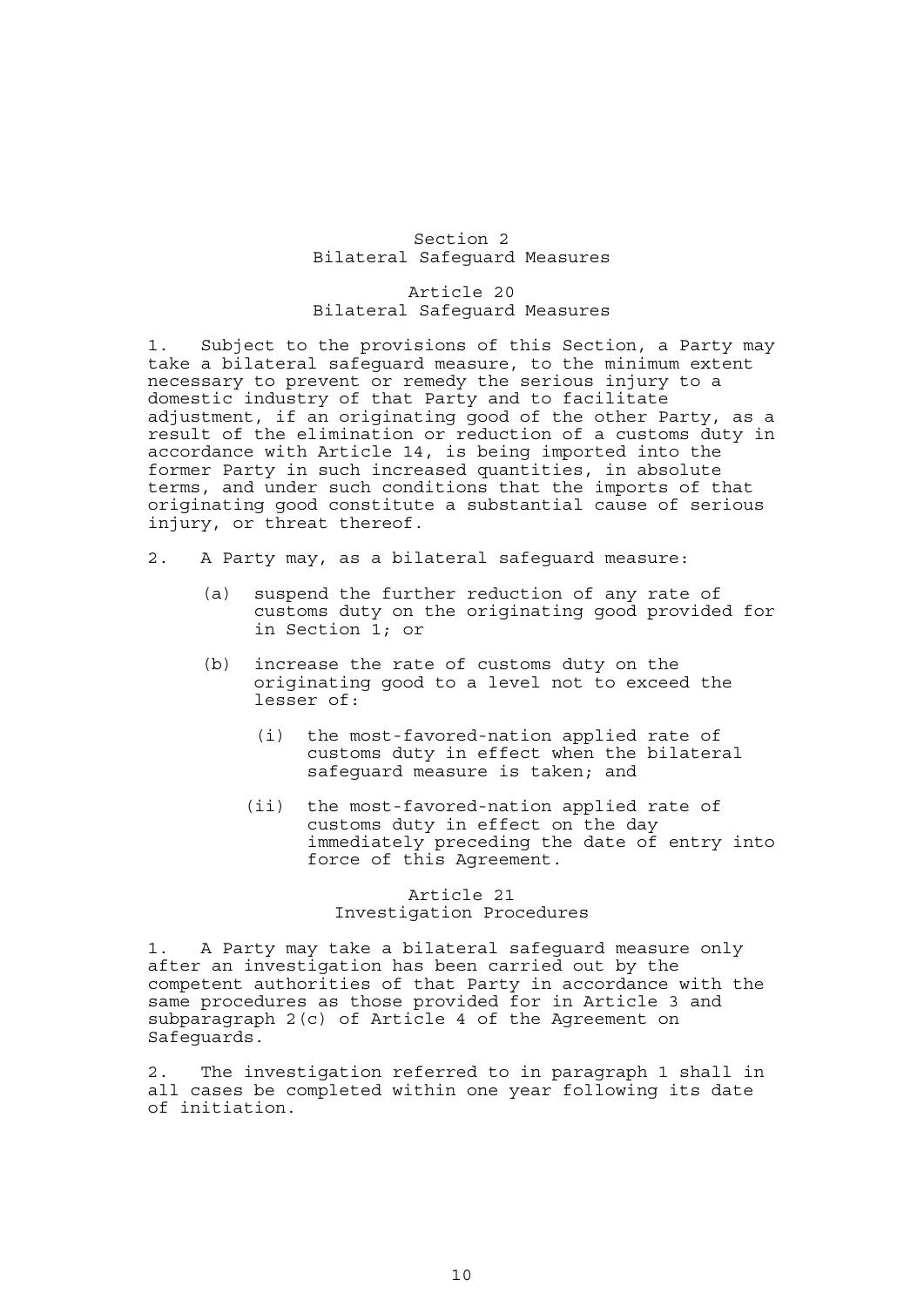## Section 2
## Bilateral Safeguard Measures

### Article 20
### Bilateral Safeguard Measures

1. Subject to the provisions of this Section, a Party may take a bilateral safeguard measure, to the minimum extent necessary to prevent or remedy the serious injury to a domestic industry of that Party and to facilitate adjustment, if an originating good of the other Party, as a result of the elimination or reduction of a customs duty in accordance with Article 14, is being imported into the former Party in such increased quantities, in absolute terms, and under such conditions that the imports of that originating good constitute a substantial cause of serious injury, or threat thereof.

2. A Party may, as a bilateral safeguard measure:

   (a) suspend the further reduction of any rate of customs duty on the originating good provided for in Section 1; or

   (b) increase the rate of customs duty on the originating good to a level not to exceed the lesser of:

      (i) the most-favored-nation applied rate of customs duty in effect when the bilateral safeguard measure is taken; and

      (ii) the most-favored-nation applied rate of customs duty in effect on the day immediately preceding the date of entry into force of this Agreement.

### Article 21
### Investigation Procedures

1. A Party may take a bilateral safeguard measure only after an investigation has been carried out by the competent authorities of that Party in accordance with the same procedures as those provided for in Article 3 and subparagraph 2(c) of Article 4 of the Agreement on Safeguards.

2. The investigation referred to in paragraph 1 shall in all cases be completed within one year following its date of initiation.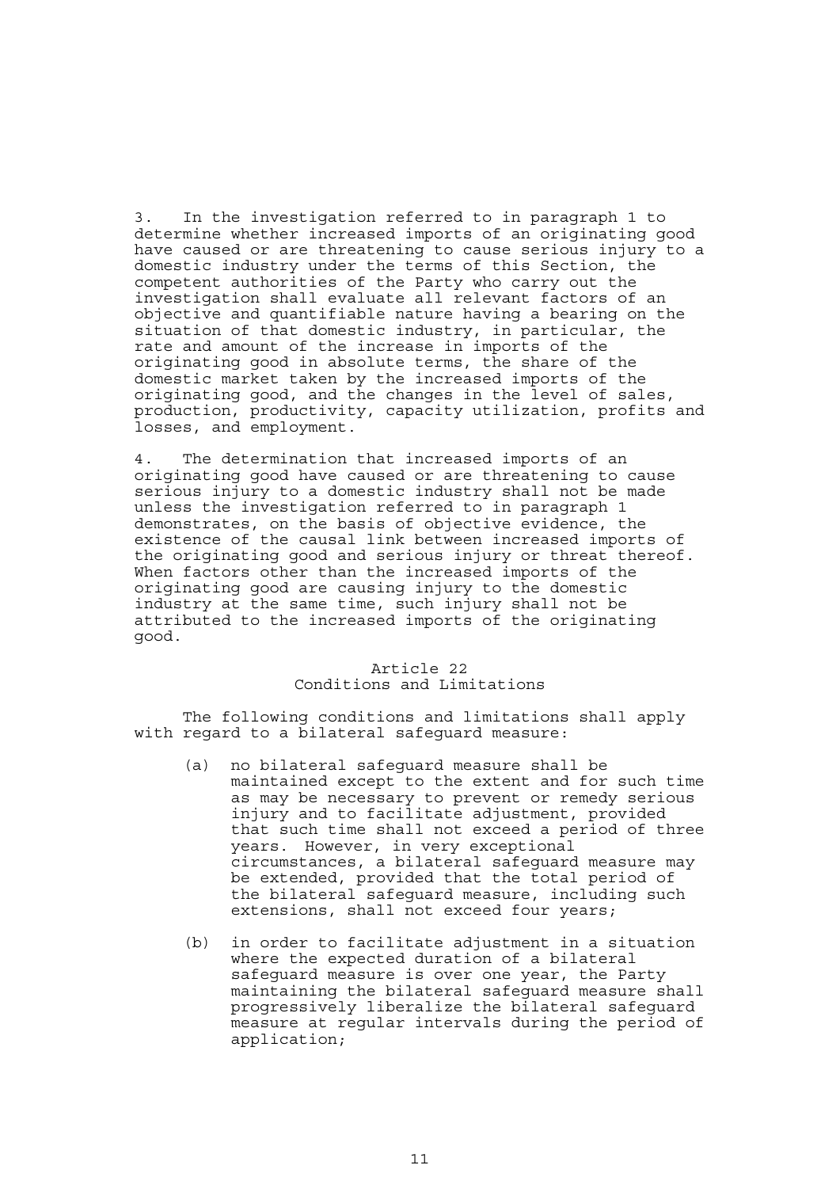3. In the investigation referred to in paragraph 1 to determine whether increased imports of an originating good have caused or are threatening to cause serious injury to a domestic industry under the terms of this Section, the competent authorities of the Party who carry out the investigation shall evaluate all relevant factors of an objective and quantifiable nature having a bearing on the situation of that domestic industry, in particular, the rate and amount of the increase in imports of the originating good in absolute terms, the share of the domestic market taken by the increased imports of the originating good, and the changes in the level of sales, production, productivity, capacity utilization, profits and losses, and employment.

4. The determination that increased imports of an originating good have caused or are threatening to cause serious injury to a domestic industry shall not be made unless the investigation referred to in paragraph 1 demonstrates, on the basis of objective evidence, the existence of the causal link between increased imports of the originating good and serious injury or threat thereof. When factors other than the increased imports of the originating good are causing injury to the domestic industry at the same time, such injury shall not be attributed to the increased imports of the originating good.

### Article 22
### Conditions and Limitations

The following conditions and limitations shall apply with regard to a bilateral safeguard measure:

(a) no bilateral safeguard measure shall be maintained except to the extent and for such time as may be necessary to prevent or remedy serious injury and to facilitate adjustment, provided that such time shall not exceed a period of three years. However, in very exceptional circumstances, a bilateral safeguard measure may be extended, provided that the total period of the bilateral safeguard measure, including such extensions, shall not exceed four years;

(b) in order to facilitate adjustment in a situation where the expected duration of a bilateral safeguard measure is over one year, the Party maintaining the bilateral safeguard measure shall progressively liberalize the bilateral safeguard measure at regular intervals during the period of application;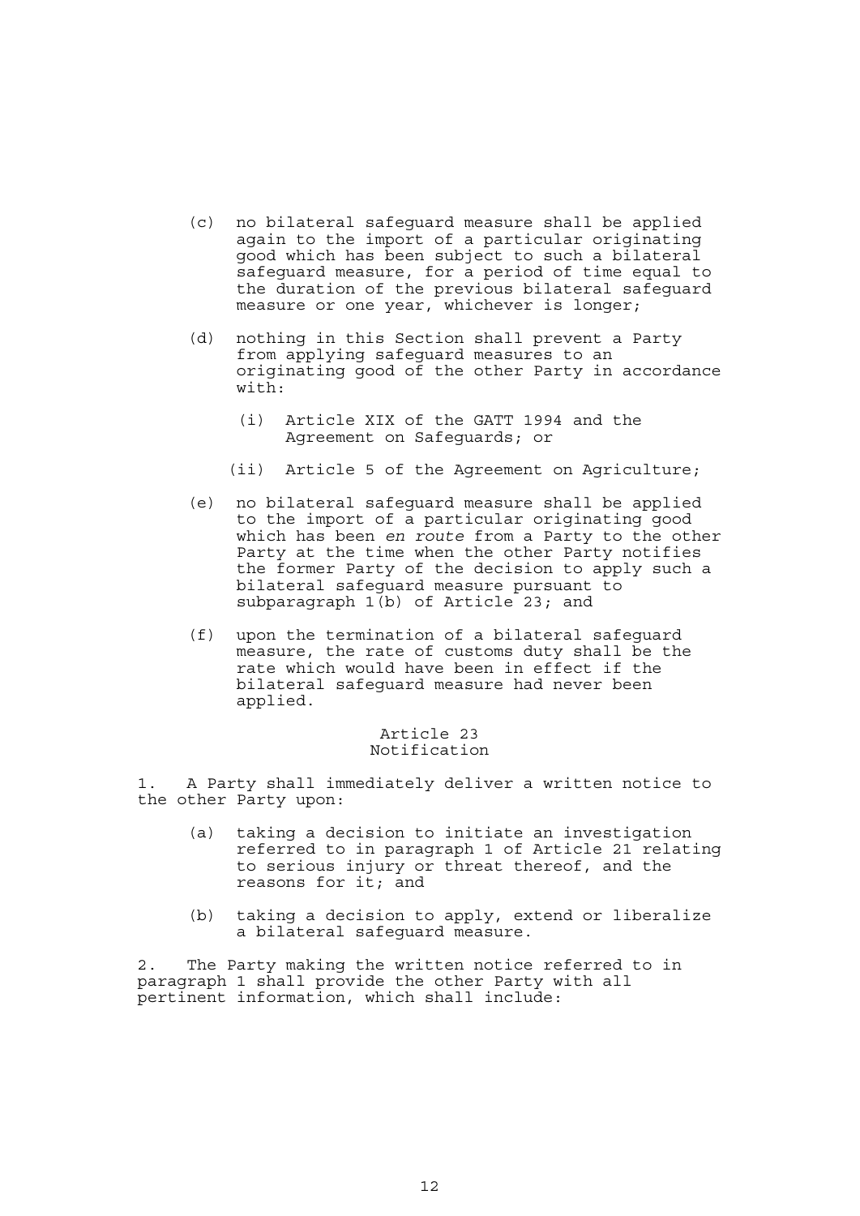(c) no bilateral safeguard measure shall be applied again to the import of a particular originating good which has been subject to such a bilateral safeguard measure, for a period of time equal to the duration of the previous bilateral safeguard measure or one year, whichever is longer;

(d) nothing in this Section shall prevent a Party from applying safeguard measures to an originating good of the other Party in accordance with:

   (i) Article XIX of the GATT 1994 and the Agreement on Safeguards; or

   (ii) Article 5 of the Agreement on Agriculture;

(e) no bilateral safeguard measure shall be applied to the import of a particular originating good which has been *en route* from a Party to the other Party at the time when the other Party notifies the former Party of the decision to apply such a bilateral safeguard measure pursuant to subparagraph 1(b) of Article 23; and

(f) upon the termination of a bilateral safeguard measure, the rate of customs duty shall be the rate which would have been in effect if the bilateral safeguard measure had never been applied.

### Article 23
### Notification

1. A Party shall immediately deliver a written notice to the other Party upon:

   (a) taking a decision to initiate an investigation referred to in paragraph 1 of Article 21 relating to serious injury or threat thereof, and the reasons for it; and

   (b) taking a decision to apply, extend or liberalize a bilateral safeguard measure.

2. The Party making the written notice referred to in paragraph 1 shall provide the other Party with all pertinent information, which shall include: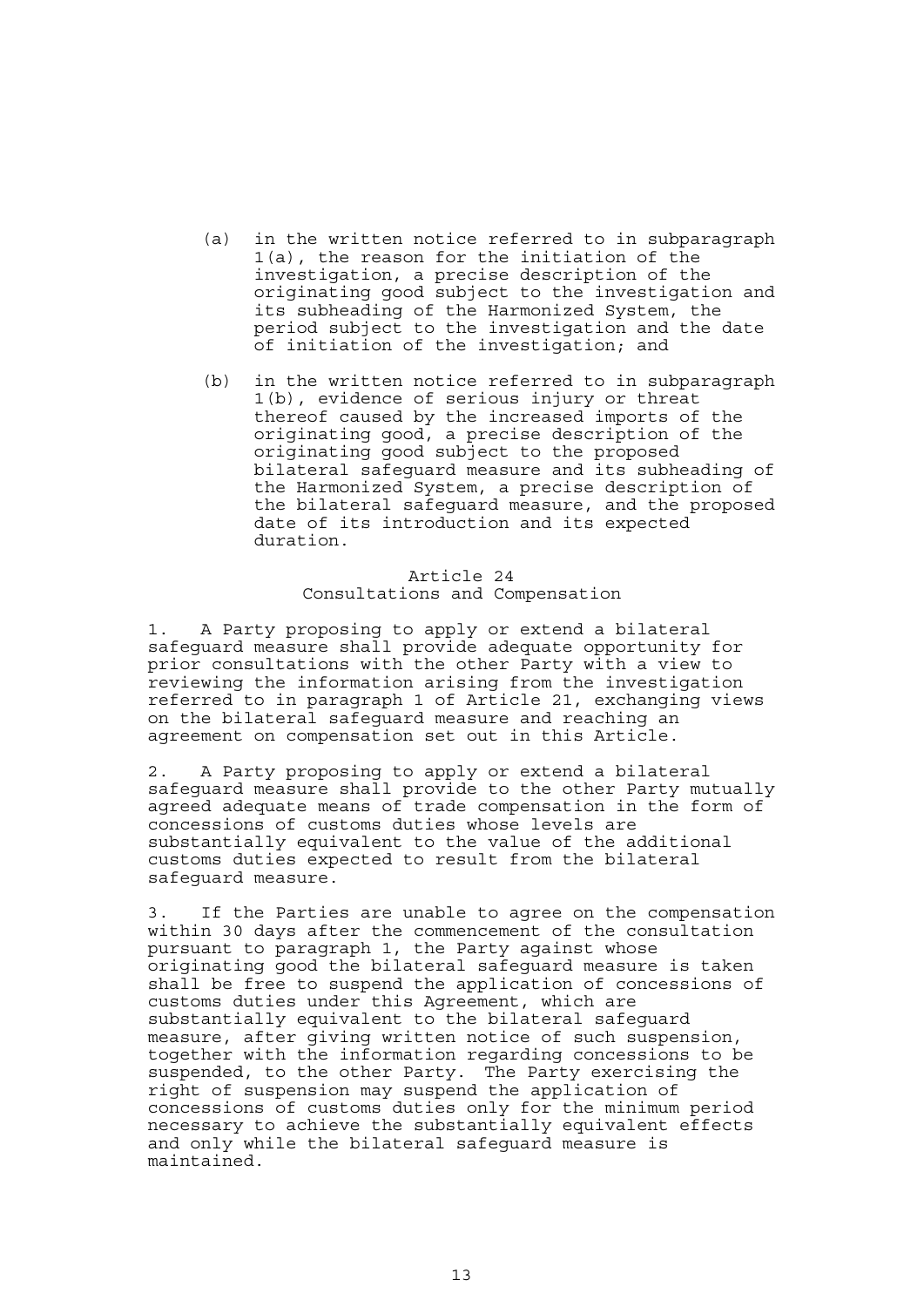(a) in the written notice referred to in subparagraph 1(a), the reason for the initiation of the investigation, a precise description of the originating good subject to the investigation and its subheading of the Harmonized System, the period subject to the investigation and the date of initiation of the investigation; and

(b) in the written notice referred to in subparagraph 1(b), evidence of serious injury or threat thereof caused by the increased imports of the originating good, a precise description of the originating good subject to the proposed bilateral safeguard measure and its subheading of the Harmonized System, a precise description of the bilateral safeguard measure, and the proposed date of its introduction and its expected duration.

### Article 24
### Consultations and Compensation

1. A Party proposing to apply or extend a bilateral safeguard measure shall provide adequate opportunity for prior consultations with the other Party with a view to reviewing the information arising from the investigation referred to in paragraph 1 of Article 21, exchanging views on the bilateral safeguard measure and reaching an agreement on compensation set out in this Article.

2. A Party proposing to apply or extend a bilateral safeguard measure shall provide to the other Party mutually agreed adequate means of trade compensation in the form of concessions of customs duties whose levels are substantially equivalent to the value of the additional customs duties expected to result from the bilateral safeguard measure.

3. If the Parties are unable to agree on the compensation within 30 days after the commencement of the consultation pursuant to paragraph 1, the Party against whose originating good the bilateral safeguard measure is taken shall be free to suspend the application of concessions of customs duties under this Agreement, which are substantially equivalent to the bilateral safeguard measure, after giving written notice of such suspension, together with the information regarding concessions to be suspended, to the other Party. The Party exercising the right of suspension may suspend the application of concessions of customs duties only for the minimum period necessary to achieve the substantially equivalent effects and only while the bilateral safeguard measure is maintained.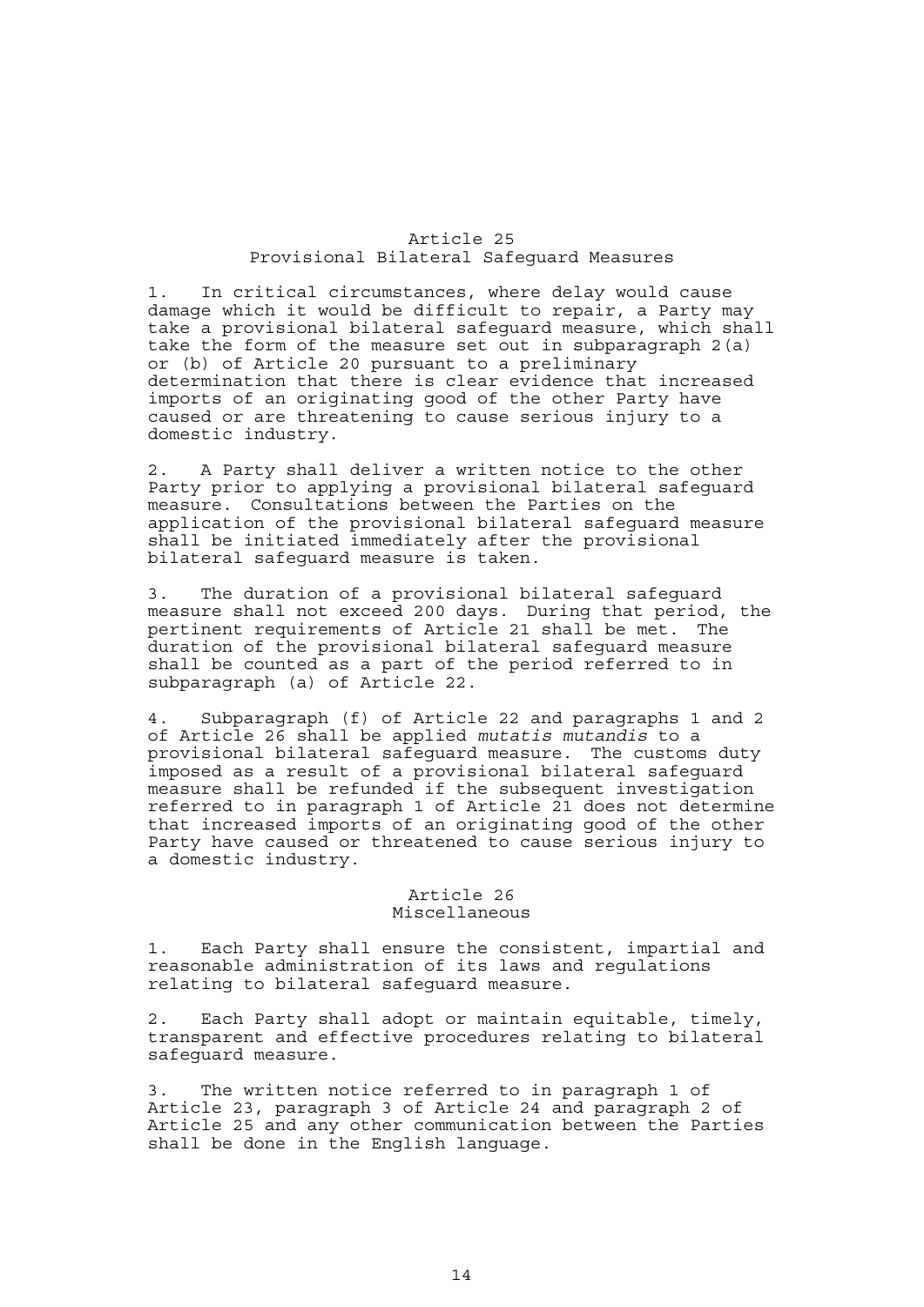## Article 25
## Provisional Bilateral Safeguard Measures

1. In critical circumstances, where delay would cause damage which it would be difficult to repair, a Party may take a provisional bilateral safeguard measure, which shall take the form of the measure set out in subparagraph 2(a) or (b) of Article 20 pursuant to a preliminary determination that there is clear evidence that increased imports of an originating good of the other Party have caused or are threatening to cause serious injury to a domestic industry.

2. A Party shall deliver a written notice to the other Party prior to applying a provisional bilateral safeguard measure. Consultations between the Parties on the application of the provisional bilateral safeguard measure shall be initiated immediately after the provisional bilateral safeguard measure is taken.

3. The duration of a provisional bilateral safeguard measure shall not exceed 200 days. During that period, the pertinent requirements of Article 21 shall be met. The duration of the provisional bilateral safeguard measure shall be counted as a part of the period referred to in subparagraph (a) of Article 22.

4. Subparagraph (f) of Article 22 and paragraphs 1 and 2 of Article 26 shall be applied *mutatis mutandis* to a provisional bilateral safeguard measure. The customs duty imposed as a result of a provisional bilateral safeguard measure shall be refunded if the subsequent investigation referred to in paragraph 1 of Article 21 does not determine that increased imports of an originating good of the other Party have caused or threatened to cause serious injury to a domestic industry.

## Article 26
## Miscellaneous

1. Each Party shall ensure the consistent, impartial and reasonable administration of its laws and regulations relating to bilateral safeguard measure.

2. Each Party shall adopt or maintain equitable, timely, transparent and effective procedures relating to bilateral safeguard measure.

3. The written notice referred to in paragraph 1 of Article 23, paragraph 3 of Article 24 and paragraph 2 of Article 25 and any other communication between the Parties shall be done in the English language.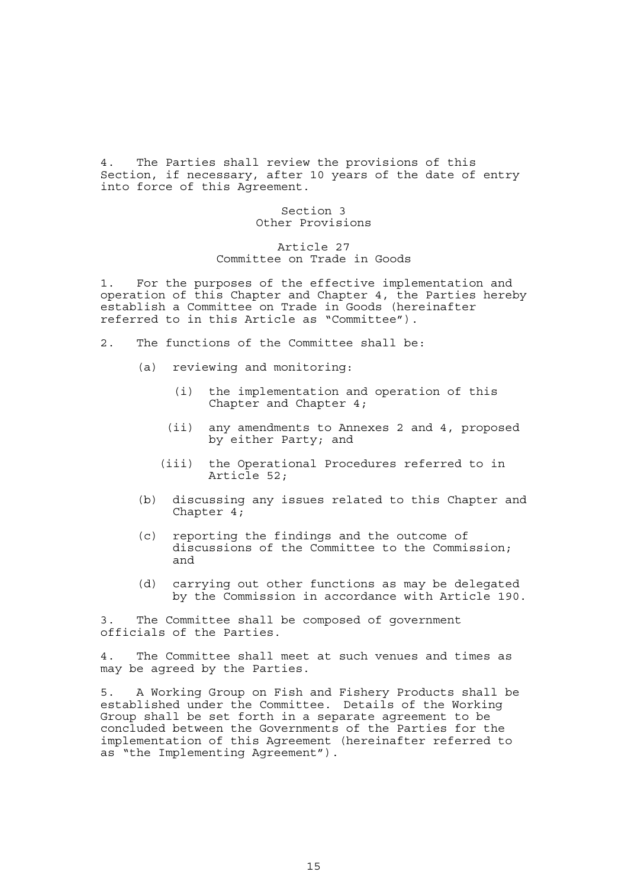4. The Parties shall review the provisions of this Section, if necessary, after 10 years of the date of entry into force of this Agreement.

## Section 3
## Other Provisions

### Article 27
### Committee on Trade in Goods

1. For the purposes of the effective implementation and operation of this Chapter and Chapter 4, the Parties hereby establish a Committee on Trade in Goods (hereinafter referred to in this Article as "Committee").

2. The functions of the Committee shall be:

   (a) reviewing and monitoring:

      (i) the implementation and operation of this Chapter and Chapter 4;

      (ii) any amendments to Annexes 2 and 4, proposed by either Party; and

      (iii) the Operational Procedures referred to in Article 52;

   (b) discussing any issues related to this Chapter and Chapter 4;

   (c) reporting the findings and the outcome of discussions of the Committee to the Commission; and

   (d) carrying out other functions as may be delegated by the Commission in accordance with Article 190.

3. The Committee shall be composed of government officials of the Parties.

4. The Committee shall meet at such venues and times as may be agreed by the Parties.

5. A Working Group on Fish and Fishery Products shall be established under the Committee. Details of the Working Group shall be set forth in a separate agreement to be concluded between the Governments of the Parties for the implementation of this Agreement (hereinafter referred to as "the Implementing Agreement").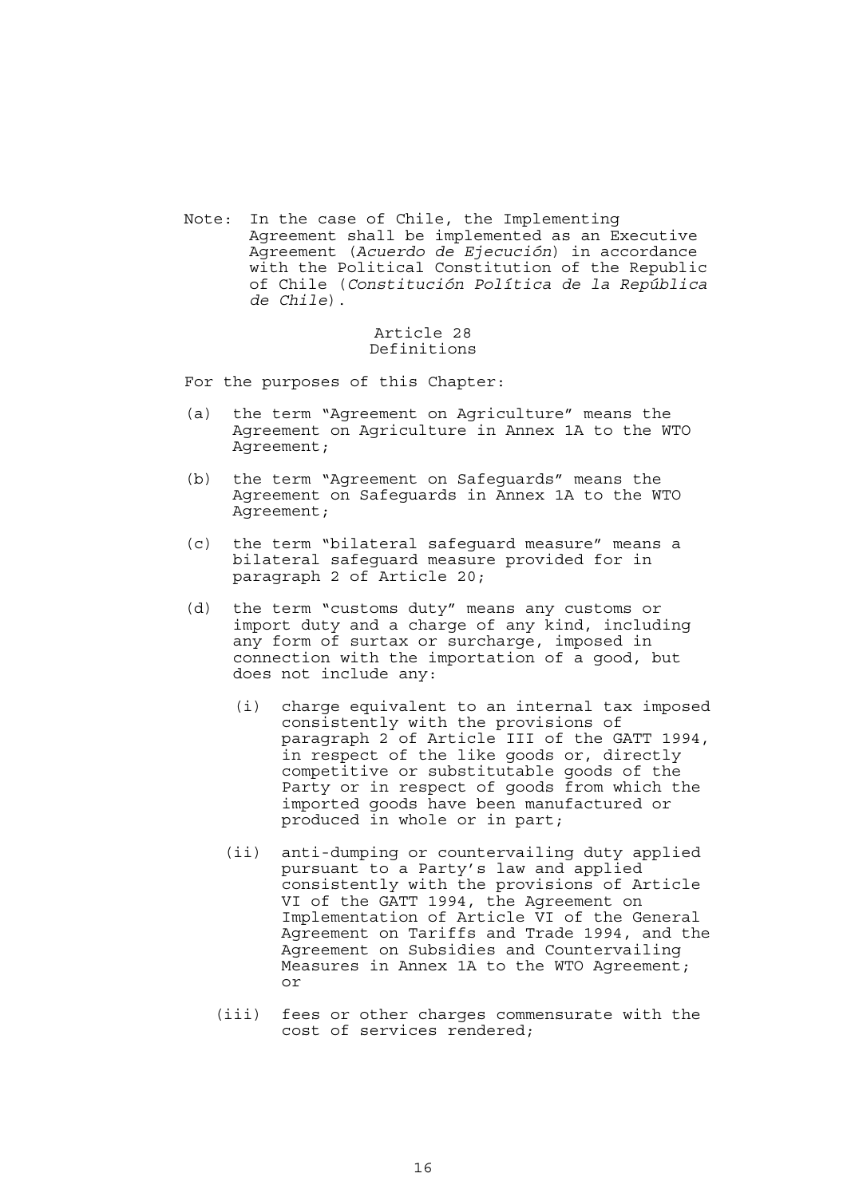Note: In the case of Chile, the Implementing Agreement shall be implemented as an Executive Agreement (*Acuerdo de Ejecución*) in accordance with the Political Constitution of the Republic of Chile (*Constitución Política de la República de Chile*).

### Article 28
### Definitions

For the purposes of this Chapter:

(a) the term "Agreement on Agriculture" means the Agreement on Agriculture in Annex 1A to the WTO Agreement;

(b) the term "Agreement on Safeguards" means the Agreement on Safeguards in Annex 1A to the WTO Agreement;

(c) the term "bilateral safeguard measure" means a bilateral safeguard measure provided for in paragraph 2 of Article 20;

(d) the term "customs duty" means any customs or import duty and a charge of any kind, including any form of surtax or surcharge, imposed in connection with the importation of a good, but does not include any:

  (i) charge equivalent to an internal tax imposed consistently with the provisions of paragraph 2 of Article III of the GATT 1994, in respect of the like goods or, directly competitive or substitutable goods of the Party or in respect of goods from which the imported goods have been manufactured or produced in whole or in part;

  (ii) anti-dumping or countervailing duty applied pursuant to a Party's law and applied consistently with the provisions of Article VI of the GATT 1994, the Agreement on Implementation of Article VI of the General Agreement on Tariffs and Trade 1994, and the Agreement on Subsidies and Countervailing Measures in Annex 1A to the WTO Agreement; or

  (iii) fees or other charges commensurate with the cost of services rendered;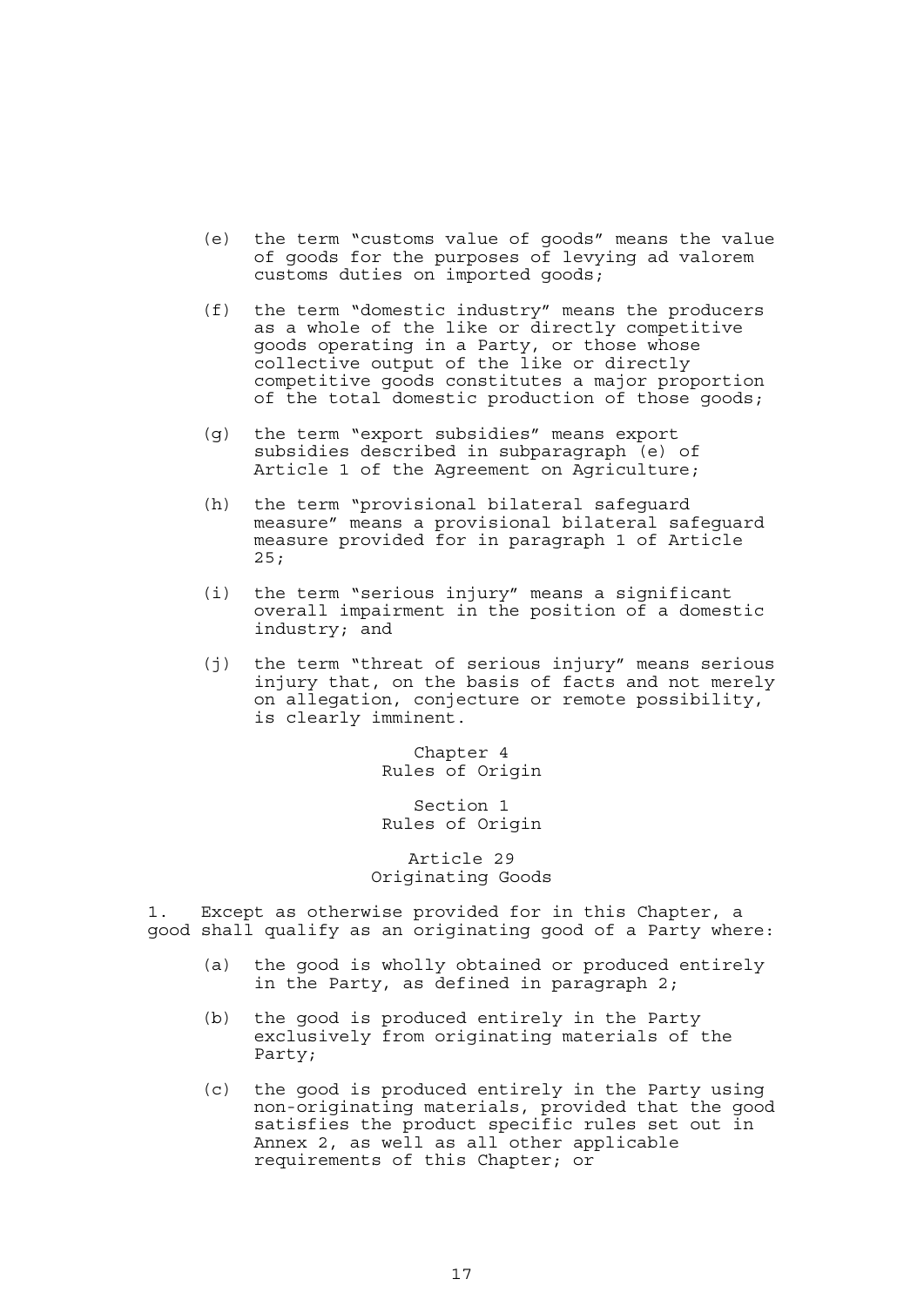(e) the term "customs value of goods" means the value of goods for the purposes of levying ad valorem customs duties on imported goods;

(f) the term "domestic industry" means the producers as a whole of the like or directly competitive goods operating in a Party, or those whose collective output of the like or directly competitive goods constitutes a major proportion of the total domestic production of those goods;

(g) the term "export subsidies" means export subsidies described in subparagraph (e) of Article 1 of the Agreement on Agriculture;

(h) the term "provisional bilateral safeguard measure" means a provisional bilateral safeguard measure provided for in paragraph 1 of Article 25;

(i) the term "serious injury" means a significant overall impairment in the position of a domestic industry; and

(j) the term "threat of serious injury" means serious injury that, on the basis of facts and not merely on allegation, conjecture or remote possibility, is clearly imminent.

# Chapter 4
# Rules of Origin

## Section 1
## Rules of Origin

### Article 29
### Originating Goods

1. Except as otherwise provided for in this Chapter, a good shall qualify as an originating good of a Party where:

(a) the good is wholly obtained or produced entirely in the Party, as defined in paragraph 2;

(b) the good is produced entirely in the Party exclusively from originating materials of the Party;

(c) the good is produced entirely in the Party using non-originating materials, provided that the good satisfies the product specific rules set out in Annex 2, as well as all other applicable requirements of this Chapter; or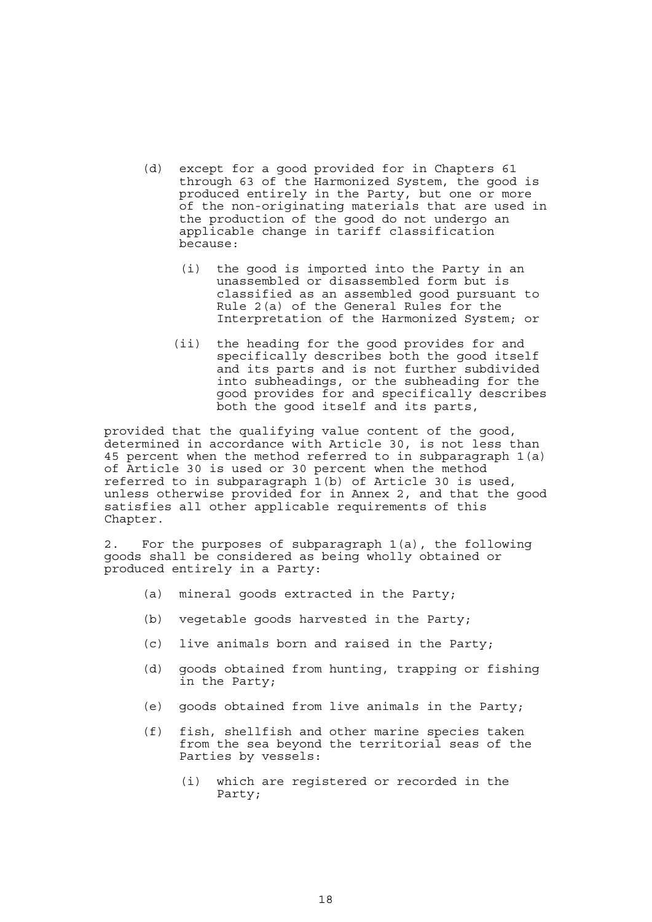(d) except for a good provided for in Chapters 61 through 63 of the Harmonized System, the good is produced entirely in the Party, but one or more of the non-originating materials that are used in the production of the good do not undergo an applicable change in tariff classification because:

   (i) the good is imported into the Party in an unassembled or disassembled form but is classified as an assembled good pursuant to Rule 2(a) of the General Rules for the Interpretation of the Harmonized System; or

   (ii) the heading for the good provides for and specifically describes both the good itself and its parts and is not further subdivided into subheadings, or the subheading for the good provides for and specifically describes both the good itself and its parts,

provided that the qualifying value content of the good, determined in accordance with Article 30, is not less than 45 percent when the method referred to in subparagraph 1(a) of Article 30 is used or 30 percent when the method referred to in subparagraph 1(b) of Article 30 is used, unless otherwise provided for in Annex 2, and that the good satisfies all other applicable requirements of this Chapter.

2. For the purposes of subparagraph 1(a), the following goods shall be considered as being wholly obtained or produced entirely in a Party:

(a) mineral goods extracted in the Party;

(b) vegetable goods harvested in the Party;

(c) live animals born and raised in the Party;

(d) goods obtained from hunting, trapping or fishing in the Party;

(e) goods obtained from live animals in the Party;

(f) fish, shellfish and other marine species taken from the sea beyond the territorial seas of the Parties by vessels:

   (i) which are registered or recorded in the Party;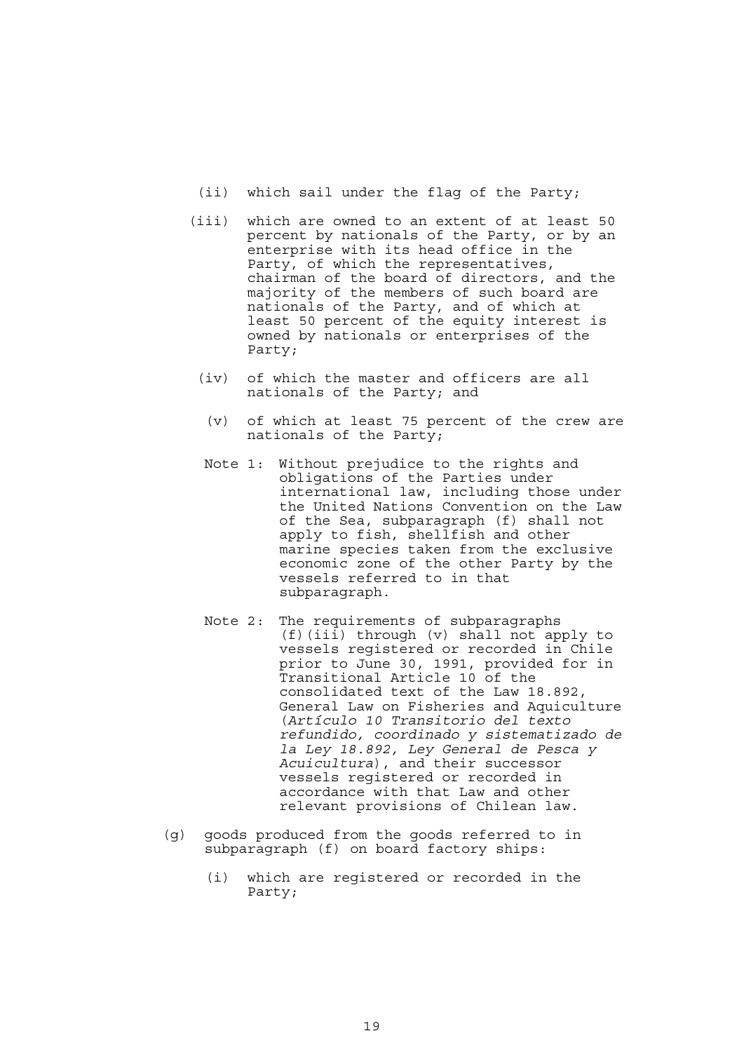(ii) which sail under the flag of the Party;

(iii) which are owned to an extent of at least 50 percent by nationals of the Party, or by an enterprise with its head office in the Party, of which the representatives, chairman of the board of directors, and the majority of the members of such board are nationals of the Party, and of which at least 50 percent of the equity interest is owned by nationals or enterprises of the Party;

(iv) of which the master and officers are all nationals of the Party; and

(v) of which at least 75 percent of the crew are nationals of the Party;

Note 1: Without prejudice to the rights and obligations of the Parties under international law, including those under the United Nations Convention on the Law of the Sea, subparagraph (f) shall not apply to fish, shellfish and other marine species taken from the exclusive economic zone of the other Party by the vessels referred to in that subparagraph.

Note 2: The requirements of subparagraphs (f)(iii) through (v) shall not apply to vessels registered or recorded in Chile prior to June 30, 1991, provided for in Transitional Article 10 of the consolidated text of the Law 18.892, General Law on Fisheries and Aquiculture (*Artículo 10 Transitorio del texto refundido, coordinado y sistematizado de la Ley 18.892, Ley General de Pesca y Acuicultura*), and their successor vessels registered or recorded in accordance with that Law and other relevant provisions of Chilean law.

(g) goods produced from the goods referred to in subparagraph (f) on board factory ships:

(i) which are registered or recorded in the Party;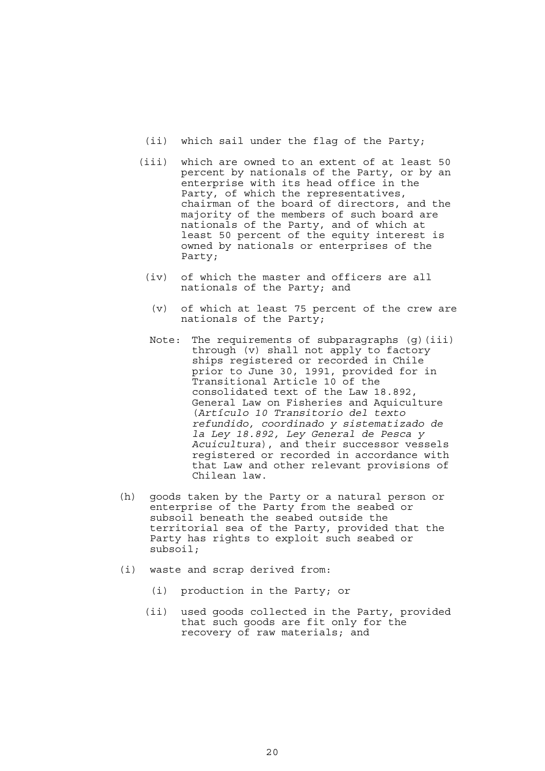(ii) which sail under the flag of the Party;

(iii) which are owned to an extent of at least 50 percent by nationals of the Party, or by an enterprise with its head office in the Party, of which the representatives, chairman of the board of directors, and the majority of the members of such board are nationals of the Party, and of which at least 50 percent of the equity interest is owned by nationals or enterprises of the Party;

(iv) of which the master and officers are all nationals of the Party; and

(v) of which at least 75 percent of the crew are nationals of the Party;

Note: The requirements of subparagraphs (g)(iii) through (v) shall not apply to factory ships registered or recorded in Chile prior to June 30, 1991, provided for in Transitional Article 10 of the consolidated text of the Law 18.892, General Law on Fisheries and Aquiculture (*Artículo 10 Transitorio del texto refundido, coordinado y sistematizado de la Ley 18.892, Ley General de Pesca y Acuicultura*), and their successor vessels registered or recorded in accordance with that Law and other relevant provisions of Chilean law.

(h) goods taken by the Party or a natural person or enterprise of the Party from the seabed or subsoil beneath the seabed outside the territorial sea of the Party, provided that the Party has rights to exploit such seabed or subsoil;

(i) waste and scrap derived from:

(i) production in the Party; or

(ii) used goods collected in the Party, provided that such goods are fit only for the recovery of raw materials; and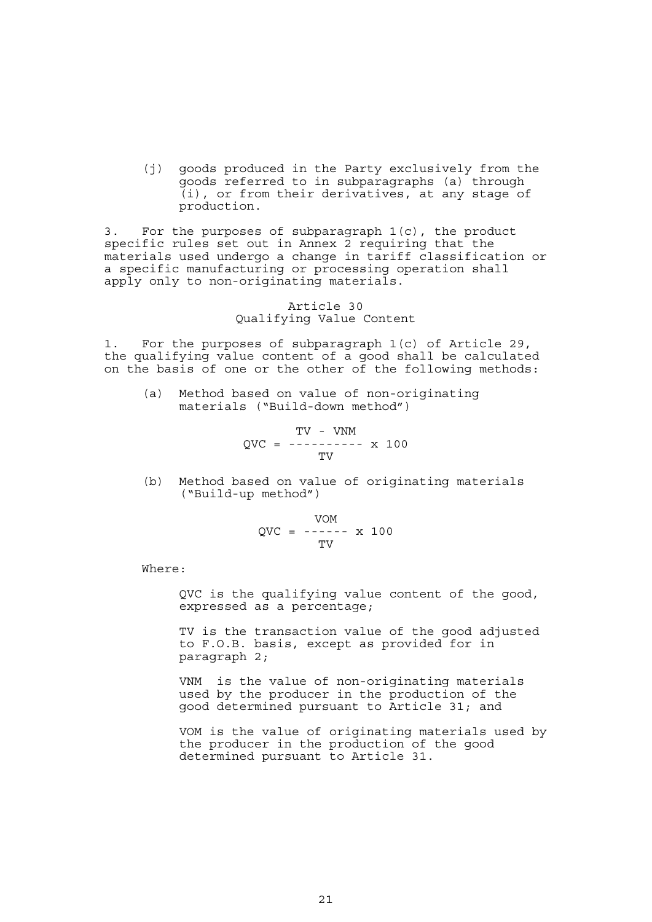(j) goods produced in the Party exclusively from the goods referred to in subparagraphs (a) through (i), or from their derivatives, at any stage of production.

3. For the purposes of subparagraph 1(c), the product specific rules set out in Annex 2 requiring that the materials used undergo a change in tariff classification or a specific manufacturing or processing operation shall apply only to non-originating materials.

## Article 30
## Qualifying Value Content

1. For the purposes of subparagraph 1(c) of Article 29, the qualifying value content of a good shall be calculated on the basis of one or the other of the following methods:

(a) Method based on value of non-originating materials ("Build-down method")

$$QVC = \frac{TV - VNM}{TV} \times 100$$

(b) Method based on value of originating materials ("Build-up method")

$$QVC = \frac{VOM}{TV} \times 100$$

Where:

QVC is the qualifying value content of the good, expressed as a percentage;

TV is the transaction value of the good adjusted to F.O.B. basis, except as provided for in paragraph 2;

VNM is the value of non-originating materials used by the producer in the production of the good determined pursuant to Article 31; and

VOM is the value of originating materials used by the producer in the production of the good determined pursuant to Article 31.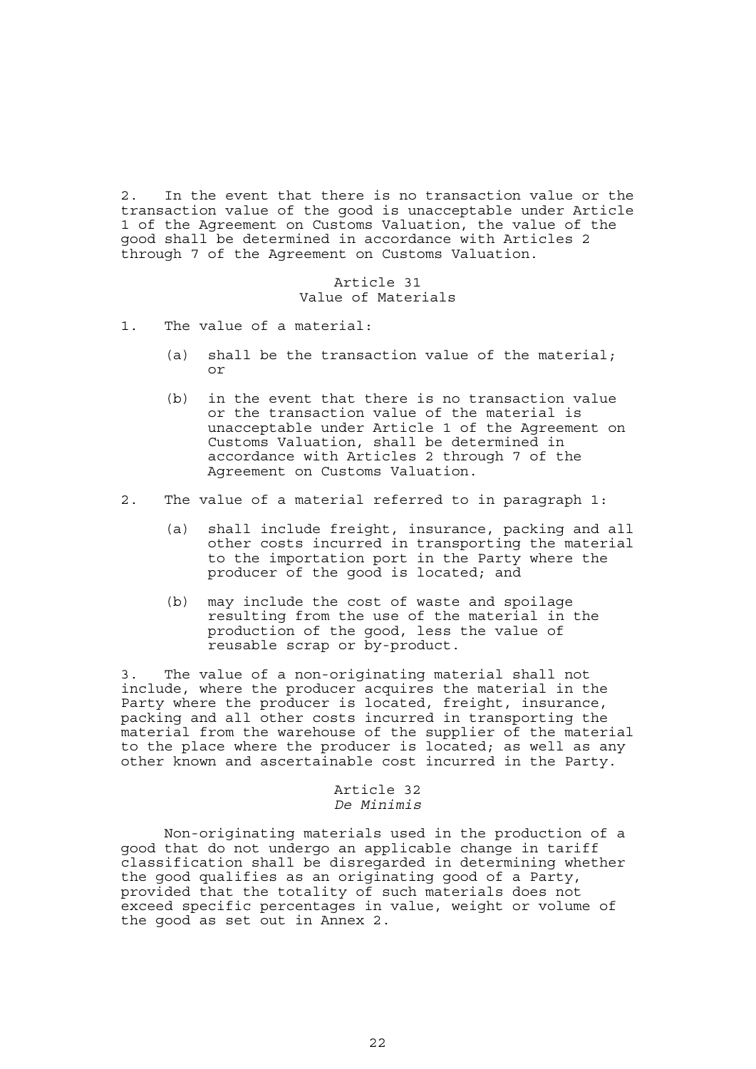2. In the event that there is no transaction value or the transaction value of the good is unacceptable under Article 1 of the Agreement on Customs Valuation, the value of the good shall be determined in accordance with Articles 2 through 7 of the Agreement on Customs Valuation.

## Article 31
## Value of Materials

1. The value of a material:

   (a) shall be the transaction value of the material; or

   (b) in the event that there is no transaction value or the transaction value of the material is unacceptable under Article 1 of the Agreement on Customs Valuation, shall be determined in accordance with Articles 2 through 7 of the Agreement on Customs Valuation.

2. The value of a material referred to in paragraph 1:

   (a) shall include freight, insurance, packing and all other costs incurred in transporting the material to the importation port in the Party where the producer of the good is located; and

   (b) may include the cost of waste and spoilage resulting from the use of the material in the production of the good, less the value of reusable scrap or by-product.

3. The value of a non-originating material shall not include, where the producer acquires the material in the Party where the producer is located, freight, insurance, packing and all other costs incurred in transporting the material from the warehouse of the supplier of the material to the place where the producer is located; as well as any other known and ascertainable cost incurred in the Party.

## Article 32
## *De Minimis*

Non-originating materials used in the production of a good that do not undergo an applicable change in tariff classification shall be disregarded in determining whether the good qualifies as an originating good of a Party, provided that the totality of such materials does not exceed specific percentages in value, weight or volume of the good as set out in Annex 2.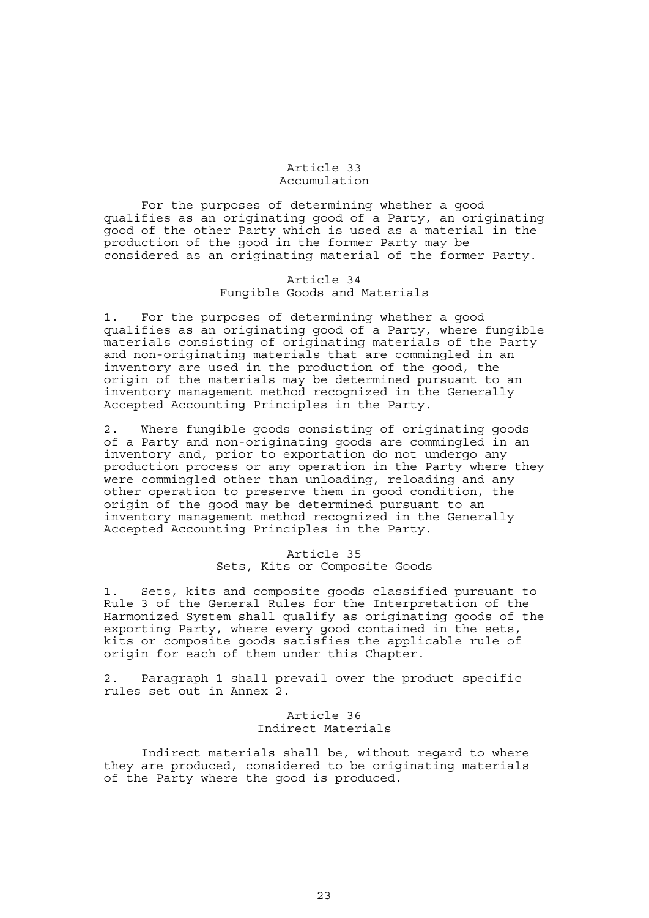## Article 33
## Accumulation

For the purposes of determining whether a good qualifies as an originating good of a Party, an originating good of the other Party which is used as a material in the production of the good in the former Party may be considered as an originating material of the former Party.

## Article 34
## Fungible Goods and Materials

1. For the purposes of determining whether a good qualifies as an originating good of a Party, where fungible materials consisting of originating materials of the Party and non-originating materials that are commingled in an inventory are used in the production of the good, the origin of the materials may be determined pursuant to an inventory management method recognized in the Generally Accepted Accounting Principles in the Party.

2. Where fungible goods consisting of originating goods of a Party and non-originating goods are commingled in an inventory and, prior to exportation do not undergo any production process or any operation in the Party where they were commingled other than unloading, reloading and any other operation to preserve them in good condition, the origin of the good may be determined pursuant to an inventory management method recognized in the Generally Accepted Accounting Principles in the Party.

## Article 35
## Sets, Kits or Composite Goods

1. Sets, kits and composite goods classified pursuant to Rule 3 of the General Rules for the Interpretation of the Harmonized System shall qualify as originating goods of the exporting Party, where every good contained in the sets, kits or composite goods satisfies the applicable rule of origin for each of them under this Chapter.

2. Paragraph 1 shall prevail over the product specific rules set out in Annex 2.

## Article 36
## Indirect Materials

Indirect materials shall be, without regard to where they are produced, considered to be originating materials of the Party where the good is produced.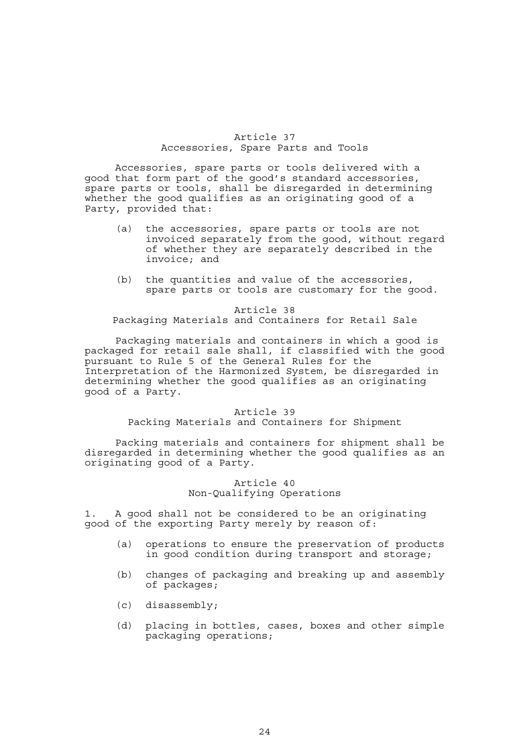### Article 37
### Accessories, Spare Parts and Tools

Accessories, spare parts or tools delivered with a good that form part of the good's standard accessories, spare parts or tools, shall be disregarded in determining whether the good qualifies as an originating good of a Party, provided that:

(a) the accessories, spare parts or tools are not invoiced separately from the good, without regard of whether they are separately described in the invoice; and

(b) the quantities and value of the accessories, spare parts or tools are customary for the good.

### Article 38
### Packaging Materials and Containers for Retail Sale

Packaging materials and containers in which a good is packaged for retail sale shall, if classified with the good pursuant to Rule 5 of the General Rules for the Interpretation of the Harmonized System, be disregarded in determining whether the good qualifies as an originating good of a Party.

### Article 39
### Packing Materials and Containers for Shipment

Packing materials and containers for shipment shall be disregarded in determining whether the good qualifies as an originating good of a Party.

### Article 40
### Non-Qualifying Operations

1. A good shall not be considered to be an originating good of the exporting Party merely by reason of:

(a) operations to ensure the preservation of products in good condition during transport and storage;

(b) changes of packaging and breaking up and assembly of packages;

(c) disassembly;

(d) placing in bottles, cases, boxes and other simple packaging operations;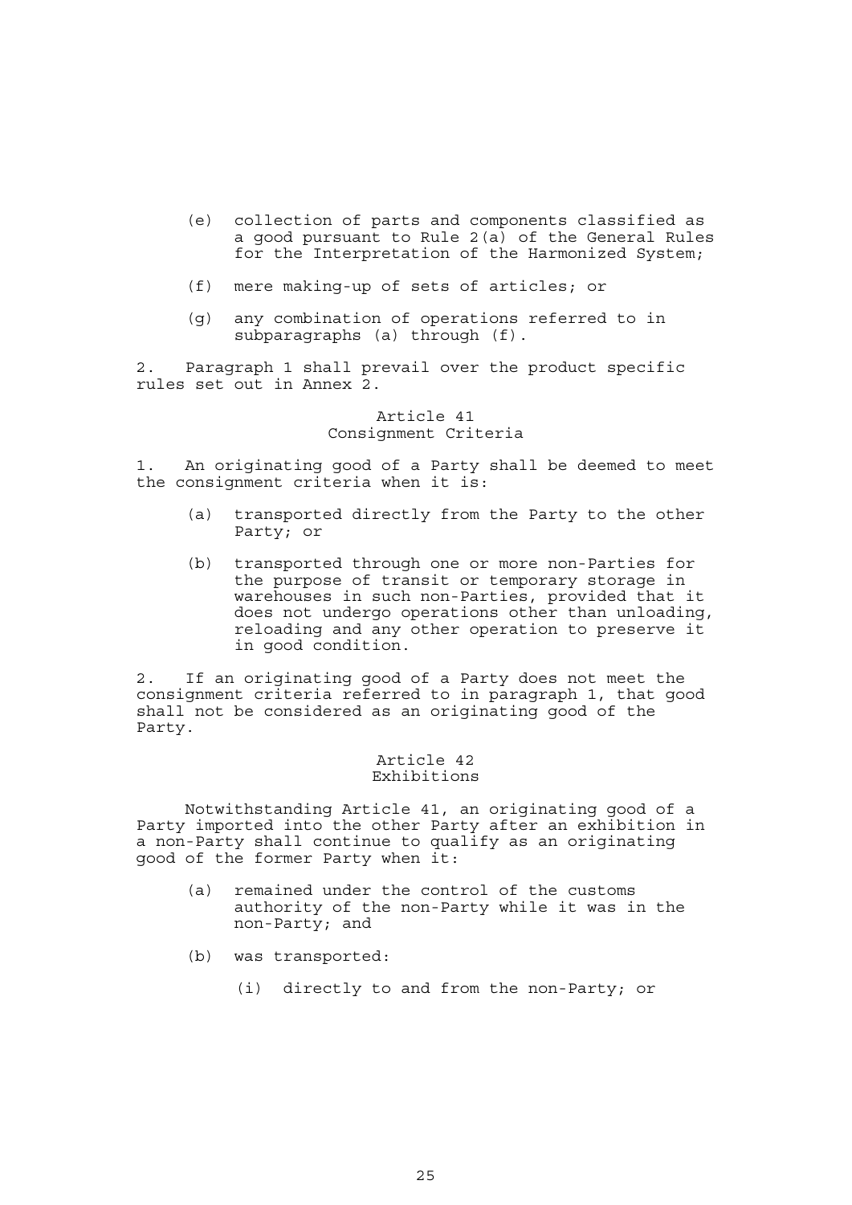(e) collection of parts and components classified as a good pursuant to Rule 2(a) of the General Rules for the Interpretation of the Harmonized System;

(f) mere making-up of sets of articles; or

(g) any combination of operations referred to in subparagraphs (a) through (f).

2. Paragraph 1 shall prevail over the product specific rules set out in Annex 2.

### Article 41
### Consignment Criteria

1. An originating good of a Party shall be deemed to meet the consignment criteria when it is:

(a) transported directly from the Party to the other Party; or

(b) transported through one or more non-Parties for the purpose of transit or temporary storage in warehouses in such non-Parties, provided that it does not undergo operations other than unloading, reloading and any other operation to preserve it in good condition.

2. If an originating good of a Party does not meet the consignment criteria referred to in paragraph 1, that good shall not be considered as an originating good of the Party.

### Article 42
### Exhibitions

Notwithstanding Article 41, an originating good of a Party imported into the other Party after an exhibition in a non-Party shall continue to qualify as an originating good of the former Party when it:

(a) remained under the control of the customs authority of the non-Party while it was in the non-Party; and

(b) was transported:

(i) directly to and from the non-Party; or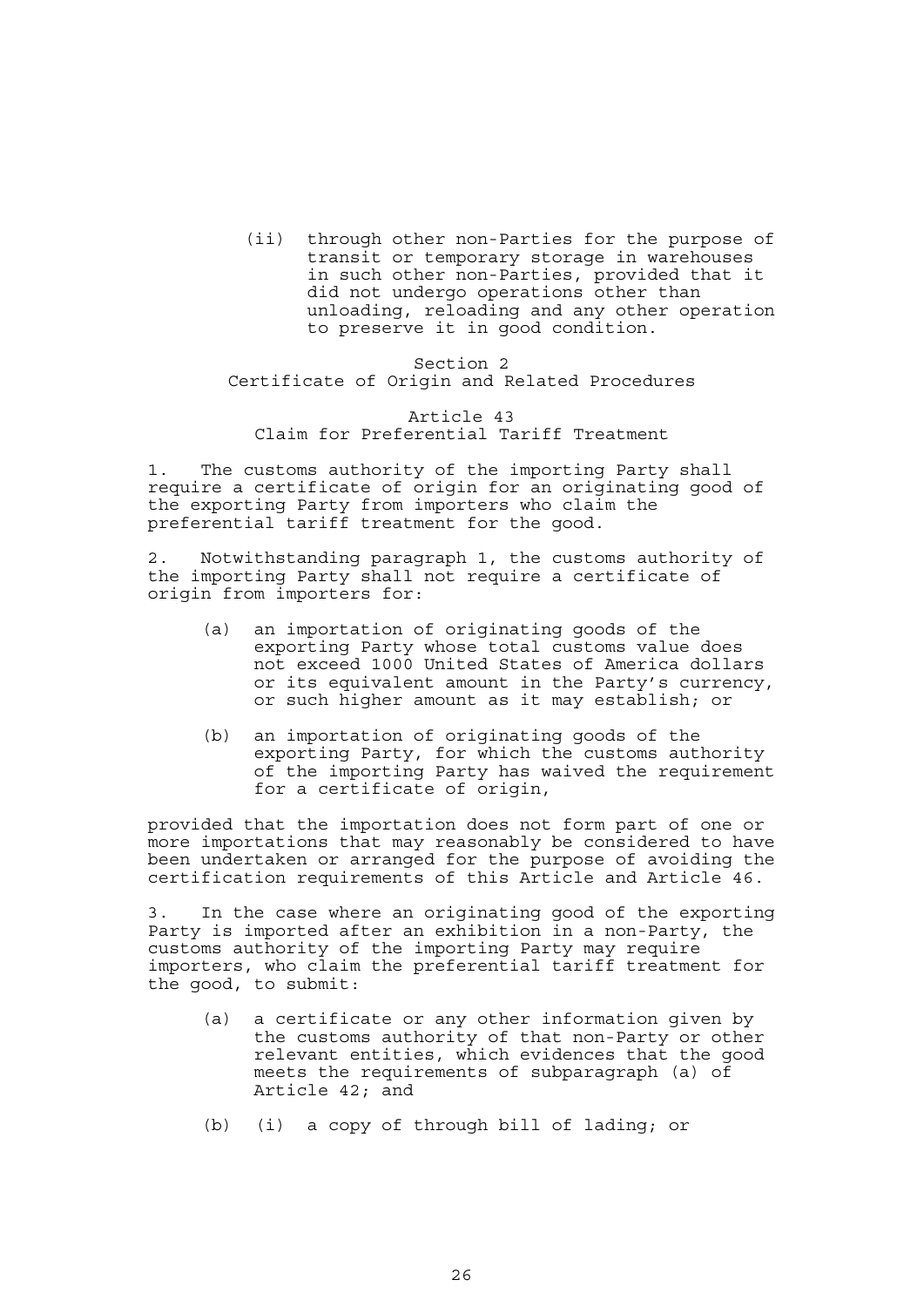(ii) through other non-Parties for the purpose of transit or temporary storage in warehouses in such other non-Parties, provided that it did not undergo operations other than unloading, reloading and any other operation to preserve it in good condition.

## Section 2
## Certificate of Origin and Related Procedures

### Article 43
### Claim for Preferential Tariff Treatment

1. The customs authority of the importing Party shall require a certificate of origin for an originating good of the exporting Party from importers who claim the preferential tariff treatment for the good.

2. Notwithstanding paragraph 1, the customs authority of the importing Party shall not require a certificate of origin from importers for:

  (a) an importation of originating goods of the exporting Party whose total customs value does not exceed 1000 United States of America dollars or its equivalent amount in the Party's currency, or such higher amount as it may establish; or

  (b) an importation of originating goods of the exporting Party, for which the customs authority of the importing Party has waived the requirement for a certificate of origin,

provided that the importation does not form part of one or more importations that may reasonably be considered to have been undertaken or arranged for the purpose of avoiding the certification requirements of this Article and Article 46.

3. In the case where an originating good of the exporting Party is imported after an exhibition in a non-Party, the customs authority of the importing Party may require importers, who claim the preferential tariff treatment for the good, to submit:

  (a) a certificate or any other information given by the customs authority of that non-Party or other relevant entities, which evidences that the good meets the requirements of subparagraph (a) of Article 42; and

  (b) (i) a copy of through bill of lading; or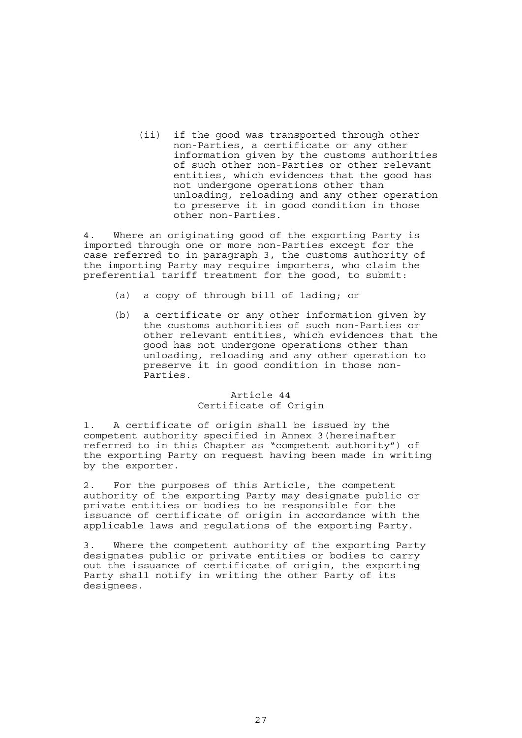(ii) if the good was transported through other non-Parties, a certificate or any other information given by the customs authorities of such other non-Parties or other relevant entities, which evidences that the good has not undergone operations other than unloading, reloading and any other operation to preserve it in good condition in those other non-Parties.

4. Where an originating good of the exporting Party is imported through one or more non-Parties except for the case referred to in paragraph 3, the customs authority of the importing Party may require importers, who claim the preferential tariff treatment for the good, to submit:

(a) a copy of through bill of lading; or

(b) a certificate or any other information given by the customs authorities of such non-Parties or other relevant entities, which evidences that the good has not undergone operations other than unloading, reloading and any other operation to preserve it in good condition in those non-Parties.

## Article 44
## Certificate of Origin

1. A certificate of origin shall be issued by the competent authority specified in Annex 3(hereinafter referred to in this Chapter as "competent authority") of the exporting Party on request having been made in writing by the exporter.

2. For the purposes of this Article, the competent authority of the exporting Party may designate public or private entities or bodies to be responsible for the issuance of certificate of origin in accordance with the applicable laws and regulations of the exporting Party.

3. Where the competent authority of the exporting Party designates public or private entities or bodies to carry out the issuance of certificate of origin, the exporting Party shall notify in writing the other Party of its designees.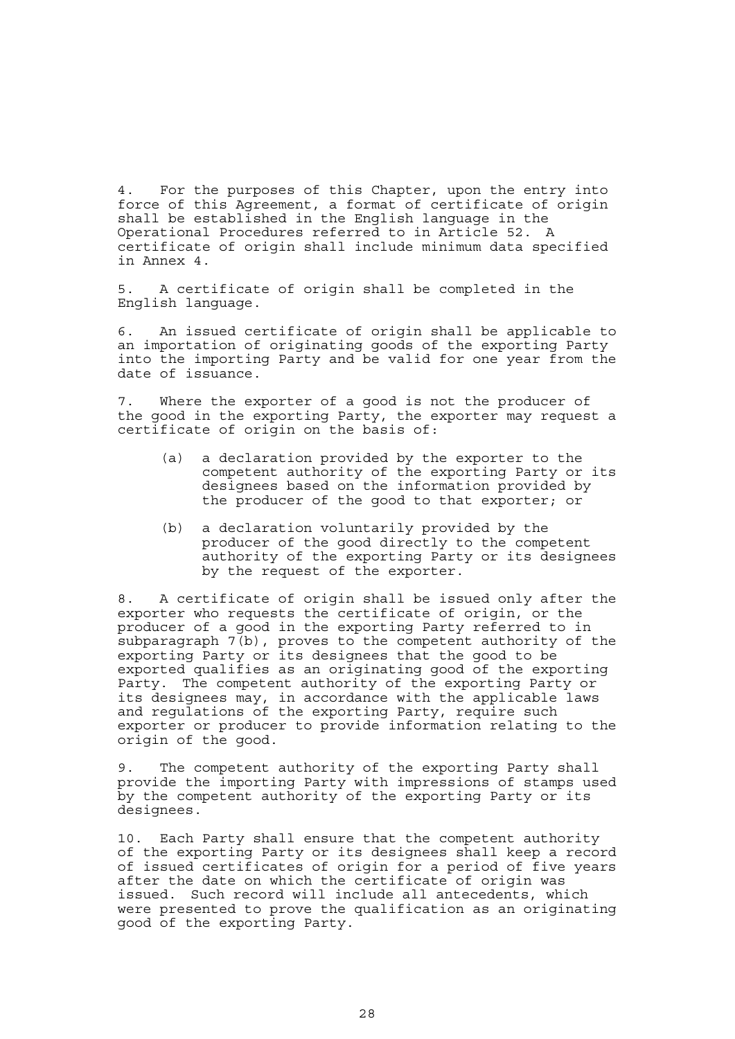4. For the purposes of this Chapter, upon the entry into force of this Agreement, a format of certificate of origin shall be established in the English language in the Operational Procedures referred to in Article 52. A certificate of origin shall include minimum data specified in Annex 4.

5. A certificate of origin shall be completed in the English language.

6. An issued certificate of origin shall be applicable to an importation of originating goods of the exporting Party into the importing Party and be valid for one year from the date of issuance.

7. Where the exporter of a good is not the producer of the good in the exporting Party, the exporter may request a certificate of origin on the basis of:

   (a) a declaration provided by the exporter to the competent authority of the exporting Party or its designees based on the information provided by the producer of the good to that exporter; or

   (b) a declaration voluntarily provided by the producer of the good directly to the competent authority of the exporting Party or its designees by the request of the exporter.

8. A certificate of origin shall be issued only after the exporter who requests the certificate of origin, or the producer of a good in the exporting Party referred to in subparagraph 7(b), proves to the competent authority of the exporting Party or its designees that the good to be exported qualifies as an originating good of the exporting Party. The competent authority of the exporting Party or its designees may, in accordance with the applicable laws and regulations of the exporting Party, require such exporter or producer to provide information relating to the origin of the good.

9. The competent authority of the exporting Party shall provide the importing Party with impressions of stamps used by the competent authority of the exporting Party or its designees.

10. Each Party shall ensure that the competent authority of the exporting Party or its designees shall keep a record of issued certificates of origin for a period of five years after the date on which the certificate of origin was issued. Such record will include all antecedents, which were presented to prove the qualification as an originating good of the exporting Party.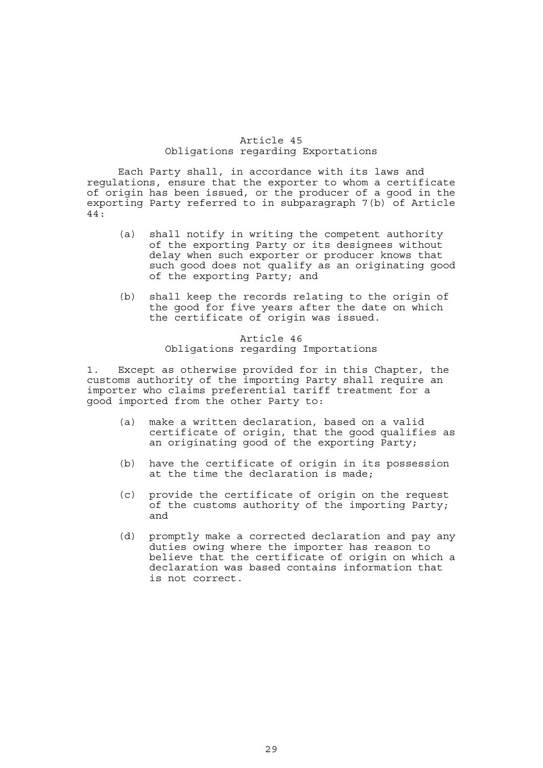## Article 45
## Obligations regarding Exportations

Each Party shall, in accordance with its laws and regulations, ensure that the exporter to whom a certificate of origin has been issued, or the producer of a good in the exporting Party referred to in subparagraph 7(b) of Article 44:

(a) shall notify in writing the competent authority of the exporting Party or its designees without delay when such exporter or producer knows that such good does not qualify as an originating good of the exporting Party; and

(b) shall keep the records relating to the origin of the good for five years after the date on which the certificate of origin was issued.

## Article 46
## Obligations regarding Importations

1. Except as otherwise provided for in this Chapter, the customs authority of the importing Party shall require an importer who claims preferential tariff treatment for a good imported from the other Party to:

(a) make a written declaration, based on a valid certificate of origin, that the good qualifies as an originating good of the exporting Party;

(b) have the certificate of origin in its possession at the time the declaration is made;

(c) provide the certificate of origin on the request of the customs authority of the importing Party; and

(d) promptly make a corrected declaration and pay any duties owing where the importer has reason to believe that the certificate of origin on which a declaration was based contains information that is not correct.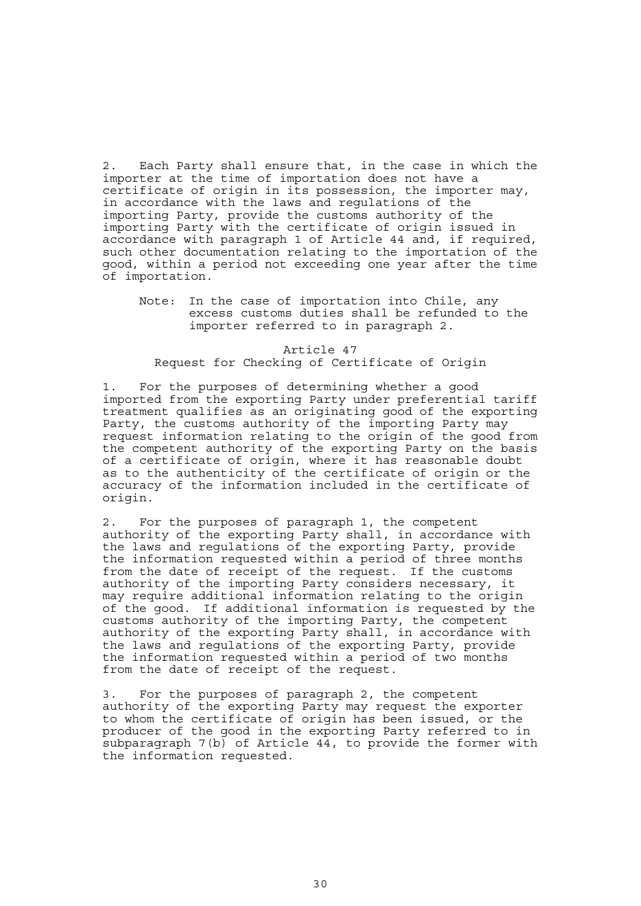2. Each Party shall ensure that, in the case in which the importer at the time of importation does not have a certificate of origin in its possession, the importer may, in accordance with the laws and regulations of the importing Party, provide the customs authority of the importing Party with the certificate of origin issued in accordance with paragraph 1 of Article 44 and, if required, such other documentation relating to the importation of the good, within a period not exceeding one year after the time of importation.

> Note: In the case of importation into Chile, any excess customs duties shall be refunded to the importer referred to in paragraph 2.

### Article 47
### Request for Checking of Certificate of Origin

1. For the purposes of determining whether a good imported from the exporting Party under preferential tariff treatment qualifies as an originating good of the exporting Party, the customs authority of the importing Party may request information relating to the origin of the good from the competent authority of the exporting Party on the basis of a certificate of origin, where it has reasonable doubt as to the authenticity of the certificate of origin or the accuracy of the information included in the certificate of origin.

2. For the purposes of paragraph 1, the competent authority of the exporting Party shall, in accordance with the laws and regulations of the exporting Party, provide the information requested within a period of three months from the date of receipt of the request. If the customs authority of the importing Party considers necessary, it may require additional information relating to the origin of the good. If additional information is requested by the customs authority of the importing Party, the competent authority of the exporting Party shall, in accordance with the laws and regulations of the exporting Party, provide the information requested within a period of two months from the date of receipt of the request.

3. For the purposes of paragraph 2, the competent authority of the exporting Party may request the exporter to whom the certificate of origin has been issued, or the producer of the good in the exporting Party referred to in subparagraph 7(b) of Article 44, to provide the former with the information requested.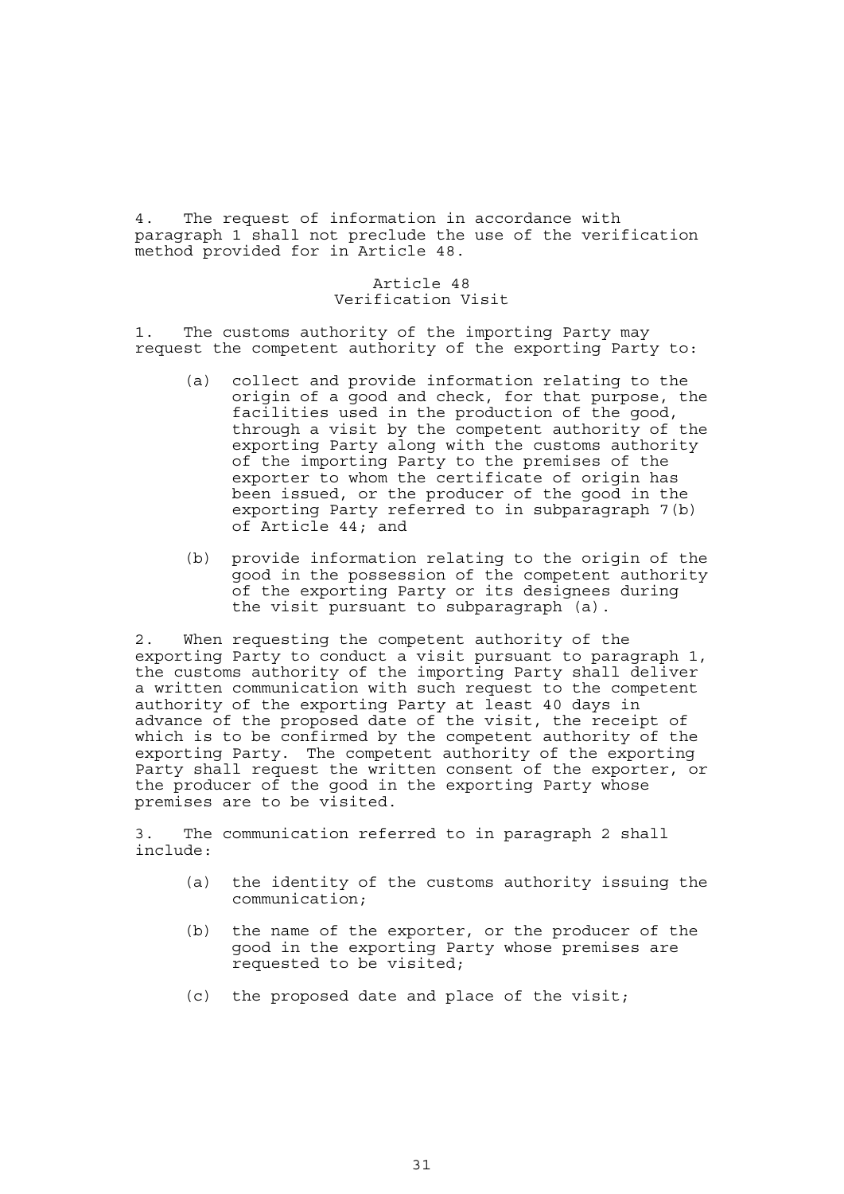4. The request of information in accordance with paragraph 1 shall not preclude the use of the verification method provided for in Article 48.

### Article 48
### Verification Visit

1. The customs authority of the importing Party may request the competent authority of the exporting Party to:

(a) collect and provide information relating to the origin of a good and check, for that purpose, the facilities used in the production of the good, through a visit by the competent authority of the exporting Party along with the customs authority of the importing Party to the premises of the exporter to whom the certificate of origin has been issued, or the producer of the good in the exporting Party referred to in subparagraph 7(b) of Article 44; and

(b) provide information relating to the origin of the good in the possession of the competent authority of the exporting Party or its designees during the visit pursuant to subparagraph (a).

2. When requesting the competent authority of the exporting Party to conduct a visit pursuant to paragraph 1, the customs authority of the importing Party shall deliver a written communication with such request to the competent authority of the exporting Party at least 40 days in advance of the proposed date of the visit, the receipt of which is to be confirmed by the competent authority of the exporting Party. The competent authority of the exporting Party shall request the written consent of the exporter, or the producer of the good in the exporting Party whose premises are to be visited.

3. The communication referred to in paragraph 2 shall include:

(a) the identity of the customs authority issuing the communication;

(b) the name of the exporter, or the producer of the good in the exporting Party whose premises are requested to be visited;

(c) the proposed date and place of the visit;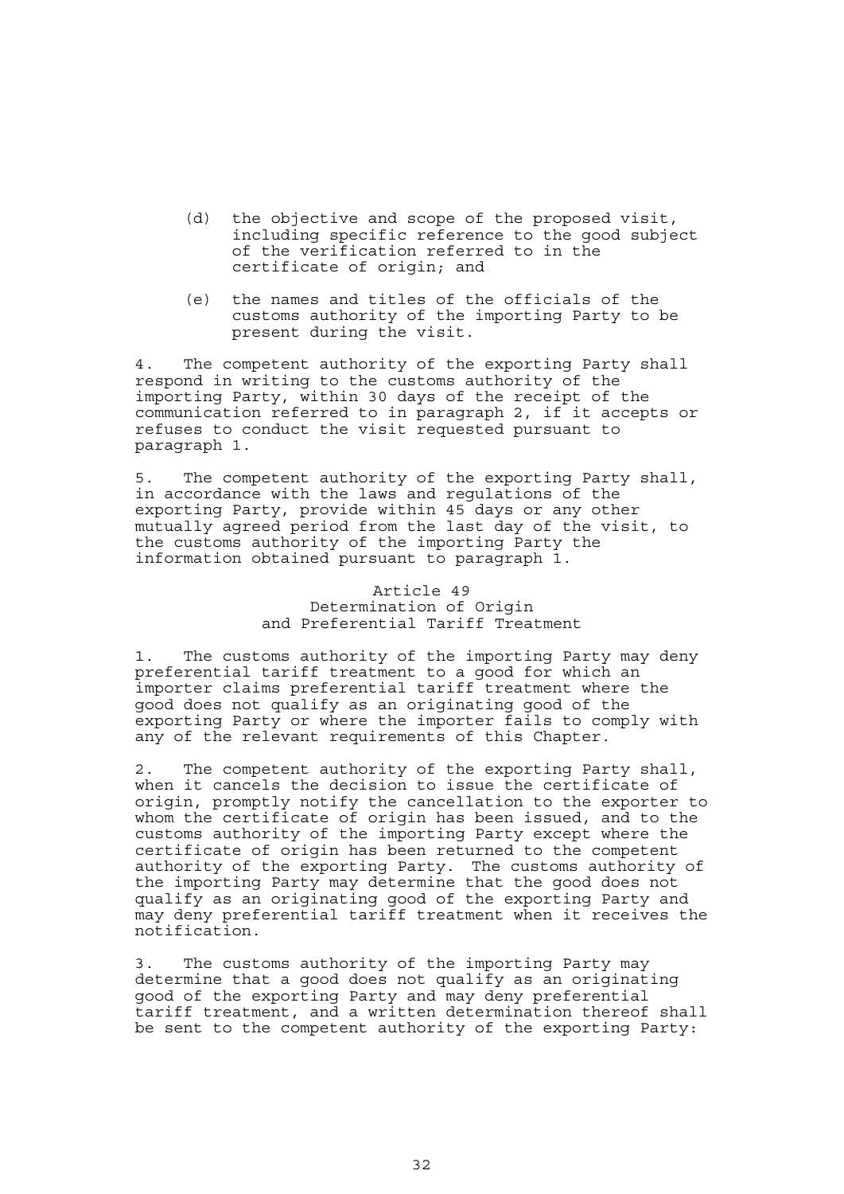(d) the objective and scope of the proposed visit, including specific reference to the good subject of the verification referred to in the certificate of origin; and

(e) the names and titles of the officials of the customs authority of the importing Party to be present during the visit.

4. The competent authority of the exporting Party shall respond in writing to the customs authority of the importing Party, within 30 days of the receipt of the communication referred to in paragraph 2, if it accepts or refuses to conduct the visit requested pursuant to paragraph 1.

5. The competent authority of the exporting Party shall, in accordance with the laws and regulations of the exporting Party, provide within 45 days or any other mutually agreed period from the last day of the visit, to the customs authority of the importing Party the information obtained pursuant to paragraph 1.

### Article 49
### Determination of Origin and Preferential Tariff Treatment

1. The customs authority of the importing Party may deny preferential tariff treatment to a good for which an importer claims preferential tariff treatment where the good does not qualify as an originating good of the exporting Party or where the importer fails to comply with any of the relevant requirements of this Chapter.

2. The competent authority of the exporting Party shall, when it cancels the decision to issue the certificate of origin, promptly notify the cancellation to the exporter to whom the certificate of origin has been issued, and to the customs authority of the importing Party except where the certificate of origin has been returned to the competent authority of the exporting Party. The customs authority of the importing Party may determine that the good does not qualify as an originating good of the exporting Party and may deny preferential tariff treatment when it receives the notification.

3. The customs authority of the importing Party may determine that a good does not qualify as an originating good of the exporting Party and may deny preferential tariff treatment, and a written determination thereof shall be sent to the competent authority of the exporting Party: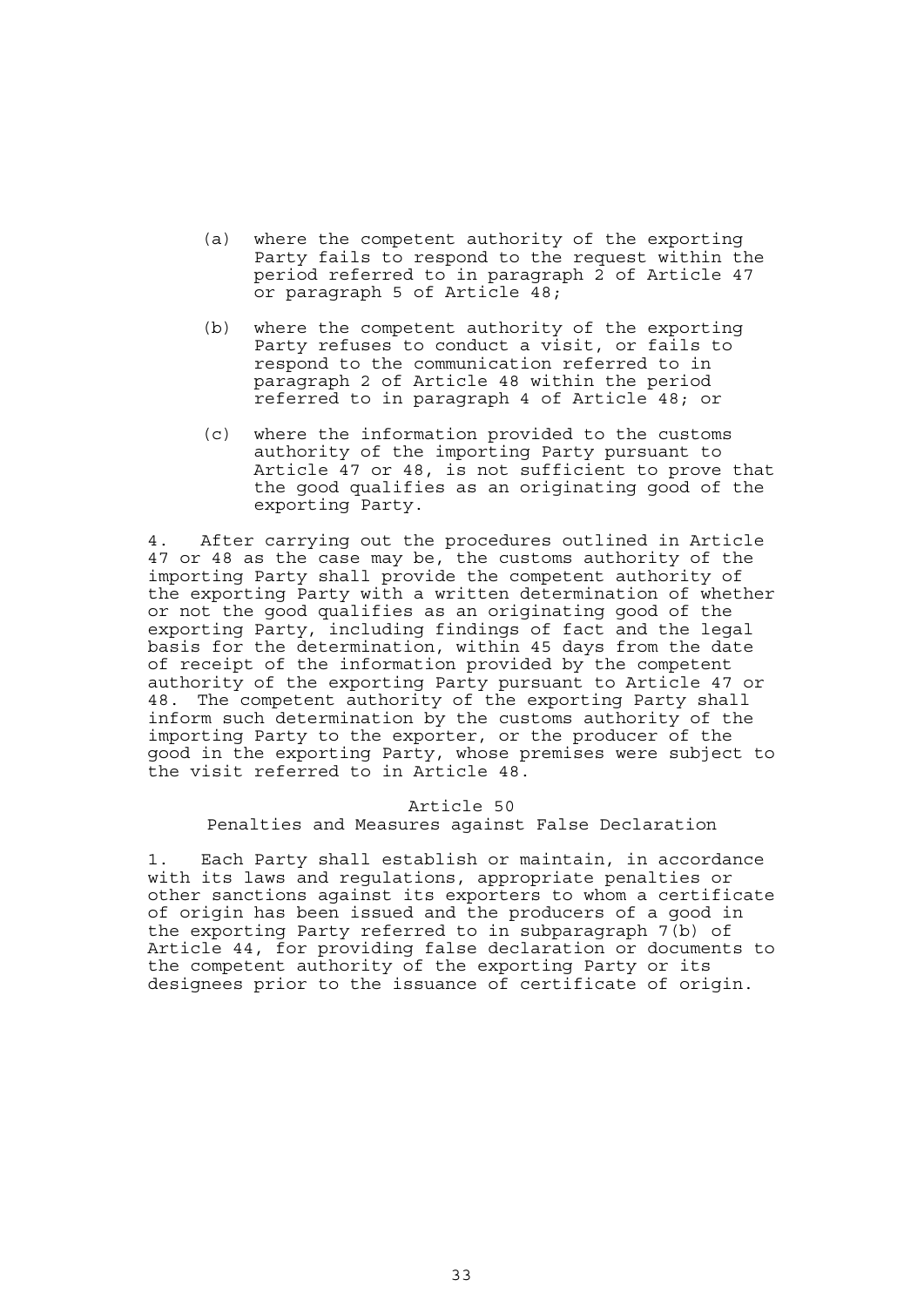(a) where the competent authority of the exporting Party fails to respond to the request within the period referred to in paragraph 2 of Article 47 or paragraph 5 of Article 48;

(b) where the competent authority of the exporting Party refuses to conduct a visit, or fails to respond to the communication referred to in paragraph 2 of Article 48 within the period referred to in paragraph 4 of Article 48; or

(c) where the information provided to the customs authority of the importing Party pursuant to Article 47 or 48, is not sufficient to prove that the good qualifies as an originating good of the exporting Party.

4. After carrying out the procedures outlined in Article 47 or 48 as the case may be, the customs authority of the importing Party shall provide the competent authority of the exporting Party with a written determination of whether or not the good qualifies as an originating good of the exporting Party, including findings of fact and the legal basis for the determination, within 45 days from the date of receipt of the information provided by the competent authority of the exporting Party pursuant to Article 47 or 48. The competent authority of the exporting Party shall inform such determination by the customs authority of the importing Party to the exporter, or the producer of the good in the exporting Party, whose premises were subject to the visit referred to in Article 48.

## Article 50
### Penalties and Measures against False Declaration

1. Each Party shall establish or maintain, in accordance with its laws and regulations, appropriate penalties or other sanctions against its exporters to whom a certificate of origin has been issued and the producers of a good in the exporting Party referred to in subparagraph 7(b) of Article 44, for providing false declaration or documents to the competent authority of the exporting Party or its designees prior to the issuance of certificate of origin.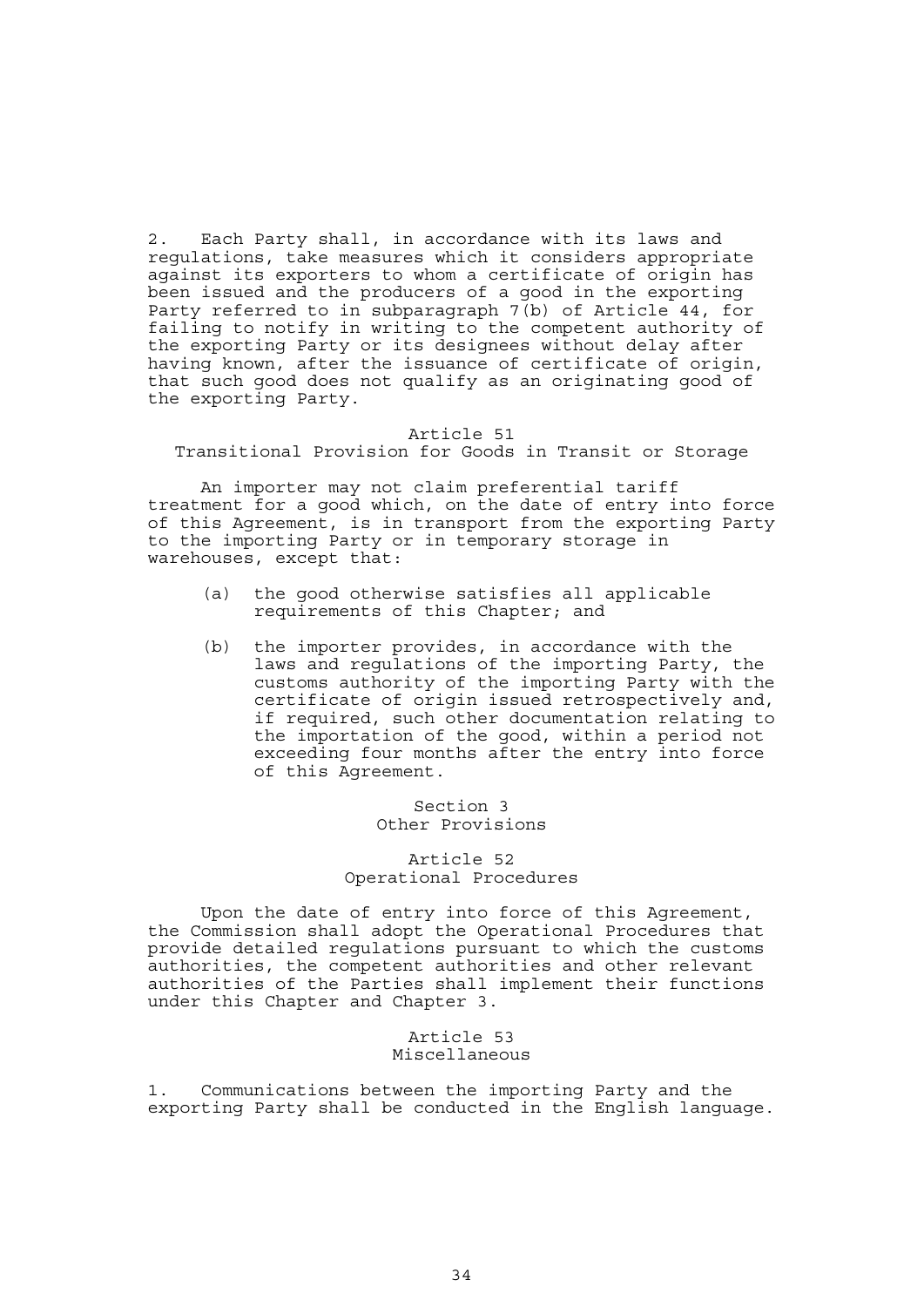2. Each Party shall, in accordance with its laws and regulations, take measures which it considers appropriate against its exporters to whom a certificate of origin has been issued and the producers of a good in the exporting Party referred to in subparagraph 7(b) of Article 44, for failing to notify in writing to the competent authority of the exporting Party or its designees without delay after having known, after the issuance of certificate of origin, that such good does not qualify as an originating good of the exporting Party.

### Article 51
### Transitional Provision for Goods in Transit or Storage

An importer may not claim preferential tariff treatment for a good which, on the date of entry into force of this Agreement, is in transport from the exporting Party to the importing Party or in temporary storage in warehouses, except that:

(a) the good otherwise satisfies all applicable requirements of this Chapter; and

(b) the importer provides, in accordance with the laws and regulations of the importing Party, the customs authority of the importing Party with the certificate of origin issued retrospectively and, if required, such other documentation relating to the importation of the good, within a period not exceeding four months after the entry into force of this Agreement.

## Section 3
## Other Provisions

### Article 52
### Operational Procedures

Upon the date of entry into force of this Agreement, the Commission shall adopt the Operational Procedures that provide detailed regulations pursuant to which the customs authorities, the competent authorities and other relevant authorities of the Parties shall implement their functions under this Chapter and Chapter 3.

### Article 53
### Miscellaneous

1. Communications between the importing Party and the exporting Party shall be conducted in the English language.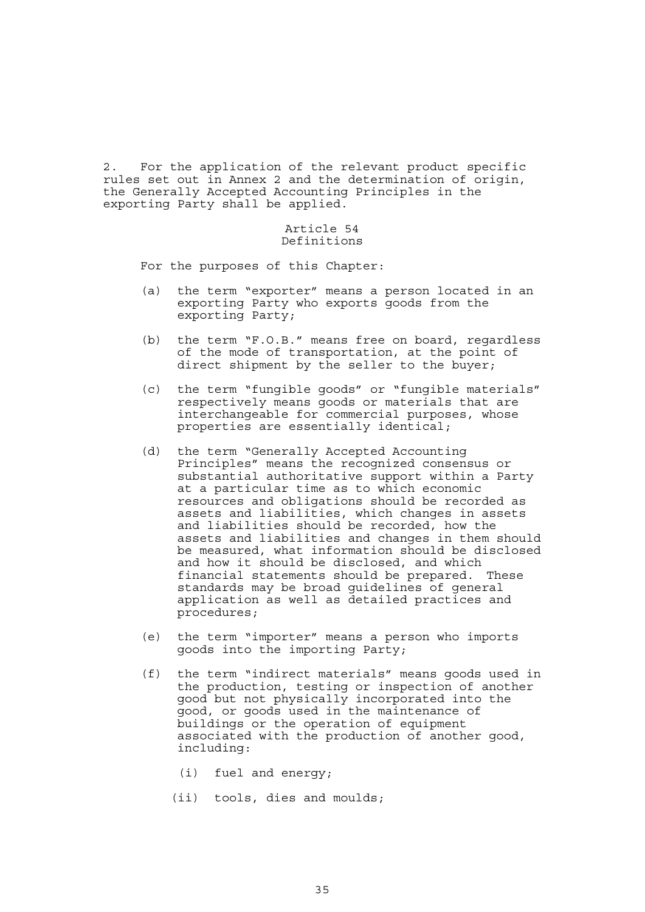2. For the application of the relevant product specific rules set out in Annex 2 and the determination of origin, the Generally Accepted Accounting Principles in the exporting Party shall be applied.

### Article 54
### Definitions

For the purposes of this Chapter:

(a) the term "exporter" means a person located in an exporting Party who exports goods from the exporting Party;

(b) the term "F.O.B." means free on board, regardless of the mode of transportation, at the point of direct shipment by the seller to the buyer;

(c) the term "fungible goods" or "fungible materials" respectively means goods or materials that are interchangeable for commercial purposes, whose properties are essentially identical;

(d) the term "Generally Accepted Accounting Principles" means the recognized consensus or substantial authoritative support within a Party at a particular time as to which economic resources and obligations should be recorded as assets and liabilities, which changes in assets and liabilities should be recorded, how the assets and liabilities and changes in them should be measured, what information should be disclosed and how it should be disclosed, and which financial statements should be prepared. These standards may be broad guidelines of general application as well as detailed practices and procedures;

(e) the term "importer" means a person who imports goods into the importing Party;

(f) the term "indirect materials" means goods used in the production, testing or inspection of another good but not physically incorporated into the good, or goods used in the maintenance of buildings or the operation of equipment associated with the production of another good, including:

(i) fuel and energy;

(ii) tools, dies and moulds;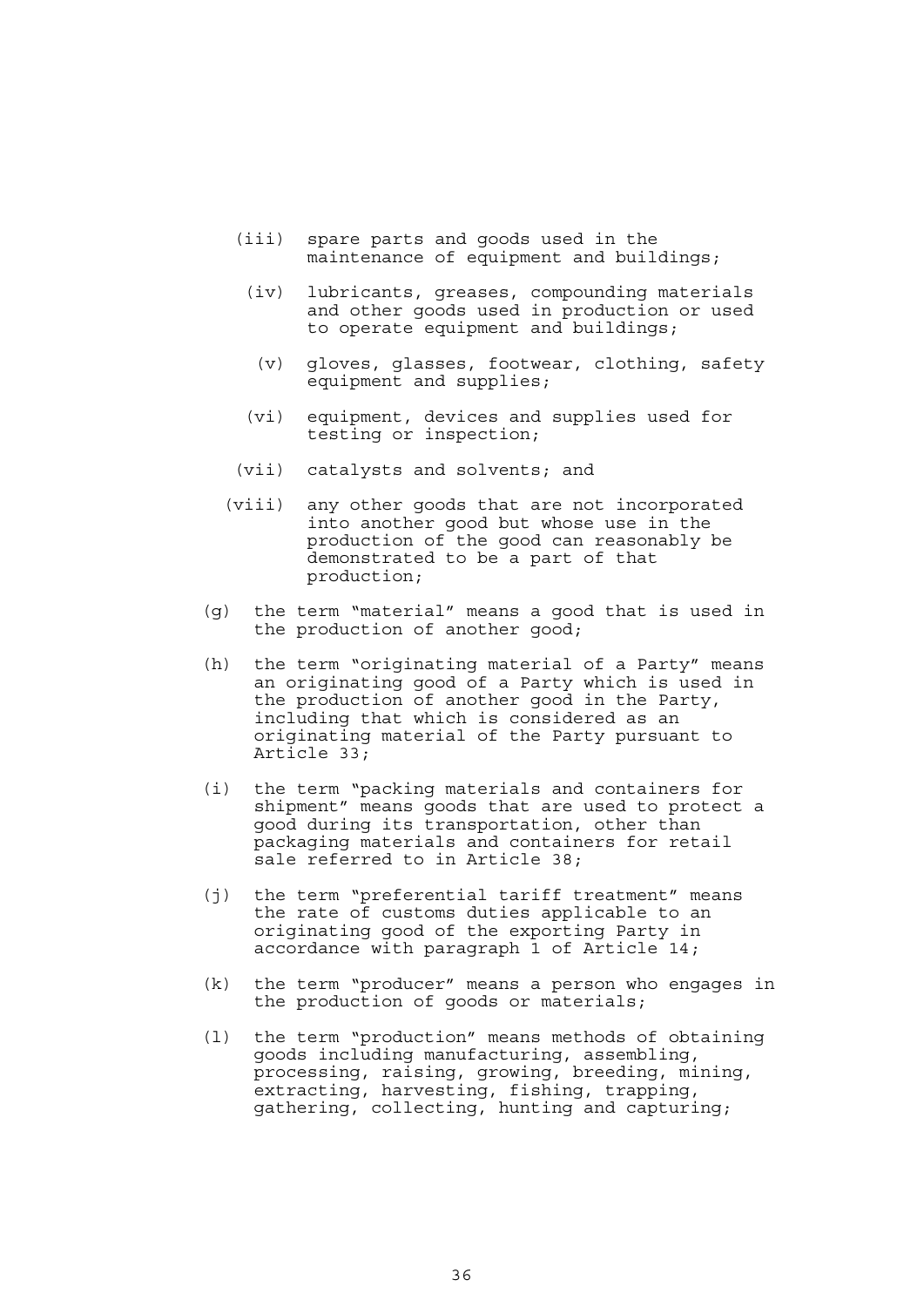(iii) spare parts and goods used in the maintenance of equipment and buildings;

(iv) lubricants, greases, compounding materials and other goods used in production or used to operate equipment and buildings;

(v) gloves, glasses, footwear, clothing, safety equipment and supplies;

(vi) equipment, devices and supplies used for testing or inspection;

(vii) catalysts and solvents; and

(viii) any other goods that are not incorporated into another good but whose use in the production of the good can reasonably be demonstrated to be a part of that production;

(g) the term "material" means a good that is used in the production of another good;

(h) the term "originating material of a Party" means an originating good of a Party which is used in the production of another good in the Party, including that which is considered as an originating material of the Party pursuant to Article 33;

(i) the term "packing materials and containers for shipment" means goods that are used to protect a good during its transportation, other than packaging materials and containers for retail sale referred to in Article 38;

(j) the term "preferential tariff treatment" means the rate of customs duties applicable to an originating good of the exporting Party in accordance with paragraph 1 of Article 14;

(k) the term "producer" means a person who engages in the production of goods or materials;

(l) the term "production" means methods of obtaining goods including manufacturing, assembling, processing, raising, growing, breeding, mining, extracting, harvesting, fishing, trapping, gathering, collecting, hunting and capturing;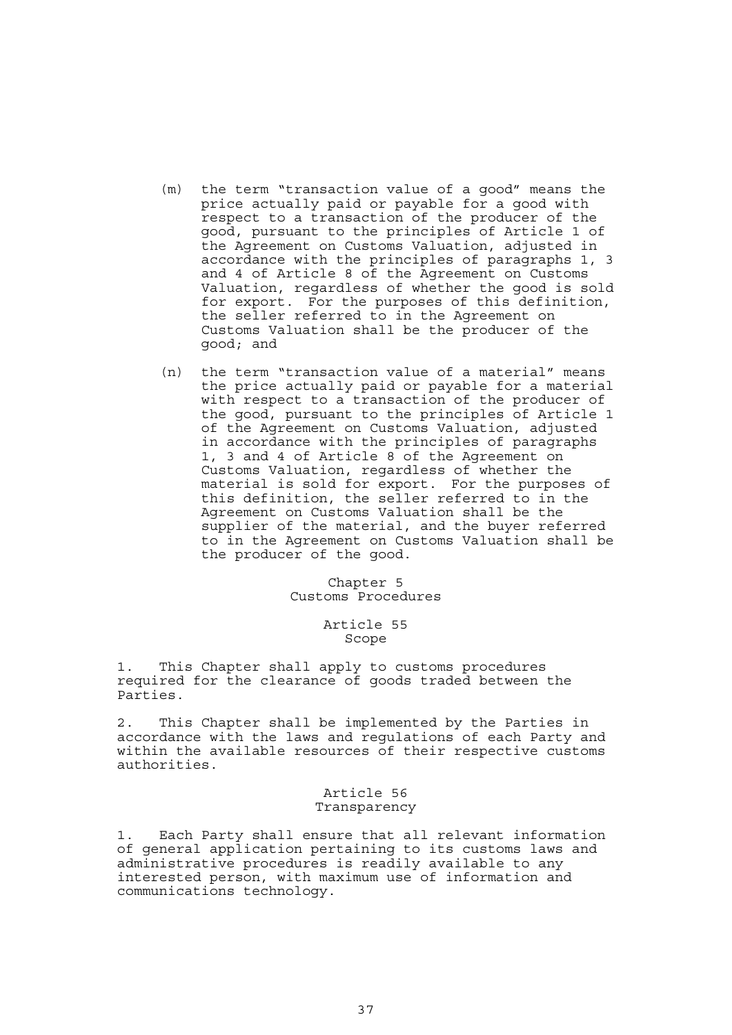(m) the term "transaction value of a good" means the price actually paid or payable for a good with respect to a transaction of the producer of the good, pursuant to the principles of Article 1 of the Agreement on Customs Valuation, adjusted in accordance with the principles of paragraphs 1, 3 and 4 of Article 8 of the Agreement on Customs Valuation, regardless of whether the good is sold for export. For the purposes of this definition, the seller referred to in the Agreement on Customs Valuation shall be the producer of the good; and

(n) the term "transaction value of a material" means the price actually paid or payable for a material with respect to a transaction of the producer of the good, pursuant to the principles of Article 1 of the Agreement on Customs Valuation, adjusted in accordance with the principles of paragraphs 1, 3 and 4 of Article 8 of the Agreement on Customs Valuation, regardless of whether the material is sold for export. For the purposes of this definition, the seller referred to in the Agreement on Customs Valuation shall be the supplier of the material, and the buyer referred to in the Agreement on Customs Valuation shall be the producer of the good.

## Chapter 5
## Customs Procedures

### Article 55
### Scope

1. This Chapter shall apply to customs procedures required for the clearance of goods traded between the Parties.

2. This Chapter shall be implemented by the Parties in accordance with the laws and regulations of each Party and within the available resources of their respective customs authorities.

### Article 56
### Transparency

1. Each Party shall ensure that all relevant information of general application pertaining to its customs laws and administrative procedures is readily available to any interested person, with maximum use of information and communications technology.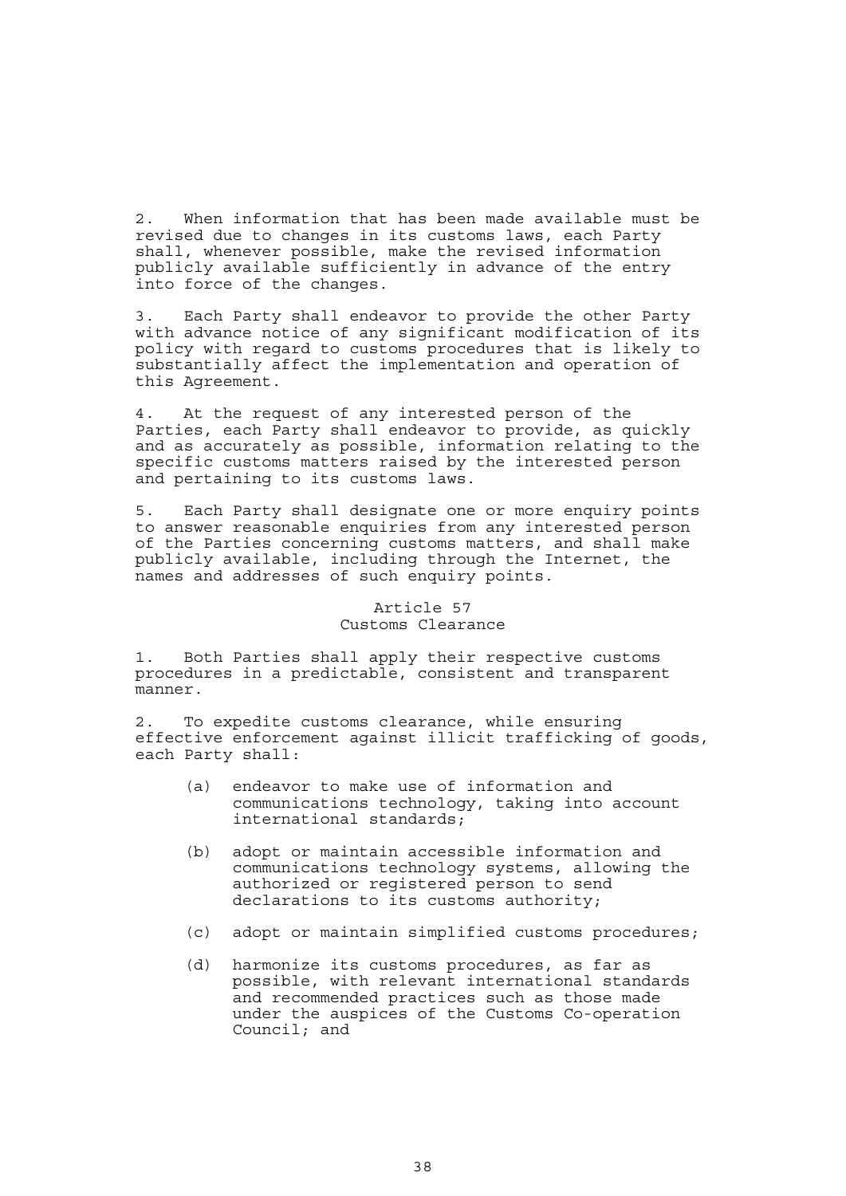2. When information that has been made available must be revised due to changes in its customs laws, each Party shall, whenever possible, make the revised information publicly available sufficiently in advance of the entry into force of the changes.

3. Each Party shall endeavor to provide the other Party with advance notice of any significant modification of its policy with regard to customs procedures that is likely to substantially affect the implementation and operation of this Agreement.

4. At the request of any interested person of the Parties, each Party shall endeavor to provide, as quickly and as accurately as possible, information relating to the specific customs matters raised by the interested person and pertaining to its customs laws.

5. Each Party shall designate one or more enquiry points to answer reasonable enquiries from any interested person of the Parties concerning customs matters, and shall make publicly available, including through the Internet, the names and addresses of such enquiry points.

### Article 57
### Customs Clearance

1. Both Parties shall apply their respective customs procedures in a predictable, consistent and transparent manner.

2. To expedite customs clearance, while ensuring effective enforcement against illicit trafficking of goods, each Party shall:

   (a) endeavor to make use of information and communications technology, taking into account international standards;

   (b) adopt or maintain accessible information and communications technology systems, allowing the authorized or registered person to send declarations to its customs authority;

   (c) adopt or maintain simplified customs procedures;

   (d) harmonize its customs procedures, as far as possible, with relevant international standards and recommended practices such as those made under the auspices of the Customs Co-operation Council; and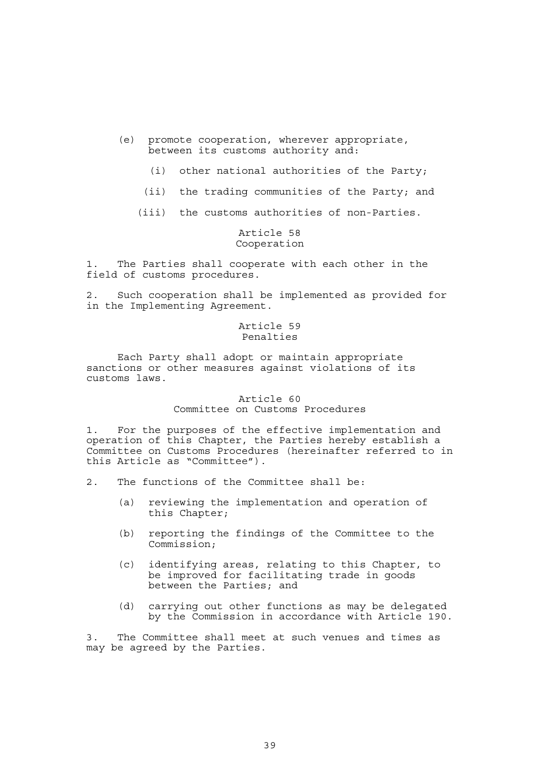(e) promote cooperation, wherever appropriate, between its customs authority and:

   (i) other national authorities of the Party;

   (ii) the trading communities of the Party; and

   (iii) the customs authorities of non-Parties.

### Article 58
### Cooperation

1. The Parties shall cooperate with each other in the field of customs procedures.

2. Such cooperation shall be implemented as provided for in the Implementing Agreement.

### Article 59
### Penalties

Each Party shall adopt or maintain appropriate sanctions or other measures against violations of its customs laws.

### Article 60
### Committee on Customs Procedures

1. For the purposes of the effective implementation and operation of this Chapter, the Parties hereby establish a Committee on Customs Procedures (hereinafter referred to in this Article as "Committee").

2. The functions of the Committee shall be:

   (a) reviewing the implementation and operation of this Chapter;

   (b) reporting the findings of the Committee to the Commission;

   (c) identifying areas, relating to this Chapter, to be improved for facilitating trade in goods between the Parties; and

   (d) carrying out other functions as may be delegated by the Commission in accordance with Article 190.

3. The Committee shall meet at such venues and times as may be agreed by the Parties.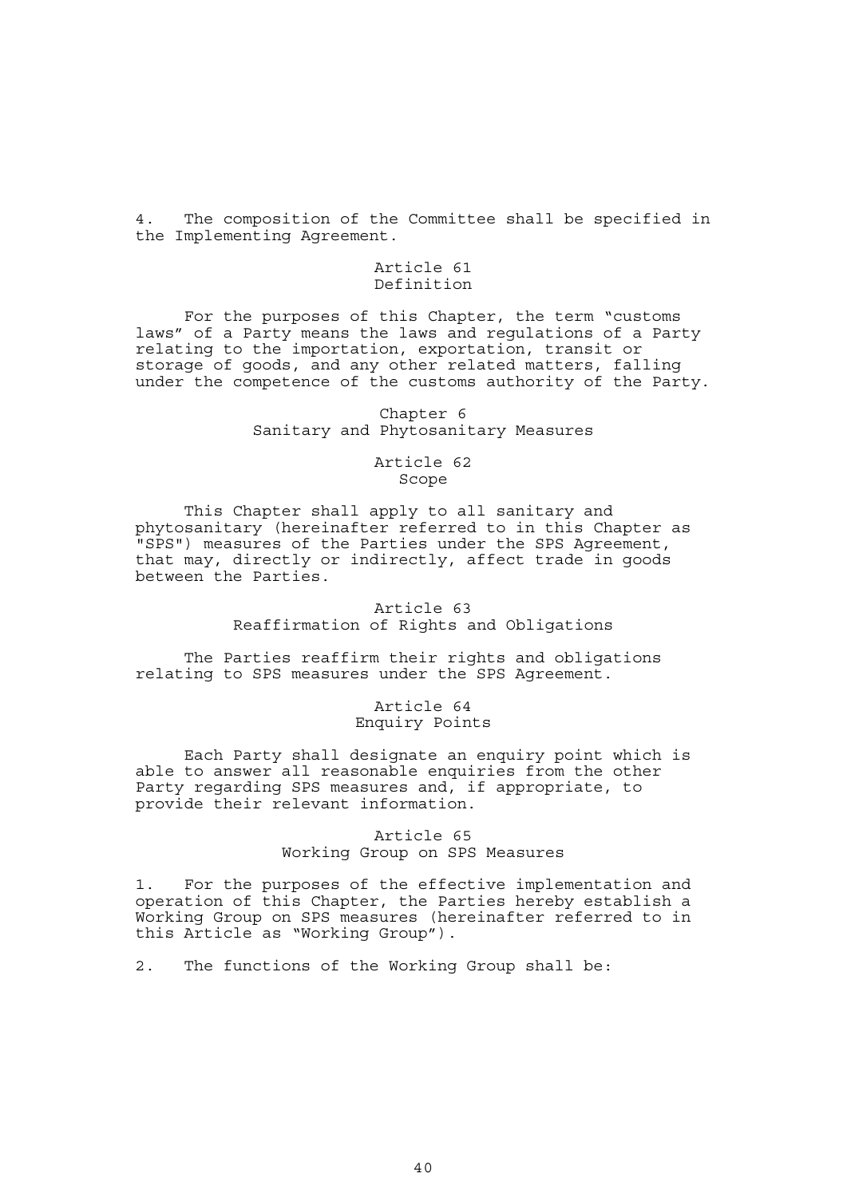4. The composition of the Committee shall be specified in the Implementing Agreement.

### Article 61
### Definition

For the purposes of this Chapter, the term "customs laws" of a Party means the laws and regulations of a Party relating to the importation, exportation, transit or storage of goods, and any other related matters, falling under the competence of the customs authority of the Party.

## Chapter 6
## Sanitary and Phytosanitary Measures

### Article 62
### Scope

This Chapter shall apply to all sanitary and phytosanitary (hereinafter referred to in this Chapter as "SPS") measures of the Parties under the SPS Agreement, that may, directly or indirectly, affect trade in goods between the Parties.

### Article 63
### Reaffirmation of Rights and Obligations

The Parties reaffirm their rights and obligations relating to SPS measures under the SPS Agreement.

### Article 64
### Enquiry Points

Each Party shall designate an enquiry point which is able to answer all reasonable enquiries from the other Party regarding SPS measures and, if appropriate, to provide their relevant information.

### Article 65
### Working Group on SPS Measures

1. For the purposes of the effective implementation and operation of this Chapter, the Parties hereby establish a Working Group on SPS measures (hereinafter referred to in this Article as "Working Group").

2. The functions of the Working Group shall be: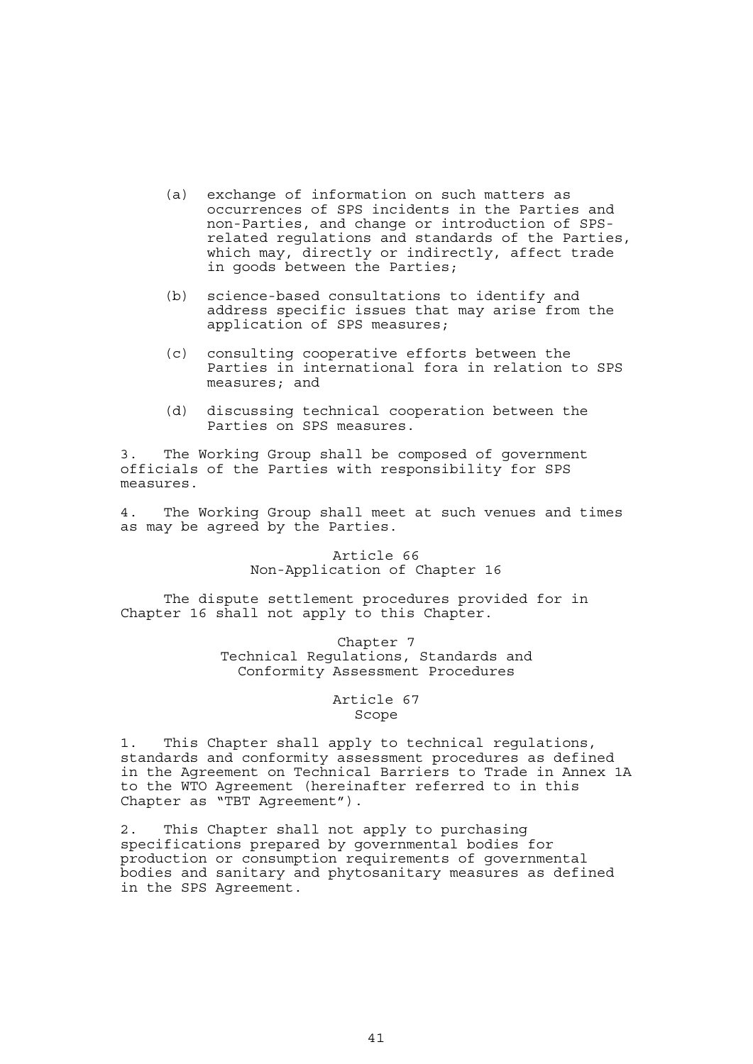(a) exchange of information on such matters as occurrences of SPS incidents in the Parties and non-Parties, and change or introduction of SPS-related regulations and standards of the Parties, which may, directly or indirectly, affect trade in goods between the Parties;

(b) science-based consultations to identify and address specific issues that may arise from the application of SPS measures;

(c) consulting cooperative efforts between the Parties in international fora in relation to SPS measures; and

(d) discussing technical cooperation between the Parties on SPS measures.

3. The Working Group shall be composed of government officials of the Parties with responsibility for SPS measures.

4. The Working Group shall meet at such venues and times as may be agreed by the Parties.

### Article 66
### Non-Application of Chapter 16

The dispute settlement procedures provided for in Chapter 16 shall not apply to this Chapter.

## Chapter 7
## Technical Regulations, Standards and Conformity Assessment Procedures

### Article 67
### Scope

1. This Chapter shall apply to technical regulations, standards and conformity assessment procedures as defined in the Agreement on Technical Barriers to Trade in Annex 1A to the WTO Agreement (hereinafter referred to in this Chapter as "TBT Agreement").

2. This Chapter shall not apply to purchasing specifications prepared by governmental bodies for production or consumption requirements of governmental bodies and sanitary and phytosanitary measures as defined in the SPS Agreement.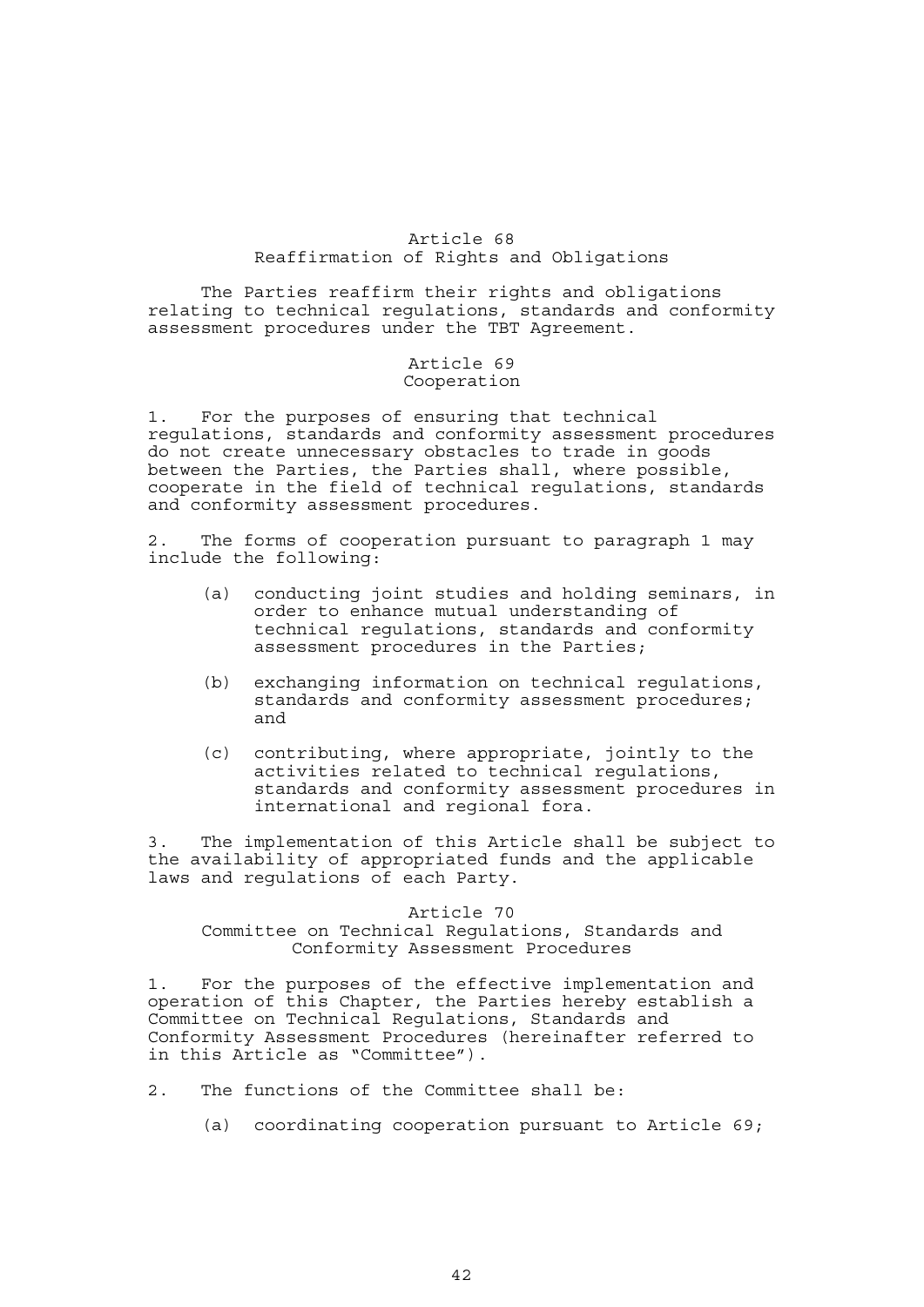## Article 68
## Reaffirmation of Rights and Obligations

The Parties reaffirm their rights and obligations relating to technical regulations, standards and conformity assessment procedures under the TBT Agreement.

## Article 69
## Cooperation

1. For the purposes of ensuring that technical regulations, standards and conformity assessment procedures do not create unnecessary obstacles to trade in goods between the Parties, the Parties shall, where possible, cooperate in the field of technical regulations, standards and conformity assessment procedures.

2. The forms of cooperation pursuant to paragraph 1 may include the following:

   (a) conducting joint studies and holding seminars, in order to enhance mutual understanding of technical regulations, standards and conformity assessment procedures in the Parties;

   (b) exchanging information on technical regulations, standards and conformity assessment procedures; and

   (c) contributing, where appropriate, jointly to the activities related to technical regulations, standards and conformity assessment procedures in international and regional fora.

3. The implementation of this Article shall be subject to the availability of appropriated funds and the applicable laws and regulations of each Party.

## Article 70
## Committee on Technical Regulations, Standards and Conformity Assessment Procedures

1. For the purposes of the effective implementation and operation of this Chapter, the Parties hereby establish a Committee on Technical Regulations, Standards and Conformity Assessment Procedures (hereinafter referred to in this Article as "Committee").

2. The functions of the Committee shall be:

   (a) coordinating cooperation pursuant to Article 69;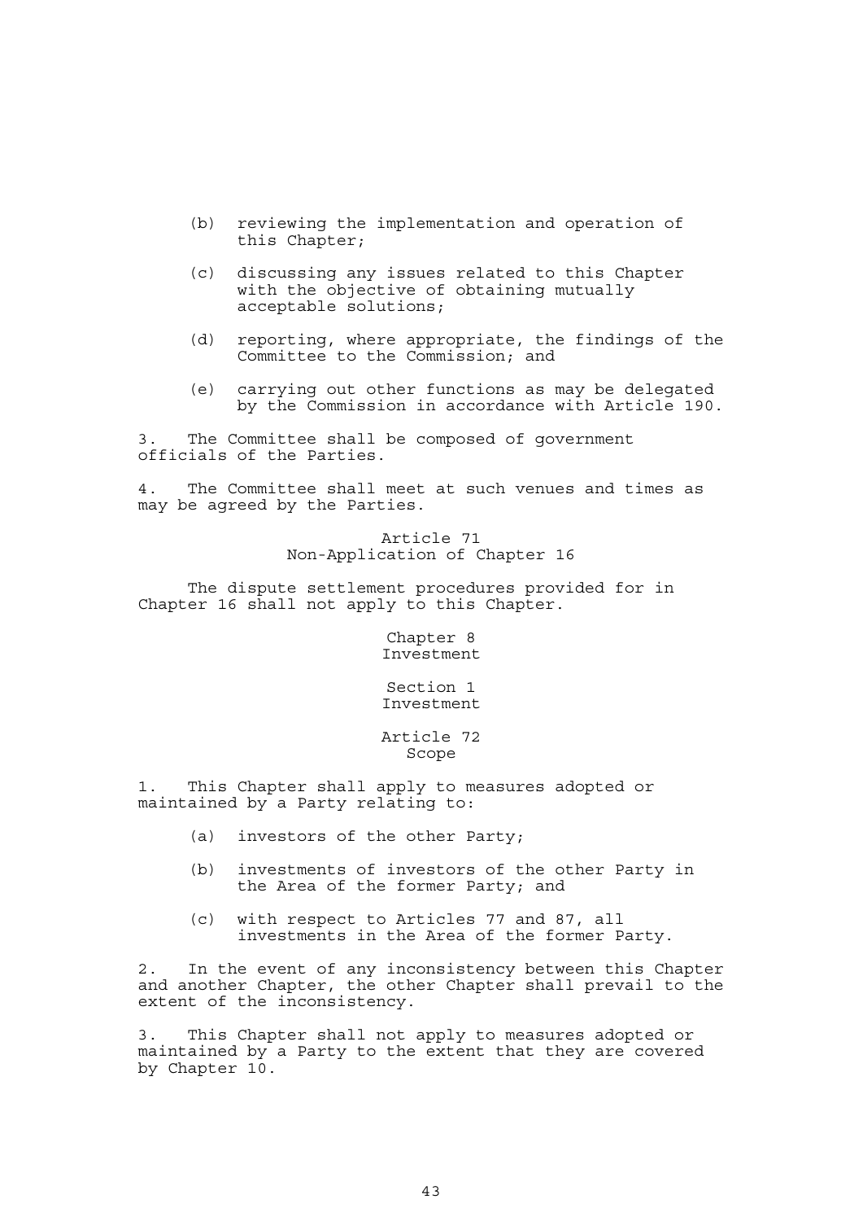(b) reviewing the implementation and operation of this Chapter;

(c) discussing any issues related to this Chapter with the objective of obtaining mutually acceptable solutions;

(d) reporting, where appropriate, the findings of the Committee to the Commission; and

(e) carrying out other functions as may be delegated by the Commission in accordance with Article 190.

3. The Committee shall be composed of government officials of the Parties.

4. The Committee shall meet at such venues and times as may be agreed by the Parties.

### Article 71
### Non-Application of Chapter 16

The dispute settlement procedures provided for in Chapter 16 shall not apply to this Chapter.

# Chapter 8
# Investment

## Section 1
## Investment

### Article 72
### Scope

1. This Chapter shall apply to measures adopted or maintained by a Party relating to:

(a) investors of the other Party;

(b) investments of investors of the other Party in the Area of the former Party; and

(c) with respect to Articles 77 and 87, all investments in the Area of the former Party.

2. In the event of any inconsistency between this Chapter and another Chapter, the other Chapter shall prevail to the extent of the inconsistency.

3. This Chapter shall not apply to measures adopted or maintained by a Party to the extent that they are covered by Chapter 10.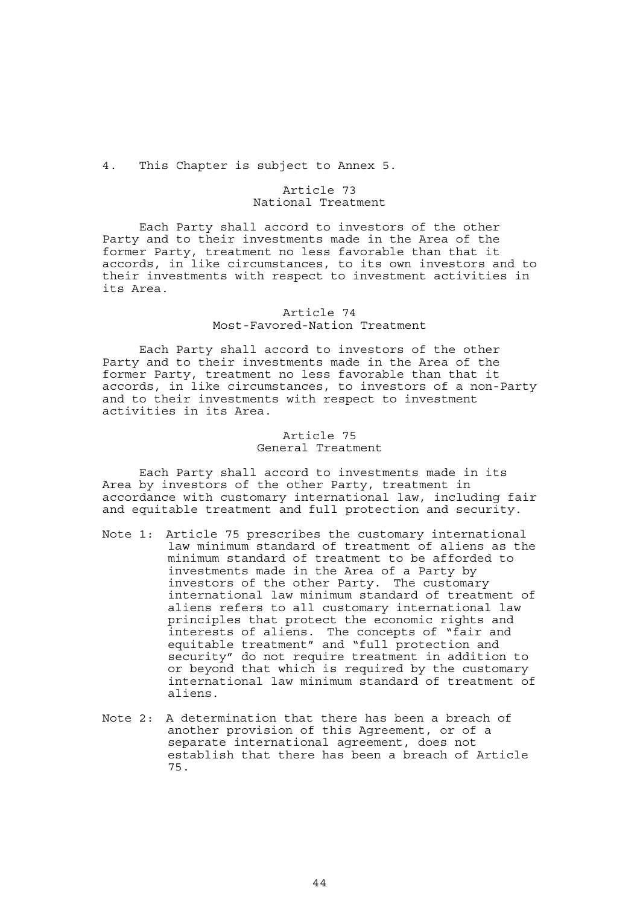4. This Chapter is subject to Annex 5.

### Article 73
### National Treatment

Each Party shall accord to investors of the other Party and to their investments made in the Area of the former Party, treatment no less favorable than that it accords, in like circumstances, to its own investors and to their investments with respect to investment activities in its Area.

### Article 74
### Most-Favored-Nation Treatment

Each Party shall accord to investors of the other Party and to their investments made in the Area of the former Party, treatment no less favorable than that it accords, in like circumstances, to investors of a non-Party and to their investments with respect to investment activities in its Area.

### Article 75
### General Treatment

Each Party shall accord to investments made in its Area by investors of the other Party, treatment in accordance with customary international law, including fair and equitable treatment and full protection and security.

Note 1: Article 75 prescribes the customary international law minimum standard of treatment of aliens as the minimum standard of treatment to be afforded to investments made in the Area of a Party by investors of the other Party. The customary international law minimum standard of treatment of aliens refers to all customary international law principles that protect the economic rights and interests of aliens. The concepts of "fair and equitable treatment" and "full protection and security" do not require treatment in addition to or beyond that which is required by the customary international law minimum standard of treatment of aliens.

Note 2: A determination that there has been a breach of another provision of this Agreement, or of a separate international agreement, does not establish that there has been a breach of Article 75.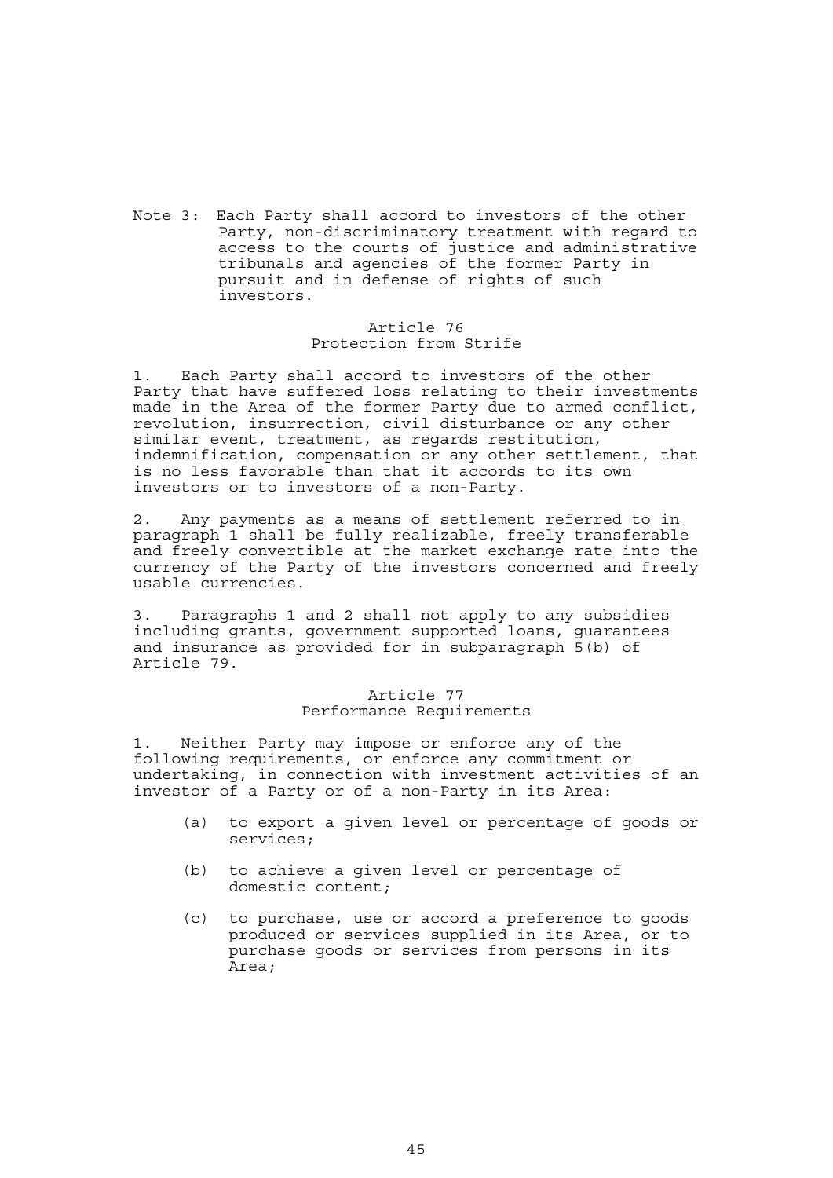Note 3: Each Party shall accord to investors of the other Party, non-discriminatory treatment with regard to access to the courts of justice and administrative tribunals and agencies of the former Party in pursuit and in defense of rights of such investors.

## Article 76
## Protection from Strife

1. Each Party shall accord to investors of the other Party that have suffered loss relating to their investments made in the Area of the former Party due to armed conflict, revolution, insurrection, civil disturbance or any other similar event, treatment, as regards restitution, indemnification, compensation or any other settlement, that is no less favorable than that it accords to its own investors or to investors of a non-Party.

2. Any payments as a means of settlement referred to in paragraph 1 shall be fully realizable, freely transferable and freely convertible at the market exchange rate into the currency of the Party of the investors concerned and freely usable currencies.

3. Paragraphs 1 and 2 shall not apply to any subsidies including grants, government supported loans, guarantees and insurance as provided for in subparagraph 5(b) of Article 79.

## Article 77
## Performance Requirements

1. Neither Party may impose or enforce any of the following requirements, or enforce any commitment or undertaking, in connection with investment activities of an investor of a Party or of a non-Party in its Area:

   (a) to export a given level or percentage of goods or services;

   (b) to achieve a given level or percentage of domestic content;

   (c) to purchase, use or accord a preference to goods produced or services supplied in its Area, or to purchase goods or services from persons in its Area;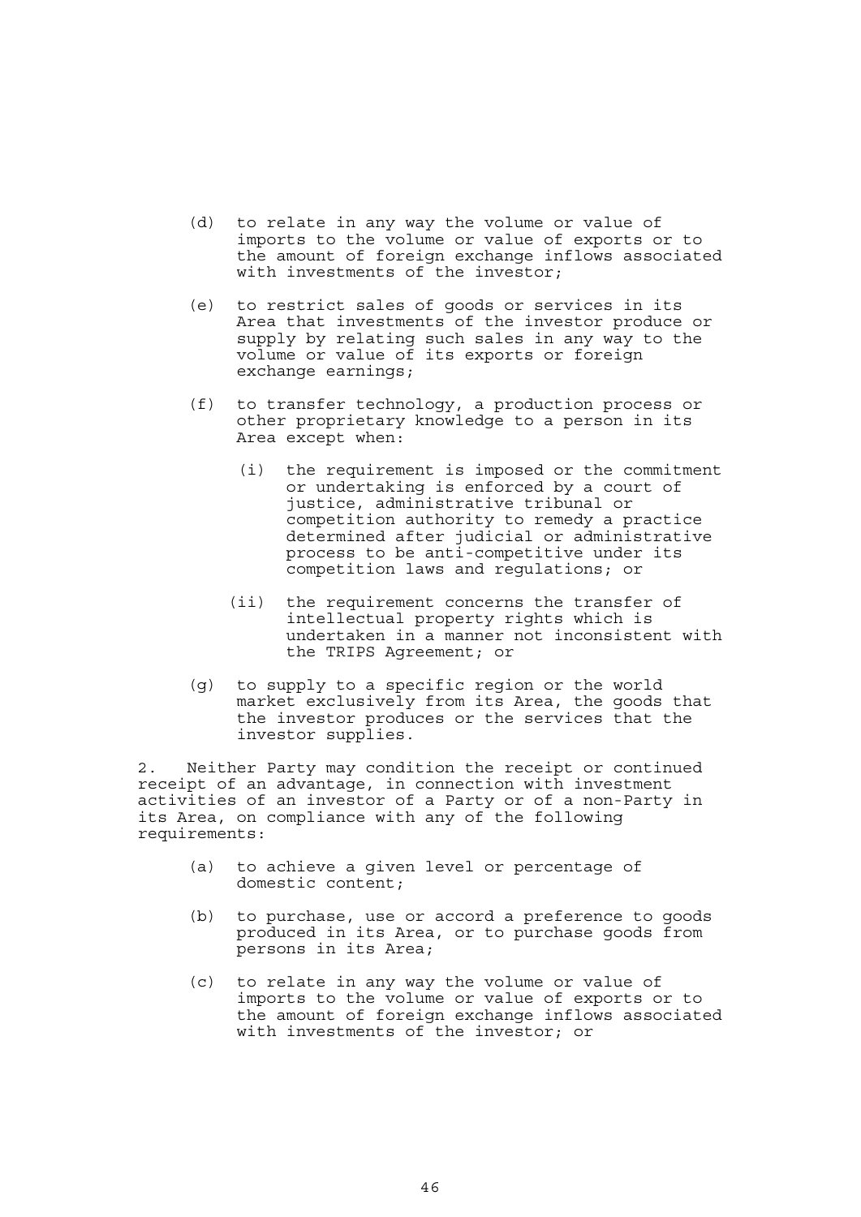(d) to relate in any way the volume or value of imports to the volume or value of exports or to the amount of foreign exchange inflows associated with investments of the investor;

(e) to restrict sales of goods or services in its Area that investments of the investor produce or supply by relating such sales in any way to the volume or value of its exports or foreign exchange earnings;

(f) to transfer technology, a production process or other proprietary knowledge to a person in its Area except when:

   (i) the requirement is imposed or the commitment or undertaking is enforced by a court of justice, administrative tribunal or competition authority to remedy a practice determined after judicial or administrative process to be anti-competitive under its competition laws and regulations; or

   (ii) the requirement concerns the transfer of intellectual property rights which is undertaken in a manner not inconsistent with the TRIPS Agreement; or

(g) to supply to a specific region or the world market exclusively from its Area, the goods that the investor produces or the services that the investor supplies.

2. Neither Party may condition the receipt or continued receipt of an advantage, in connection with investment activities of an investor of a Party or of a non-Party in its Area, on compliance with any of the following requirements:

(a) to achieve a given level or percentage of domestic content;

(b) to purchase, use or accord a preference to goods produced in its Area, or to purchase goods from persons in its Area;

(c) to relate in any way the volume or value of imports to the volume or value of exports or to the amount of foreign exchange inflows associated with investments of the investor; or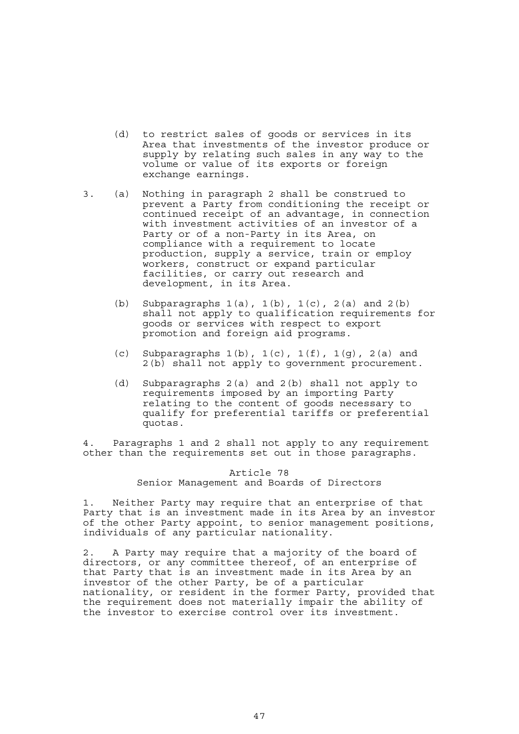(d) to restrict sales of goods or services in its Area that investments of the investor produce or supply by relating such sales in any way to the volume or value of its exports or foreign exchange earnings.

3. (a) Nothing in paragraph 2 shall be construed to prevent a Party from conditioning the receipt or continued receipt of an advantage, in connection with investment activities of an investor of a Party or of a non-Party in its Area, on compliance with a requirement to locate production, supply a service, train or employ workers, construct or expand particular facilities, or carry out research and development, in its Area.

(b) Subparagraphs 1(a), 1(b), 1(c), 2(a) and 2(b) shall not apply to qualification requirements for goods or services with respect to export promotion and foreign aid programs.

(c) Subparagraphs 1(b), 1(c), 1(f), 1(g), 2(a) and 2(b) shall not apply to government procurement.

(d) Subparagraphs 2(a) and 2(b) shall not apply to requirements imposed by an importing Party relating to the content of goods necessary to qualify for preferential tariffs or preferential quotas.

4. Paragraphs 1 and 2 shall not apply to any requirement other than the requirements set out in those paragraphs.

## Article 78
## Senior Management and Boards of Directors

1. Neither Party may require that an enterprise of that Party that is an investment made in its Area by an investor of the other Party appoint, to senior management positions, individuals of any particular nationality.

2. A Party may require that a majority of the board of directors, or any committee thereof, of an enterprise of that Party that is an investment made in its Area by an investor of the other Party, be of a particular nationality, or resident in the former Party, provided that the requirement does not materially impair the ability of the investor to exercise control over its investment.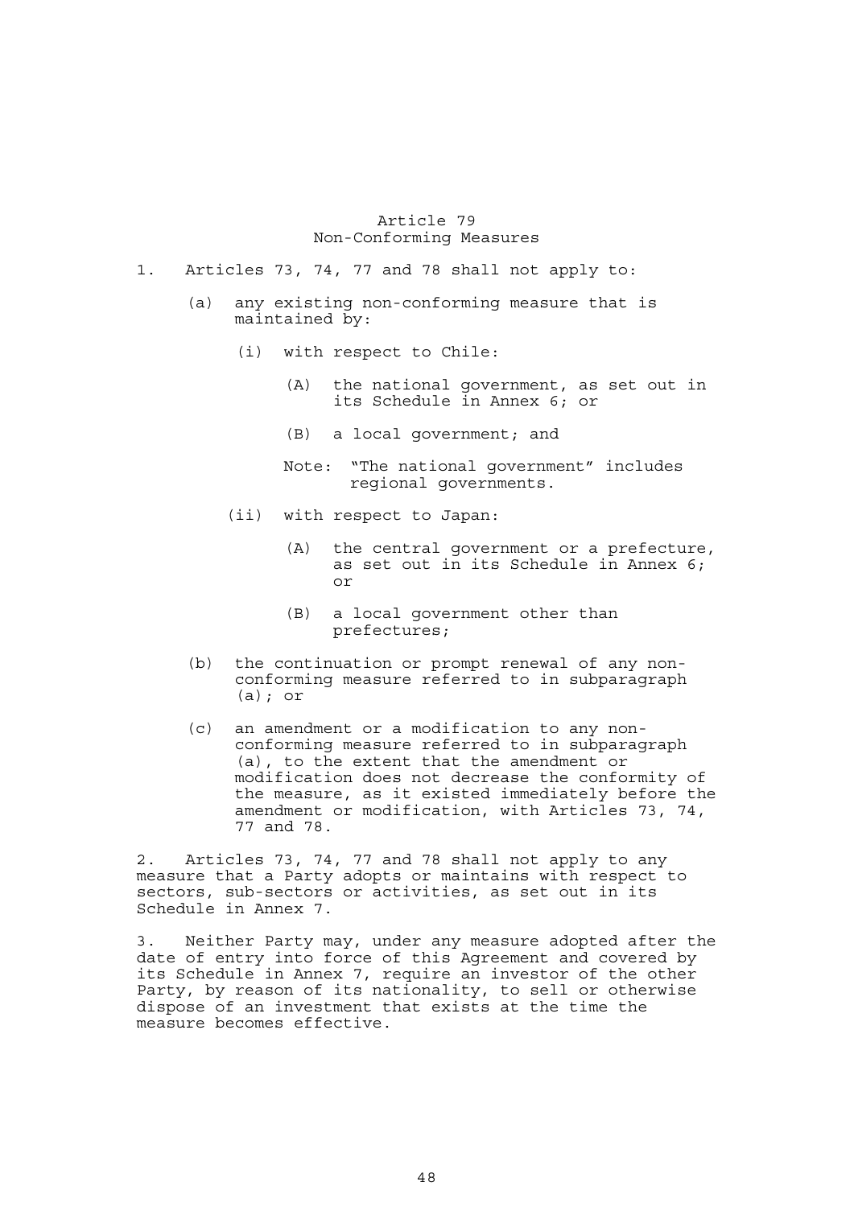## Article 79
## Non-Conforming Measures

1. Articles 73, 74, 77 and 78 shall not apply to:

   (a) any existing non-conforming measure that is maintained by:

      (i) with respect to Chile:

         (A) the national government, as set out in its Schedule in Annex 6; or

         (B) a local government; and

         Note: "The national government" includes regional governments.

      (ii) with respect to Japan:

         (A) the central government or a prefecture, as set out in its Schedule in Annex 6; or

         (B) a local government other than prefectures;

   (b) the continuation or prompt renewal of any non-conforming measure referred to in subparagraph (a); or

   (c) an amendment or a modification to any non-conforming measure referred to in subparagraph (a), to the extent that the amendment or modification does not decrease the conformity of the measure, as it existed immediately before the amendment or modification, with Articles 73, 74, 77 and 78.

2. Articles 73, 74, 77 and 78 shall not apply to any measure that a Party adopts or maintains with respect to sectors, sub-sectors or activities, as set out in its Schedule in Annex 7.

3. Neither Party may, under any measure adopted after the date of entry into force of this Agreement and covered by its Schedule in Annex 7, require an investor of the other Party, by reason of its nationality, to sell or otherwise dispose of an investment that exists at the time the measure becomes effective.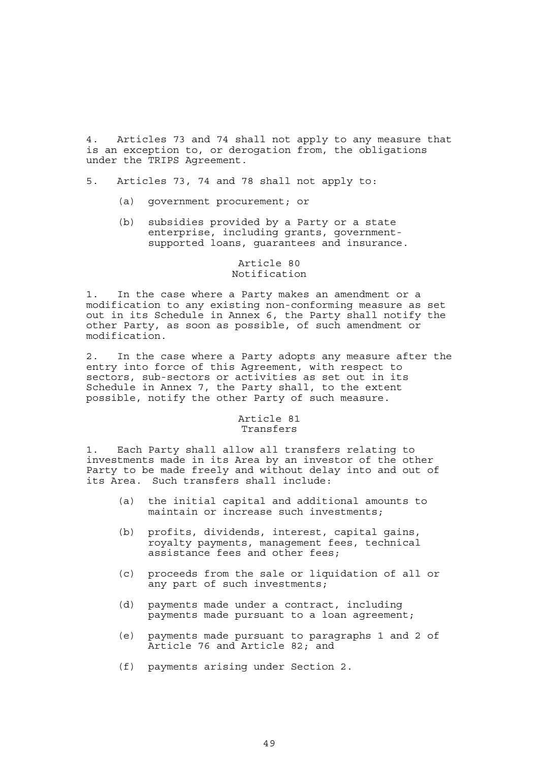4. Articles 73 and 74 shall not apply to any measure that is an exception to, or derogation from, the obligations under the TRIPS Agreement.

5. Articles 73, 74 and 78 shall not apply to:

   (a) government procurement; or

   (b) subsidies provided by a Party or a state enterprise, including grants, government-supported loans, guarantees and insurance.

### Article 80
### Notification

1. In the case where a Party makes an amendment or a modification to any existing non-conforming measure as set out in its Schedule in Annex 6, the Party shall notify the other Party, as soon as possible, of such amendment or modification.

2. In the case where a Party adopts any measure after the entry into force of this Agreement, with respect to sectors, sub-sectors or activities as set out in its Schedule in Annex 7, the Party shall, to the extent possible, notify the other Party of such measure.

### Article 81
### Transfers

1. Each Party shall allow all transfers relating to investments made in its Area by an investor of the other Party to be made freely and without delay into and out of its Area. Such transfers shall include:

   (a) the initial capital and additional amounts to maintain or increase such investments;

   (b) profits, dividends, interest, capital gains, royalty payments, management fees, technical assistance fees and other fees;

   (c) proceeds from the sale or liquidation of all or any part of such investments;

   (d) payments made under a contract, including payments made pursuant to a loan agreement;

   (e) payments made pursuant to paragraphs 1 and 2 of Article 76 and Article 82; and

   (f) payments arising under Section 2.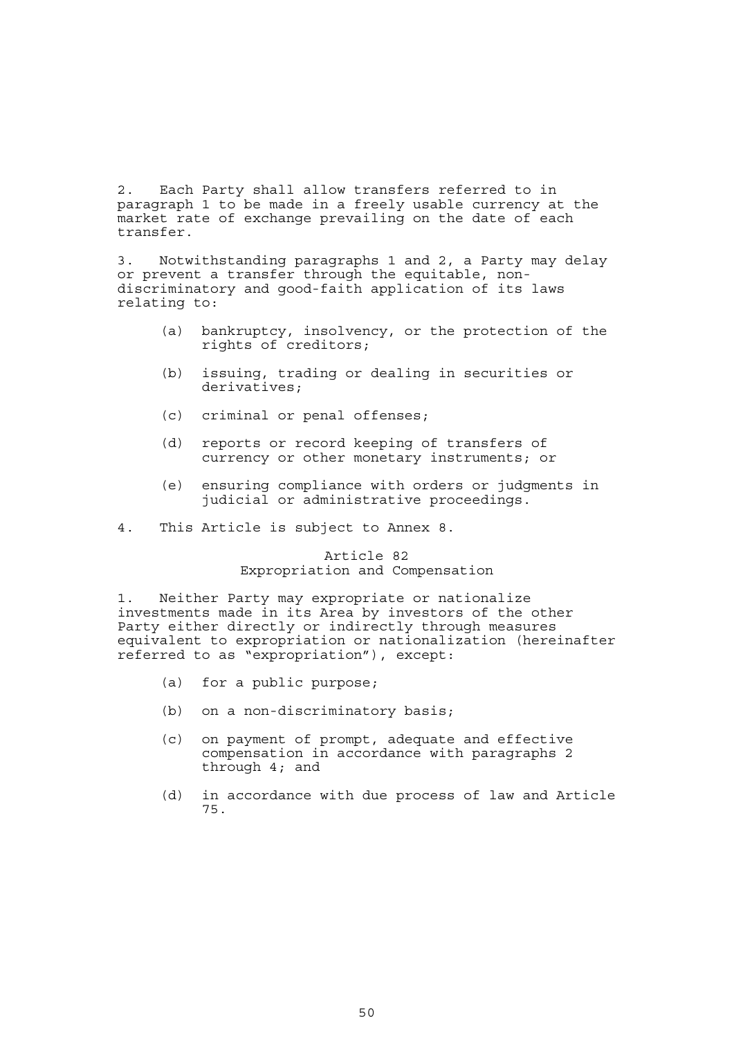2. Each Party shall allow transfers referred to in paragraph 1 to be made in a freely usable currency at the market rate of exchange prevailing on the date of each transfer.

3. Notwithstanding paragraphs 1 and 2, a Party may delay or prevent a transfer through the equitable, non-discriminatory and good-faith application of its laws relating to:

(a) bankruptcy, insolvency, or the protection of the rights of creditors;

(b) issuing, trading or dealing in securities or derivatives;

(c) criminal or penal offenses;

(d) reports or record keeping of transfers of currency or other monetary instruments; or

(e) ensuring compliance with orders or judgments in judicial or administrative proceedings.

4. This Article is subject to Annex 8.

## Article 82
## Expropriation and Compensation

1. Neither Party may expropriate or nationalize investments made in its Area by investors of the other Party either directly or indirectly through measures equivalent to expropriation or nationalization (hereinafter referred to as "expropriation"), except:

(a) for a public purpose;

(b) on a non-discriminatory basis;

(c) on payment of prompt, adequate and effective compensation in accordance with paragraphs 2 through 4; and

(d) in accordance with due process of law and Article 75.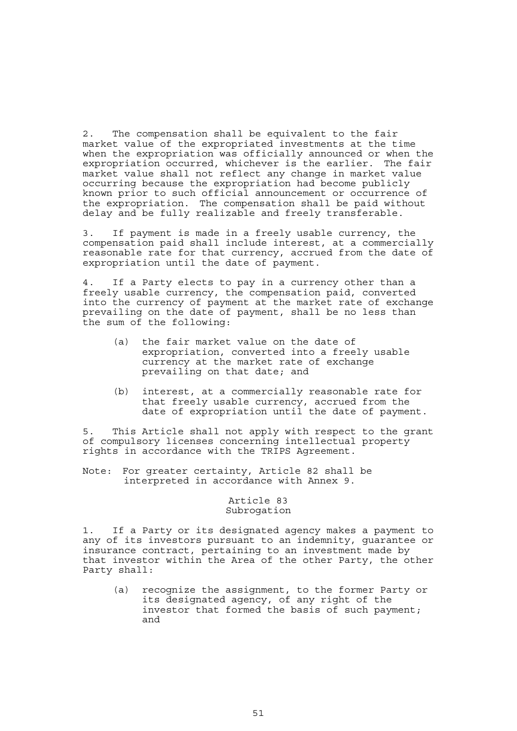2. The compensation shall be equivalent to the fair market value of the expropriated investments at the time when the expropriation was officially announced or when the expropriation occurred, whichever is the earlier. The fair market value shall not reflect any change in market value occurring because the expropriation had become publicly known prior to such official announcement or occurrence of the expropriation. The compensation shall be paid without delay and be fully realizable and freely transferable.

3. If payment is made in a freely usable currency, the compensation paid shall include interest, at a commercially reasonable rate for that currency, accrued from the date of expropriation until the date of payment.

4. If a Party elects to pay in a currency other than a freely usable currency, the compensation paid, converted into the currency of payment at the market rate of exchange prevailing on the date of payment, shall be no less than the sum of the following:

- (a) the fair market value on the date of expropriation, converted into a freely usable currency at the market rate of exchange prevailing on that date; and
- (b) interest, at a commercially reasonable rate for that freely usable currency, accrued from the date of expropriation until the date of payment.

5. This Article shall not apply with respect to the grant of compulsory licenses concerning intellectual property rights in accordance with the TRIPS Agreement.

Note: For greater certainty, Article 82 shall be interpreted in accordance with Annex 9.

### Article 83
### Subrogation

1. If a Party or its designated agency makes a payment to any of its investors pursuant to an indemnity, guarantee or insurance contract, pertaining to an investment made by that investor within the Area of the other Party, the other Party shall:

- (a) recognize the assignment, to the former Party or its designated agency, of any right of the investor that formed the basis of such payment; and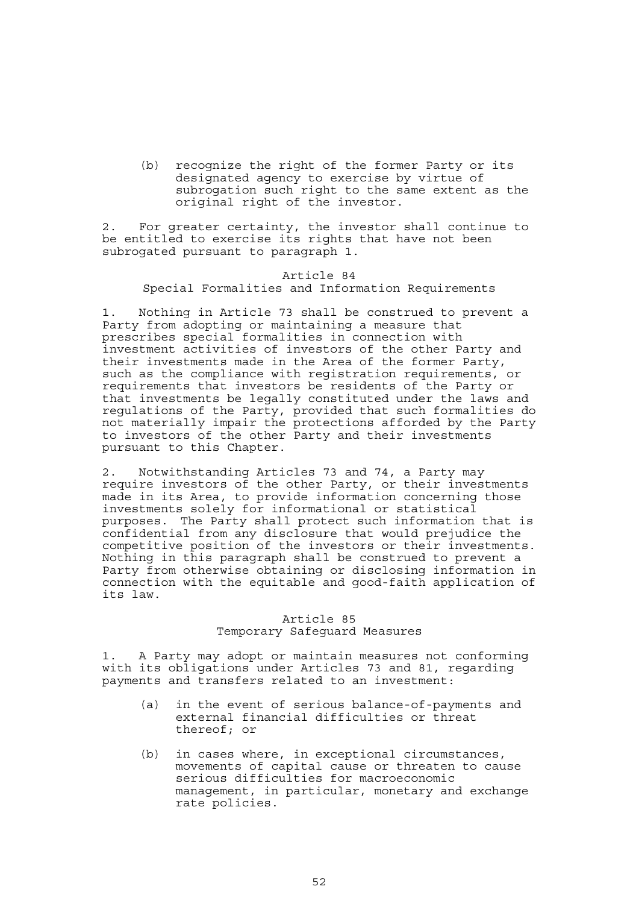(b) recognize the right of the former Party or its designated agency to exercise by virtue of subrogation such right to the same extent as the original right of the investor.

2. For greater certainty, the investor shall continue to be entitled to exercise its rights that have not been subrogated pursuant to paragraph 1.

### Article 84
### Special Formalities and Information Requirements

1. Nothing in Article 73 shall be construed to prevent a Party from adopting or maintaining a measure that prescribes special formalities in connection with investment activities of investors of the other Party and their investments made in the Area of the former Party, such as the compliance with registration requirements, or requirements that investors be residents of the Party or that investments be legally constituted under the laws and regulations of the Party, provided that such formalities do not materially impair the protections afforded by the Party to investors of the other Party and their investments pursuant to this Chapter.

2. Notwithstanding Articles 73 and 74, a Party may require investors of the other Party, or their investments made in its Area, to provide information concerning those investments solely for informational or statistical purposes. The Party shall protect such information that is confidential from any disclosure that would prejudice the competitive position of the investors or their investments. Nothing in this paragraph shall be construed to prevent a Party from otherwise obtaining or disclosing information in connection with the equitable and good-faith application of its law.

### Article 85
### Temporary Safeguard Measures

1. A Party may adopt or maintain measures not conforming with its obligations under Articles 73 and 81, regarding payments and transfers related to an investment:

(a) in the event of serious balance-of-payments and external financial difficulties or threat thereof; or

(b) in cases where, in exceptional circumstances, movements of capital cause or threaten to cause serious difficulties for macroeconomic management, in particular, monetary and exchange rate policies.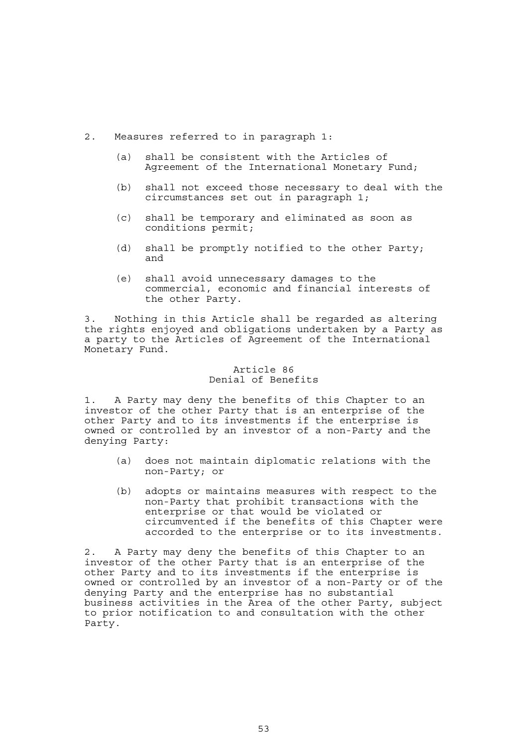2. Measures referred to in paragraph 1:

   (a) shall be consistent with the Articles of Agreement of the International Monetary Fund;

   (b) shall not exceed those necessary to deal with the circumstances set out in paragraph 1;

   (c) shall be temporary and eliminated as soon as conditions permit;

   (d) shall be promptly notified to the other Party; and

   (e) shall avoid unnecessary damages to the commercial, economic and financial interests of the other Party.

3. Nothing in this Article shall be regarded as altering the rights enjoyed and obligations undertaken by a Party as a party to the Articles of Agreement of the International Monetary Fund.

### Article 86
### Denial of Benefits

1. A Party may deny the benefits of this Chapter to an investor of the other Party that is an enterprise of the other Party and to its investments if the enterprise is owned or controlled by an investor of a non-Party and the denying Party:

   (a) does not maintain diplomatic relations with the non-Party; or

   (b) adopts or maintains measures with respect to the non-Party that prohibit transactions with the enterprise or that would be violated or circumvented if the benefits of this Chapter were accorded to the enterprise or to its investments.

2. A Party may deny the benefits of this Chapter to an investor of the other Party that is an enterprise of the other Party and to its investments if the enterprise is owned or controlled by an investor of a non-Party or of the denying Party and the enterprise has no substantial business activities in the Area of the other Party, subject to prior notification to and consultation with the other Party.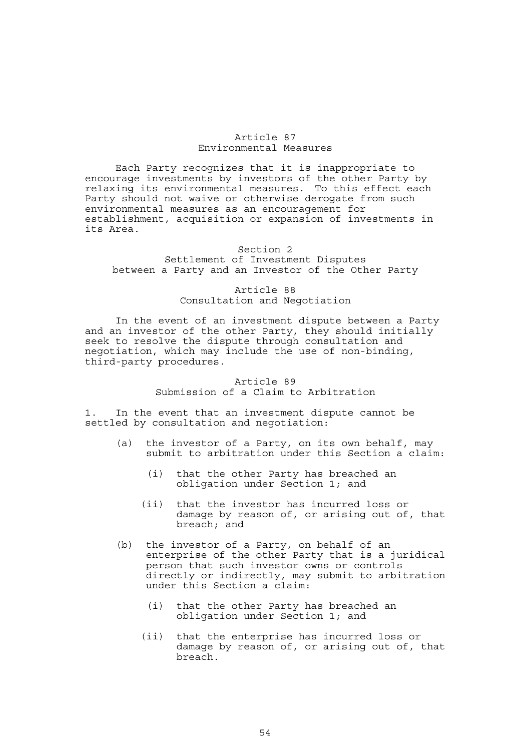### Article 87
### Environmental Measures

Each Party recognizes that it is inappropriate to encourage investments by investors of the other Party by relaxing its environmental measures. To this effect each Party should not waive or otherwise derogate from such environmental measures as an encouragement for establishment, acquisition or expansion of investments in its Area.

## Section 2
## Settlement of Investment Disputes between a Party and an Investor of the Other Party

### Article 88
### Consultation and Negotiation

In the event of an investment dispute between a Party and an investor of the other Party, they should initially seek to resolve the dispute through consultation and negotiation, which may include the use of non-binding, third-party procedures.

### Article 89
### Submission of a Claim to Arbitration

1. In the event that an investment dispute cannot be settled by consultation and negotiation:

   (a) the investor of a Party, on its own behalf, may submit to arbitration under this Section a claim:

      (i) that the other Party has breached an obligation under Section 1; and

      (ii) that the investor has incurred loss or damage by reason of, or arising out of, that breach; and

   (b) the investor of a Party, on behalf of an enterprise of the other Party that is a juridical person that such investor owns or controls directly or indirectly, may submit to arbitration under this Section a claim:

      (i) that the other Party has breached an obligation under Section 1; and

      (ii) that the enterprise has incurred loss or damage by reason of, or arising out of, that breach.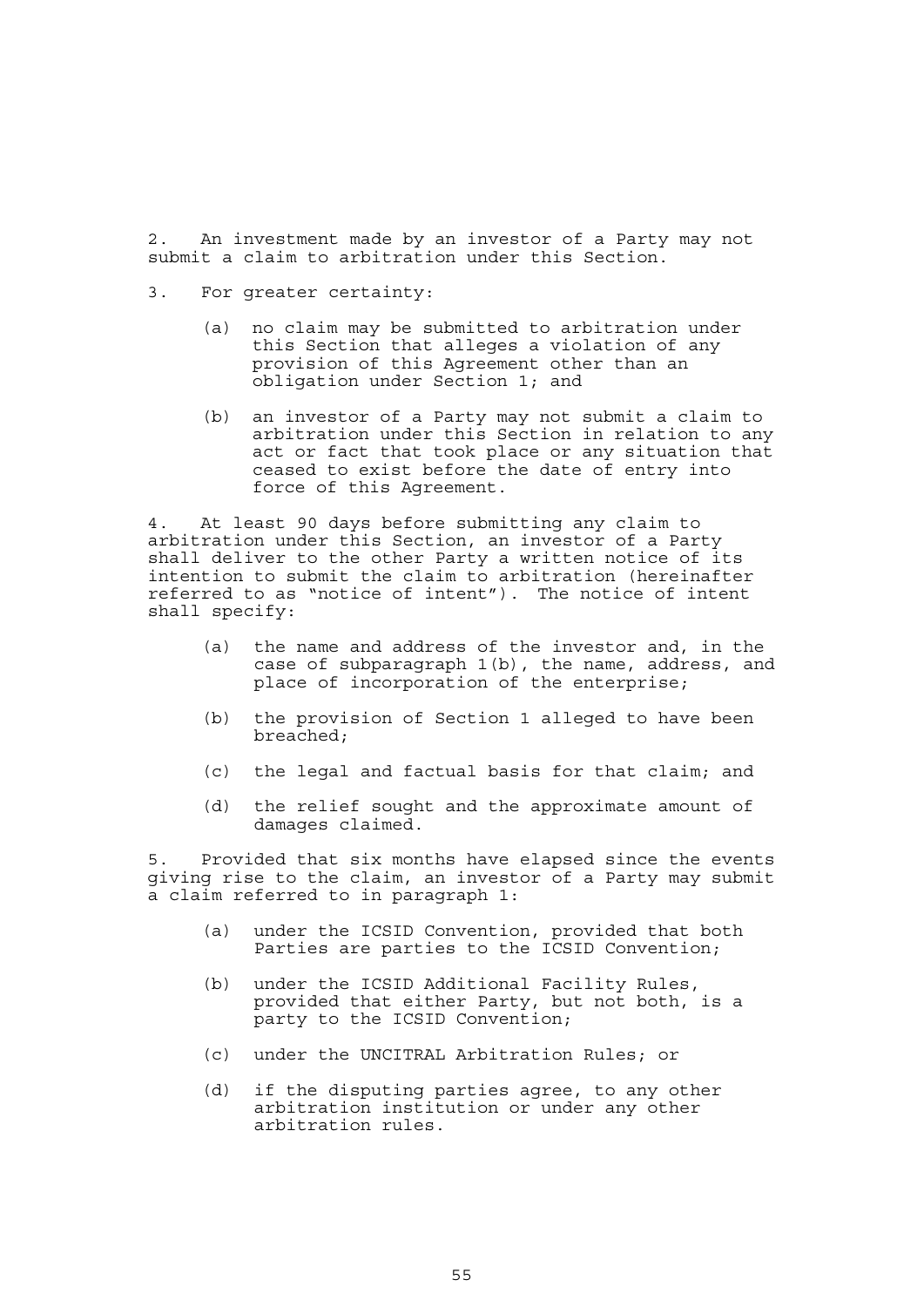2. An investment made by an investor of a Party may not submit a claim to arbitration under this Section.

3. For greater certainty:

   (a) no claim may be submitted to arbitration under this Section that alleges a violation of any provision of this Agreement other than an obligation under Section 1; and

   (b) an investor of a Party may not submit a claim to arbitration under this Section in relation to any act or fact that took place or any situation that ceased to exist before the date of entry into force of this Agreement.

4. At least 90 days before submitting any claim to arbitration under this Section, an investor of a Party shall deliver to the other Party a written notice of its intention to submit the claim to arbitration (hereinafter referred to as "notice of intent"). The notice of intent shall specify:

   (a) the name and address of the investor and, in the case of subparagraph 1(b), the name, address, and place of incorporation of the enterprise;

   (b) the provision of Section 1 alleged to have been breached;

   (c) the legal and factual basis for that claim; and

   (d) the relief sought and the approximate amount of damages claimed.

5. Provided that six months have elapsed since the events giving rise to the claim, an investor of a Party may submit a claim referred to in paragraph 1:

   (a) under the ICSID Convention, provided that both Parties are parties to the ICSID Convention;

   (b) under the ICSID Additional Facility Rules, provided that either Party, but not both, is a party to the ICSID Convention;

   (c) under the UNCITRAL Arbitration Rules; or

   (d) if the disputing parties agree, to any other arbitration institution or under any other arbitration rules.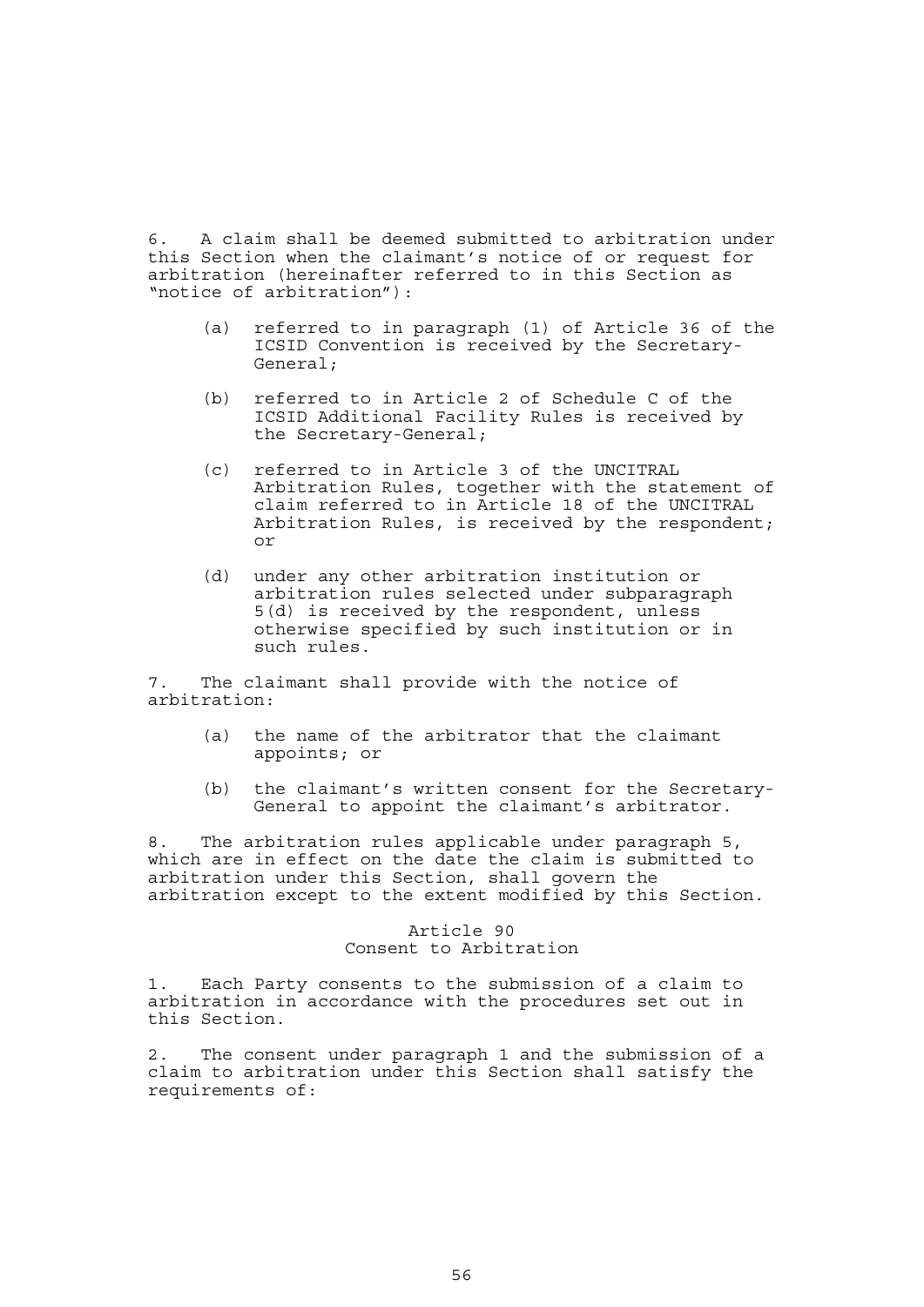6. A claim shall be deemed submitted to arbitration under this Section when the claimant's notice of or request for arbitration (hereinafter referred to in this Section as "notice of arbitration"):

   (a) referred to in paragraph (1) of Article 36 of the ICSID Convention is received by the Secretary-General;

   (b) referred to in Article 2 of Schedule C of the ICSID Additional Facility Rules is received by the Secretary-General;

   (c) referred to in Article 3 of the UNCITRAL Arbitration Rules, together with the statement of claim referred to in Article 18 of the UNCITRAL Arbitration Rules, is received by the respondent; or

   (d) under any other arbitration institution or arbitration rules selected under subparagraph 5(d) is received by the respondent, unless otherwise specified by such institution or in such rules.

7. The claimant shall provide with the notice of arbitration:

   (a) the name of the arbitrator that the claimant appoints; or

   (b) the claimant's written consent for the Secretary-General to appoint the claimant's arbitrator.

8. The arbitration rules applicable under paragraph 5, which are in effect on the date the claim is submitted to arbitration under this Section, shall govern the arbitration except to the extent modified by this Section.

## Article 90
## Consent to Arbitration

1. Each Party consents to the submission of a claim to arbitration in accordance with the procedures set out in this Section.

2. The consent under paragraph 1 and the submission of a claim to arbitration under this Section shall satisfy the requirements of: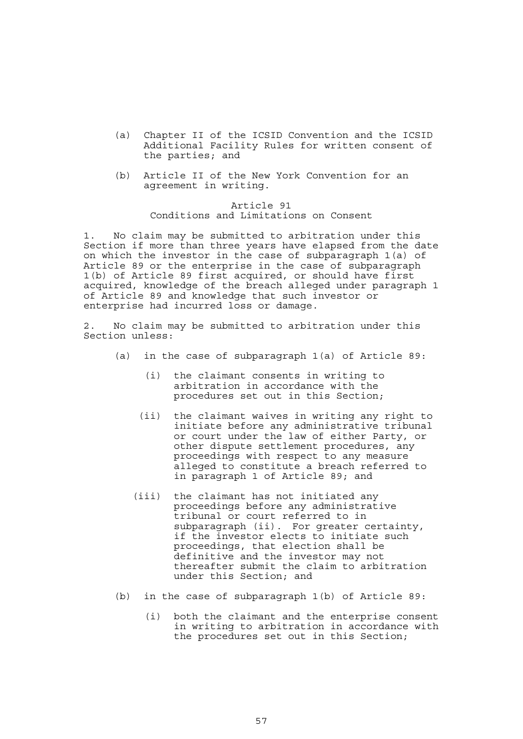(a) Chapter II of the ICSID Convention and the ICSID Additional Facility Rules for written consent of the parties; and

(b) Article II of the New York Convention for an agreement in writing.

### Article 91
### Conditions and Limitations on Consent

1. No claim may be submitted to arbitration under this Section if more than three years have elapsed from the date on which the investor in the case of subparagraph 1(a) of Article 89 or the enterprise in the case of subparagraph 1(b) of Article 89 first acquired, or should have first acquired, knowledge of the breach alleged under paragraph 1 of Article 89 and knowledge that such investor or enterprise had incurred loss or damage.

2. No claim may be submitted to arbitration under this Section unless:

(a) in the case of subparagraph 1(a) of Article 89:

(i) the claimant consents in writing to arbitration in accordance with the procedures set out in this Section;

(ii) the claimant waives in writing any right to initiate before any administrative tribunal or court under the law of either Party, or other dispute settlement procedures, any proceedings with respect to any measure alleged to constitute a breach referred to in paragraph 1 of Article 89; and

(iii) the claimant has not initiated any proceedings before any administrative tribunal or court referred to in subparagraph (ii). For greater certainty, if the investor elects to initiate such proceedings, that election shall be definitive and the investor may not thereafter submit the claim to arbitration under this Section; and

(b) in the case of subparagraph 1(b) of Article 89:

(i) both the claimant and the enterprise consent in writing to arbitration in accordance with the procedures set out in this Section;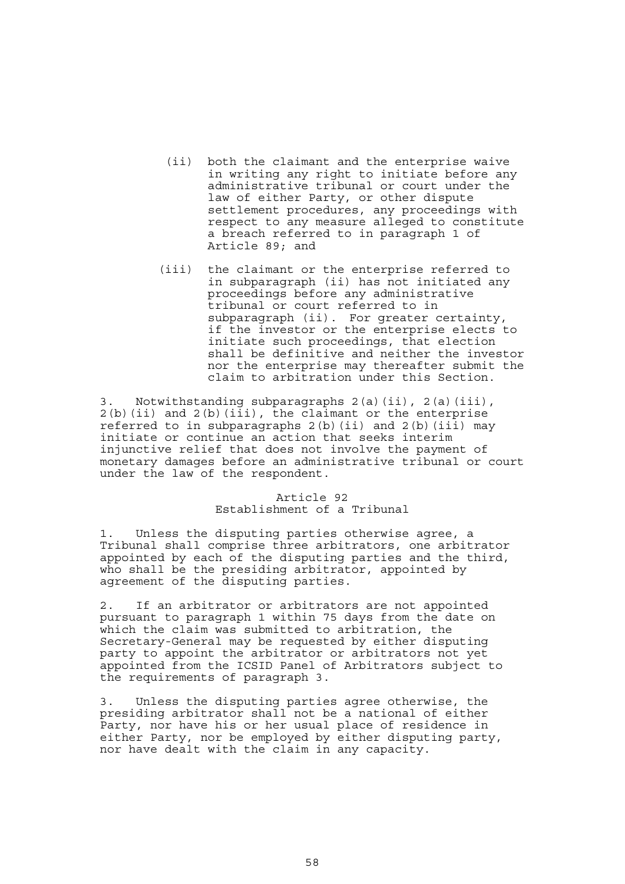(ii) both the claimant and the enterprise waive in writing any right to initiate before any administrative tribunal or court under the law of either Party, or other dispute settlement procedures, any proceedings with respect to any measure alleged to constitute a breach referred to in paragraph 1 of Article 89; and

(iii) the claimant or the enterprise referred to in subparagraph (ii) has not initiated any proceedings before any administrative tribunal or court referred to in subparagraph (ii). For greater certainty, if the investor or the enterprise elects to initiate such proceedings, that election shall be definitive and neither the investor nor the enterprise may thereafter submit the claim to arbitration under this Section.

3. Notwithstanding subparagraphs 2(a)(ii), 2(a)(iii), 2(b)(ii) and 2(b)(iii), the claimant or the enterprise referred to in subparagraphs 2(b)(ii) and 2(b)(iii) may initiate or continue an action that seeks interim injunctive relief that does not involve the payment of monetary damages before an administrative tribunal or court under the law of the respondent.

## Article 92
## Establishment of a Tribunal

1. Unless the disputing parties otherwise agree, a Tribunal shall comprise three arbitrators, one arbitrator appointed by each of the disputing parties and the third, who shall be the presiding arbitrator, appointed by agreement of the disputing parties.

2. If an arbitrator or arbitrators are not appointed pursuant to paragraph 1 within 75 days from the date on which the claim was submitted to arbitration, the Secretary-General may be requested by either disputing party to appoint the arbitrator or arbitrators not yet appointed from the ICSID Panel of Arbitrators subject to the requirements of paragraph 3.

3. Unless the disputing parties agree otherwise, the presiding arbitrator shall not be a national of either Party, nor have his or her usual place of residence in either Party, nor be employed by either disputing party, nor have dealt with the claim in any capacity.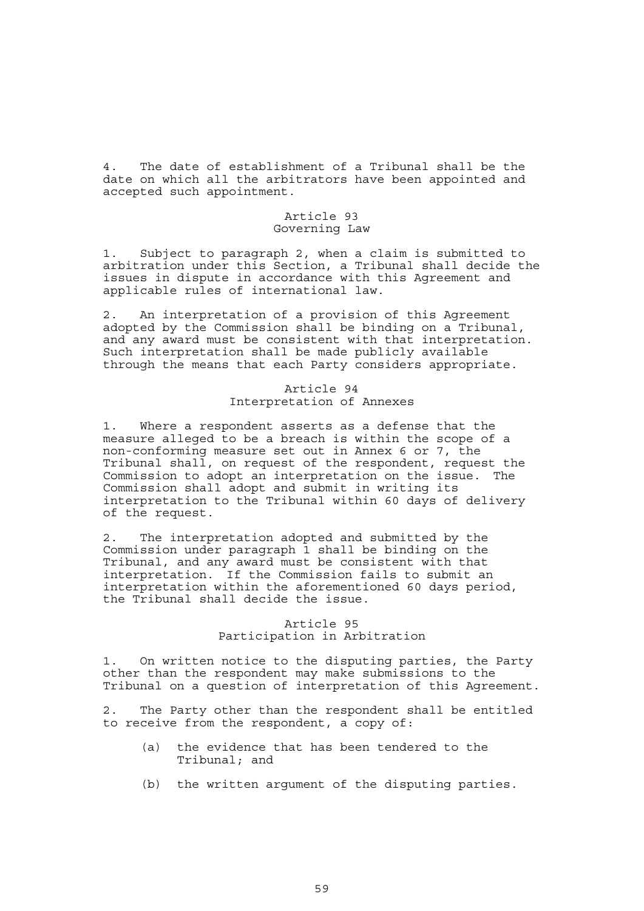4. The date of establishment of a Tribunal shall be the date on which all the arbitrators have been appointed and accepted such appointment.

### Article 93
### Governing Law

1. Subject to paragraph 2, when a claim is submitted to arbitration under this Section, a Tribunal shall decide the issues in dispute in accordance with this Agreement and applicable rules of international law.

2. An interpretation of a provision of this Agreement adopted by the Commission shall be binding on a Tribunal, and any award must be consistent with that interpretation. Such interpretation shall be made publicly available through the means that each Party considers appropriate.

### Article 94
### Interpretation of Annexes

1. Where a respondent asserts as a defense that the measure alleged to be a breach is within the scope of a non-conforming measure set out in Annex 6 or 7, the Tribunal shall, on request of the respondent, request the Commission to adopt an interpretation on the issue. The Commission shall adopt and submit in writing its interpretation to the Tribunal within 60 days of delivery of the request.

2. The interpretation adopted and submitted by the Commission under paragraph 1 shall be binding on the Tribunal, and any award must be consistent with that interpretation. If the Commission fails to submit an interpretation within the aforementioned 60 days period, the Tribunal shall decide the issue.

### Article 95
### Participation in Arbitration

1. On written notice to the disputing parties, the Party other than the respondent may make submissions to the Tribunal on a question of interpretation of this Agreement.

2. The Party other than the respondent shall be entitled to receive from the respondent, a copy of:

   (a) the evidence that has been tendered to the Tribunal; and

   (b) the written argument of the disputing parties.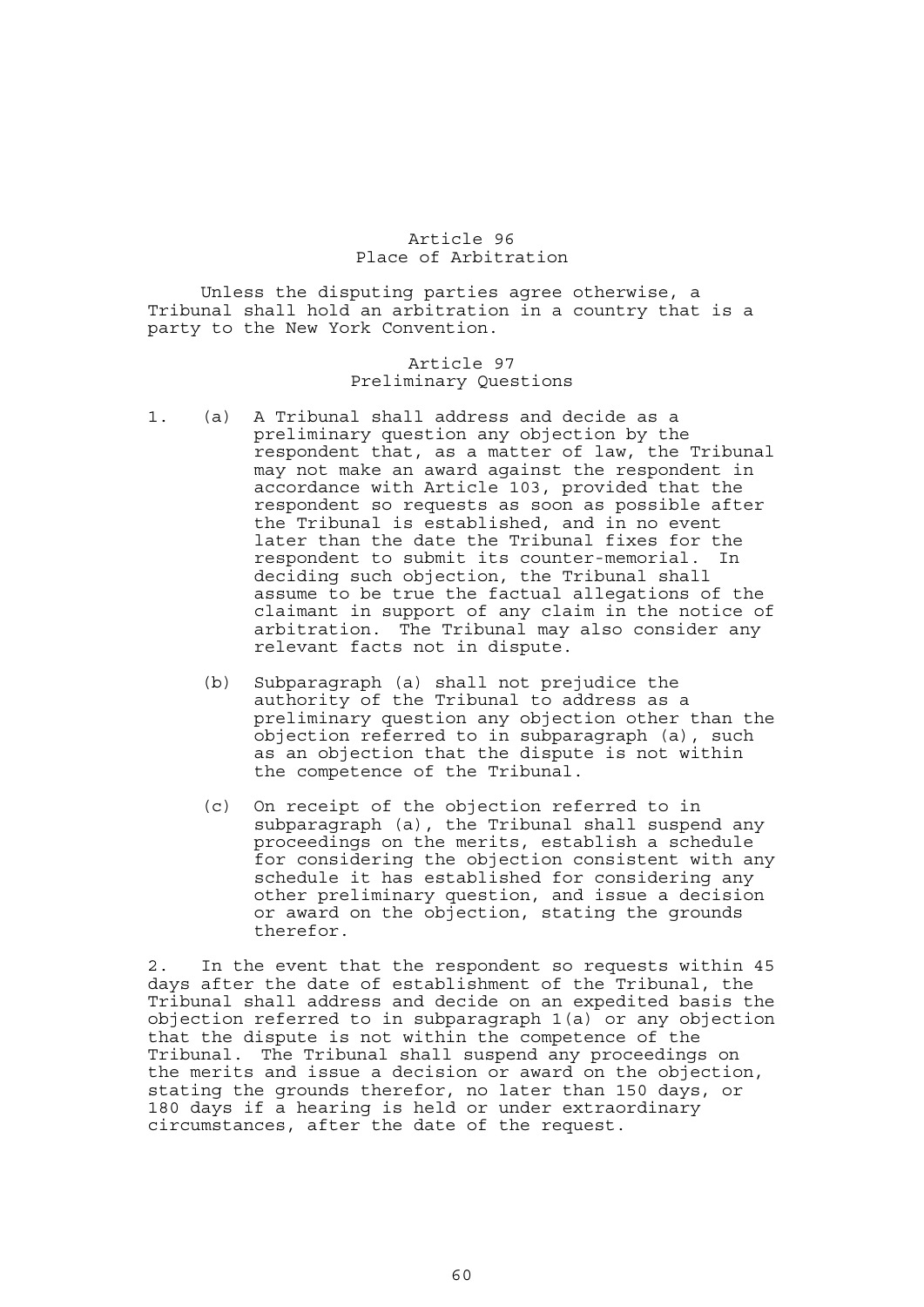## Article 96
## Place of Arbitration

Unless the disputing parties agree otherwise, a Tribunal shall hold an arbitration in a country that is a party to the New York Convention.

## Article 97
## Preliminary Questions

1. (a) A Tribunal shall address and decide as a preliminary question any objection by the respondent that, as a matter of law, the Tribunal may not make an award against the respondent in accordance with Article 103, provided that the respondent so requests as soon as possible after the Tribunal is established, and in no event later than the date the Tribunal fixes for the respondent to submit its counter-memorial. In deciding such objection, the Tribunal shall assume to be true the factual allegations of the claimant in support of any claim in the notice of arbitration. The Tribunal may also consider any relevant facts not in dispute.

   (b) Subparagraph (a) shall not prejudice the authority of the Tribunal to address as a preliminary question any objection other than the objection referred to in subparagraph (a), such as an objection that the dispute is not within the competence of the Tribunal.

   (c) On receipt of the objection referred to in subparagraph (a), the Tribunal shall suspend any proceedings on the merits, establish a schedule for considering the objection consistent with any schedule it has established for considering any other preliminary question, and issue a decision or award on the objection, stating the grounds therefor.

2. In the event that the respondent so requests within 45 days after the date of establishment of the Tribunal, the Tribunal shall address and decide on an expedited basis the objection referred to in subparagraph 1(a) or any objection that the dispute is not within the competence of the Tribunal. The Tribunal shall suspend any proceedings on the merits and issue a decision or award on the objection, stating the grounds therefor, no later than 150 days, or 180 days if a hearing is held or under extraordinary circumstances, after the date of the request.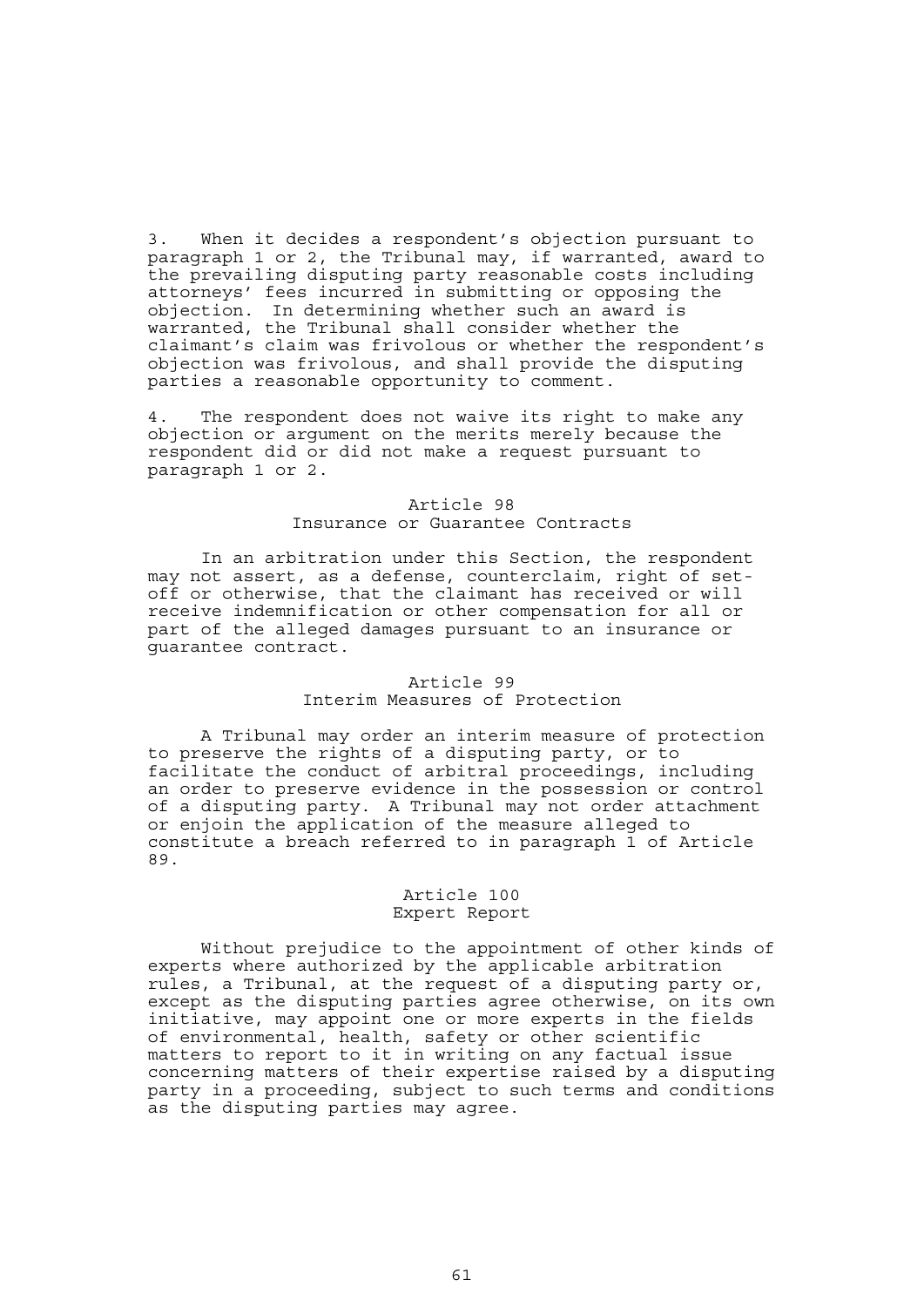3. When it decides a respondent's objection pursuant to paragraph 1 or 2, the Tribunal may, if warranted, award to the prevailing disputing party reasonable costs including attorneys' fees incurred in submitting or opposing the objection. In determining whether such an award is warranted, the Tribunal shall consider whether the claimant's claim was frivolous or whether the respondent's objection was frivolous, and shall provide the disputing parties a reasonable opportunity to comment.

4. The respondent does not waive its right to make any objection or argument on the merits merely because the respondent did or did not make a request pursuant to paragraph 1 or 2.

### Article 98
### Insurance or Guarantee Contracts

In an arbitration under this Section, the respondent may not assert, as a defense, counterclaim, right of set-off or otherwise, that the claimant has received or will receive indemnification or other compensation for all or part of the alleged damages pursuant to an insurance or guarantee contract.

### Article 99
### Interim Measures of Protection

A Tribunal may order an interim measure of protection to preserve the rights of a disputing party, or to facilitate the conduct of arbitral proceedings, including an order to preserve evidence in the possession or control of a disputing party. A Tribunal may not order attachment or enjoin the application of the measure alleged to constitute a breach referred to in paragraph 1 of Article 89.

### Article 100
### Expert Report

Without prejudice to the appointment of other kinds of experts where authorized by the applicable arbitration rules, a Tribunal, at the request of a disputing party or, except as the disputing parties agree otherwise, on its own initiative, may appoint one or more experts in the fields of environmental, health, safety or other scientific matters to report to it in writing on any factual issue concerning matters of their expertise raised by a disputing party in a proceeding, subject to such terms and conditions as the disputing parties may agree.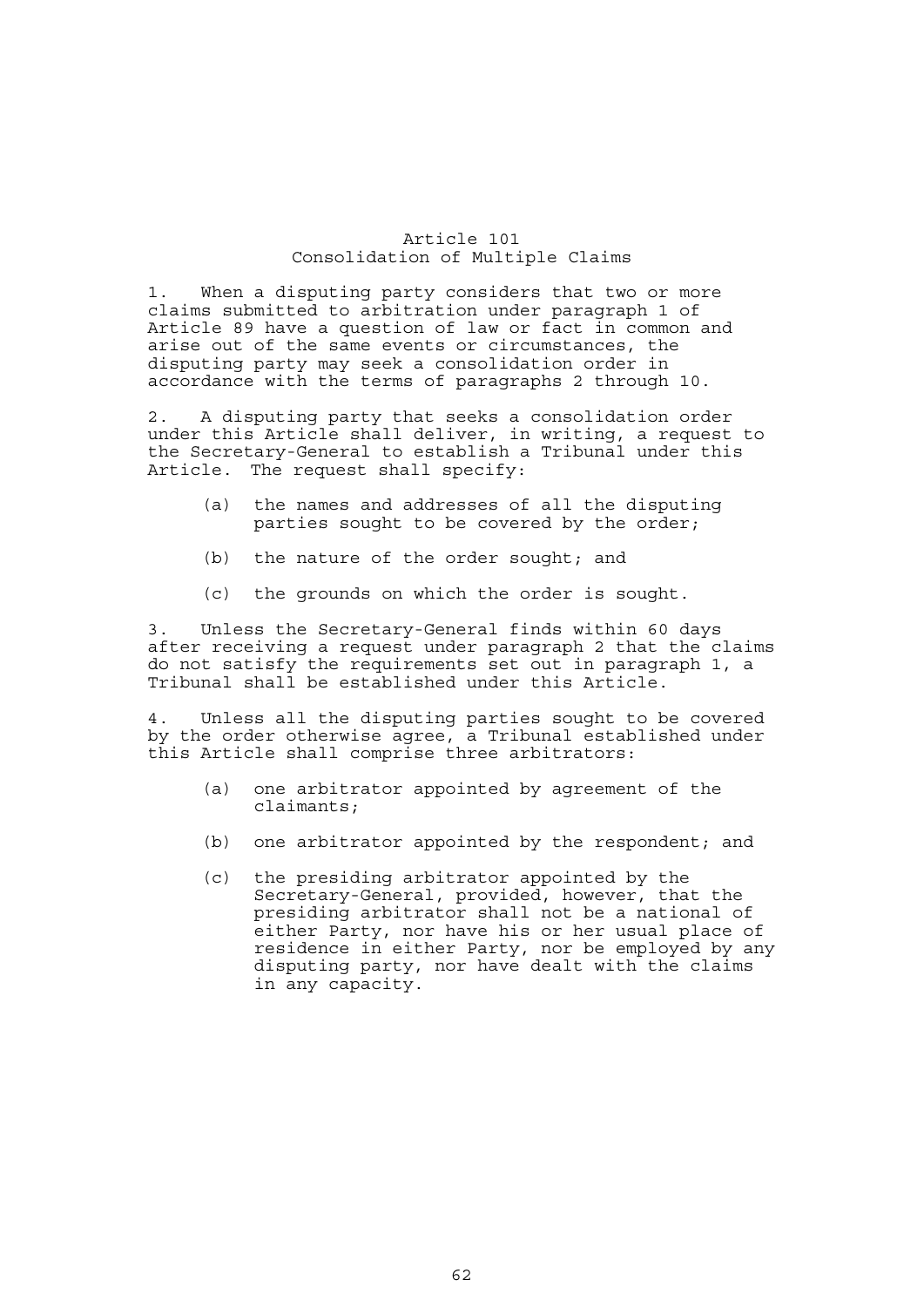## Article 101
## Consolidation of Multiple Claims

1. When a disputing party considers that two or more claims submitted to arbitration under paragraph 1 of Article 89 have a question of law or fact in common and arise out of the same events or circumstances, the disputing party may seek a consolidation order in accordance with the terms of paragraphs 2 through 10.

2. A disputing party that seeks a consolidation order under this Article shall deliver, in writing, a request to the Secretary-General to establish a Tribunal under this Article. The request shall specify:

   (a) the names and addresses of all the disputing parties sought to be covered by the order;

   (b) the nature of the order sought; and

   (c) the grounds on which the order is sought.

3. Unless the Secretary-General finds within 60 days after receiving a request under paragraph 2 that the claims do not satisfy the requirements set out in paragraph 1, a Tribunal shall be established under this Article.

4. Unless all the disputing parties sought to be covered by the order otherwise agree, a Tribunal established under this Article shall comprise three arbitrators:

   (a) one arbitrator appointed by agreement of the claimants;

   (b) one arbitrator appointed by the respondent; and

   (c) the presiding arbitrator appointed by the Secretary-General, provided, however, that the presiding arbitrator shall not be a national of either Party, nor have his or her usual place of residence in either Party, nor be employed by any disputing party, nor have dealt with the claims in any capacity.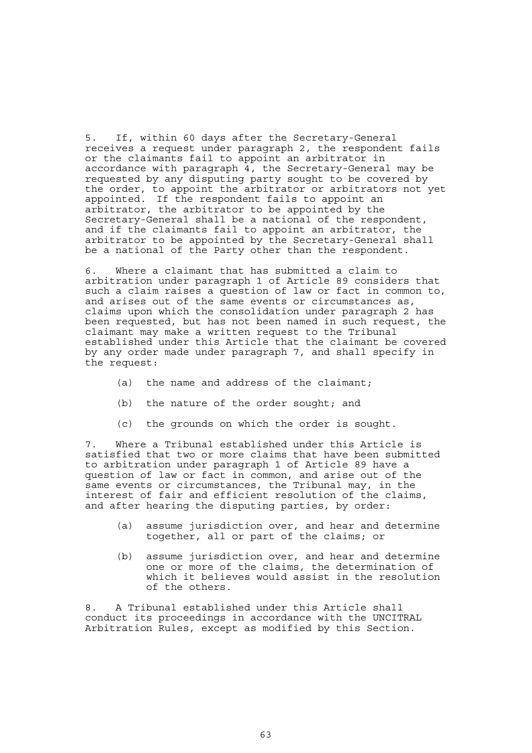5. If, within 60 days after the Secretary-General receives a request under paragraph 2, the respondent fails or the claimants fail to appoint an arbitrator in accordance with paragraph 4, the Secretary-General may be requested by any disputing party sought to be covered by the order, to appoint the arbitrator or arbitrators not yet appointed. If the respondent fails to appoint an arbitrator, the arbitrator to be appointed by the Secretary-General shall be a national of the respondent, and if the claimants fail to appoint an arbitrator, the arbitrator to be appointed by the Secretary-General shall be a national of the Party other than the respondent.

6. Where a claimant that has submitted a claim to arbitration under paragraph 1 of Article 89 considers that such a claim raises a question of law or fact in common to, and arises out of the same events or circumstances as, claims upon which the consolidation under paragraph 2 has been requested, but has not been named in such request, the claimant may make a written request to the Tribunal established under this Article that the claimant be covered by any order made under paragraph 7, and shall specify in the request:

(a) the name and address of the claimant;

(b) the nature of the order sought; and

(c) the grounds on which the order is sought.

7. Where a Tribunal established under this Article is satisfied that two or more claims that have been submitted to arbitration under paragraph 1 of Article 89 have a question of law or fact in common, and arise out of the same events or circumstances, the Tribunal may, in the interest of fair and efficient resolution of the claims, and after hearing the disputing parties, by order:

(a) assume jurisdiction over, and hear and determine together, all or part of the claims; or

(b) assume jurisdiction over, and hear and determine one or more of the claims, the determination of which it believes would assist in the resolution of the others.

8. A Tribunal established under this Article shall conduct its proceedings in accordance with the UNCITRAL Arbitration Rules, except as modified by this Section.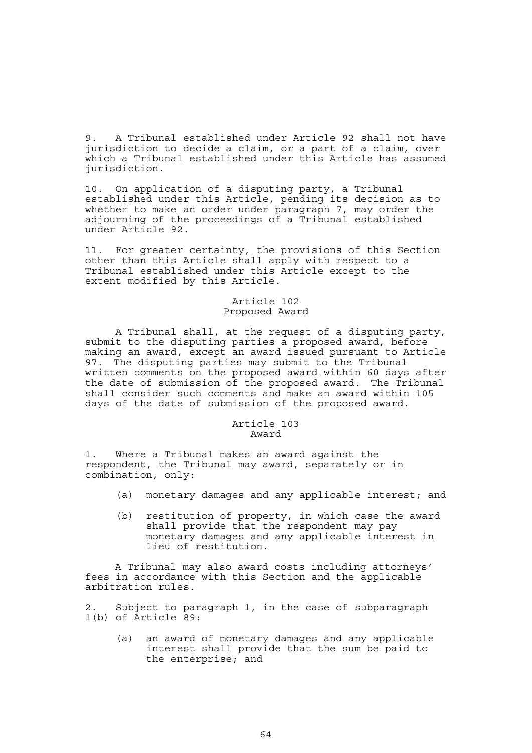9. A Tribunal established under Article 92 shall not have jurisdiction to decide a claim, or a part of a claim, over which a Tribunal established under this Article has assumed jurisdiction.

10. On application of a disputing party, a Tribunal established under this Article, pending its decision as to whether to make an order under paragraph 7, may order the adjourning of the proceedings of a Tribunal established under Article 92.

11. For greater certainty, the provisions of this Section other than this Article shall apply with respect to a Tribunal established under this Article except to the extent modified by this Article.

### Article 102
### Proposed Award

A Tribunal shall, at the request of a disputing party, submit to the disputing parties a proposed award, before making an award, except an award issued pursuant to Article 97. The disputing parties may submit to the Tribunal written comments on the proposed award within 60 days after the date of submission of the proposed award. The Tribunal shall consider such comments and make an award within 105 days of the date of submission of the proposed award.

### Article 103
### Award

1. Where a Tribunal makes an award against the respondent, the Tribunal may award, separately or in combination, only:

   (a) monetary damages and any applicable interest; and

   (b) restitution of property, in which case the award shall provide that the respondent may pay monetary damages and any applicable interest in lieu of restitution.

A Tribunal may also award costs including attorneys' fees in accordance with this Section and the applicable arbitration rules.

2. Subject to paragraph 1, in the case of subparagraph 1(b) of Article 89:

   (a) an award of monetary damages and any applicable interest shall provide that the sum be paid to the enterprise; and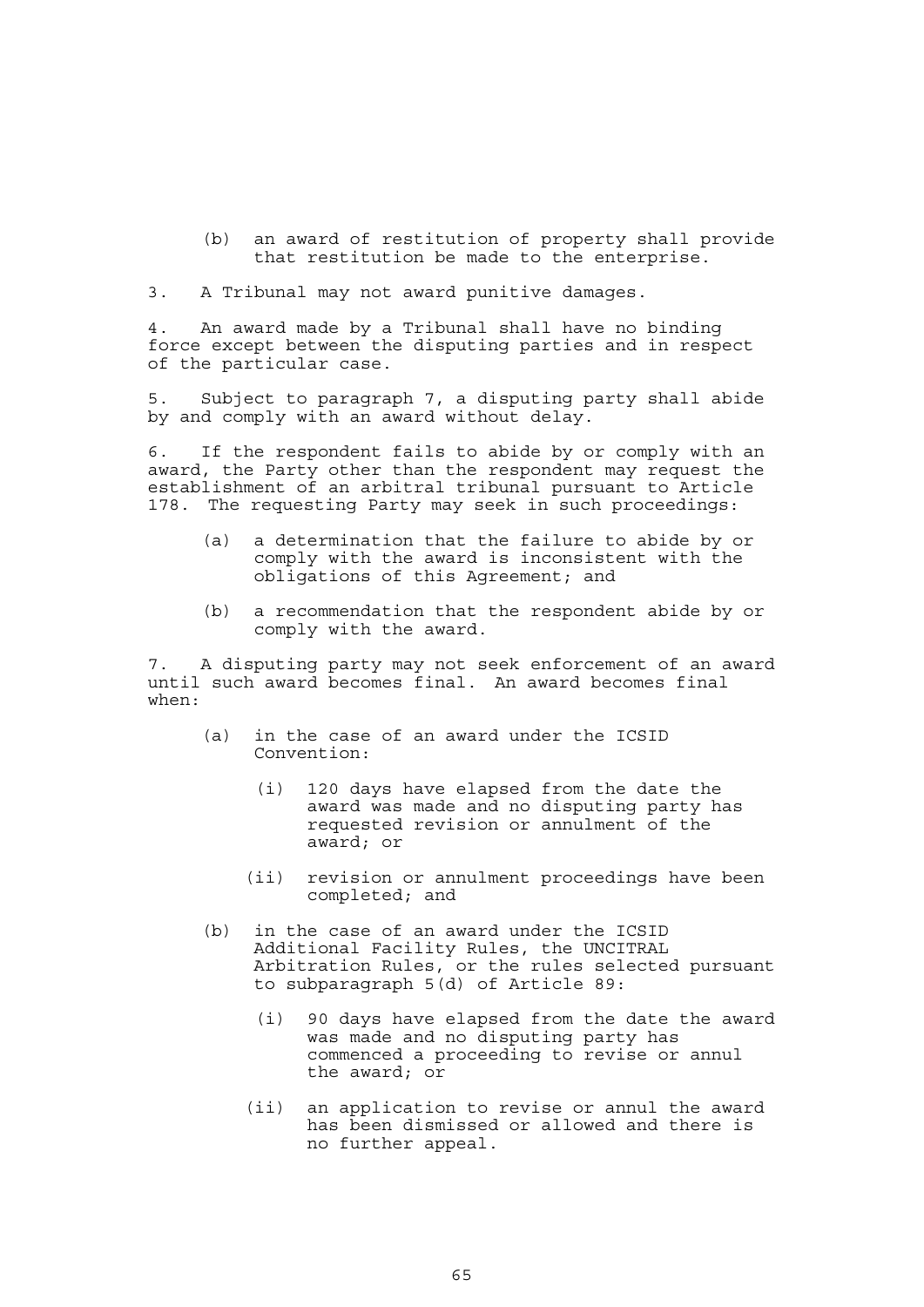(b) an award of restitution of property shall provide that restitution be made to the enterprise.

3. A Tribunal may not award punitive damages.

4. An award made by a Tribunal shall have no binding force except between the disputing parties and in respect of the particular case.

5. Subject to paragraph 7, a disputing party shall abide by and comply with an award without delay.

6. If the respondent fails to abide by or comply with an award, the Party other than the respondent may request the establishment of an arbitral tribunal pursuant to Article 178. The requesting Party may seek in such proceedings:

   (a) a determination that the failure to abide by or comply with the award is inconsistent with the obligations of this Agreement; and

   (b) a recommendation that the respondent abide by or comply with the award.

7. A disputing party may not seek enforcement of an award until such award becomes final. An award becomes final when:

   (a) in the case of an award under the ICSID Convention:

      (i) 120 days have elapsed from the date the award was made and no disputing party has requested revision or annulment of the award; or

      (ii) revision or annulment proceedings have been completed; and

   (b) in the case of an award under the ICSID Additional Facility Rules, the UNCITRAL Arbitration Rules, or the rules selected pursuant to subparagraph 5(d) of Article 89:

      (i) 90 days have elapsed from the date the award was made and no disputing party has commenced a proceeding to revise or annul the award; or

      (ii) an application to revise or annul the award has been dismissed or allowed and there is no further appeal.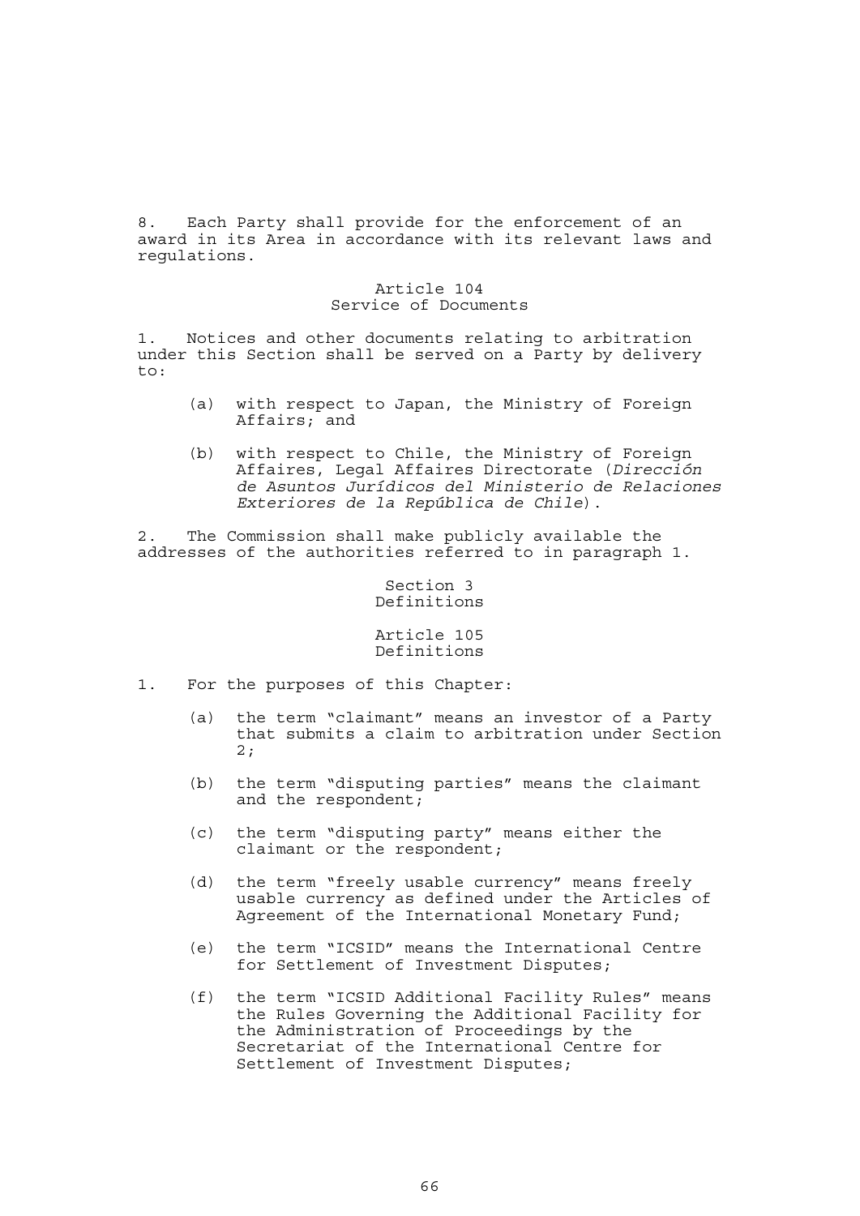8. Each Party shall provide for the enforcement of an award in its Area in accordance with its relevant laws and regulations.

### Article 104
### Service of Documents

1. Notices and other documents relating to arbitration under this Section shall be served on a Party by delivery to:

   (a) with respect to Japan, the Ministry of Foreign Affairs; and

   (b) with respect to Chile, the Ministry of Foreign Affaires, Legal Affaires Directorate (*Dirección de Asuntos Jurídicos del Ministerio de Relaciones Exteriores de la República de Chile*).

2. The Commission shall make publicly available the addresses of the authorities referred to in paragraph 1.

## Section 3
## Definitions

### Article 105
### Definitions

1. For the purposes of this Chapter:

   (a) the term "claimant" means an investor of a Party that submits a claim to arbitration under Section 2;

   (b) the term "disputing parties" means the claimant and the respondent;

   (c) the term "disputing party" means either the claimant or the respondent;

   (d) the term "freely usable currency" means freely usable currency as defined under the Articles of Agreement of the International Monetary Fund;

   (e) the term "ICSID" means the International Centre for Settlement of Investment Disputes;

   (f) the term "ICSID Additional Facility Rules" means the Rules Governing the Additional Facility for the Administration of Proceedings by the Secretariat of the International Centre for Settlement of Investment Disputes;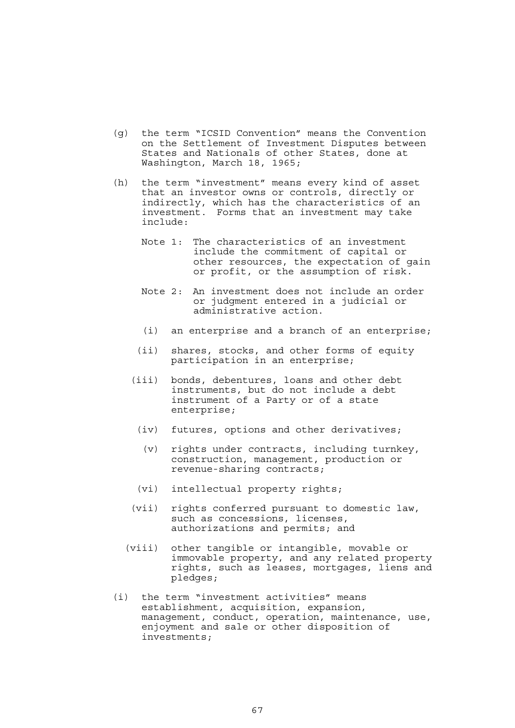(g) the term "ICSID Convention" means the Convention on the Settlement of Investment Disputes between States and Nationals of other States, done at Washington, March 18, 1965;

(h) the term "investment" means every kind of asset that an investor owns or controls, directly or indirectly, which has the characteristics of an investment. Forms that an investment may take include:

Note 1: The characteristics of an investment include the commitment of capital or other resources, the expectation of gain or profit, or the assumption of risk.

Note 2: An investment does not include an order or judgment entered in a judicial or administrative action.

(i) an enterprise and a branch of an enterprise;

(ii) shares, stocks, and other forms of equity participation in an enterprise;

(iii) bonds, debentures, loans and other debt instruments, but do not include a debt instrument of a Party or of a state enterprise;

(iv) futures, options and other derivatives;

(v) rights under contracts, including turnkey, construction, management, production or revenue-sharing contracts;

(vi) intellectual property rights;

(vii) rights conferred pursuant to domestic law, such as concessions, licenses, authorizations and permits; and

(viii) other tangible or intangible, movable or immovable property, and any related property rights, such as leases, mortgages, liens and pledges;

(i) the term "investment activities" means establishment, acquisition, expansion, management, conduct, operation, maintenance, use, enjoyment and sale or other disposition of investments;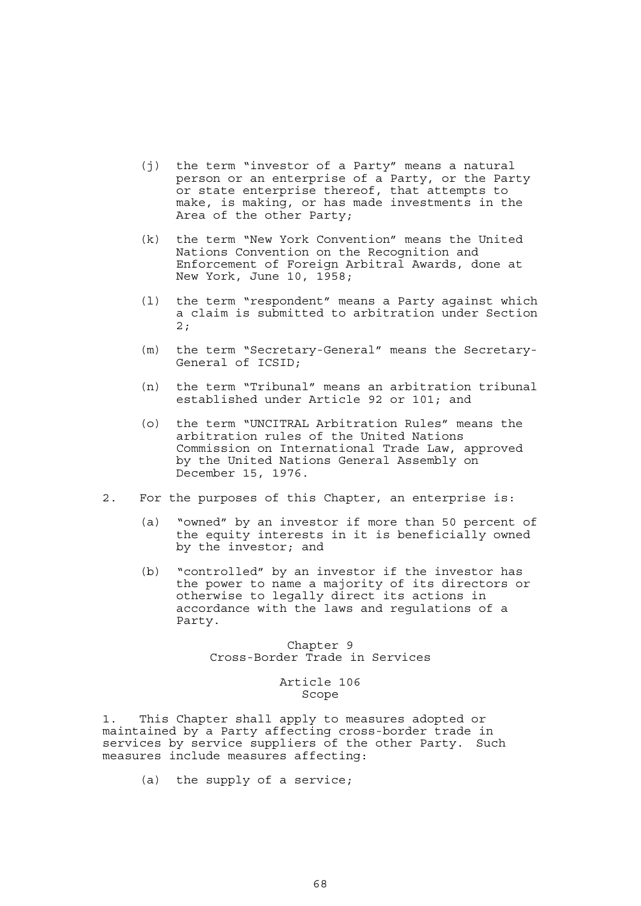(j) the term "investor of a Party" means a natural person or an enterprise of a Party, or the Party or state enterprise thereof, that attempts to make, is making, or has made investments in the Area of the other Party;

(k) the term "New York Convention" means the United Nations Convention on the Recognition and Enforcement of Foreign Arbitral Awards, done at New York, June 10, 1958;

(l) the term "respondent" means a Party against which a claim is submitted to arbitration under Section 2;

(m) the term "Secretary-General" means the Secretary-General of ICSID;

(n) the term "Tribunal" means an arbitration tribunal established under Article 92 or 101; and

(o) the term "UNCITRAL Arbitration Rules" means the arbitration rules of the United Nations Commission on International Trade Law, approved by the United Nations General Assembly on December 15, 1976.

2. For the purposes of this Chapter, an enterprise is:

(a) "owned" by an investor if more than 50 percent of the equity interests in it is beneficially owned by the investor; and

(b) "controlled" by an investor if the investor has the power to name a majority of its directors or otherwise to legally direct its actions in accordance with the laws and regulations of a Party.

## Chapter 9
## Cross-Border Trade in Services

### Article 106
### Scope

1. This Chapter shall apply to measures adopted or maintained by a Party affecting cross-border trade in services by service suppliers of the other Party. Such measures include measures affecting:

(a) the supply of a service;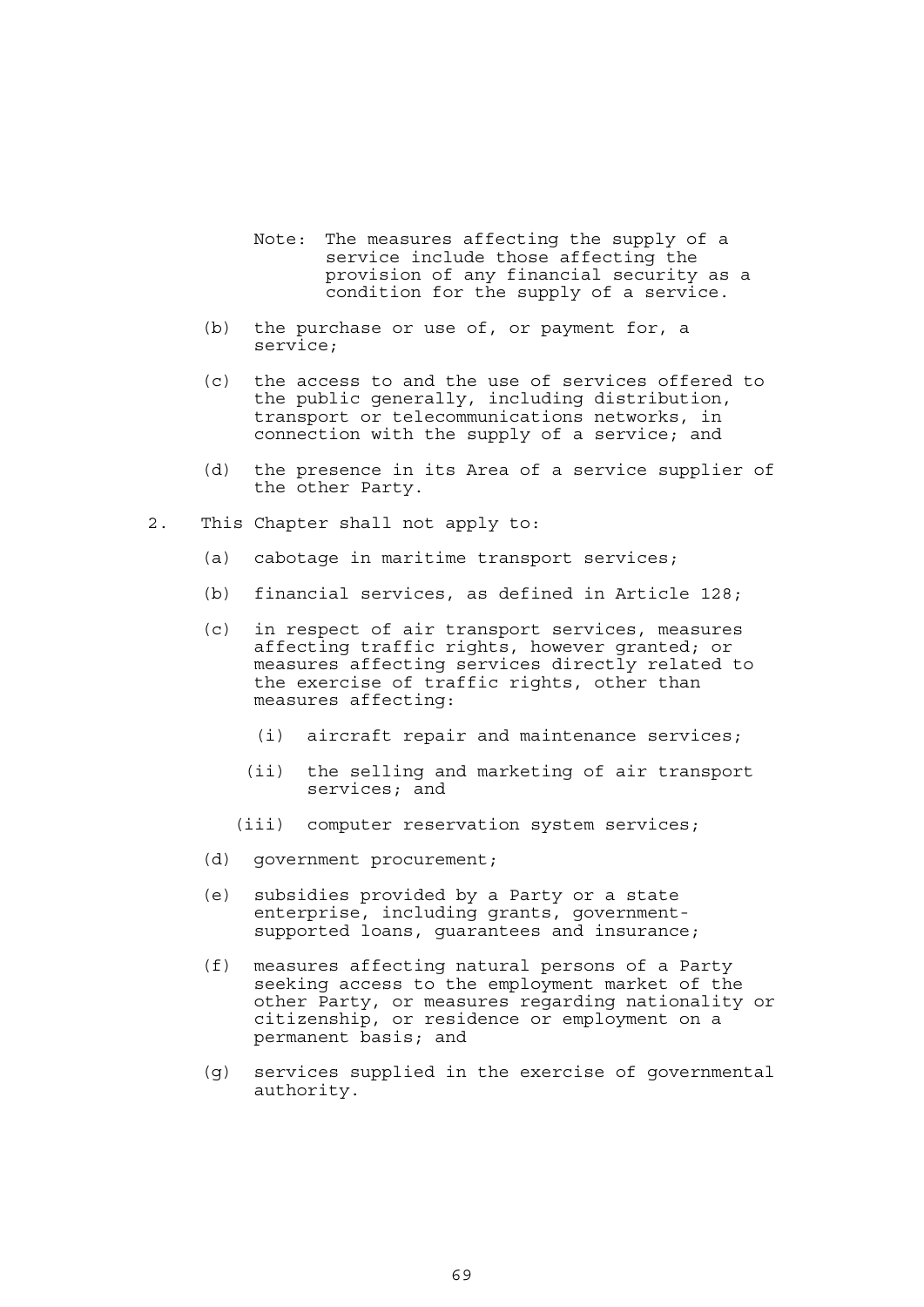Note: The measures affecting the supply of a service include those affecting the provision of any financial security as a condition for the supply of a service.

(b) the purchase or use of, or payment for, a service;

(c) the access to and the use of services offered to the public generally, including distribution, transport or telecommunications networks, in connection with the supply of a service; and

(d) the presence in its Area of a service supplier of the other Party.

2. This Chapter shall not apply to:

(a) cabotage in maritime transport services;

(b) financial services, as defined in Article 128;

(c) in respect of air transport services, measures affecting traffic rights, however granted; or measures affecting services directly related to the exercise of traffic rights, other than measures affecting:

   (i) aircraft repair and maintenance services;

   (ii) the selling and marketing of air transport services; and

   (iii) computer reservation system services;

(d) government procurement;

(e) subsidies provided by a Party or a state enterprise, including grants, government-supported loans, guarantees and insurance;

(f) measures affecting natural persons of a Party seeking access to the employment market of the other Party, or measures regarding nationality or citizenship, or residence or employment on a permanent basis; and

(g) services supplied in the exercise of governmental authority.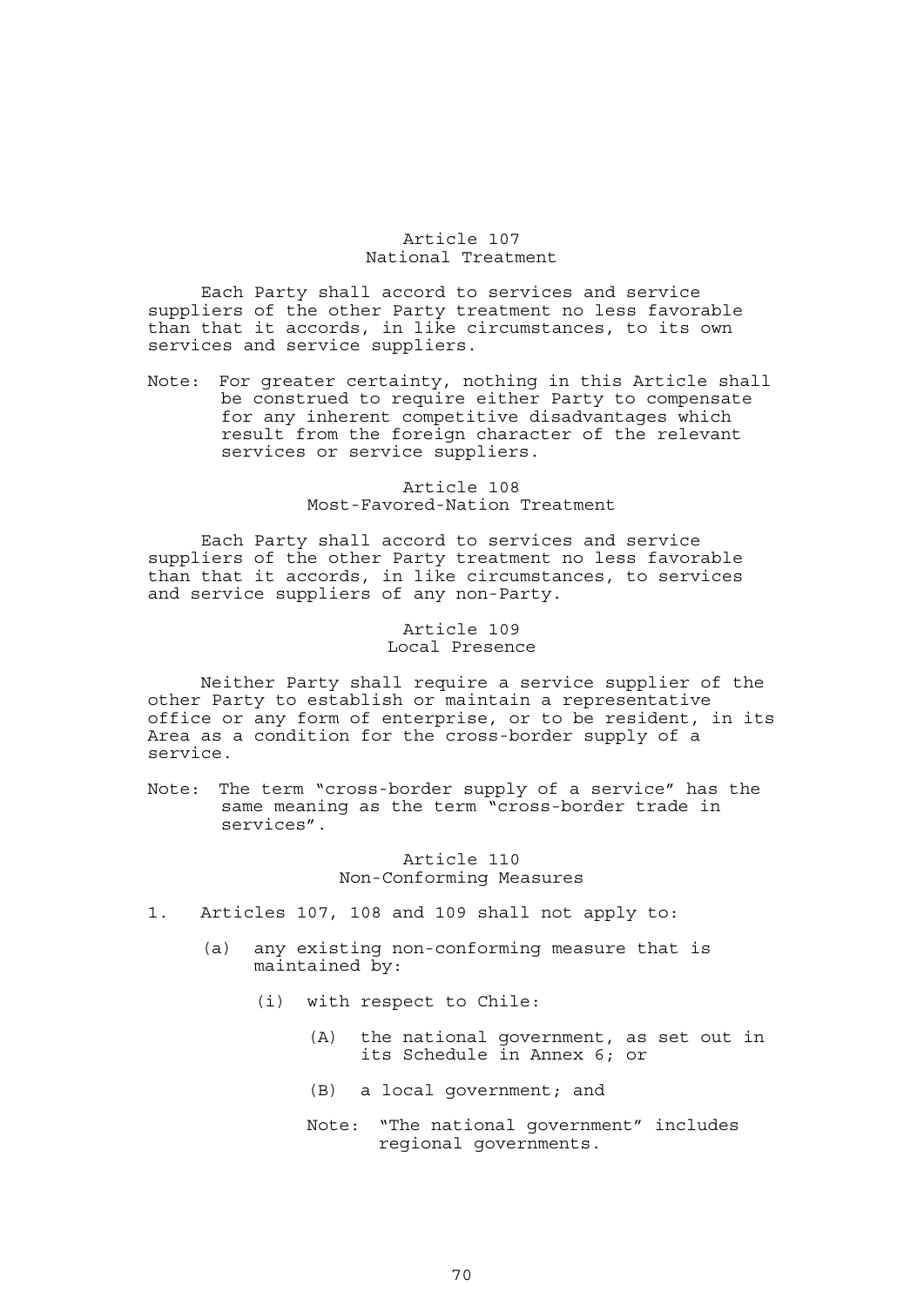### Article 107
### National Treatment

Each Party shall accord to services and service suppliers of the other Party treatment no less favorable than that it accords, in like circumstances, to its own services and service suppliers.

Note: For greater certainty, nothing in this Article shall be construed to require either Party to compensate for any inherent competitive disadvantages which result from the foreign character of the relevant services or service suppliers.

### Article 108
### Most-Favored-Nation Treatment

Each Party shall accord to services and service suppliers of the other Party treatment no less favorable than that it accords, in like circumstances, to services and service suppliers of any non-Party.

### Article 109
### Local Presence

Neither Party shall require a service supplier of the other Party to establish or maintain a representative office or any form of enterprise, or to be resident, in its Area as a condition for the cross-border supply of a service.

Note: The term "cross-border supply of a service" has the same meaning as the term "cross-border trade in services".

### Article 110
### Non-Conforming Measures

1. Articles 107, 108 and 109 shall not apply to:

   (a) any existing non-conforming measure that is maintained by:

      (i) with respect to Chile:

         (A) the national government, as set out in its Schedule in Annex 6; or

         (B) a local government; and

         Note: "The national government" includes regional governments.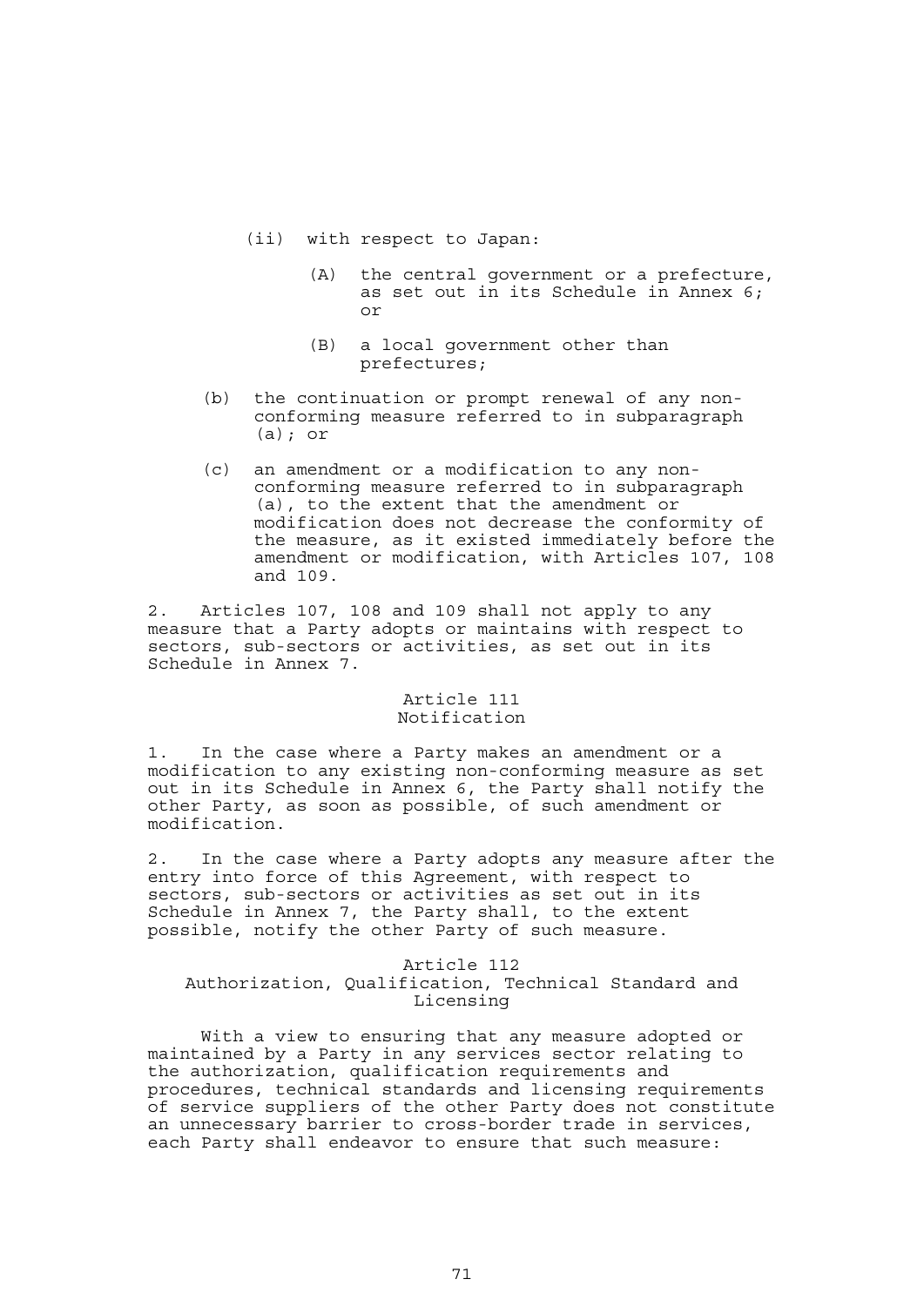(ii) with respect to Japan:

(A) the central government or a prefecture, as set out in its Schedule in Annex 6; or

(B) a local government other than prefectures;

(b) the continuation or prompt renewal of any non-conforming measure referred to in subparagraph (a); or

(c) an amendment or a modification to any non-conforming measure referred to in subparagraph (a), to the extent that the amendment or modification does not decrease the conformity of the measure, as it existed immediately before the amendment or modification, with Articles 107, 108 and 109.

2. Articles 107, 108 and 109 shall not apply to any measure that a Party adopts or maintains with respect to sectors, sub-sectors or activities, as set out in its Schedule in Annex 7.

### Article 111
### Notification

1. In the case where a Party makes an amendment or a modification to any existing non-conforming measure as set out in its Schedule in Annex 6, the Party shall notify the other Party, as soon as possible, of such amendment or modification.

2. In the case where a Party adopts any measure after the entry into force of this Agreement, with respect to sectors, sub-sectors or activities as set out in its Schedule in Annex 7, the Party shall, to the extent possible, notify the other Party of such measure.

### Article 112
### Authorization, Qualification, Technical Standard and Licensing

With a view to ensuring that any measure adopted or maintained by a Party in any services sector relating to the authorization, qualification requirements and procedures, technical standards and licensing requirements of service suppliers of the other Party does not constitute an unnecessary barrier to cross-border trade in services, each Party shall endeavor to ensure that such measure: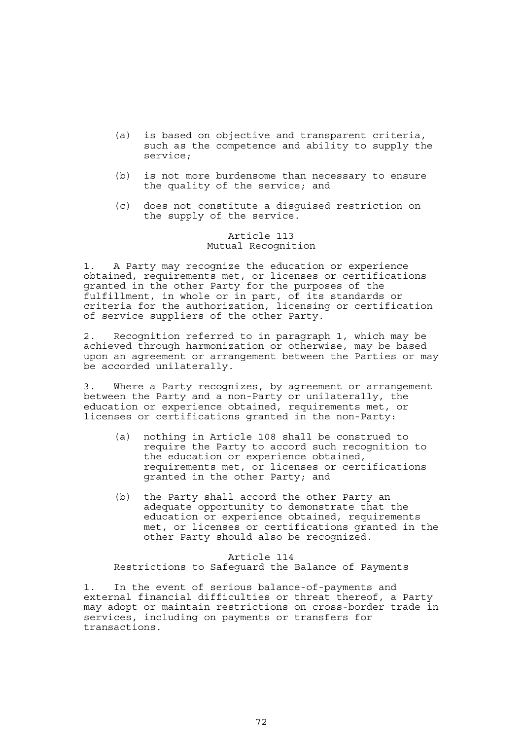(a) is based on objective and transparent criteria, such as the competence and ability to supply the service;

(b) is not more burdensome than necessary to ensure the quality of the service; and

(c) does not constitute a disguised restriction on the supply of the service.

### Article 113
### Mutual Recognition

1. A Party may recognize the education or experience obtained, requirements met, or licenses or certifications granted in the other Party for the purposes of the fulfillment, in whole or in part, of its standards or criteria for the authorization, licensing or certification of service suppliers of the other Party.

2. Recognition referred to in paragraph 1, which may be achieved through harmonization or otherwise, may be based upon an agreement or arrangement between the Parties or may be accorded unilaterally.

3. Where a Party recognizes, by agreement or arrangement between the Party and a non-Party or unilaterally, the education or experience obtained, requirements met, or licenses or certifications granted in the non-Party:

(a) nothing in Article 108 shall be construed to require the Party to accord such recognition to the education or experience obtained, requirements met, or licenses or certifications granted in the other Party; and

(b) the Party shall accord the other Party an adequate opportunity to demonstrate that the education or experience obtained, requirements met, or licenses or certifications granted in the other Party should also be recognized.

### Article 114
### Restrictions to Safeguard the Balance of Payments

1. In the event of serious balance-of-payments and external financial difficulties or threat thereof, a Party may adopt or maintain restrictions on cross-border trade in services, including on payments or transfers for transactions.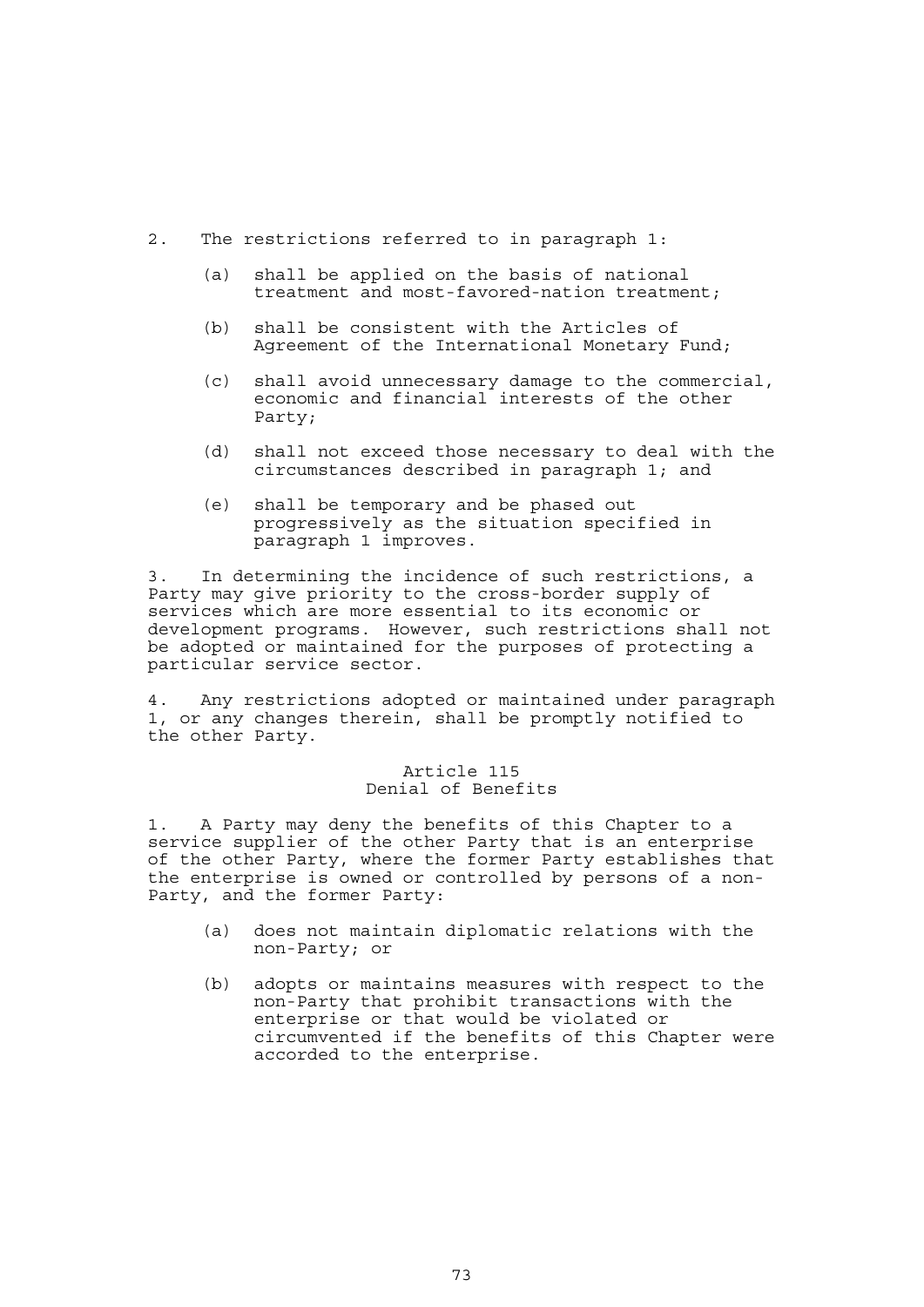2. The restrictions referred to in paragraph 1:

   (a) shall be applied on the basis of national treatment and most-favored-nation treatment;

   (b) shall be consistent with the Articles of Agreement of the International Monetary Fund;

   (c) shall avoid unnecessary damage to the commercial, economic and financial interests of the other Party;

   (d) shall not exceed those necessary to deal with the circumstances described in paragraph 1; and

   (e) shall be temporary and be phased out progressively as the situation specified in paragraph 1 improves.

3. In determining the incidence of such restrictions, a Party may give priority to the cross-border supply of services which are more essential to its economic or development programs. However, such restrictions shall not be adopted or maintained for the purposes of protecting a particular service sector.

4. Any restrictions adopted or maintained under paragraph 1, or any changes therein, shall be promptly notified to the other Party.

## Article 115
## Denial of Benefits

1. A Party may deny the benefits of this Chapter to a service supplier of the other Party that is an enterprise of the other Party, where the former Party establishes that the enterprise is owned or controlled by persons of a non-Party, and the former Party:

   (a) does not maintain diplomatic relations with the non-Party; or

   (b) adopts or maintains measures with respect to the non-Party that prohibit transactions with the enterprise or that would be violated or circumvented if the benefits of this Chapter were accorded to the enterprise.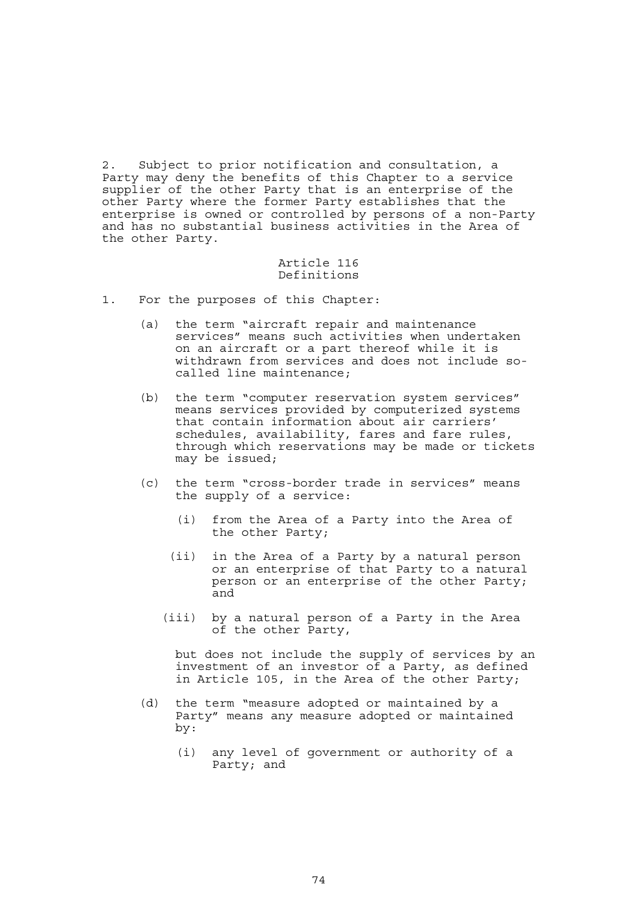2. Subject to prior notification and consultation, a Party may deny the benefits of this Chapter to a service supplier of the other Party that is an enterprise of the other Party where the former Party establishes that the enterprise is owned or controlled by persons of a non-Party and has no substantial business activities in the Area of the other Party.

### Article 116
### Definitions

1. For the purposes of this Chapter:

   (a) the term "aircraft repair and maintenance services" means such activities when undertaken on an aircraft or a part thereof while it is withdrawn from services and does not include so-called line maintenance;

   (b) the term "computer reservation system services" means services provided by computerized systems that contain information about air carriers' schedules, availability, fares and fare rules, through which reservations may be made or tickets may be issued;

   (c) the term "cross-border trade in services" means the supply of a service:

      (i) from the Area of a Party into the Area of the other Party;

      (ii) in the Area of a Party by a natural person or an enterprise of that Party to a natural person or an enterprise of the other Party; and

      (iii) by a natural person of a Party in the Area of the other Party,

   but does not include the supply of services by an investment of an investor of a Party, as defined in Article 105, in the Area of the other Party;

   (d) the term "measure adopted or maintained by a Party" means any measure adopted or maintained by:

      (i) any level of government or authority of a Party; and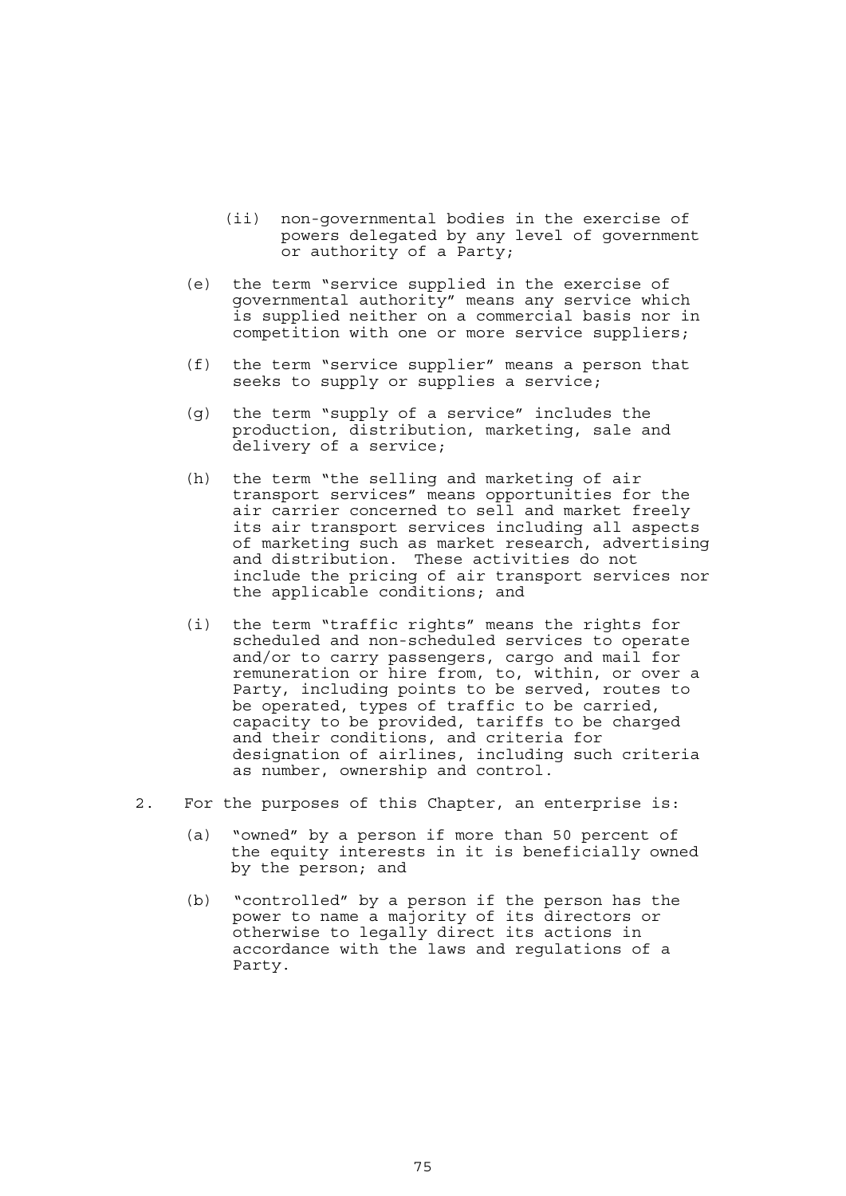(ii) non-governmental bodies in the exercise of powers delegated by any level of government or authority of a Party;

(e) the term "service supplied in the exercise of governmental authority" means any service which is supplied neither on a commercial basis nor in competition with one or more service suppliers;

(f) the term "service supplier" means a person that seeks to supply or supplies a service;

(g) the term "supply of a service" includes the production, distribution, marketing, sale and delivery of a service;

(h) the term "the selling and marketing of air transport services" means opportunities for the air carrier concerned to sell and market freely its air transport services including all aspects of marketing such as market research, advertising and distribution. These activities do not include the pricing of air transport services nor the applicable conditions; and

(i) the term "traffic rights" means the rights for scheduled and non-scheduled services to operate and/or to carry passengers, cargo and mail for remuneration or hire from, to, within, or over a Party, including points to be served, routes to be operated, types of traffic to be carried, capacity to be provided, tariffs to be charged and their conditions, and criteria for designation of airlines, including such criteria as number, ownership and control.

2. For the purposes of this Chapter, an enterprise is:

(a) "owned" by a person if more than 50 percent of the equity interests in it is beneficially owned by the person; and

(b) "controlled" by a person if the person has the power to name a majority of its directors or otherwise to legally direct its actions in accordance with the laws and regulations of a Party.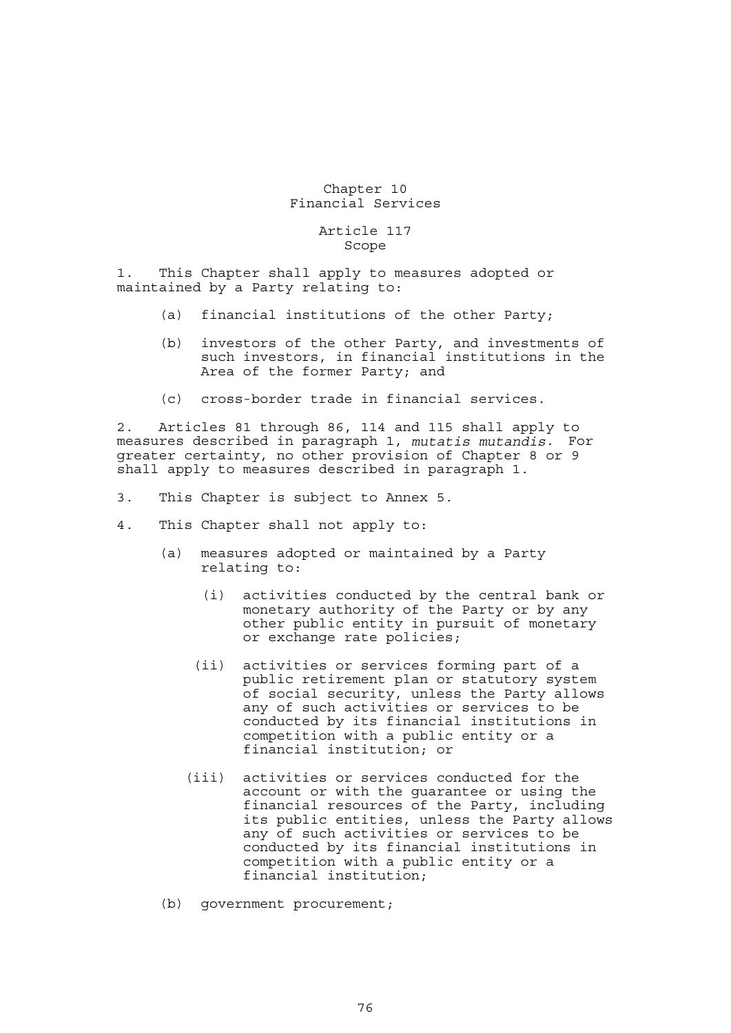# Chapter 10
# Financial Services

## Article 117
## Scope

1. This Chapter shall apply to measures adopted or maintained by a Party relating to:

   (a) financial institutions of the other Party;

   (b) investors of the other Party, and investments of such investors, in financial institutions in the Area of the former Party; and

   (c) cross-border trade in financial services.

2. Articles 81 through 86, 114 and 115 shall apply to measures described in paragraph 1, *mutatis mutandis*. For greater certainty, no other provision of Chapter 8 or 9 shall apply to measures described in paragraph 1.

3. This Chapter is subject to Annex 5.

4. This Chapter shall not apply to:

   (a) measures adopted or maintained by a Party relating to:

      (i) activities conducted by the central bank or monetary authority of the Party or by any other public entity in pursuit of monetary or exchange rate policies;

      (ii) activities or services forming part of a public retirement plan or statutory system of social security, unless the Party allows any of such activities or services to be conducted by its financial institutions in competition with a public entity or a financial institution; or

      (iii) activities or services conducted for the account or with the guarantee or using the financial resources of the Party, including its public entities, unless the Party allows any of such activities or services to be conducted by its financial institutions in competition with a public entity or a financial institution;

   (b) government procurement;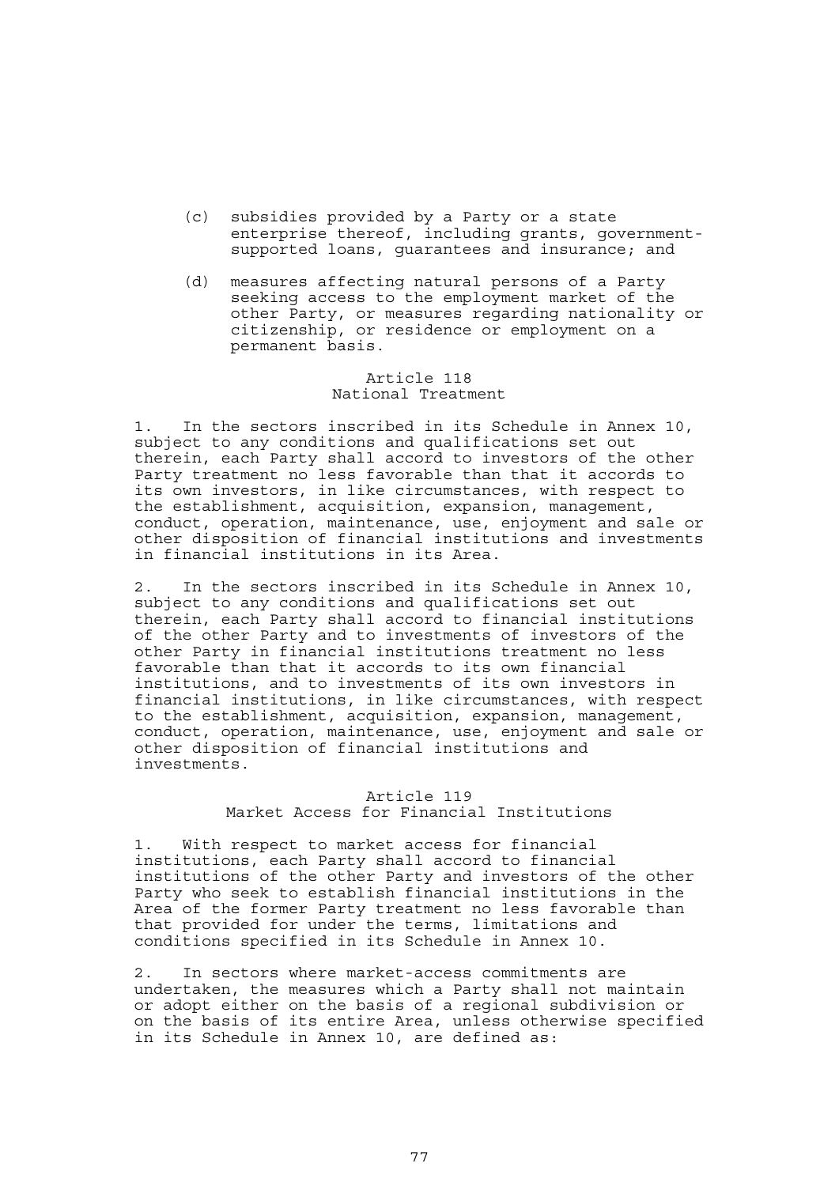(c) subsidies provided by a Party or a state enterprise thereof, including grants, government-supported loans, guarantees and insurance; and

(d) measures affecting natural persons of a Party seeking access to the employment market of the other Party, or measures regarding nationality or citizenship, or residence or employment on a permanent basis.

### Article 118
### National Treatment

1. In the sectors inscribed in its Schedule in Annex 10, subject to any conditions and qualifications set out therein, each Party shall accord to investors of the other Party treatment no less favorable than that it accords to its own investors, in like circumstances, with respect to the establishment, acquisition, expansion, management, conduct, operation, maintenance, use, enjoyment and sale or other disposition of financial institutions and investments in financial institutions in its Area.

2. In the sectors inscribed in its Schedule in Annex 10, subject to any conditions and qualifications set out therein, each Party shall accord to financial institutions of the other Party and to investments of investors of the other Party in financial institutions treatment no less favorable than that it accords to its own financial institutions, and to investments of its own investors in financial institutions, in like circumstances, with respect to the establishment, acquisition, expansion, management, conduct, operation, maintenance, use, enjoyment and sale or other disposition of financial institutions and investments.

### Article 119
### Market Access for Financial Institutions

1. With respect to market access for financial institutions, each Party shall accord to financial institutions of the other Party and investors of the other Party who seek to establish financial institutions in the Area of the former Party treatment no less favorable than that provided for under the terms, limitations and conditions specified in its Schedule in Annex 10.

2. In sectors where market-access commitments are undertaken, the measures which a Party shall not maintain or adopt either on the basis of a regional subdivision or on the basis of its entire Area, unless otherwise specified in its Schedule in Annex 10, are defined as: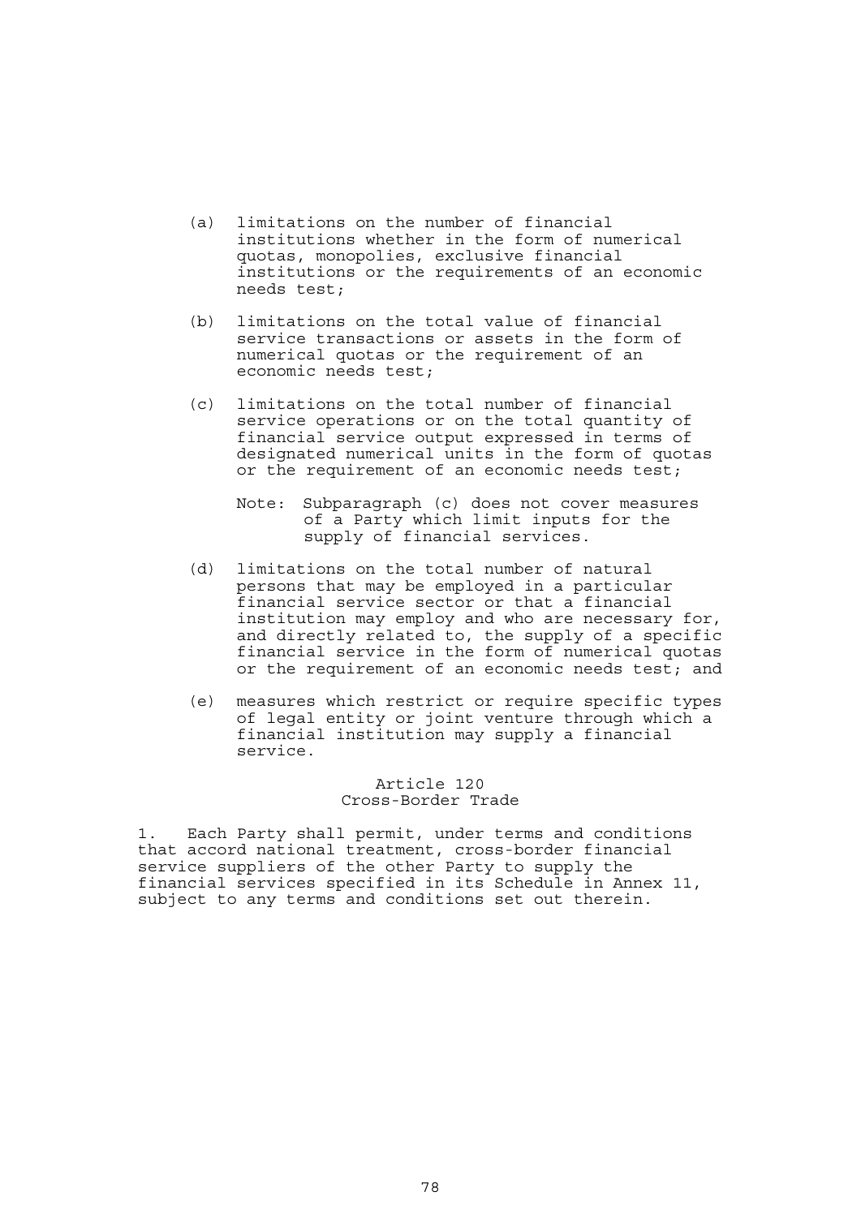(a) limitations on the number of financial institutions whether in the form of numerical quotas, monopolies, exclusive financial institutions or the requirements of an economic needs test;

(b) limitations on the total value of financial service transactions or assets in the form of numerical quotas or the requirement of an economic needs test;

(c) limitations on the total number of financial service operations or on the total quantity of financial service output expressed in terms of designated numerical units in the form of quotas or the requirement of an economic needs test;

   Note: Subparagraph (c) does not cover measures of a Party which limit inputs for the supply of financial services.

(d) limitations on the total number of natural persons that may be employed in a particular financial service sector or that a financial institution may employ and who are necessary for, and directly related to, the supply of a specific financial service in the form of numerical quotas or the requirement of an economic needs test; and

(e) measures which restrict or require specific types of legal entity or joint venture through which a financial institution may supply a financial service.

### Article 120
### Cross-Border Trade

1. Each Party shall permit, under terms and conditions that accord national treatment, cross-border financial service suppliers of the other Party to supply the financial services specified in its Schedule in Annex 11, subject to any terms and conditions set out therein.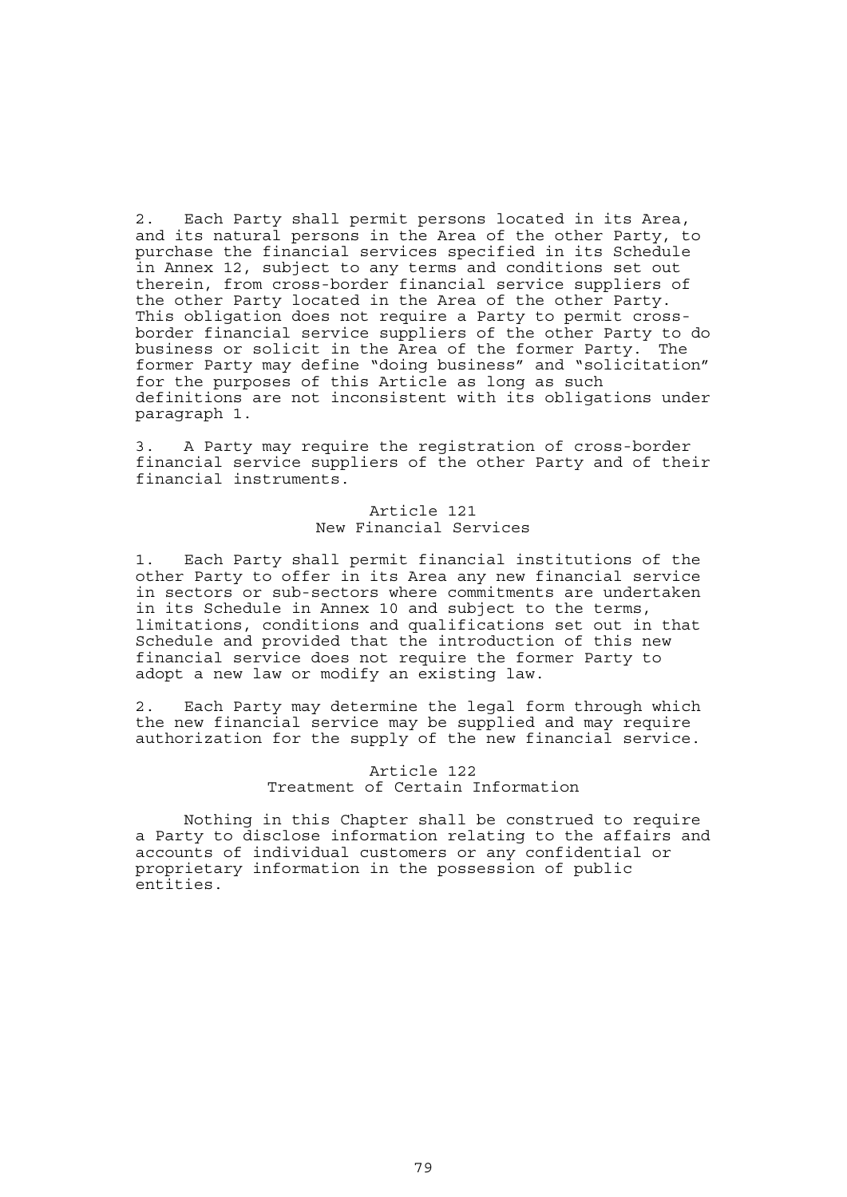2. Each Party shall permit persons located in its Area, and its natural persons in the Area of the other Party, to purchase the financial services specified in its Schedule in Annex 12, subject to any terms and conditions set out therein, from cross-border financial service suppliers of the other Party located in the Area of the other Party. This obligation does not require a Party to permit cross-border financial service suppliers of the other Party to do business or solicit in the Area of the former Party. The former Party may define "doing business" and "solicitation" for the purposes of this Article as long as such definitions are not inconsistent with its obligations under paragraph 1.

3. A Party may require the registration of cross-border financial service suppliers of the other Party and of their financial instruments.

### Article 121
### New Financial Services

1. Each Party shall permit financial institutions of the other Party to offer in its Area any new financial service in sectors or sub-sectors where commitments are undertaken in its Schedule in Annex 10 and subject to the terms, limitations, conditions and qualifications set out in that Schedule and provided that the introduction of this new financial service does not require the former Party to adopt a new law or modify an existing law.

2. Each Party may determine the legal form through which the new financial service may be supplied and may require authorization for the supply of the new financial service.

### Article 122
### Treatment of Certain Information

Nothing in this Chapter shall be construed to require a Party to disclose information relating to the affairs and accounts of individual customers or any confidential or proprietary information in the possession of public entities.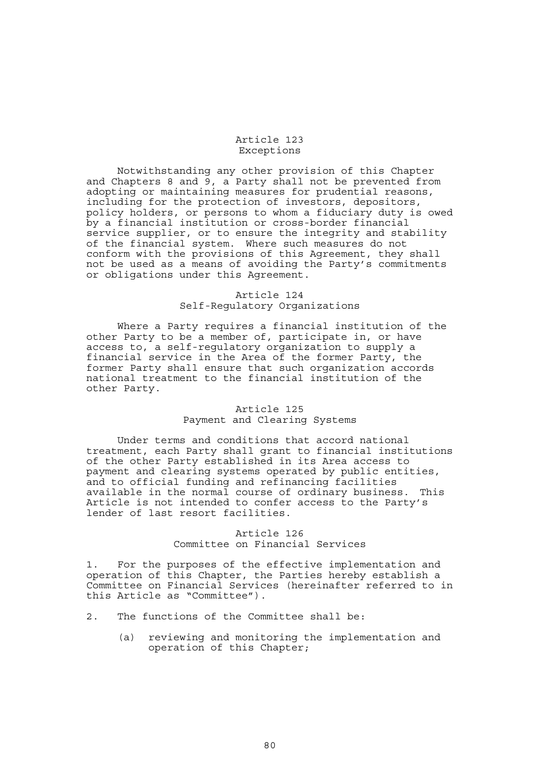## Article 123
## Exceptions

Notwithstanding any other provision of this Chapter and Chapters 8 and 9, a Party shall not be prevented from adopting or maintaining measures for prudential reasons, including for the protection of investors, depositors, policy holders, or persons to whom a fiduciary duty is owed by a financial institution or cross-border financial service supplier, or to ensure the integrity and stability of the financial system. Where such measures do not conform with the provisions of this Agreement, they shall not be used as a means of avoiding the Party's commitments or obligations under this Agreement.

## Article 124
## Self-Regulatory Organizations

Where a Party requires a financial institution of the other Party to be a member of, participate in, or have access to, a self-regulatory organization to supply a financial service in the Area of the former Party, the former Party shall ensure that such organization accords national treatment to the financial institution of the other Party.

## Article 125
## Payment and Clearing Systems

Under terms and conditions that accord national treatment, each Party shall grant to financial institutions of the other Party established in its Area access to payment and clearing systems operated by public entities, and to official funding and refinancing facilities available in the normal course of ordinary business. This Article is not intended to confer access to the Party's lender of last resort facilities.

## Article 126
## Committee on Financial Services

1. For the purposes of the effective implementation and operation of this Chapter, the Parties hereby establish a Committee on Financial Services (hereinafter referred to in this Article as "Committee").

2. The functions of the Committee shall be:

   (a) reviewing and monitoring the implementation and operation of this Chapter;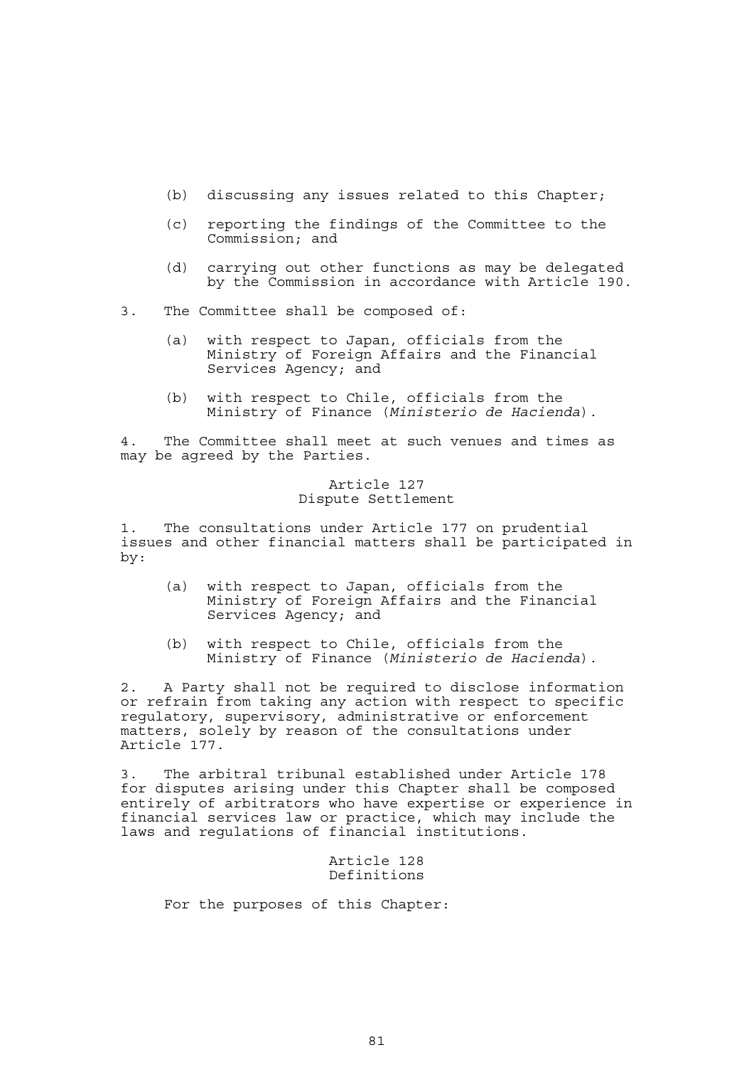(b) discussing any issues related to this Chapter;

(c) reporting the findings of the Committee to the Commission; and

(d) carrying out other functions as may be delegated by the Commission in accordance with Article 190.

3. The Committee shall be composed of:

(a) with respect to Japan, officials from the Ministry of Foreign Affairs and the Financial Services Agency; and

(b) with respect to Chile, officials from the Ministry of Finance (*Ministerio de Hacienda*).

4. The Committee shall meet at such venues and times as may be agreed by the Parties.

### Article 127
### Dispute Settlement

1. The consultations under Article 177 on prudential issues and other financial matters shall be participated in by:

(a) with respect to Japan, officials from the Ministry of Foreign Affairs and the Financial Services Agency; and

(b) with respect to Chile, officials from the Ministry of Finance (*Ministerio de Hacienda*).

2. A Party shall not be required to disclose information or refrain from taking any action with respect to specific regulatory, supervisory, administrative or enforcement matters, solely by reason of the consultations under Article 177.

3. The arbitral tribunal established under Article 178 for disputes arising under this Chapter shall be composed entirely of arbitrators who have expertise or experience in financial services law or practice, which may include the laws and regulations of financial institutions.

### Article 128
### Definitions

For the purposes of this Chapter: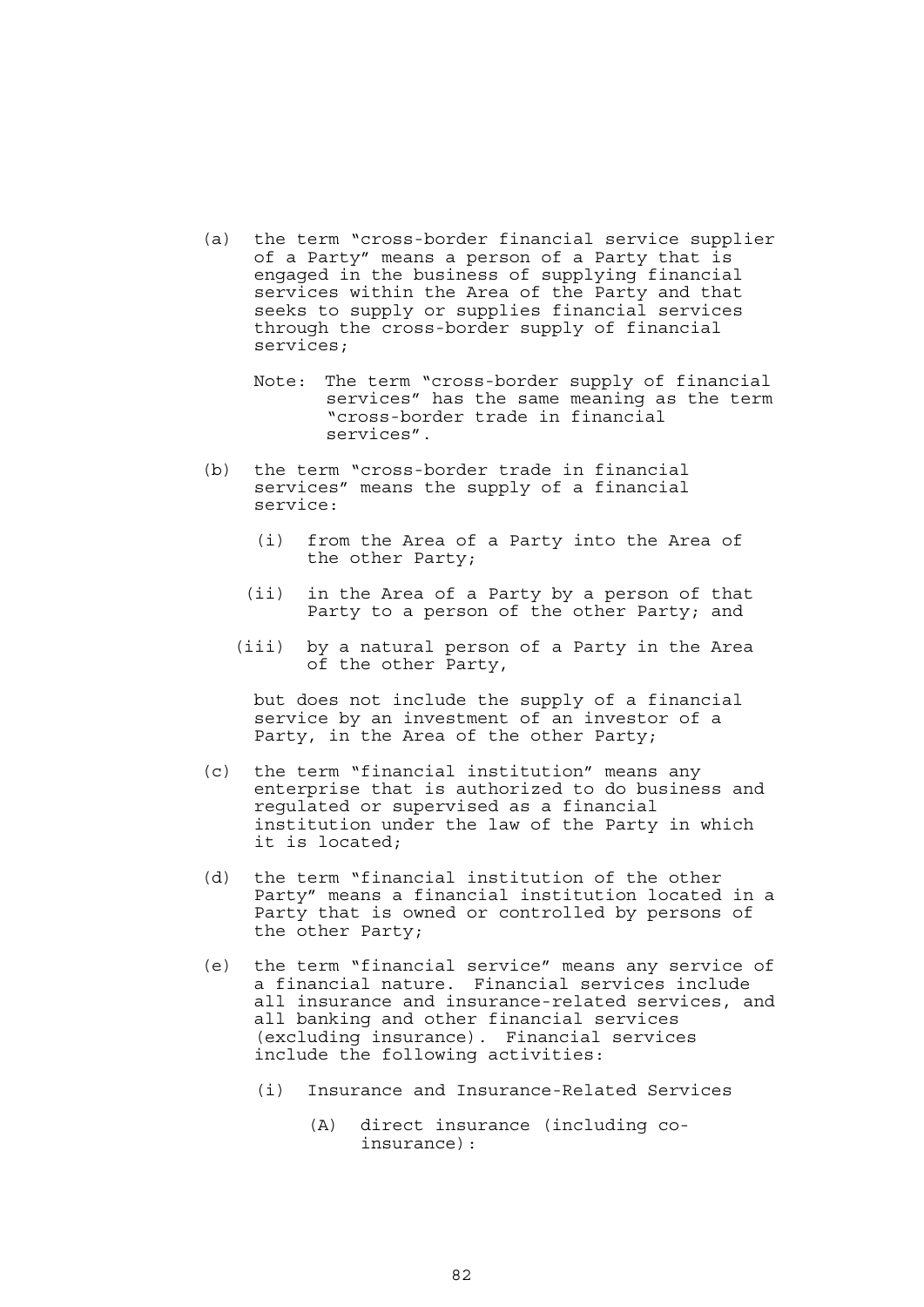(a) the term "cross-border financial service supplier of a Party" means a person of a Party that is engaged in the business of supplying financial services within the Area of the Party and that seeks to supply or supplies financial services through the cross-border supply of financial services;

   Note: The term "cross-border supply of financial services" has the same meaning as the term "cross-border trade in financial services".

(b) the term "cross-border trade in financial services" means the supply of a financial service:

   (i) from the Area of a Party into the Area of the other Party;

   (ii) in the Area of a Party by a person of that Party to a person of the other Party; and

   (iii) by a natural person of a Party in the Area of the other Party,

   but does not include the supply of a financial service by an investment of an investor of a Party, in the Area of the other Party;

(c) the term "financial institution" means any enterprise that is authorized to do business and regulated or supervised as a financial institution under the law of the Party in which it is located;

(d) the term "financial institution of the other Party" means a financial institution located in a Party that is owned or controlled by persons of the other Party;

(e) the term "financial service" means any service of a financial nature. Financial services include all insurance and insurance-related services, and all banking and other financial services (excluding insurance). Financial services include the following activities:

   (i) Insurance and Insurance-Related Services

      (A) direct insurance (including co-insurance):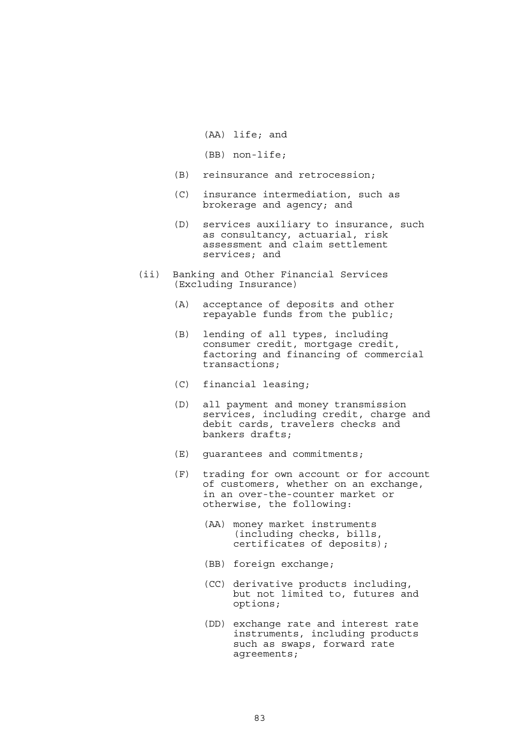(AA) life; and

(BB) non-life;

(B) reinsurance and retrocession;

(C) insurance intermediation, such as brokerage and agency; and

(D) services auxiliary to insurance, such as consultancy, actuarial, risk assessment and claim settlement services; and

(ii) Banking and Other Financial Services (Excluding Insurance)

(A) acceptance of deposits and other repayable funds from the public;

(B) lending of all types, including consumer credit, mortgage credit, factoring and financing of commercial transactions;

(C) financial leasing;

(D) all payment and money transmission services, including credit, charge and debit cards, travelers checks and bankers drafts;

(E) guarantees and commitments;

(F) trading for own account or for account of customers, whether on an exchange, in an over-the-counter market or otherwise, the following:

(AA) money market instruments (including checks, bills, certificates of deposits);

(BB) foreign exchange;

(CC) derivative products including, but not limited to, futures and options;

(DD) exchange rate and interest rate instruments, including products such as swaps, forward rate agreements;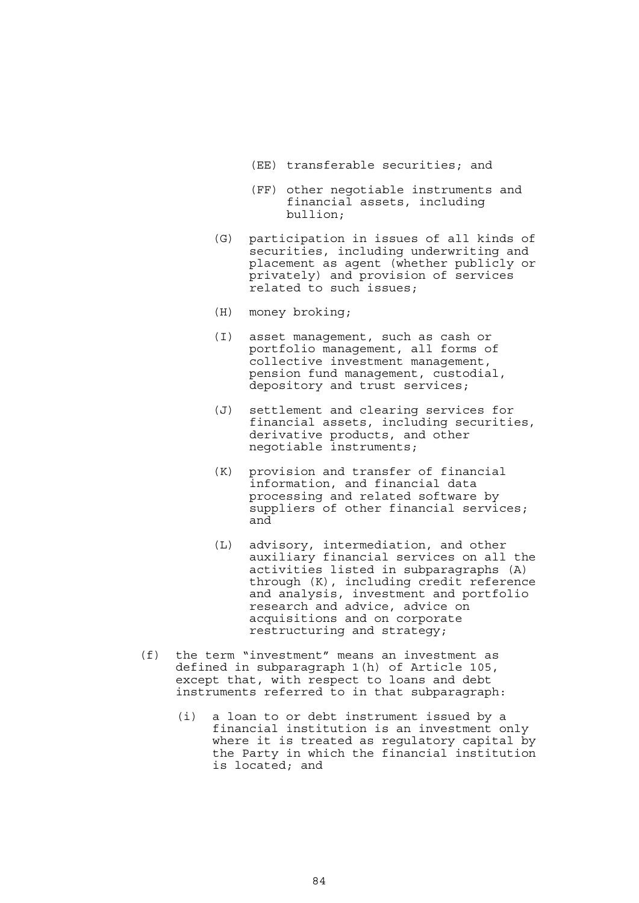(EE) transferable securities; and

(FF) other negotiable instruments and financial assets, including bullion;

(G) participation in issues of all kinds of securities, including underwriting and placement as agent (whether publicly or privately) and provision of services related to such issues;

(H) money broking;

(I) asset management, such as cash or portfolio management, all forms of collective investment management, pension fund management, custodial, depository and trust services;

(J) settlement and clearing services for financial assets, including securities, derivative products, and other negotiable instruments;

(K) provision and transfer of financial information, and financial data processing and related software by suppliers of other financial services; and

(L) advisory, intermediation, and other auxiliary financial services on all the activities listed in subparagraphs (A) through (K), including credit reference and analysis, investment and portfolio research and advice, advice on acquisitions and on corporate restructuring and strategy;

(f) the term "investment" means an investment as defined in subparagraph 1(h) of Article 105, except that, with respect to loans and debt instruments referred to in that subparagraph:

(i) a loan to or debt instrument issued by a financial institution is an investment only where it is treated as regulatory capital by the Party in which the financial institution is located; and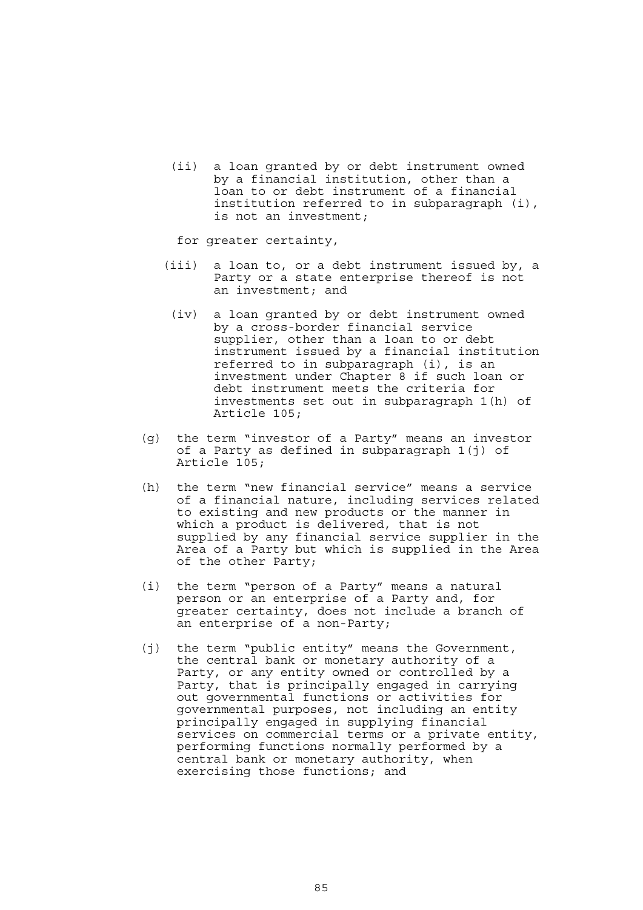(ii) a loan granted by or debt instrument owned by a financial institution, other than a loan to or debt instrument of a financial institution referred to in subparagraph (i), is not an investment;

for greater certainty,

(iii) a loan to, or a debt instrument issued by, a Party or a state enterprise thereof is not an investment; and

(iv) a loan granted by or debt instrument owned by a cross-border financial service supplier, other than a loan to or debt instrument issued by a financial institution referred to in subparagraph (i), is an investment under Chapter 8 if such loan or debt instrument meets the criteria for investments set out in subparagraph 1(h) of Article 105;

(g) the term "investor of a Party" means an investor of a Party as defined in subparagraph 1(j) of Article 105;

(h) the term "new financial service" means a service of a financial nature, including services related to existing and new products or the manner in which a product is delivered, that is not supplied by any financial service supplier in the Area of a Party but which is supplied in the Area of the other Party;

(i) the term "person of a Party" means a natural person or an enterprise of a Party and, for greater certainty, does not include a branch of an enterprise of a non-Party;

(j) the term "public entity" means the Government, the central bank or monetary authority of a Party, or any entity owned or controlled by a Party, that is principally engaged in carrying out governmental functions or activities for governmental purposes, not including an entity principally engaged in supplying financial services on commercial terms or a private entity, performing functions normally performed by a central bank or monetary authority, when exercising those functions; and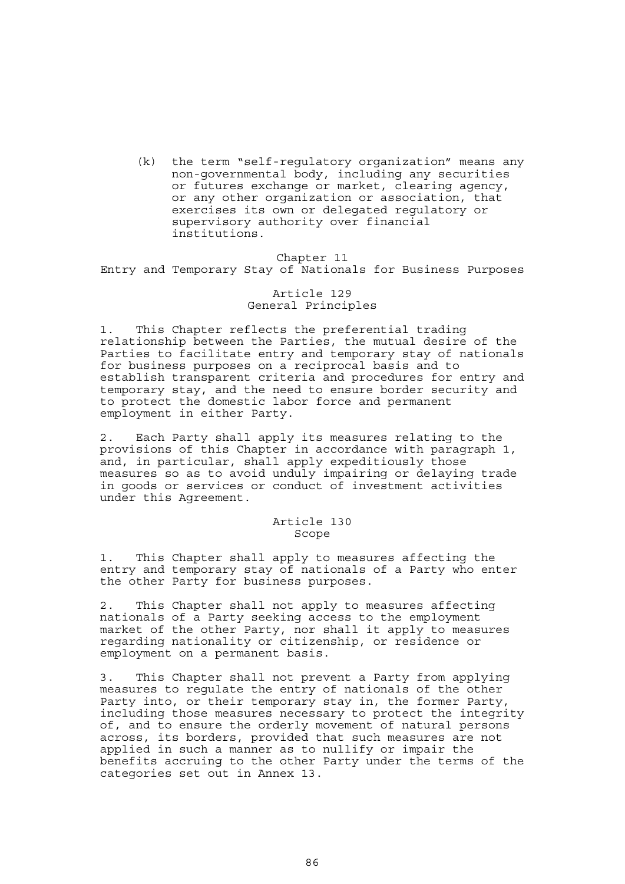(k) the term "self-regulatory organization" means any non-governmental body, including any securities or futures exchange or market, clearing agency, or any other organization or association, that exercises its own or delegated regulatory or supervisory authority over financial institutions.

## Chapter 11
## Entry and Temporary Stay of Nationals for Business Purposes

### Article 129
### General Principles

1. This Chapter reflects the preferential trading relationship between the Parties, the mutual desire of the Parties to facilitate entry and temporary stay of nationals for business purposes on a reciprocal basis and to establish transparent criteria and procedures for entry and temporary stay, and the need to ensure border security and to protect the domestic labor force and permanent employment in either Party.

2. Each Party shall apply its measures relating to the provisions of this Chapter in accordance with paragraph 1, and, in particular, shall apply expeditiously those measures so as to avoid unduly impairing or delaying trade in goods or services or conduct of investment activities under this Agreement.

### Article 130
### Scope

1. This Chapter shall apply to measures affecting the entry and temporary stay of nationals of a Party who enter the other Party for business purposes.

2. This Chapter shall not apply to measures affecting nationals of a Party seeking access to the employment market of the other Party, nor shall it apply to measures regarding nationality or citizenship, or residence or employment on a permanent basis.

3. This Chapter shall not prevent a Party from applying measures to regulate the entry of nationals of the other Party into, or their temporary stay in, the former Party, including those measures necessary to protect the integrity of, and to ensure the orderly movement of natural persons across, its borders, provided that such measures are not applied in such a manner as to nullify or impair the benefits accruing to the other Party under the terms of the categories set out in Annex 13.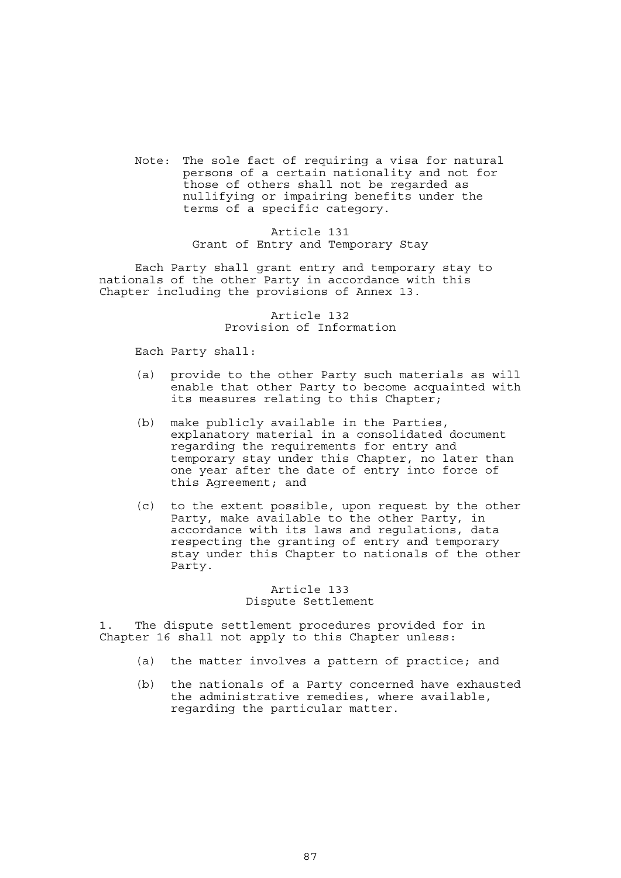Note: The sole fact of requiring a visa for natural persons of a certain nationality and not for those of others shall not be regarded as nullifying or impairing benefits under the terms of a specific category.

### Article 131
### Grant of Entry and Temporary Stay

Each Party shall grant entry and temporary stay to nationals of the other Party in accordance with this Chapter including the provisions of Annex 13.

### Article 132
### Provision of Information

Each Party shall:

(a) provide to the other Party such materials as will enable that other Party to become acquainted with its measures relating to this Chapter;

(b) make publicly available in the Parties, explanatory material in a consolidated document regarding the requirements for entry and temporary stay under this Chapter, no later than one year after the date of entry into force of this Agreement; and

(c) to the extent possible, upon request by the other Party, make available to the other Party, in accordance with its laws and regulations, data respecting the granting of entry and temporary stay under this Chapter to nationals of the other Party.

### Article 133
### Dispute Settlement

1. The dispute settlement procedures provided for in Chapter 16 shall not apply to this Chapter unless:

(a) the matter involves a pattern of practice; and

(b) the nationals of a Party concerned have exhausted the administrative remedies, where available, regarding the particular matter.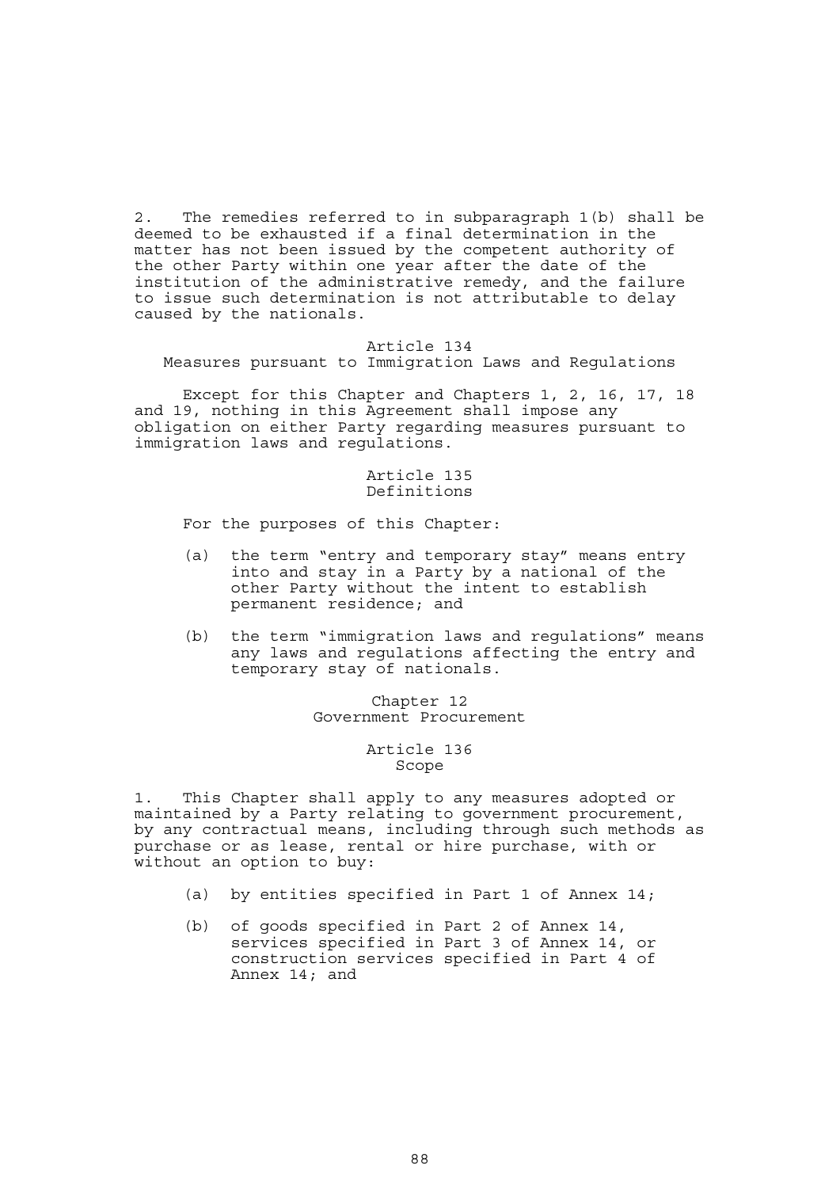2. The remedies referred to in subparagraph 1(b) shall be deemed to be exhausted if a final determination in the matter has not been issued by the competent authority of the other Party within one year after the date of the institution of the administrative remedy, and the failure to issue such determination is not attributable to delay caused by the nationals.

### Article 134
### Measures pursuant to Immigration Laws and Regulations

Except for this Chapter and Chapters 1, 2, 16, 17, 18 and 19, nothing in this Agreement shall impose any obligation on either Party regarding measures pursuant to immigration laws and regulations.

### Article 135
### Definitions

For the purposes of this Chapter:

(a) the term "entry and temporary stay" means entry into and stay in a Party by a national of the other Party without the intent to establish permanent residence; and

(b) the term "immigration laws and regulations" means any laws and regulations affecting the entry and temporary stay of nationals.

## Chapter 12
## Government Procurement

### Article 136
### Scope

1. This Chapter shall apply to any measures adopted or maintained by a Party relating to government procurement, by any contractual means, including through such methods as purchase or as lease, rental or hire purchase, with or without an option to buy:

(a) by entities specified in Part 1 of Annex 14;

(b) of goods specified in Part 2 of Annex 14, services specified in Part 3 of Annex 14, or construction services specified in Part 4 of Annex 14; and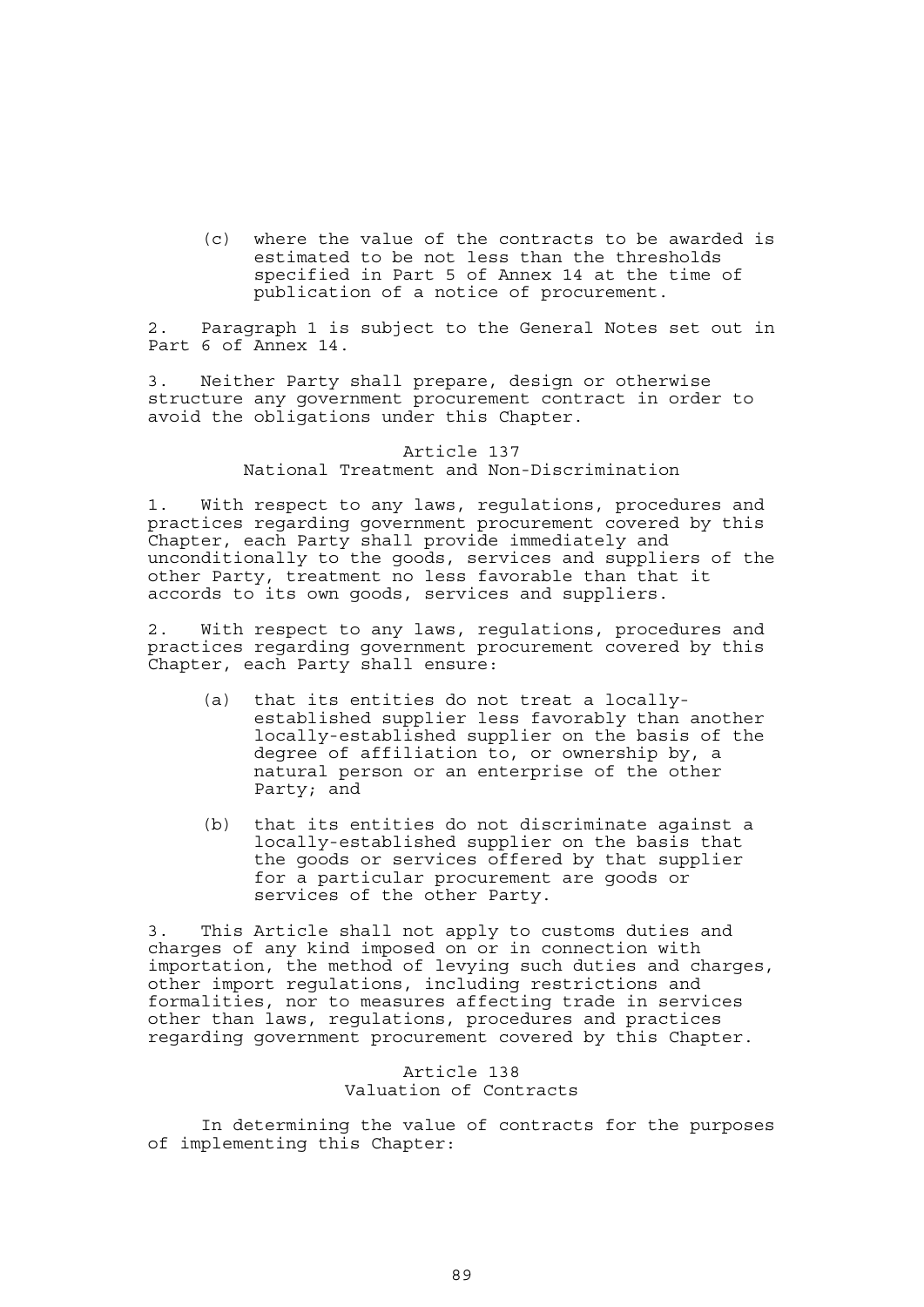(c) where the value of the contracts to be awarded is estimated to be not less than the thresholds specified in Part 5 of Annex 14 at the time of publication of a notice of procurement.

2. Paragraph 1 is subject to the General Notes set out in Part 6 of Annex 14.

3. Neither Party shall prepare, design or otherwise structure any government procurement contract in order to avoid the obligations under this Chapter.

### Article 137
### National Treatment and Non-Discrimination

1. With respect to any laws, regulations, procedures and practices regarding government procurement covered by this Chapter, each Party shall provide immediately and unconditionally to the goods, services and suppliers of the other Party, treatment no less favorable than that it accords to its own goods, services and suppliers.

2. With respect to any laws, regulations, procedures and practices regarding government procurement covered by this Chapter, each Party shall ensure:

(a) that its entities do not treat a locally-established supplier less favorably than another locally-established supplier on the basis of the degree of affiliation to, or ownership by, a natural person or an enterprise of the other Party; and

(b) that its entities do not discriminate against a locally-established supplier on the basis that the goods or services offered by that supplier for a particular procurement are goods or services of the other Party.

3. This Article shall not apply to customs duties and charges of any kind imposed on or in connection with importation, the method of levying such duties and charges, other import regulations, including restrictions and formalities, nor to measures affecting trade in services other than laws, regulations, procedures and practices regarding government procurement covered by this Chapter.

### Article 138
### Valuation of Contracts

In determining the value of contracts for the purposes of implementing this Chapter: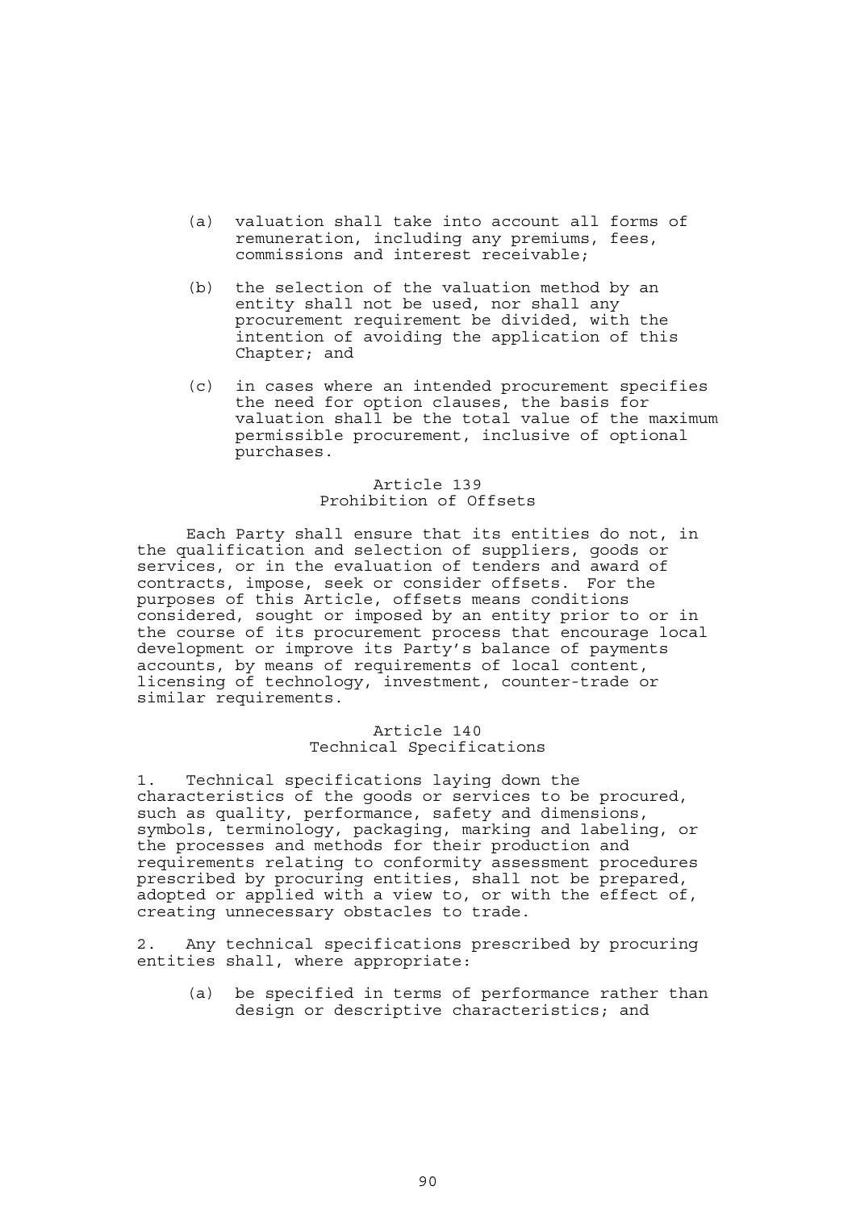(a) valuation shall take into account all forms of remuneration, including any premiums, fees, commissions and interest receivable;

(b) the selection of the valuation method by an entity shall not be used, nor shall any procurement requirement be divided, with the intention of avoiding the application of this Chapter; and

(c) in cases where an intended procurement specifies the need for option clauses, the basis for valuation shall be the total value of the maximum permissible procurement, inclusive of optional purchases.

### Article 139
### Prohibition of Offsets

Each Party shall ensure that its entities do not, in the qualification and selection of suppliers, goods or services, or in the evaluation of tenders and award of contracts, impose, seek or consider offsets. For the purposes of this Article, offsets means conditions considered, sought or imposed by an entity prior to or in the course of its procurement process that encourage local development or improve its Party's balance of payments accounts, by means of requirements of local content, licensing of technology, investment, counter-trade or similar requirements.

### Article 140
### Technical Specifications

1. Technical specifications laying down the characteristics of the goods or services to be procured, such as quality, performance, safety and dimensions, symbols, terminology, packaging, marking and labeling, or the processes and methods for their production and requirements relating to conformity assessment procedures prescribed by procuring entities, shall not be prepared, adopted or applied with a view to, or with the effect of, creating unnecessary obstacles to trade.

2. Any technical specifications prescribed by procuring entities shall, where appropriate:

(a) be specified in terms of performance rather than design or descriptive characteristics; and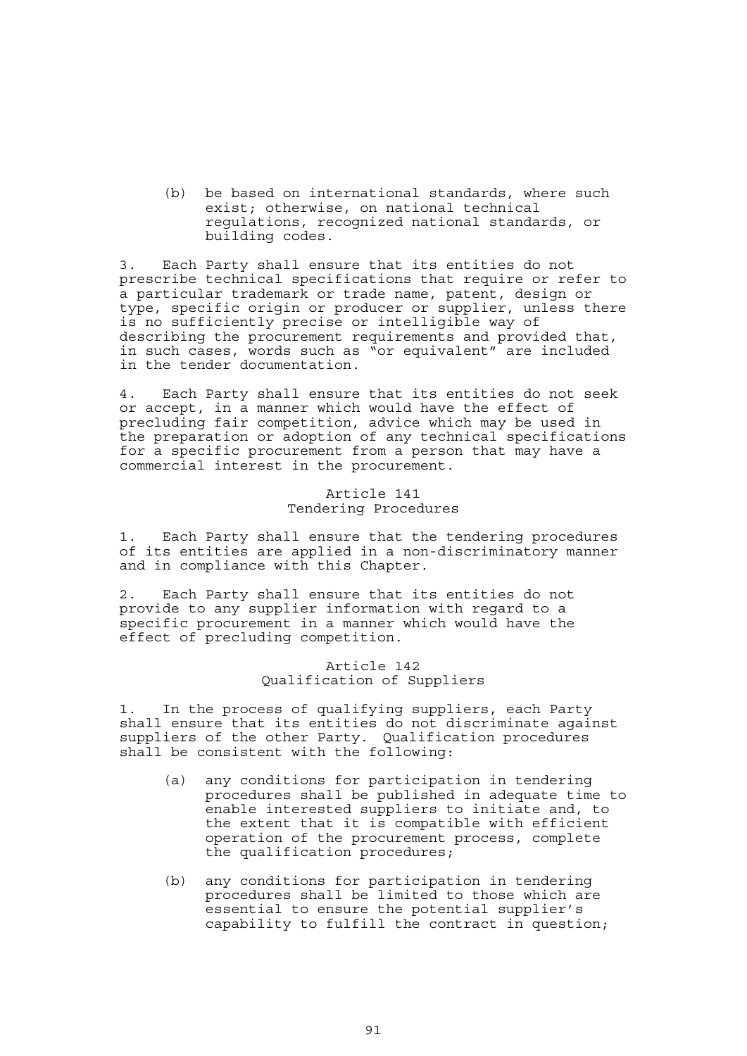(b) be based on international standards, where such exist; otherwise, on national technical regulations, recognized national standards, or building codes.

3. Each Party shall ensure that its entities do not prescribe technical specifications that require or refer to a particular trademark or trade name, patent, design or type, specific origin or producer or supplier, unless there is no sufficiently precise or intelligible way of describing the procurement requirements and provided that, in such cases, words such as "or equivalent" are included in the tender documentation.

4. Each Party shall ensure that its entities do not seek or accept, in a manner which would have the effect of precluding fair competition, advice which may be used in the preparation or adoption of any technical specifications for a specific procurement from a person that may have a commercial interest in the procurement.

## Article 141
## Tendering Procedures

1. Each Party shall ensure that the tendering procedures of its entities are applied in a non-discriminatory manner and in compliance with this Chapter.

2. Each Party shall ensure that its entities do not provide to any supplier information with regard to a specific procurement in a manner which would have the effect of precluding competition.

## Article 142
## Qualification of Suppliers

1. In the process of qualifying suppliers, each Party shall ensure that its entities do not discriminate against suppliers of the other Party. Qualification procedures shall be consistent with the following:

(a) any conditions for participation in tendering procedures shall be published in adequate time to enable interested suppliers to initiate and, to the extent that it is compatible with efficient operation of the procurement process, complete the qualification procedures;

(b) any conditions for participation in tendering procedures shall be limited to those which are essential to ensure the potential supplier's capability to fulfill the contract in question;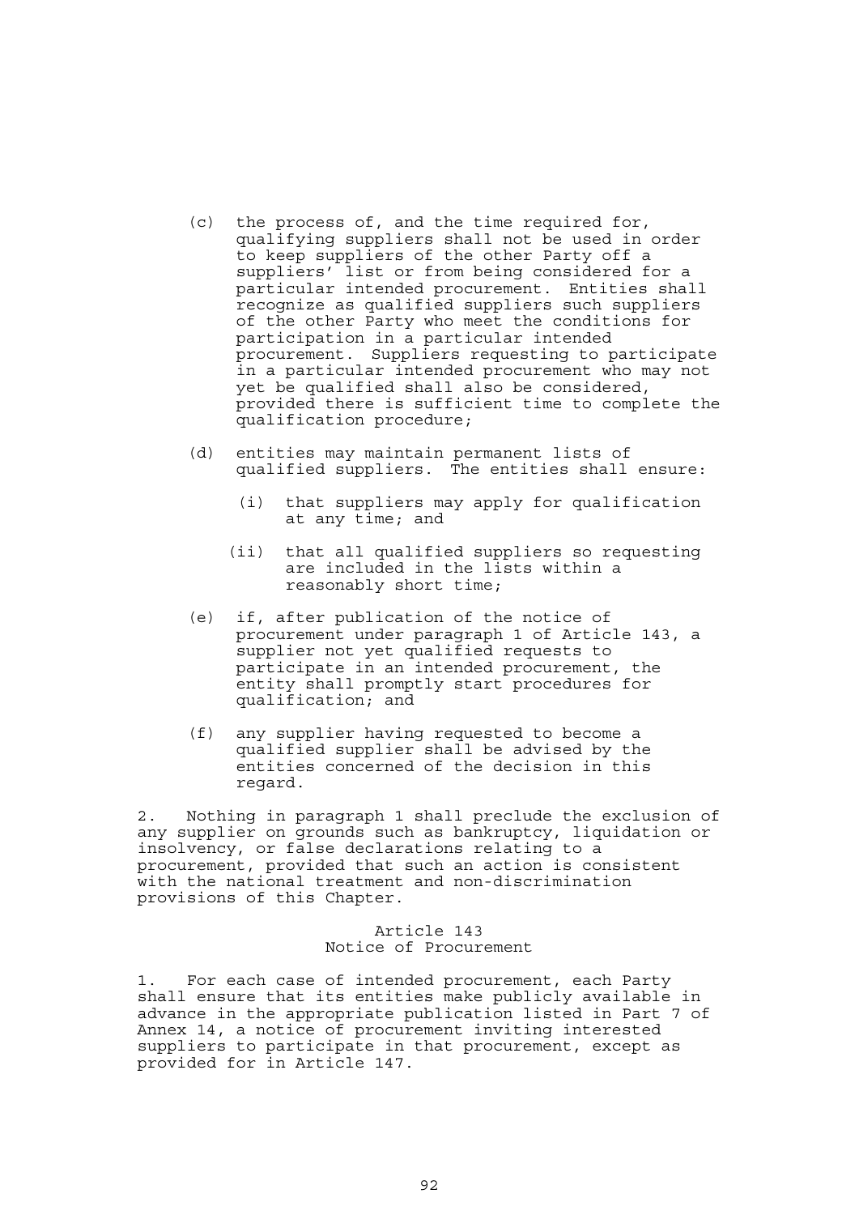(c) the process of, and the time required for, qualifying suppliers shall not be used in order to keep suppliers of the other Party off a suppliers' list or from being considered for a particular intended procurement. Entities shall recognize as qualified suppliers such suppliers of the other Party who meet the conditions for participation in a particular intended procurement. Suppliers requesting to participate in a particular intended procurement who may not yet be qualified shall also be considered, provided there is sufficient time to complete the qualification procedure;

(d) entities may maintain permanent lists of qualified suppliers. The entities shall ensure:

   (i) that suppliers may apply for qualification at any time; and

   (ii) that all qualified suppliers so requesting are included in the lists within a reasonably short time;

(e) if, after publication of the notice of procurement under paragraph 1 of Article 143, a supplier not yet qualified requests to participate in an intended procurement, the entity shall promptly start procedures for qualification; and

(f) any supplier having requested to become a qualified supplier shall be advised by the entities concerned of the decision in this regard.

2. Nothing in paragraph 1 shall preclude the exclusion of any supplier on grounds such as bankruptcy, liquidation or insolvency, or false declarations relating to a procurement, provided that such an action is consistent with the national treatment and non-discrimination provisions of this Chapter.

### Article 143
### Notice of Procurement

1. For each case of intended procurement, each Party shall ensure that its entities make publicly available in advance in the appropriate publication listed in Part 7 of Annex 14, a notice of procurement inviting interested suppliers to participate in that procurement, except as provided for in Article 147.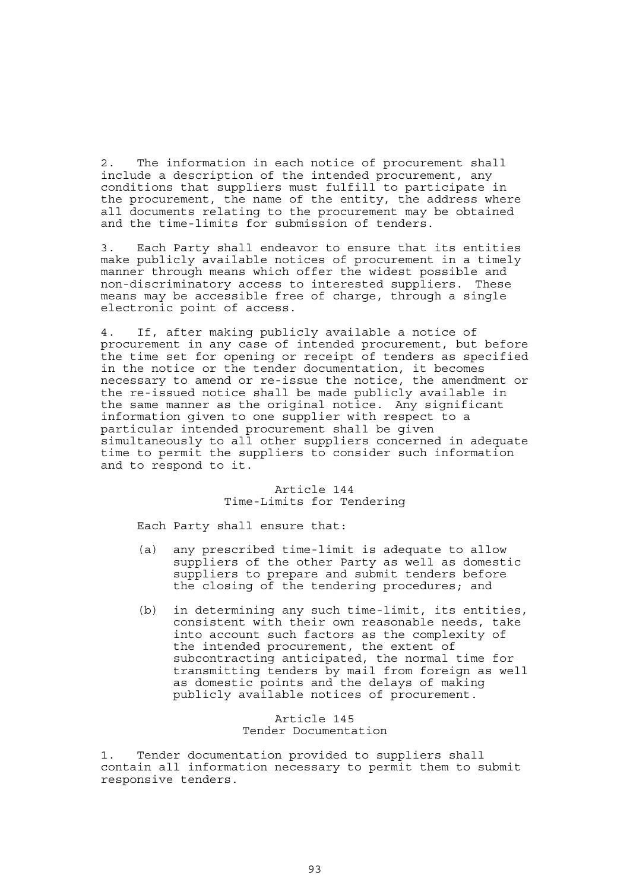2. The information in each notice of procurement shall include a description of the intended procurement, any conditions that suppliers must fulfill to participate in the procurement, the name of the entity, the address where all documents relating to the procurement may be obtained and the time-limits for submission of tenders.

3. Each Party shall endeavor to ensure that its entities make publicly available notices of procurement in a timely manner through means which offer the widest possible and non-discriminatory access to interested suppliers. These means may be accessible free of charge, through a single electronic point of access.

4. If, after making publicly available a notice of procurement in any case of intended procurement, but before the time set for opening or receipt of tenders as specified in the notice or the tender documentation, it becomes necessary to amend or re-issue the notice, the amendment or the re-issued notice shall be made publicly available in the same manner as the original notice. Any significant information given to one supplier with respect to a particular intended procurement shall be given simultaneously to all other suppliers concerned in adequate time to permit the suppliers to consider such information and to respond to it.

## Article 144
## Time-Limits for Tendering

Each Party shall ensure that:

(a) any prescribed time-limit is adequate to allow suppliers of the other Party as well as domestic suppliers to prepare and submit tenders before the closing of the tendering procedures; and

(b) in determining any such time-limit, its entities, consistent with their own reasonable needs, take into account such factors as the complexity of the intended procurement, the extent of subcontracting anticipated, the normal time for transmitting tenders by mail from foreign as well as domestic points and the delays of making publicly available notices of procurement.

## Article 145
## Tender Documentation

1. Tender documentation provided to suppliers shall contain all information necessary to permit them to submit responsive tenders.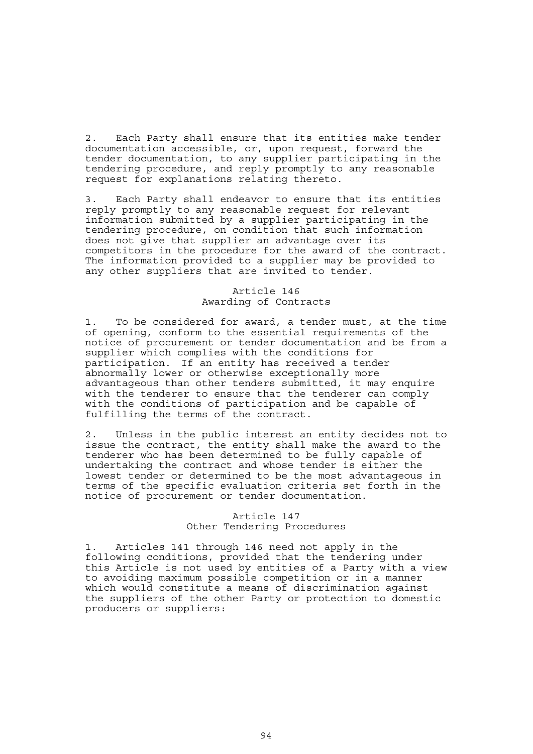2. Each Party shall ensure that its entities make tender documentation accessible, or, upon request, forward the tender documentation, to any supplier participating in the tendering procedure, and reply promptly to any reasonable request for explanations relating thereto.

3. Each Party shall endeavor to ensure that its entities reply promptly to any reasonable request for relevant information submitted by a supplier participating in the tendering procedure, on condition that such information does not give that supplier an advantage over its competitors in the procedure for the award of the contract. The information provided to a supplier may be provided to any other suppliers that are invited to tender.

### Article 146
### Awarding of Contracts

1. To be considered for award, a tender must, at the time of opening, conform to the essential requirements of the notice of procurement or tender documentation and be from a supplier which complies with the conditions for participation. If an entity has received a tender abnormally lower or otherwise exceptionally more advantageous than other tenders submitted, it may enquire with the tenderer to ensure that the tenderer can comply with the conditions of participation and be capable of fulfilling the terms of the contract.

2. Unless in the public interest an entity decides not to issue the contract, the entity shall make the award to the tenderer who has been determined to be fully capable of undertaking the contract and whose tender is either the lowest tender or determined to be the most advantageous in terms of the specific evaluation criteria set forth in the notice of procurement or tender documentation.

### Article 147
### Other Tendering Procedures

1. Articles 141 through 146 need not apply in the following conditions, provided that the tendering under this Article is not used by entities of a Party with a view to avoiding maximum possible competition or in a manner which would constitute a means of discrimination against the suppliers of the other Party or protection to domestic producers or suppliers: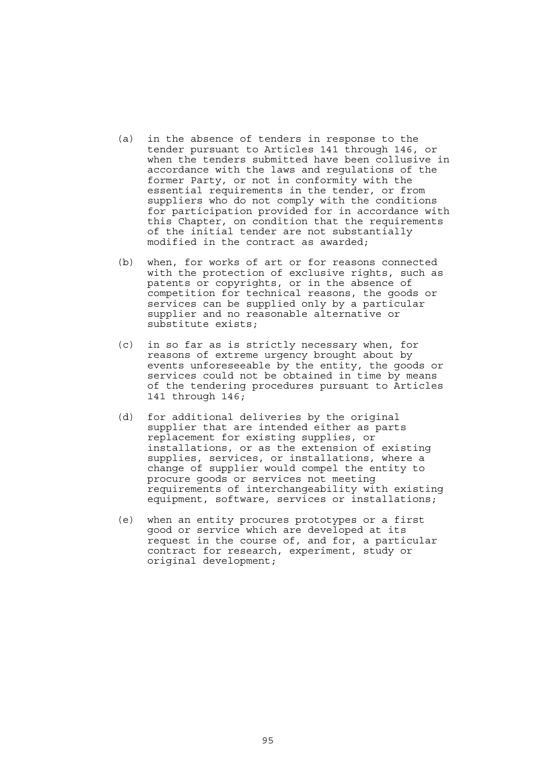(a) in the absence of tenders in response to the tender pursuant to Articles 141 through 146, or when the tenders submitted have been collusive in accordance with the laws and regulations of the former Party, or not in conformity with the essential requirements in the tender, or from suppliers who do not comply with the conditions for participation provided for in accordance with this Chapter, on condition that the requirements of the initial tender are not substantially modified in the contract as awarded;

(b) when, for works of art or for reasons connected with the protection of exclusive rights, such as patents or copyrights, or in the absence of competition for technical reasons, the goods or services can be supplied only by a particular supplier and no reasonable alternative or substitute exists;

(c) in so far as is strictly necessary when, for reasons of extreme urgency brought about by events unforeseeable by the entity, the goods or services could not be obtained in time by means of the tendering procedures pursuant to Articles 141 through 146;

(d) for additional deliveries by the original supplier that are intended either as parts replacement for existing supplies, or installations, or as the extension of existing supplies, services, or installations, where a change of supplier would compel the entity to procure goods or services not meeting requirements of interchangeability with existing equipment, software, services or installations;

(e) when an entity procures prototypes or a first good or service which are developed at its request in the course of, and for, a particular contract for research, experiment, study or original development;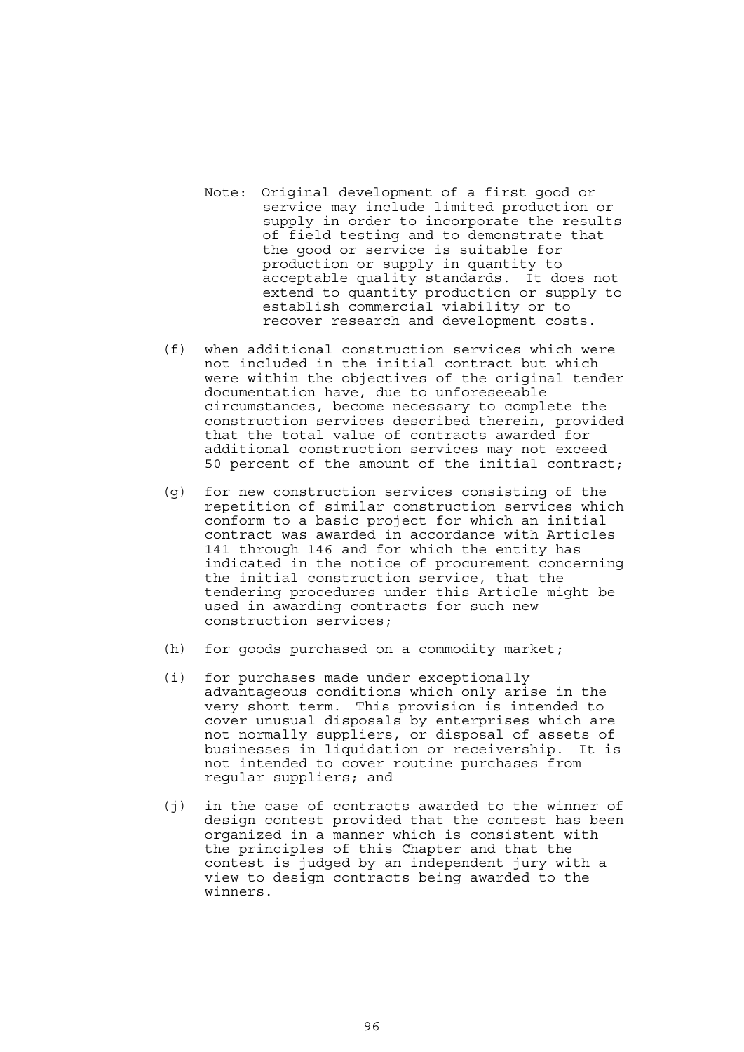Note: Original development of a first good or service may include limited production or supply in order to incorporate the results of field testing and to demonstrate that the good or service is suitable for production or supply in quantity to acceptable quality standards. It does not extend to quantity production or supply to establish commercial viability or to recover research and development costs.

(f) when additional construction services which were not included in the initial contract but which were within the objectives of the original tender documentation have, due to unforeseeable circumstances, become necessary to complete the construction services described therein, provided that the total value of contracts awarded for additional construction services may not exceed 50 percent of the amount of the initial contract;

(g) for new construction services consisting of the repetition of similar construction services which conform to a basic project for which an initial contract was awarded in accordance with Articles 141 through 146 and for which the entity has indicated in the notice of procurement concerning the initial construction service, that the tendering procedures under this Article might be used in awarding contracts for such new construction services;

(h) for goods purchased on a commodity market;

(i) for purchases made under exceptionally advantageous conditions which only arise in the very short term. This provision is intended to cover unusual disposals by enterprises which are not normally suppliers, or disposal of assets of businesses in liquidation or receivership. It is not intended to cover routine purchases from regular suppliers; and

(j) in the case of contracts awarded to the winner of design contest provided that the contest has been organized in a manner which is consistent with the principles of this Chapter and that the contest is judged by an independent jury with a view to design contracts being awarded to the winners.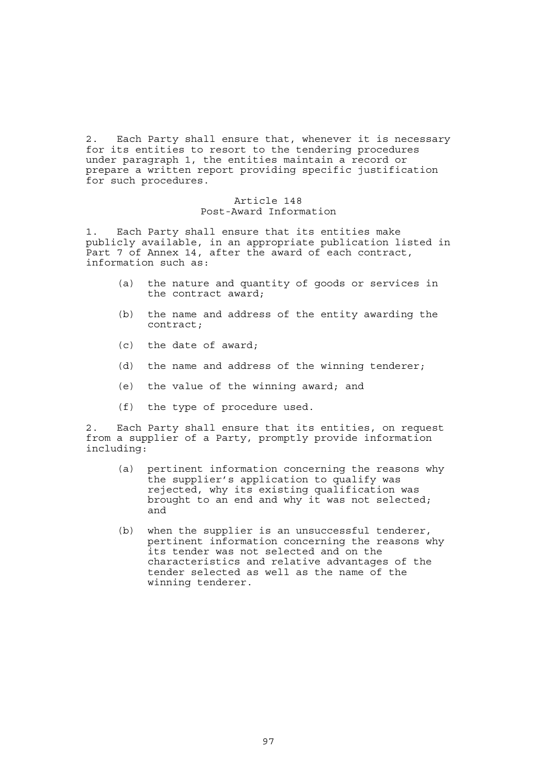2. Each Party shall ensure that, whenever it is necessary for its entities to resort to the tendering procedures under paragraph 1, the entities maintain a record or prepare a written report providing specific justification for such procedures.

## Article 148
## Post-Award Information

1. Each Party shall ensure that its entities make publicly available, in an appropriate publication listed in Part 7 of Annex 14, after the award of each contract, information such as:

   (a) the nature and quantity of goods or services in the contract award;

   (b) the name and address of the entity awarding the contract;

   (c) the date of award;

   (d) the name and address of the winning tenderer;

   (e) the value of the winning award; and

   (f) the type of procedure used.

2. Each Party shall ensure that its entities, on request from a supplier of a Party, promptly provide information including:

   (a) pertinent information concerning the reasons why the supplier's application to qualify was rejected, why its existing qualification was brought to an end and why it was not selected; and

   (b) when the supplier is an unsuccessful tenderer, pertinent information concerning the reasons why its tender was not selected and on the characteristics and relative advantages of the tender selected as well as the name of the winning tenderer.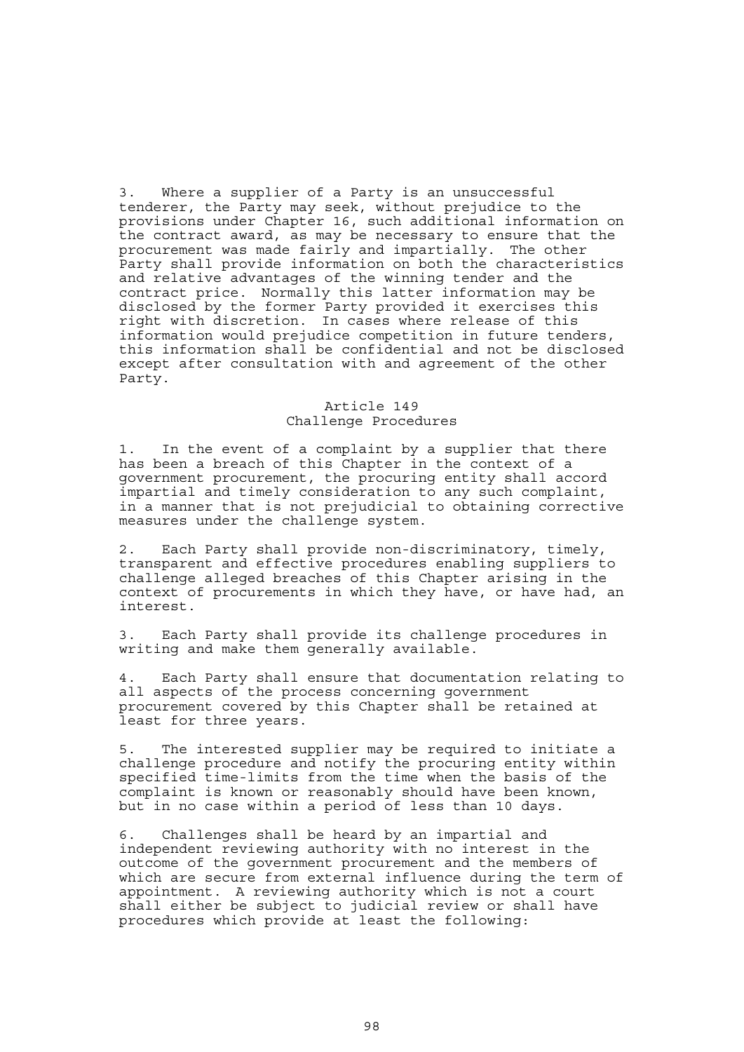3. Where a supplier of a Party is an unsuccessful tenderer, the Party may seek, without prejudice to the provisions under Chapter 16, such additional information on the contract award, as may be necessary to ensure that the procurement was made fairly and impartially. The other Party shall provide information on both the characteristics and relative advantages of the winning tender and the contract price. Normally this latter information may be disclosed by the former Party provided it exercises this right with discretion. In cases where release of this information would prejudice competition in future tenders, this information shall be confidential and not be disclosed except after consultation with and agreement of the other Party.

## Article 149
## Challenge Procedures

1. In the event of a complaint by a supplier that there has been a breach of this Chapter in the context of a government procurement, the procuring entity shall accord impartial and timely consideration to any such complaint, in a manner that is not prejudicial to obtaining corrective measures under the challenge system.

2. Each Party shall provide non-discriminatory, timely, transparent and effective procedures enabling suppliers to challenge alleged breaches of this Chapter arising in the context of procurements in which they have, or have had, an interest.

3. Each Party shall provide its challenge procedures in writing and make them generally available.

4. Each Party shall ensure that documentation relating to all aspects of the process concerning government procurement covered by this Chapter shall be retained at least for three years.

5. The interested supplier may be required to initiate a challenge procedure and notify the procuring entity within specified time-limits from the time when the basis of the complaint is known or reasonably should have been known, but in no case within a period of less than 10 days.

6. Challenges shall be heard by an impartial and independent reviewing authority with no interest in the outcome of the government procurement and the members of which are secure from external influence during the term of appointment. A reviewing authority which is not a court shall either be subject to judicial review or shall have procedures which provide at least the following: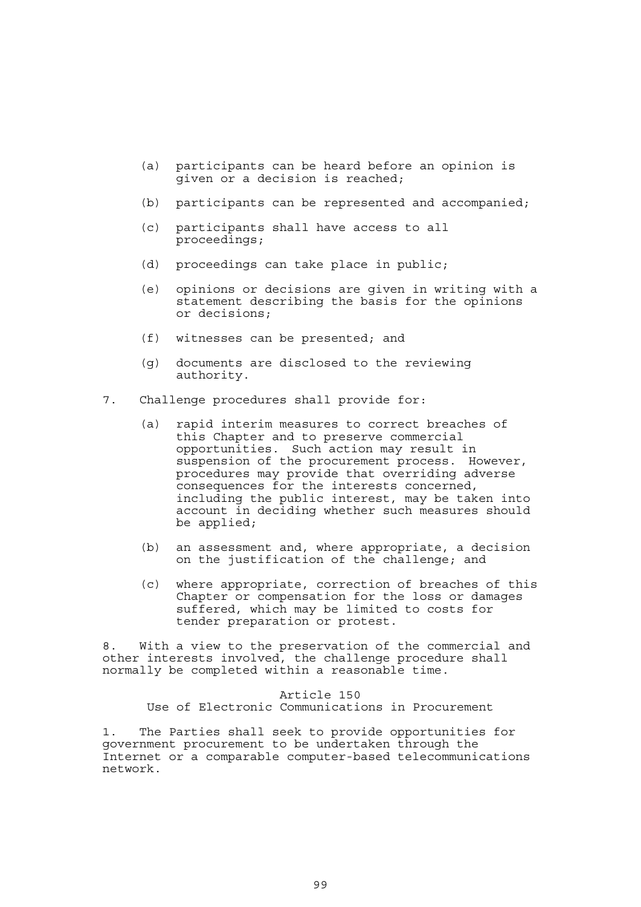(a) participants can be heard before an opinion is given or a decision is reached;

(b) participants can be represented and accompanied;

(c) participants shall have access to all proceedings;

(d) proceedings can take place in public;

(e) opinions or decisions are given in writing with a statement describing the basis for the opinions or decisions;

(f) witnesses can be presented; and

(g) documents are disclosed to the reviewing authority.

7. Challenge procedures shall provide for:

(a) rapid interim measures to correct breaches of this Chapter and to preserve commercial opportunities. Such action may result in suspension of the procurement process. However, procedures may provide that overriding adverse consequences for the interests concerned, including the public interest, may be taken into account in deciding whether such measures should be applied;

(b) an assessment and, where appropriate, a decision on the justification of the challenge; and

(c) where appropriate, correction of breaches of this Chapter or compensation for the loss or damages suffered, which may be limited to costs for tender preparation or protest.

8. With a view to the preservation of the commercial and other interests involved, the challenge procedure shall normally be completed within a reasonable time.

## Article 150
## Use of Electronic Communications in Procurement

1. The Parties shall seek to provide opportunities for government procurement to be undertaken through the Internet or a comparable computer-based telecommunications network.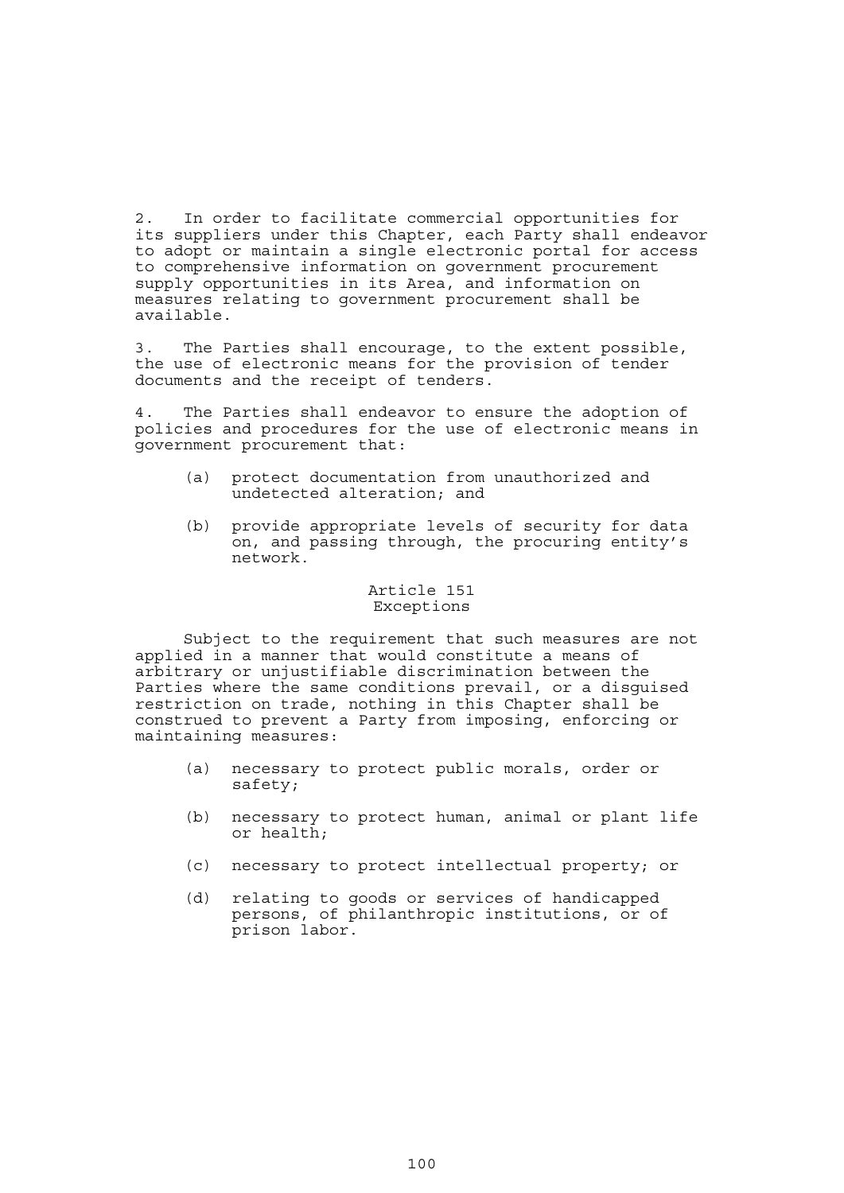2. In order to facilitate commercial opportunities for its suppliers under this Chapter, each Party shall endeavor to adopt or maintain a single electronic portal for access to comprehensive information on government procurement supply opportunities in its Area, and information on measures relating to government procurement shall be available.

3. The Parties shall encourage, to the extent possible, the use of electronic means for the provision of tender documents and the receipt of tenders.

4. The Parties shall endeavor to ensure the adoption of policies and procedures for the use of electronic means in government procurement that:

(a) protect documentation from unauthorized and undetected alteration; and

(b) provide appropriate levels of security for data on, and passing through, the procuring entity's network.

### Article 151
### Exceptions

Subject to the requirement that such measures are not applied in a manner that would constitute a means of arbitrary or unjustifiable discrimination between the Parties where the same conditions prevail, or a disguised restriction on trade, nothing in this Chapter shall be construed to prevent a Party from imposing, enforcing or maintaining measures:

(a) necessary to protect public morals, order or safety;

(b) necessary to protect human, animal or plant life or health;

(c) necessary to protect intellectual property; or

(d) relating to goods or services of handicapped persons, of philanthropic institutions, or of prison labor.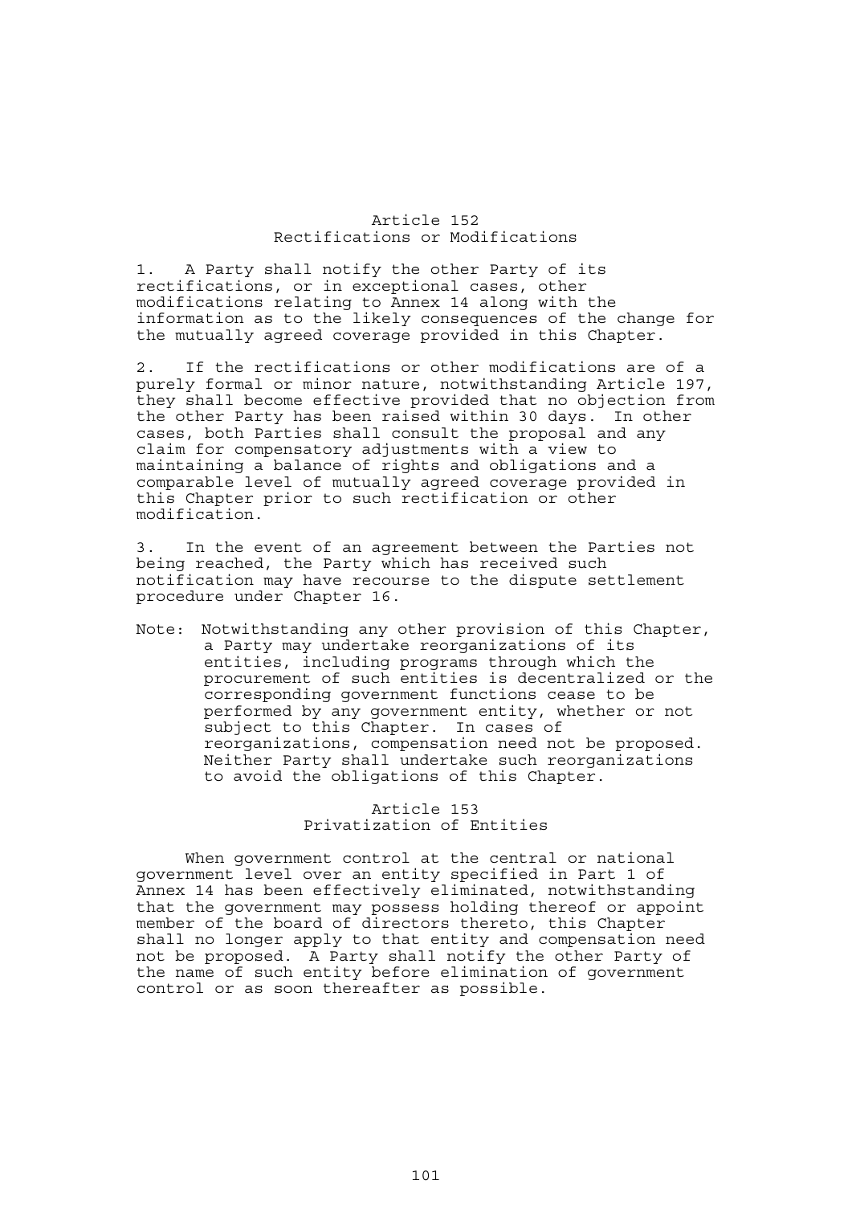## Article 152
## Rectifications or Modifications

1. A Party shall notify the other Party of its rectifications, or in exceptional cases, other modifications relating to Annex 14 along with the information as to the likely consequences of the change for the mutually agreed coverage provided in this Chapter.

2. If the rectifications or other modifications are of a purely formal or minor nature, notwithstanding Article 197, they shall become effective provided that no objection from the other Party has been raised within 30 days. In other cases, both Parties shall consult the proposal and any claim for compensatory adjustments with a view to maintaining a balance of rights and obligations and a comparable level of mutually agreed coverage provided in this Chapter prior to such rectification or other modification.

3. In the event of an agreement between the Parties not being reached, the Party which has received such notification may have recourse to the dispute settlement procedure under Chapter 16.

Note: Notwithstanding any other provision of this Chapter, a Party may undertake reorganizations of its entities, including programs through which the procurement of such entities is decentralized or the corresponding government functions cease to be performed by any government entity, whether or not subject to this Chapter. In cases of reorganizations, compensation need not be proposed. Neither Party shall undertake such reorganizations to avoid the obligations of this Chapter.

## Article 153
## Privatization of Entities

When government control at the central or national government level over an entity specified in Part 1 of Annex 14 has been effectively eliminated, notwithstanding that the government may possess holding thereof or appoint member of the board of directors thereto, this Chapter shall no longer apply to that entity and compensation need not be proposed. A Party shall notify the other Party of the name of such entity before elimination of government control or as soon thereafter as possible.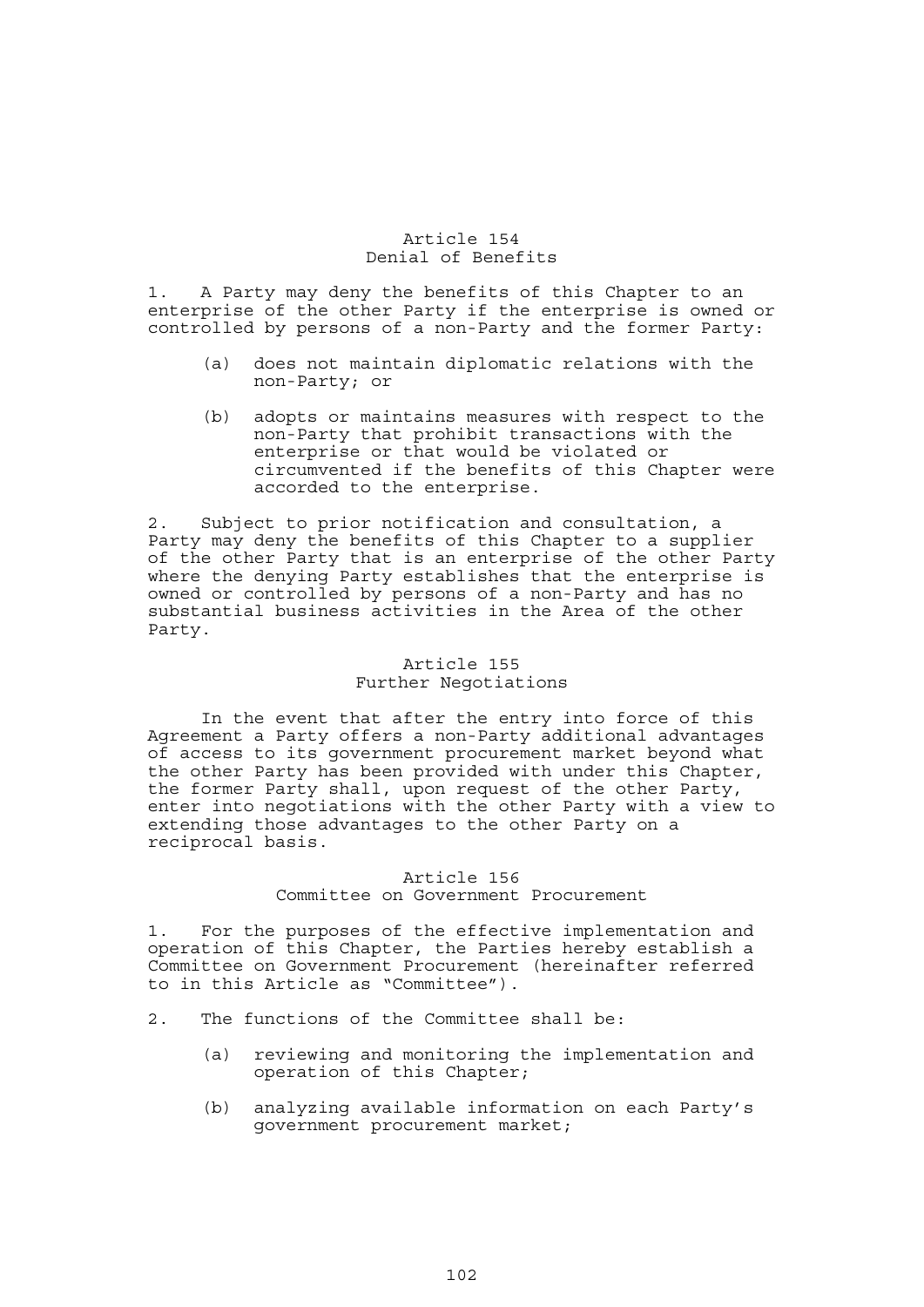## Article 154
## Denial of Benefits

1. A Party may deny the benefits of this Chapter to an enterprise of the other Party if the enterprise is owned or controlled by persons of a non-Party and the former Party:

   (a) does not maintain diplomatic relations with the non-Party; or

   (b) adopts or maintains measures with respect to the non-Party that prohibit transactions with the enterprise or that would be violated or circumvented if the benefits of this Chapter were accorded to the enterprise.

2. Subject to prior notification and consultation, a Party may deny the benefits of this Chapter to a supplier of the other Party that is an enterprise of the other Party where the denying Party establishes that the enterprise is owned or controlled by persons of a non-Party and has no substantial business activities in the Area of the other Party.

## Article 155
## Further Negotiations

In the event that after the entry into force of this Agreement a Party offers a non-Party additional advantages of access to its government procurement market beyond what the other Party has been provided with under this Chapter, the former Party shall, upon request of the other Party, enter into negotiations with the other Party with a view to extending those advantages to the other Party on a reciprocal basis.

## Article 156
## Committee on Government Procurement

1. For the purposes of the effective implementation and operation of this Chapter, the Parties hereby establish a Committee on Government Procurement (hereinafter referred to in this Article as "Committee").

2. The functions of the Committee shall be:

   (a) reviewing and monitoring the implementation and operation of this Chapter;

   (b) analyzing available information on each Party's government procurement market;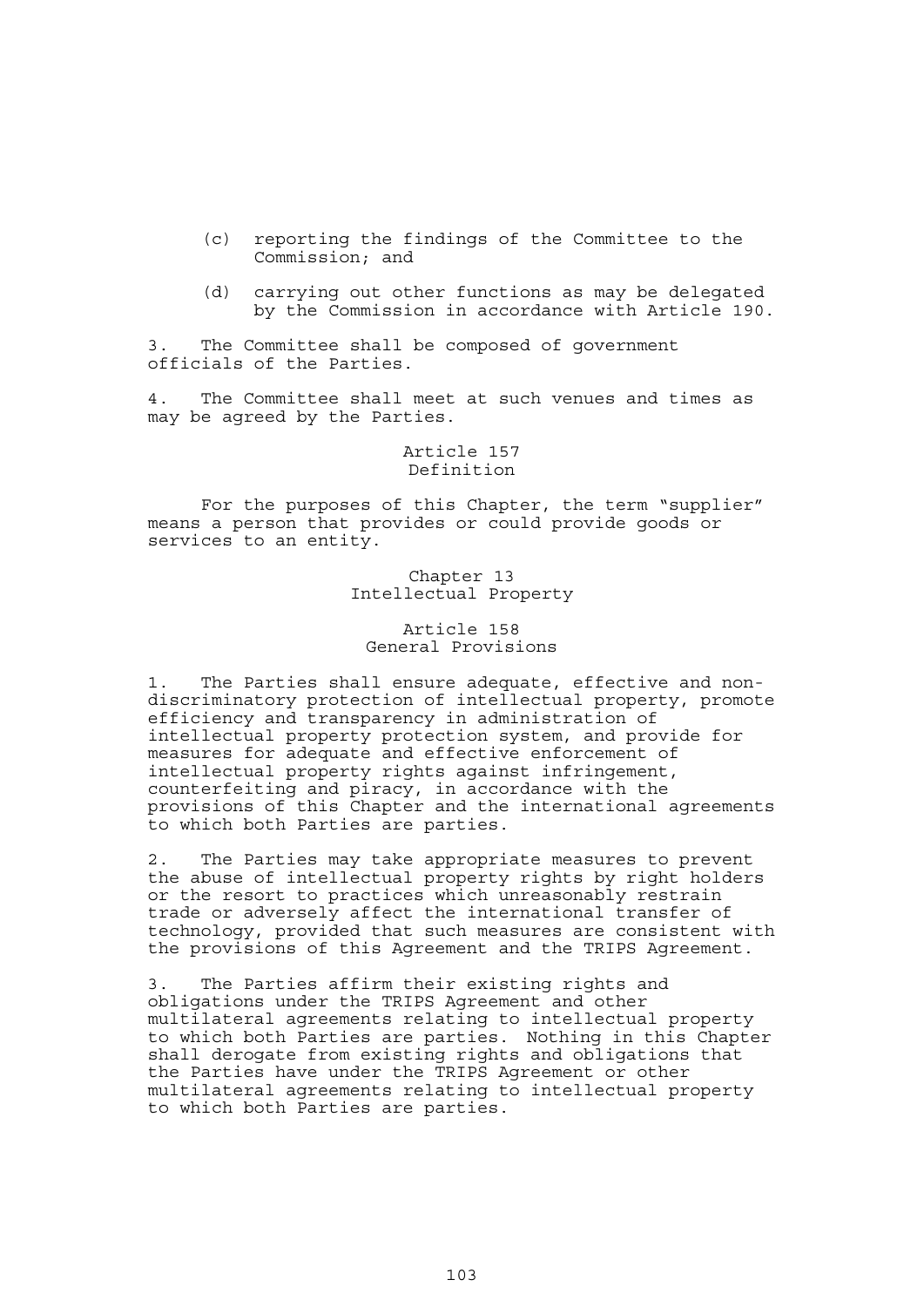(c) reporting the findings of the Committee to the Commission; and

(d) carrying out other functions as may be delegated by the Commission in accordance with Article 190.

3. The Committee shall be composed of government officials of the Parties.

4. The Committee shall meet at such venues and times as may be agreed by the Parties.

### Article 157
### Definition

For the purposes of this Chapter, the term "supplier" means a person that provides or could provide goods or services to an entity.

## Chapter 13
## Intellectual Property

### Article 158
### General Provisions

1. The Parties shall ensure adequate, effective and non-discriminatory protection of intellectual property, promote efficiency and transparency in administration of intellectual property protection system, and provide for measures for adequate and effective enforcement of intellectual property rights against infringement, counterfeiting and piracy, in accordance with the provisions of this Chapter and the international agreements to which both Parties are parties.

2. The Parties may take appropriate measures to prevent the abuse of intellectual property rights by right holders or the resort to practices which unreasonably restrain trade or adversely affect the international transfer of technology, provided that such measures are consistent with the provisions of this Agreement and the TRIPS Agreement.

3. The Parties affirm their existing rights and obligations under the TRIPS Agreement and other multilateral agreements relating to intellectual property to which both Parties are parties. Nothing in this Chapter shall derogate from existing rights and obligations that the Parties have under the TRIPS Agreement or other multilateral agreements relating to intellectual property to which both Parties are parties.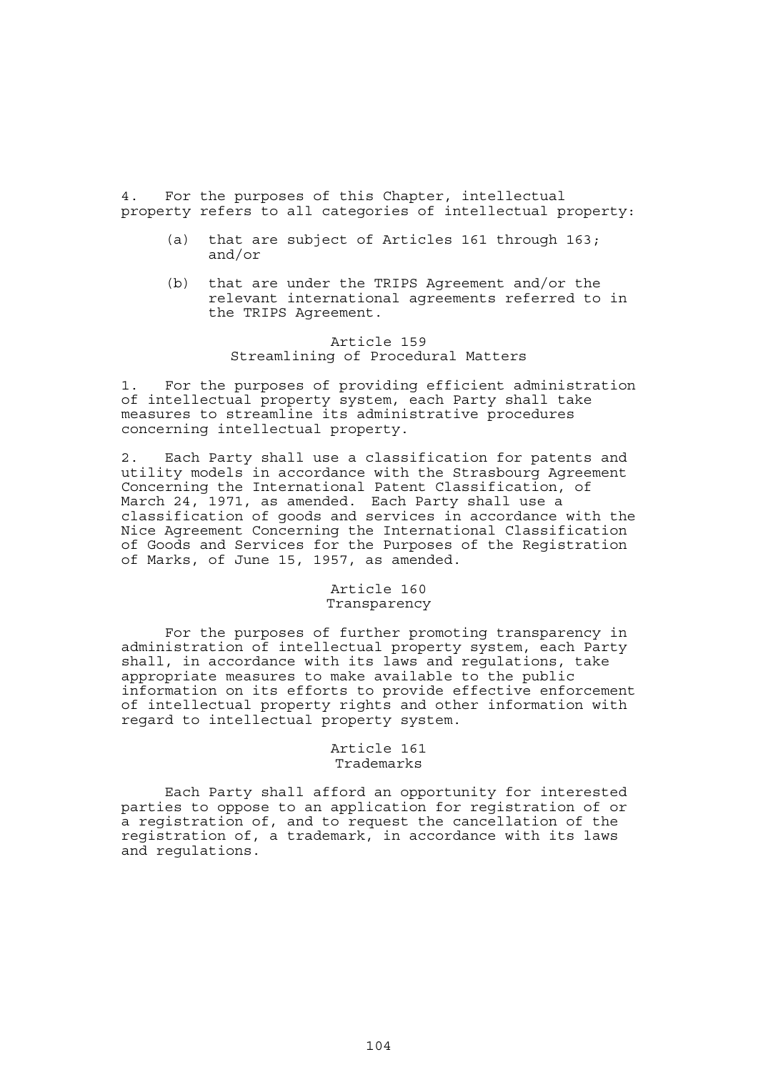4. For the purposes of this Chapter, intellectual property refers to all categories of intellectual property:

(a) that are subject of Articles 161 through 163; and/or

(b) that are under the TRIPS Agreement and/or the relevant international agreements referred to in the TRIPS Agreement.

### Article 159
### Streamlining of Procedural Matters

1. For the purposes of providing efficient administration of intellectual property system, each Party shall take measures to streamline its administrative procedures concerning intellectual property.

2. Each Party shall use a classification for patents and utility models in accordance with the Strasbourg Agreement Concerning the International Patent Classification, of March 24, 1971, as amended. Each Party shall use a classification of goods and services in accordance with the Nice Agreement Concerning the International Classification of Goods and Services for the Purposes of the Registration of Marks, of June 15, 1957, as amended.

### Article 160
### Transparency

For the purposes of further promoting transparency in administration of intellectual property system, each Party shall, in accordance with its laws and regulations, take appropriate measures to make available to the public information on its efforts to provide effective enforcement of intellectual property rights and other information with regard to intellectual property system.

### Article 161
### Trademarks

Each Party shall afford an opportunity for interested parties to oppose to an application for registration of or a registration of, and to request the cancellation of the registration of, a trademark, in accordance with its laws and regulations.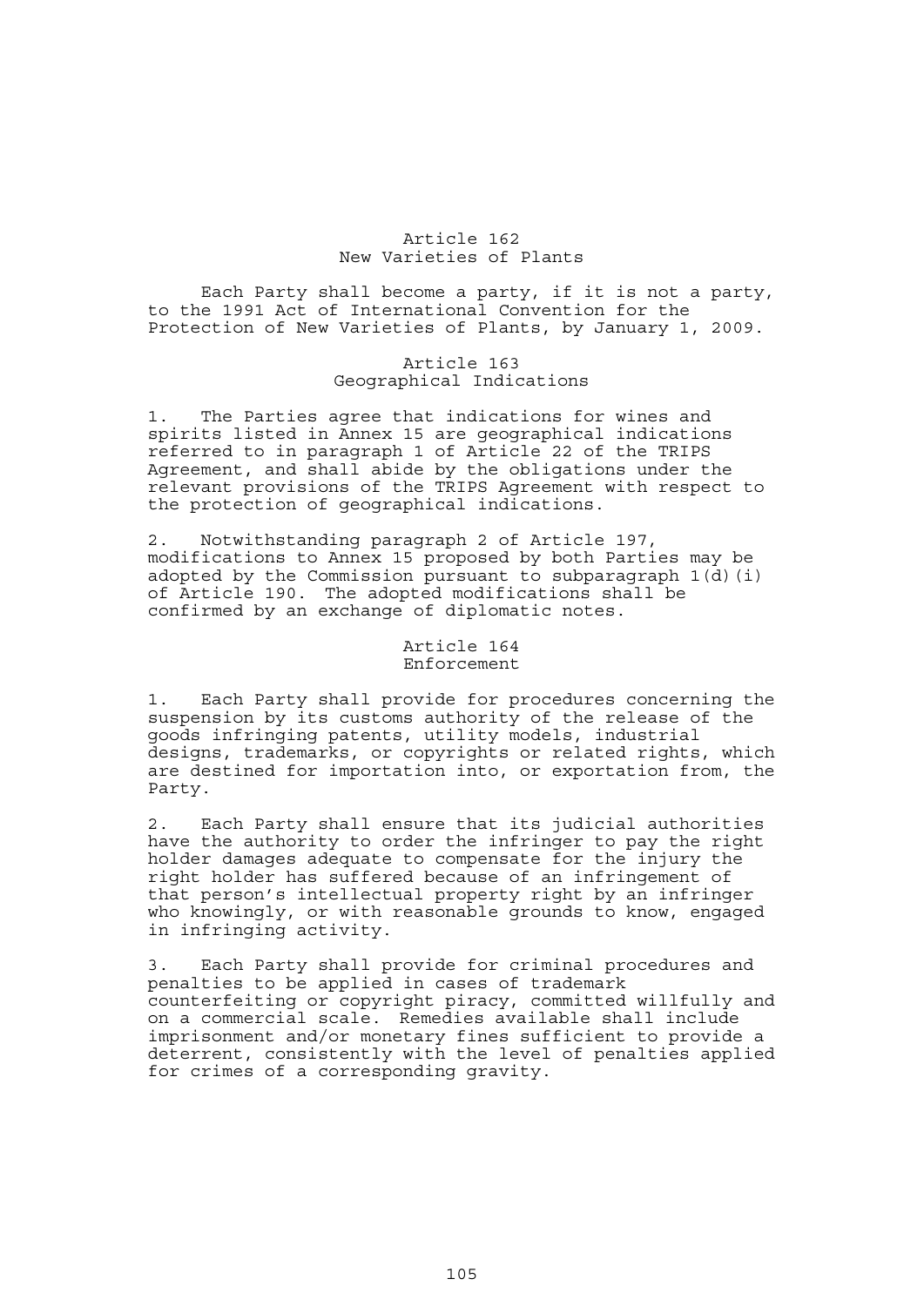## Article 162
## New Varieties of Plants

Each Party shall become a party, if it is not a party, to the 1991 Act of International Convention for the Protection of New Varieties of Plants, by January 1, 2009.

## Article 163
## Geographical Indications

1. The Parties agree that indications for wines and spirits listed in Annex 15 are geographical indications referred to in paragraph 1 of Article 22 of the TRIPS Agreement, and shall abide by the obligations under the relevant provisions of the TRIPS Agreement with respect to the protection of geographical indications.

2. Notwithstanding paragraph 2 of Article 197, modifications to Annex 15 proposed by both Parties may be adopted by the Commission pursuant to subparagraph 1(d)(i) of Article 190. The adopted modifications shall be confirmed by an exchange of diplomatic notes.

## Article 164
## Enforcement

1. Each Party shall provide for procedures concerning the suspension by its customs authority of the release of the goods infringing patents, utility models, industrial designs, trademarks, or copyrights or related rights, which are destined for importation into, or exportation from, the Party.

2. Each Party shall ensure that its judicial authorities have the authority to order the infringer to pay the right holder damages adequate to compensate for the injury the right holder has suffered because of an infringement of that person's intellectual property right by an infringer who knowingly, or with reasonable grounds to know, engaged in infringing activity.

3. Each Party shall provide for criminal procedures and penalties to be applied in cases of trademark counterfeiting or copyright piracy, committed willfully and on a commercial scale. Remedies available shall include imprisonment and/or monetary fines sufficient to provide a deterrent, consistently with the level of penalties applied for crimes of a corresponding gravity.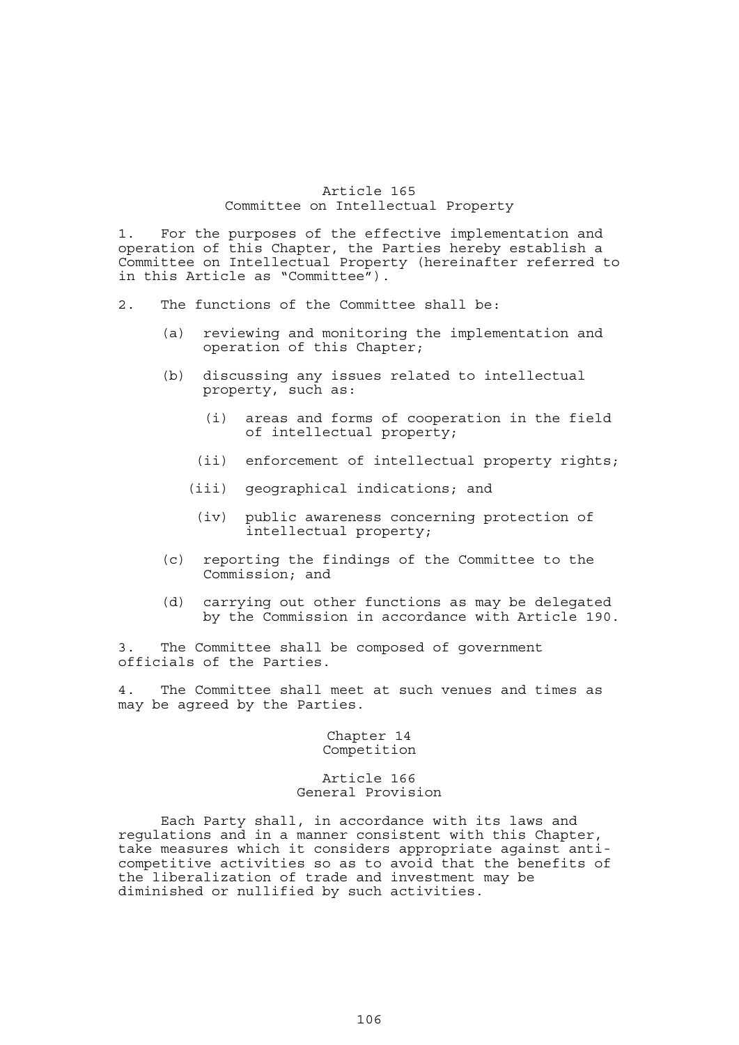## Article 165
## Committee on Intellectual Property

1. For the purposes of the effective implementation and operation of this Chapter, the Parties hereby establish a Committee on Intellectual Property (hereinafter referred to in this Article as "Committee").

2. The functions of the Committee shall be:

   (a) reviewing and monitoring the implementation and operation of this Chapter;

   (b) discussing any issues related to intellectual property, such as:

      (i) areas and forms of cooperation in the field of intellectual property;

      (ii) enforcement of intellectual property rights;

      (iii) geographical indications; and

      (iv) public awareness concerning protection of intellectual property;

   (c) reporting the findings of the Committee to the Commission; and

   (d) carrying out other functions as may be delegated by the Commission in accordance with Article 190.

3. The Committee shall be composed of government officials of the Parties.

4. The Committee shall meet at such venues and times as may be agreed by the Parties.

# Chapter 14
# Competition

## Article 166
## General Provision

Each Party shall, in accordance with its laws and regulations and in a manner consistent with this Chapter, take measures which it considers appropriate against anti-competitive activities so as to avoid that the benefits of the liberalization of trade and investment may be diminished or nullified by such activities.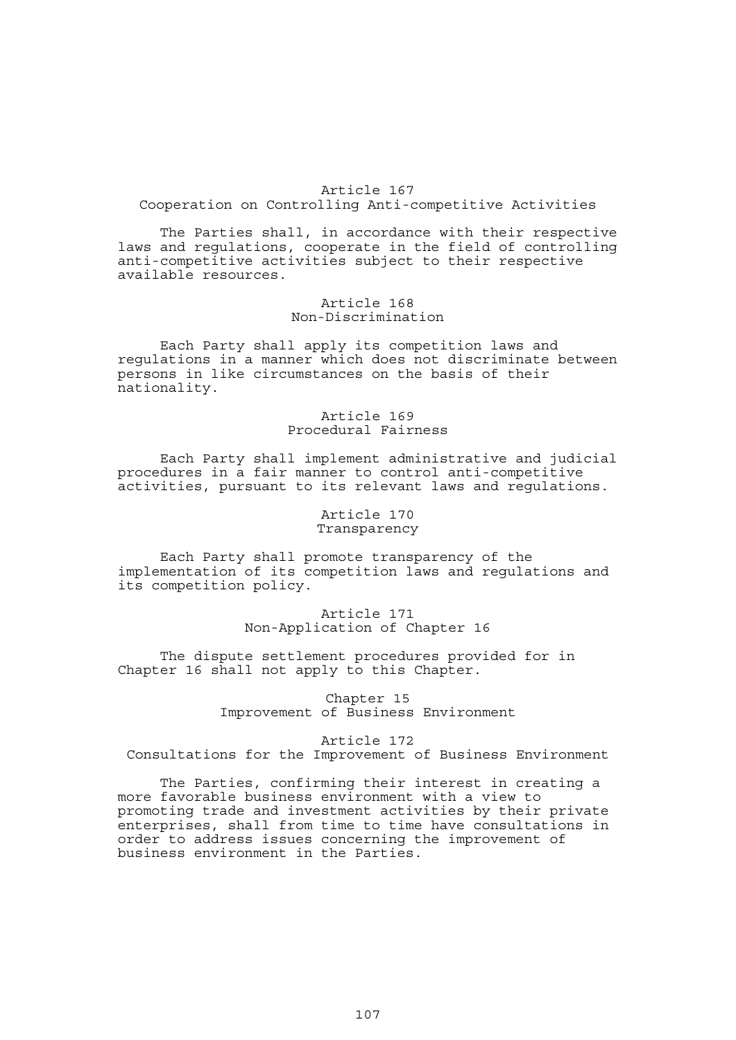### Article 167
### Cooperation on Controlling Anti-competitive Activities

The Parties shall, in accordance with their respective laws and regulations, cooperate in the field of controlling anti-competitive activities subject to their respective available resources.

### Article 168
### Non-Discrimination

Each Party shall apply its competition laws and regulations in a manner which does not discriminate between persons in like circumstances on the basis of their nationality.

### Article 169
### Procedural Fairness

Each Party shall implement administrative and judicial procedures in a fair manner to control anti-competitive activities, pursuant to its relevant laws and regulations.

### Article 170
### Transparency

Each Party shall promote transparency of the implementation of its competition laws and regulations and its competition policy.

### Article 171
### Non-Application of Chapter 16

The dispute settlement procedures provided for in Chapter 16 shall not apply to this Chapter.

## Chapter 15
## Improvement of Business Environment

### Article 172
### Consultations for the Improvement of Business Environment

The Parties, confirming their interest in creating a more favorable business environment with a view to promoting trade and investment activities by their private enterprises, shall from time to time have consultations in order to address issues concerning the improvement of business environment in the Parties.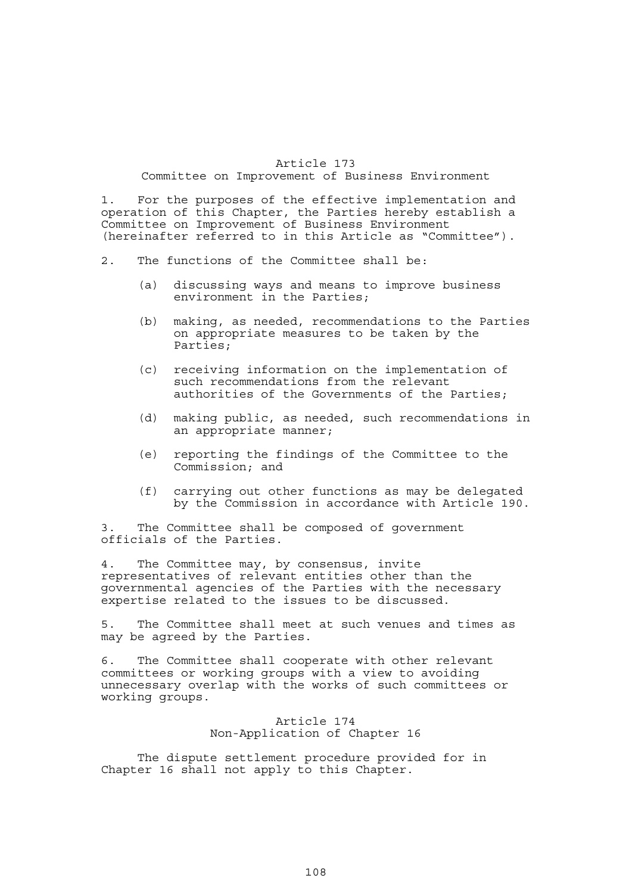## Article 173
### Committee on Improvement of Business Environment

1. For the purposes of the effective implementation and operation of this Chapter, the Parties hereby establish a Committee on Improvement of Business Environment (hereinafter referred to in this Article as "Committee").

2. The functions of the Committee shall be:

   (a) discussing ways and means to improve business environment in the Parties;

   (b) making, as needed, recommendations to the Parties on appropriate measures to be taken by the Parties;

   (c) receiving information on the implementation of such recommendations from the relevant authorities of the Governments of the Parties;

   (d) making public, as needed, such recommendations in an appropriate manner;

   (e) reporting the findings of the Committee to the Commission; and

   (f) carrying out other functions as may be delegated by the Commission in accordance with Article 190.

3. The Committee shall be composed of government officials of the Parties.

4. The Committee may, by consensus, invite representatives of relevant entities other than the governmental agencies of the Parties with the necessary expertise related to the issues to be discussed.

5. The Committee shall meet at such venues and times as may be agreed by the Parties.

6. The Committee shall cooperate with other relevant committees or working groups with a view to avoiding unnecessary overlap with the works of such committees or working groups.

## Article 174
### Non-Application of Chapter 16

The dispute settlement procedure provided for in Chapter 16 shall not apply to this Chapter.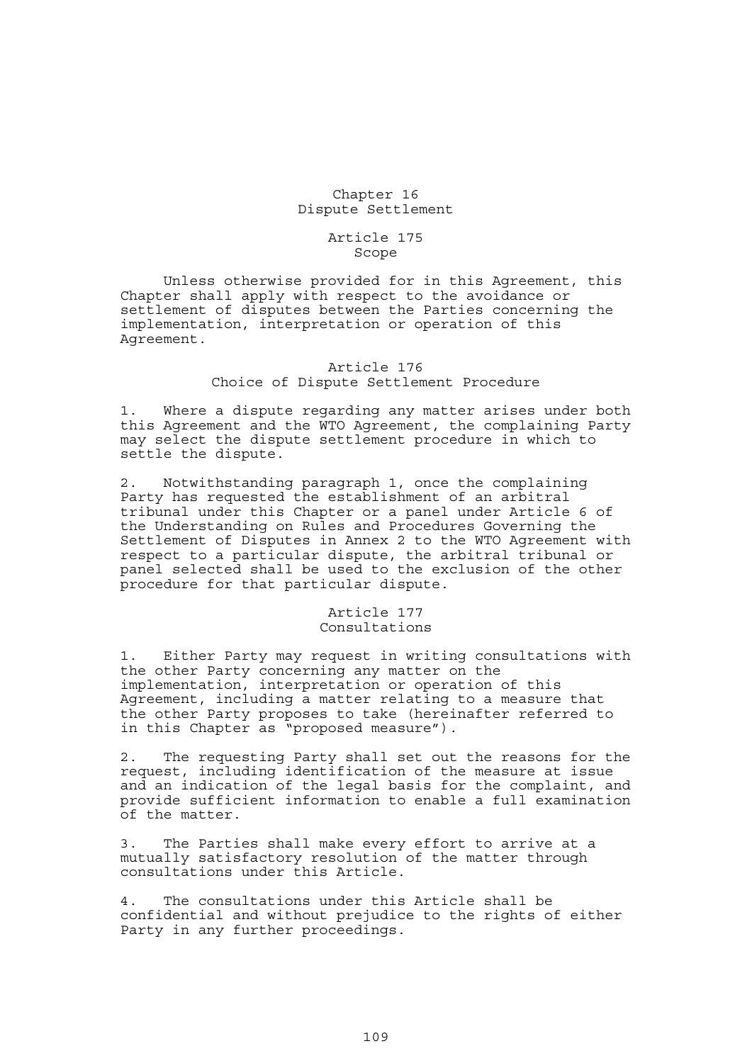# Chapter 16
# Dispute Settlement

## Article 175
## Scope

Unless otherwise provided for in this Agreement, this Chapter shall apply with respect to the avoidance or settlement of disputes between the Parties concerning the implementation, interpretation or operation of this Agreement.

## Article 176
## Choice of Dispute Settlement Procedure

1. Where a dispute regarding any matter arises under both this Agreement and the WTO Agreement, the complaining Party may select the dispute settlement procedure in which to settle the dispute.

2. Notwithstanding paragraph 1, once the complaining Party has requested the establishment of an arbitral tribunal under this Chapter or a panel under Article 6 of the Understanding on Rules and Procedures Governing the Settlement of Disputes in Annex 2 to the WTO Agreement with respect to a particular dispute, the arbitral tribunal or panel selected shall be used to the exclusion of the other procedure for that particular dispute.

## Article 177
## Consultations

1. Either Party may request in writing consultations with the other Party concerning any matter on the implementation, interpretation or operation of this Agreement, including a matter relating to a measure that the other Party proposes to take (hereinafter referred to in this Chapter as "proposed measure").

2. The requesting Party shall set out the reasons for the request, including identification of the measure at issue and an indication of the legal basis for the complaint, and provide sufficient information to enable a full examination of the matter.

3. The Parties shall make every effort to arrive at a mutually satisfactory resolution of the matter through consultations under this Article.

4. The consultations under this Article shall be confidential and without prejudice to the rights of either Party in any further proceedings.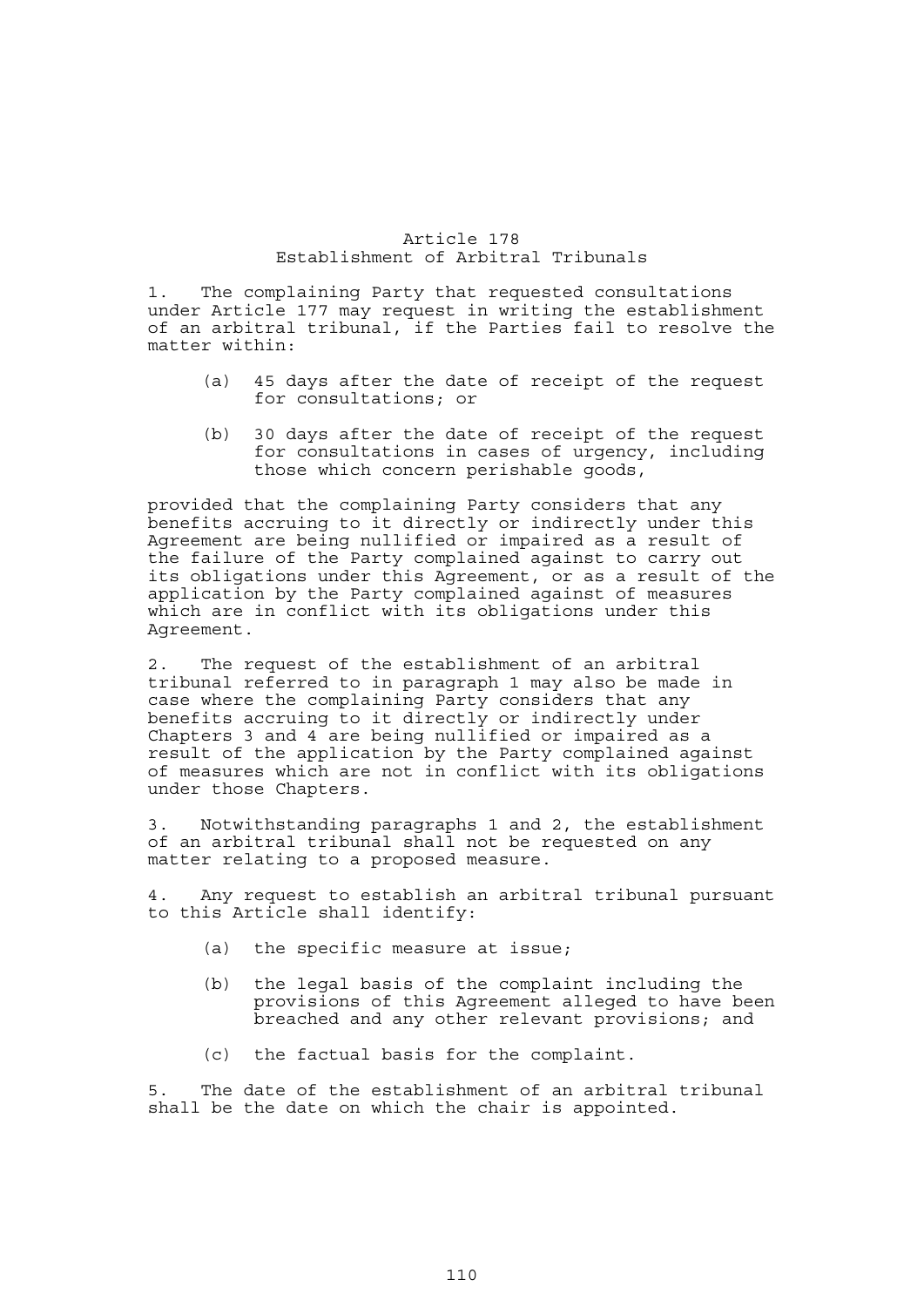## Article 178
## Establishment of Arbitral Tribunals

1. The complaining Party that requested consultations under Article 177 may request in writing the establishment of an arbitral tribunal, if the Parties fail to resolve the matter within:

   (a) 45 days after the date of receipt of the request for consultations; or

   (b) 30 days after the date of receipt of the request for consultations in cases of urgency, including those which concern perishable goods,

provided that the complaining Party considers that any benefits accruing to it directly or indirectly under this Agreement are being nullified or impaired as a result of the failure of the Party complained against to carry out its obligations under this Agreement, or as a result of the application by the Party complained against of measures which are in conflict with its obligations under this Agreement.

2. The request of the establishment of an arbitral tribunal referred to in paragraph 1 may also be made in case where the complaining Party considers that any benefits accruing to it directly or indirectly under Chapters 3 and 4 are being nullified or impaired as a result of the application by the Party complained against of measures which are not in conflict with its obligations under those Chapters.

3. Notwithstanding paragraphs 1 and 2, the establishment of an arbitral tribunal shall not be requested on any matter relating to a proposed measure.

4. Any request to establish an arbitral tribunal pursuant to this Article shall identify:

   (a) the specific measure at issue;

   (b) the legal basis of the complaint including the provisions of this Agreement alleged to have been breached and any other relevant provisions; and

   (c) the factual basis for the complaint.

5. The date of the establishment of an arbitral tribunal shall be the date on which the chair is appointed.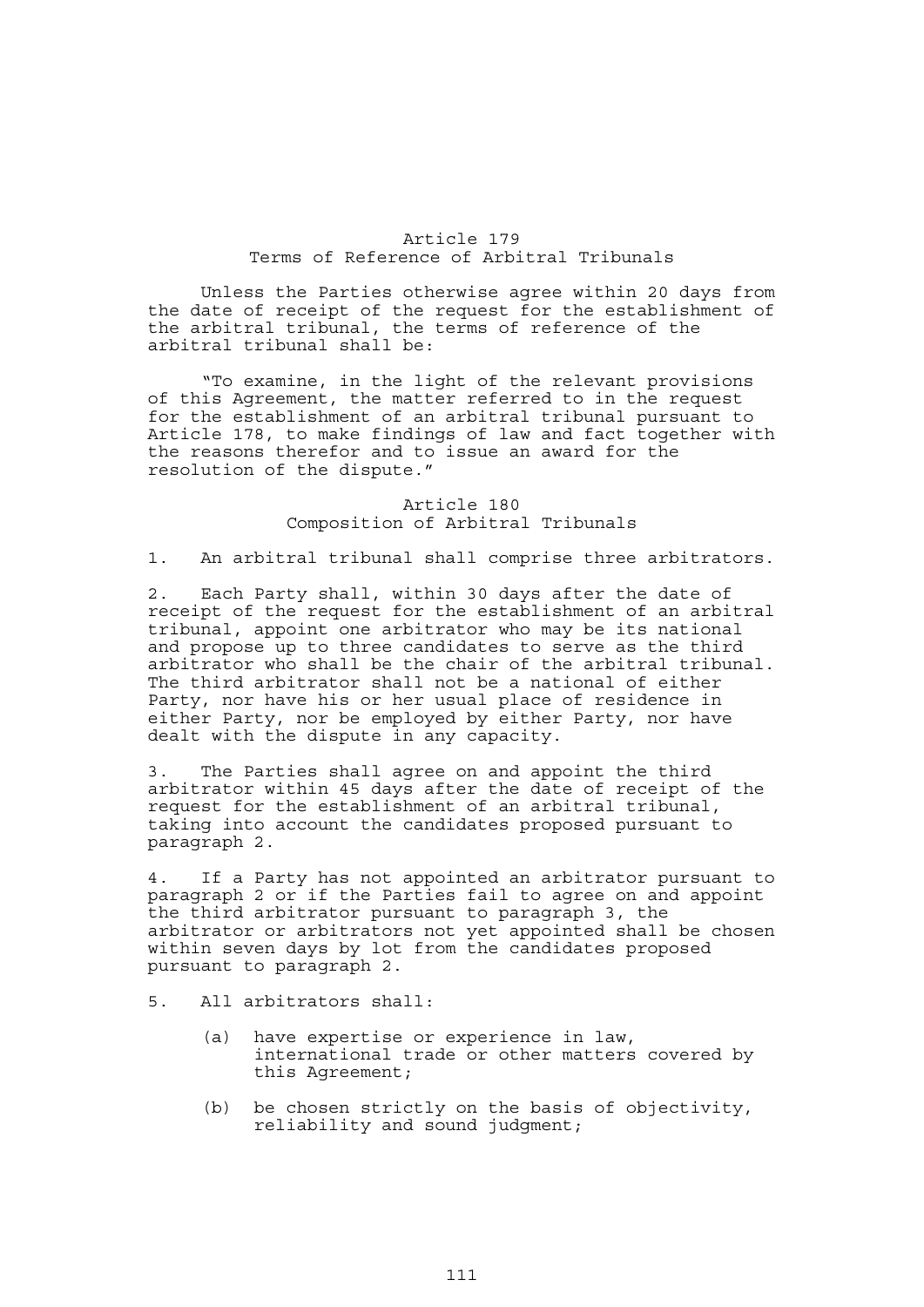## Article 179
## Terms of Reference of Arbitral Tribunals

Unless the Parties otherwise agree within 20 days from the date of receipt of the request for the establishment of the arbitral tribunal, the terms of reference of the arbitral tribunal shall be:

"To examine, in the light of the relevant provisions of this Agreement, the matter referred to in the request for the establishment of an arbitral tribunal pursuant to Article 178, to make findings of law and fact together with the reasons therefor and to issue an award for the resolution of the dispute."

## Article 180
## Composition of Arbitral Tribunals

1. An arbitral tribunal shall comprise three arbitrators.

2. Each Party shall, within 30 days after the date of receipt of the request for the establishment of an arbitral tribunal, appoint one arbitrator who may be its national and propose up to three candidates to serve as the third arbitrator who shall be the chair of the arbitral tribunal. The third arbitrator shall not be a national of either Party, nor have his or her usual place of residence in either Party, nor be employed by either Party, nor have dealt with the dispute in any capacity.

3. The Parties shall agree on and appoint the third arbitrator within 45 days after the date of receipt of the request for the establishment of an arbitral tribunal, taking into account the candidates proposed pursuant to paragraph 2.

4. If a Party has not appointed an arbitrator pursuant to paragraph 2 or if the Parties fail to agree on and appoint the third arbitrator pursuant to paragraph 3, the arbitrator or arbitrators not yet appointed shall be chosen within seven days by lot from the candidates proposed pursuant to paragraph 2.

5. All arbitrators shall:

(a) have expertise or experience in law, international trade or other matters covered by this Agreement;

(b) be chosen strictly on the basis of objectivity, reliability and sound judgment;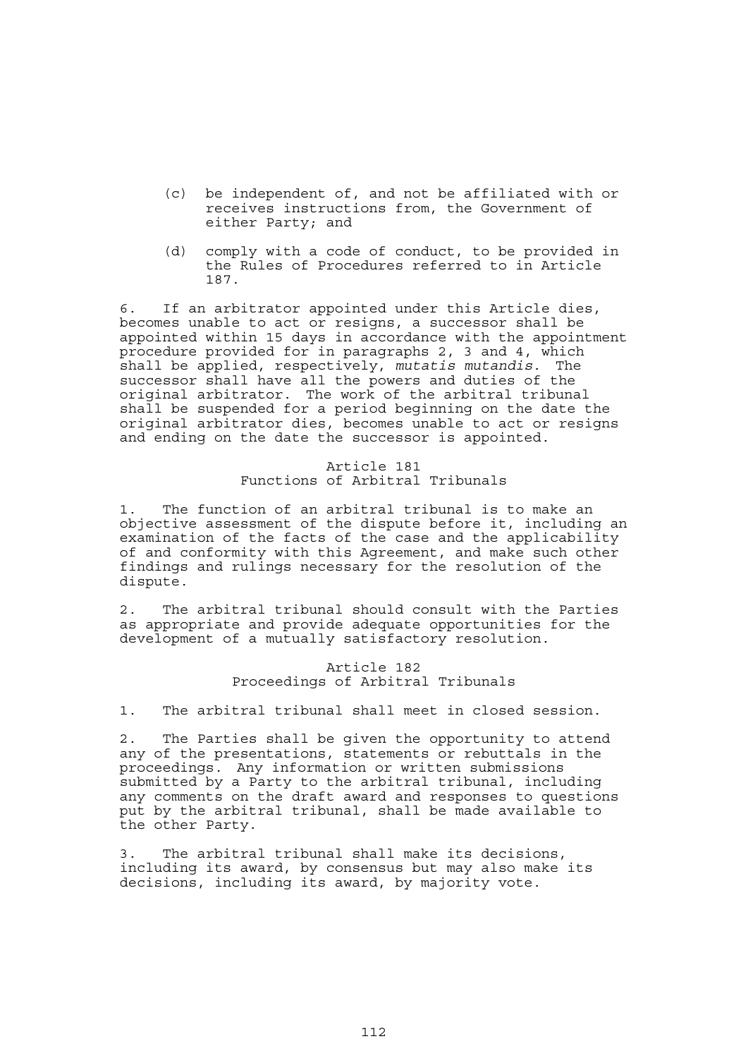(c) be independent of, and not be affiliated with or receives instructions from, the Government of either Party; and

(d) comply with a code of conduct, to be provided in the Rules of Procedures referred to in Article 187.

6. If an arbitrator appointed under this Article dies, becomes unable to act or resigns, a successor shall be appointed within 15 days in accordance with the appointment procedure provided for in paragraphs 2, 3 and 4, which shall be applied, respectively, *mutatis mutandis*. The successor shall have all the powers and duties of the original arbitrator. The work of the arbitral tribunal shall be suspended for a period beginning on the date the original arbitrator dies, becomes unable to act or resigns and ending on the date the successor is appointed.

## Article 181
## Functions of Arbitral Tribunals

1. The function of an arbitral tribunal is to make an objective assessment of the dispute before it, including an examination of the facts of the case and the applicability of and conformity with this Agreement, and make such other findings and rulings necessary for the resolution of the dispute.

2. The arbitral tribunal should consult with the Parties as appropriate and provide adequate opportunities for the development of a mutually satisfactory resolution.

## Article 182
## Proceedings of Arbitral Tribunals

1. The arbitral tribunal shall meet in closed session.

2. The Parties shall be given the opportunity to attend any of the presentations, statements or rebuttals in the proceedings. Any information or written submissions submitted by a Party to the arbitral tribunal, including any comments on the draft award and responses to questions put by the arbitral tribunal, shall be made available to the other Party.

3. The arbitral tribunal shall make its decisions, including its award, by consensus but may also make its decisions, including its award, by majority vote.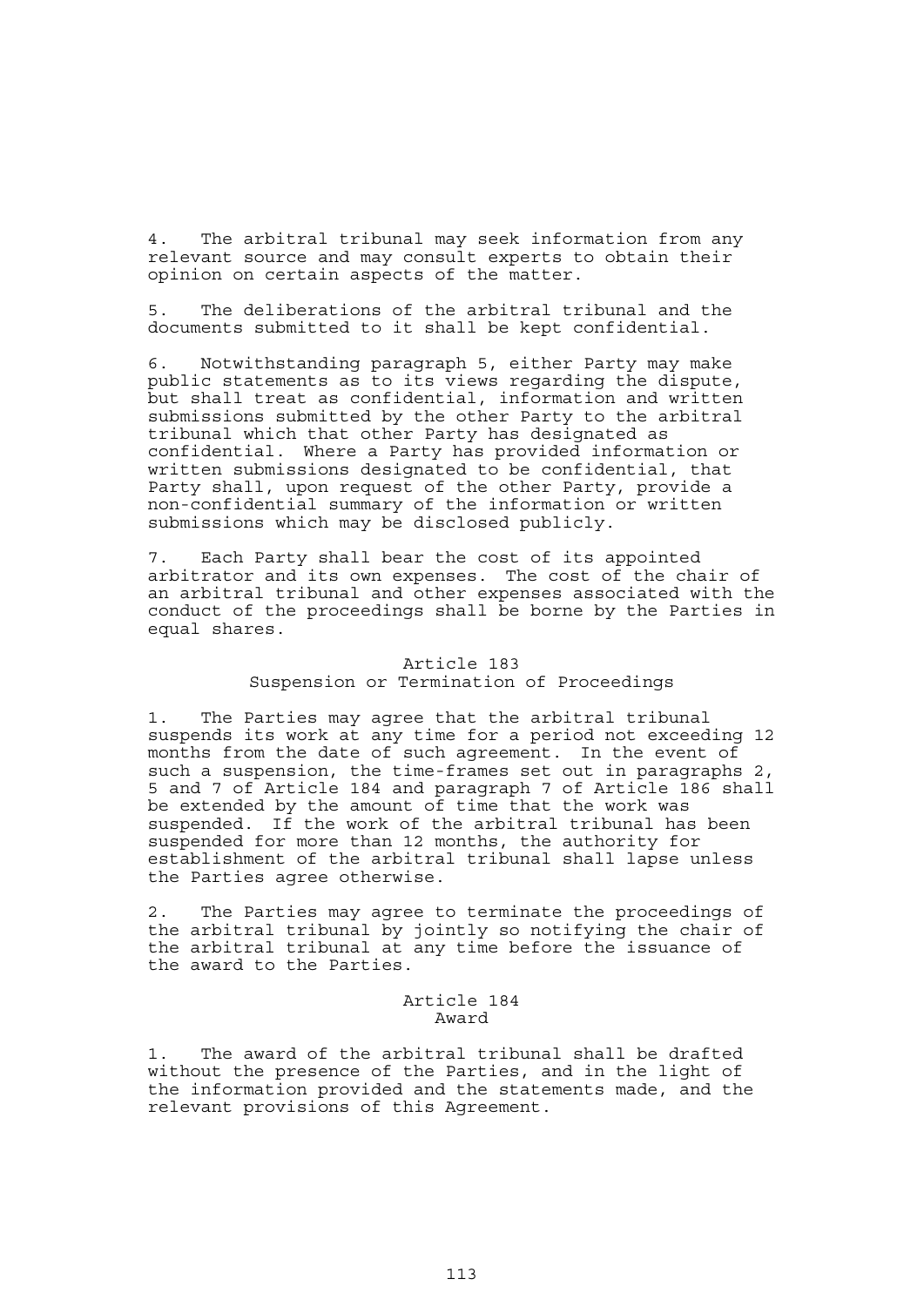4. The arbitral tribunal may seek information from any relevant source and may consult experts to obtain their opinion on certain aspects of the matter.

5. The deliberations of the arbitral tribunal and the documents submitted to it shall be kept confidential.

6. Notwithstanding paragraph 5, either Party may make public statements as to its views regarding the dispute, but shall treat as confidential, information and written submissions submitted by the other Party to the arbitral tribunal which that other Party has designated as confidential. Where a Party has provided information or written submissions designated to be confidential, that Party shall, upon request of the other Party, provide a non-confidential summary of the information or written submissions which may be disclosed publicly.

7. Each Party shall bear the cost of its appointed arbitrator and its own expenses. The cost of the chair of an arbitral tribunal and other expenses associated with the conduct of the proceedings shall be borne by the Parties in equal shares.

### Article 183
### Suspension or Termination of Proceedings

1. The Parties may agree that the arbitral tribunal suspends its work at any time for a period not exceeding 12 months from the date of such agreement. In the event of such a suspension, the time-frames set out in paragraphs 2, 5 and 7 of Article 184 and paragraph 7 of Article 186 shall be extended by the amount of time that the work was suspended. If the work of the arbitral tribunal has been suspended for more than 12 months, the authority for establishment of the arbitral tribunal shall lapse unless the Parties agree otherwise.

2. The Parties may agree to terminate the proceedings of the arbitral tribunal by jointly so notifying the chair of the arbitral tribunal at any time before the issuance of the award to the Parties.

### Article 184
### Award

1. The award of the arbitral tribunal shall be drafted without the presence of the Parties, and in the light of the information provided and the statements made, and the relevant provisions of this Agreement.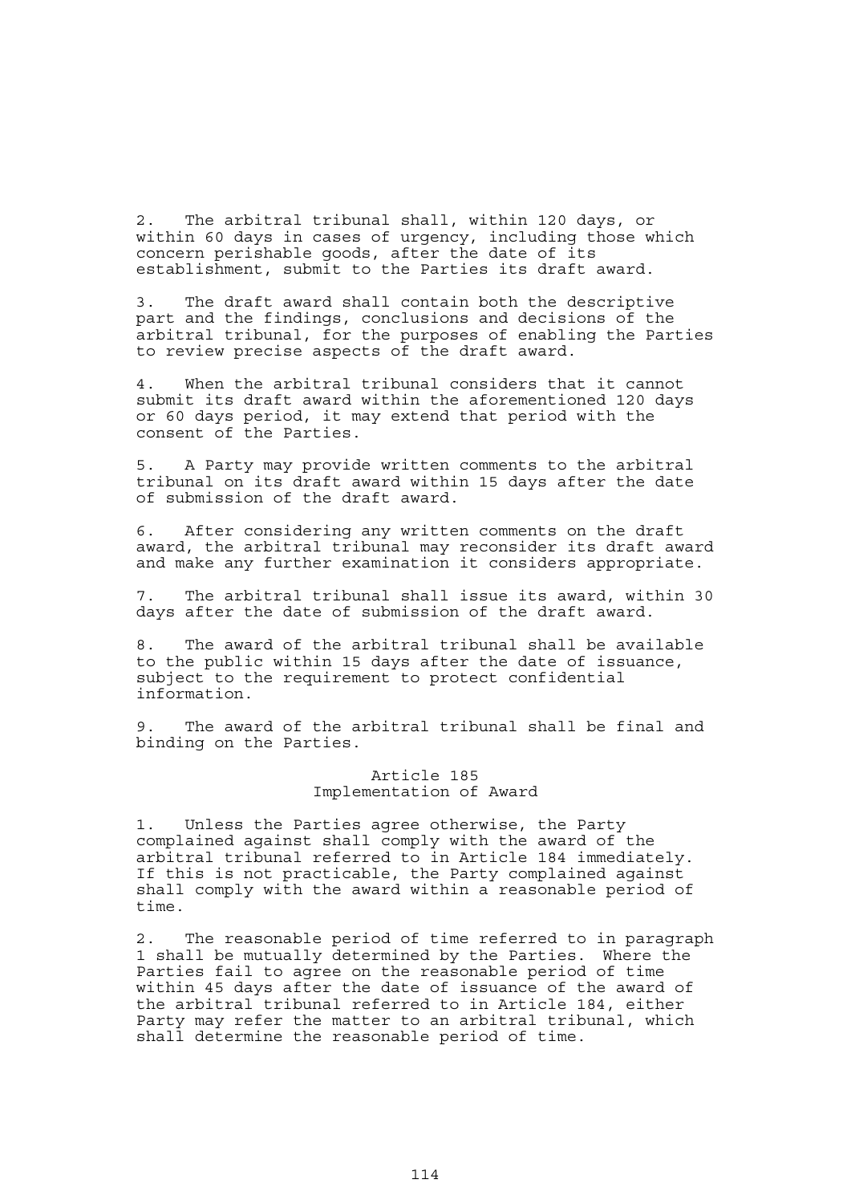2. The arbitral tribunal shall, within 120 days, or within 60 days in cases of urgency, including those which concern perishable goods, after the date of its establishment, submit to the Parties its draft award.

3. The draft award shall contain both the descriptive part and the findings, conclusions and decisions of the arbitral tribunal, for the purposes of enabling the Parties to review precise aspects of the draft award.

4. When the arbitral tribunal considers that it cannot submit its draft award within the aforementioned 120 days or 60 days period, it may extend that period with the consent of the Parties.

5. A Party may provide written comments to the arbitral tribunal on its draft award within 15 days after the date of submission of the draft award.

6. After considering any written comments on the draft award, the arbitral tribunal may reconsider its draft award and make any further examination it considers appropriate.

7. The arbitral tribunal shall issue its award, within 30 days after the date of submission of the draft award.

8. The award of the arbitral tribunal shall be available to the public within 15 days after the date of issuance, subject to the requirement to protect confidential information.

9. The award of the arbitral tribunal shall be final and binding on the Parties.

## Article 185
## Implementation of Award

1. Unless the Parties agree otherwise, the Party complained against shall comply with the award of the arbitral tribunal referred to in Article 184 immediately. If this is not practicable, the Party complained against shall comply with the award within a reasonable period of time.

2. The reasonable period of time referred to in paragraph 1 shall be mutually determined by the Parties. Where the Parties fail to agree on the reasonable period of time within 45 days after the date of issuance of the award of the arbitral tribunal referred to in Article 184, either Party may refer the matter to an arbitral tribunal, which shall determine the reasonable period of time.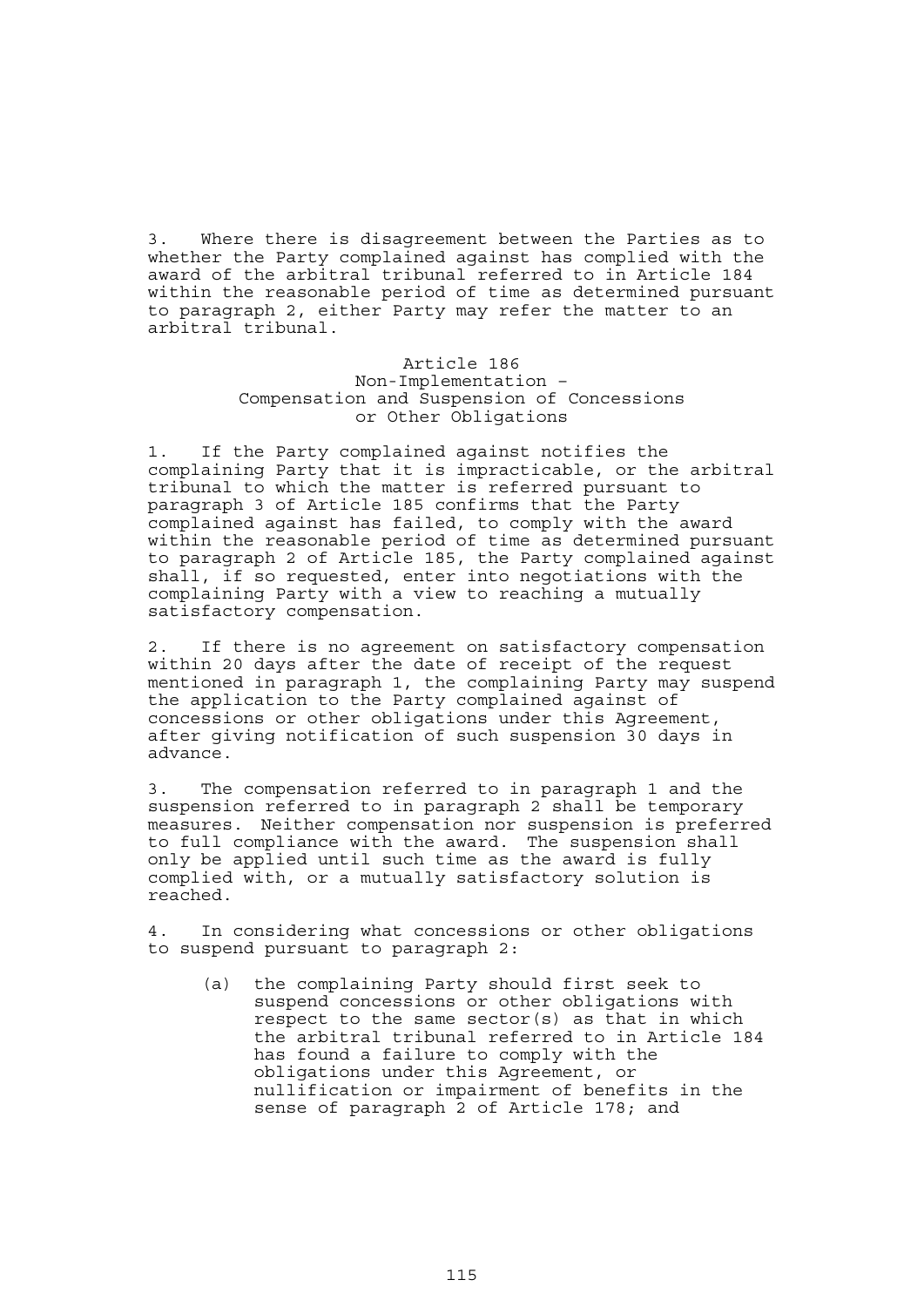3. Where there is disagreement between the Parties as to whether the Party complained against has complied with the award of the arbitral tribunal referred to in Article 184 within the reasonable period of time as determined pursuant to paragraph 2, either Party may refer the matter to an arbitral tribunal.

## Article 186
## Non-Implementation – Compensation and Suspension of Concessions or Other Obligations

1. If the Party complained against notifies the complaining Party that it is impracticable, or the arbitral tribunal to which the matter is referred pursuant to paragraph 3 of Article 185 confirms that the Party complained against has failed, to comply with the award within the reasonable period of time as determined pursuant to paragraph 2 of Article 185, the Party complained against shall, if so requested, enter into negotiations with the complaining Party with a view to reaching a mutually satisfactory compensation.

2. If there is no agreement on satisfactory compensation within 20 days after the date of receipt of the request mentioned in paragraph 1, the complaining Party may suspend the application to the Party complained against of concessions or other obligations under this Agreement, after giving notification of such suspension 30 days in advance.

3. The compensation referred to in paragraph 1 and the suspension referred to in paragraph 2 shall be temporary measures. Neither compensation nor suspension is preferred to full compliance with the award. The suspension shall only be applied until such time as the award is fully complied with, or a mutually satisfactory solution is reached.

4. In considering what concessions or other obligations to suspend pursuant to paragraph 2:

   (a) the complaining Party should first seek to suspend concessions or other obligations with respect to the same sector(s) as that in which the arbitral tribunal referred to in Article 184 has found a failure to comply with the obligations under this Agreement, or nullification or impairment of benefits in the sense of paragraph 2 of Article 178; and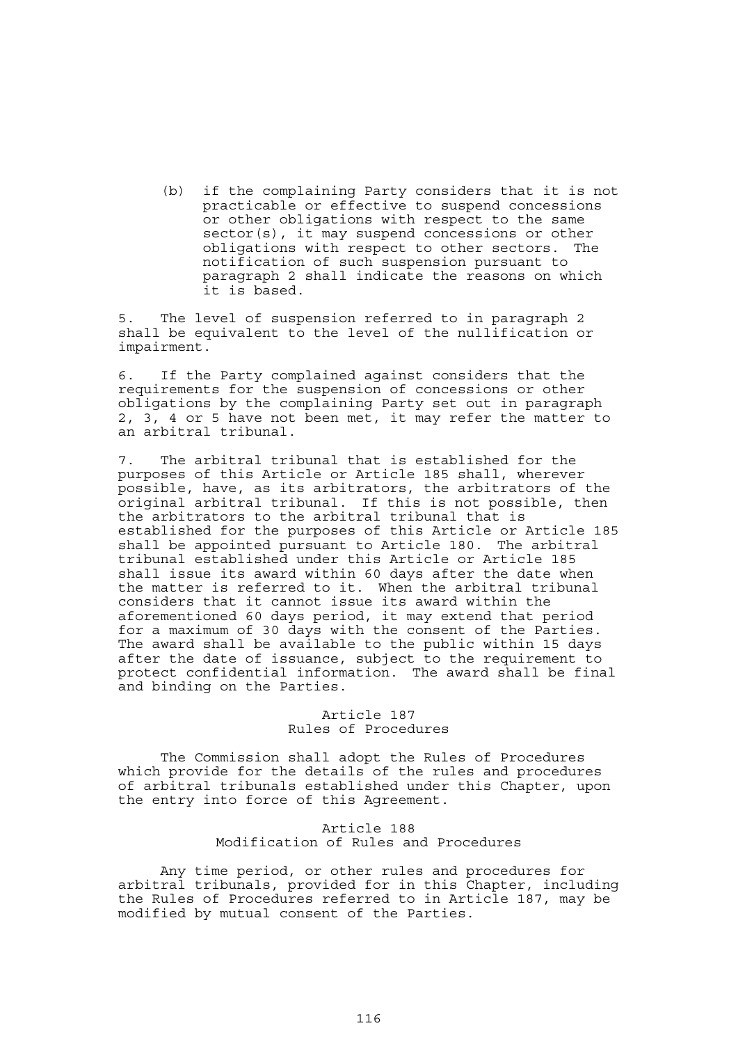(b) if the complaining Party considers that it is not practicable or effective to suspend concessions or other obligations with respect to the same sector(s), it may suspend concessions or other obligations with respect to other sectors. The notification of such suspension pursuant to paragraph 2 shall indicate the reasons on which it is based.

5. The level of suspension referred to in paragraph 2 shall be equivalent to the level of the nullification or impairment.

6. If the Party complained against considers that the requirements for the suspension of concessions or other obligations by the complaining Party set out in paragraph 2, 3, 4 or 5 have not been met, it may refer the matter to an arbitral tribunal.

7. The arbitral tribunal that is established for the purposes of this Article or Article 185 shall, wherever possible, have, as its arbitrators, the arbitrators of the original arbitral tribunal. If this is not possible, then the arbitrators to the arbitral tribunal that is established for the purposes of this Article or Article 185 shall be appointed pursuant to Article 180. The arbitral tribunal established under this Article or Article 185 shall issue its award within 60 days after the date when the matter is referred to it. When the arbitral tribunal considers that it cannot issue its award within the aforementioned 60 days period, it may extend that period for a maximum of 30 days with the consent of the Parties. The award shall be available to the public within 15 days after the date of issuance, subject to the requirement to protect confidential information. The award shall be final and binding on the Parties.

## Article 187
## Rules of Procedures

The Commission shall adopt the Rules of Procedures which provide for the details of the rules and procedures of arbitral tribunals established under this Chapter, upon the entry into force of this Agreement.

## Article 188
## Modification of Rules and Procedures

Any time period, or other rules and procedures for arbitral tribunals, provided for in this Chapter, including the Rules of Procedures referred to in Article 187, may be modified by mutual consent of the Parties.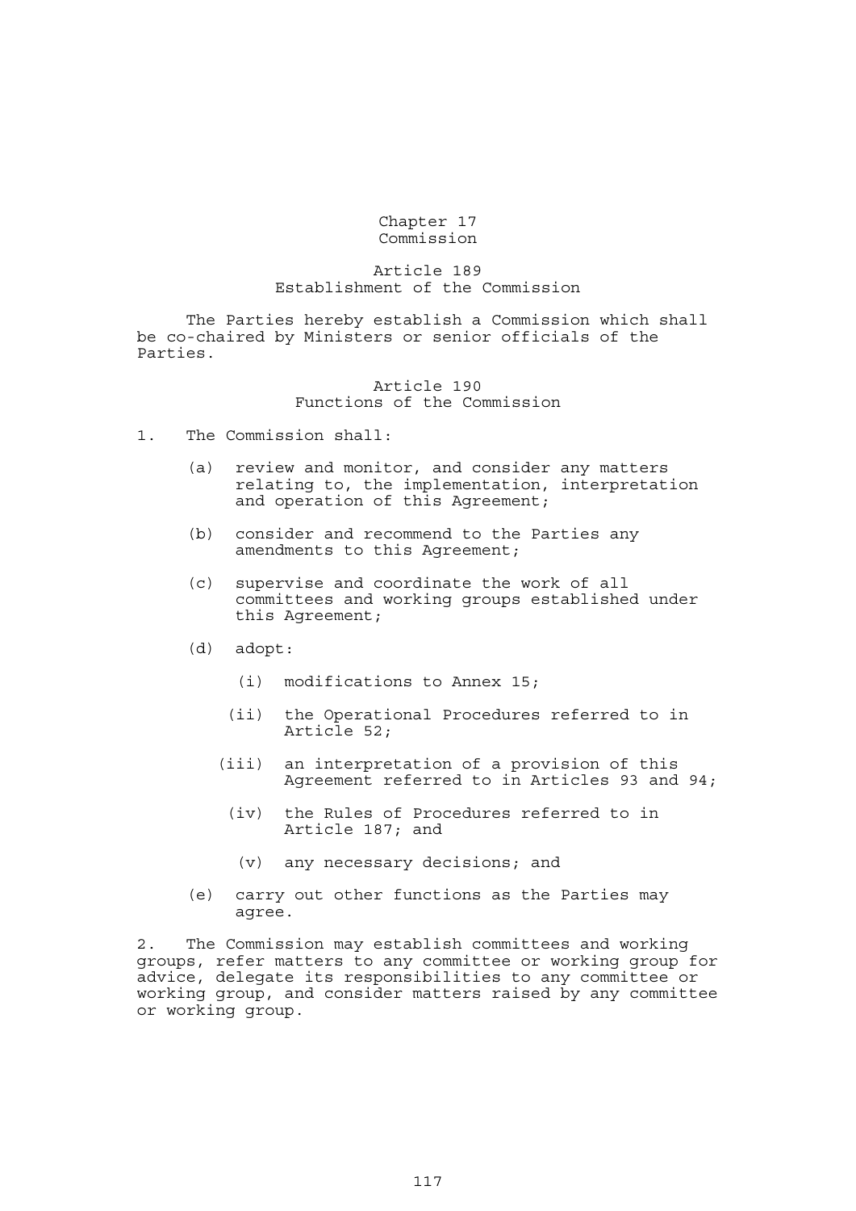# Chapter 17
# Commission

## Article 189
## Establishment of the Commission

The Parties hereby establish a Commission which shall be co-chaired by Ministers or senior officials of the Parties.

## Article 190
## Functions of the Commission

1. The Commission shall:

   (a) review and monitor, and consider any matters relating to, the implementation, interpretation and operation of this Agreement;

   (b) consider and recommend to the Parties any amendments to this Agreement;

   (c) supervise and coordinate the work of all committees and working groups established under this Agreement;

   (d) adopt:

      (i) modifications to Annex 15;

      (ii) the Operational Procedures referred to in Article 52;

      (iii) an interpretation of a provision of this Agreement referred to in Articles 93 and 94;

      (iv) the Rules of Procedures referred to in Article 187; and

      (v) any necessary decisions; and

   (e) carry out other functions as the Parties may agree.

2. The Commission may establish committees and working groups, refer matters to any committee or working group for advice, delegate its responsibilities to any committee or working group, and consider matters raised by any committee or working group.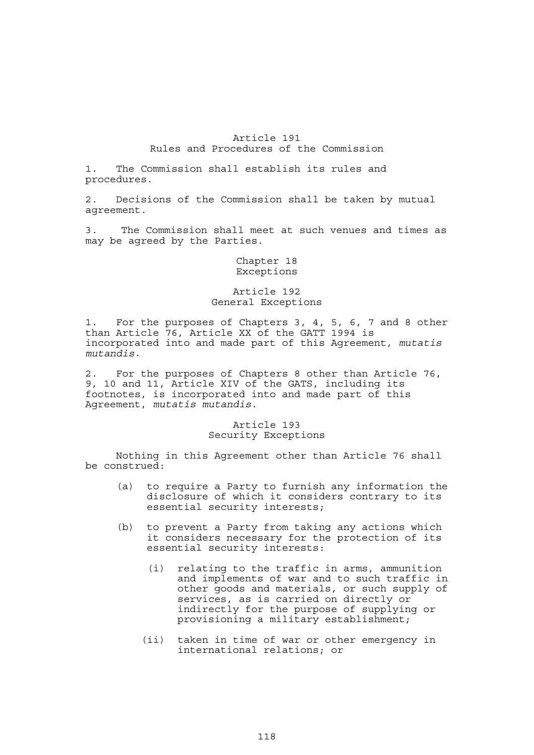### Article 191
### Rules and Procedures of the Commission

1. The Commission shall establish its rules and procedures.

2. Decisions of the Commission shall be taken by mutual agreement.

3. The Commission shall meet at such venues and times as may be agreed by the Parties.

## Chapter 18
## Exceptions

### Article 192
### General Exceptions

1. For the purposes of Chapters 3, 4, 5, 6, 7 and 8 other than Article 76, Article XX of the GATT 1994 is incorporated into and made part of this Agreement, *mutatis mutandis*.

2. For the purposes of Chapters 8 other than Article 76, 9, 10 and 11, Article XIV of the GATS, including its footnotes, is incorporated into and made part of this Agreement, *mutatis mutandis*.

### Article 193
### Security Exceptions

Nothing in this Agreement other than Article 76 shall be construed:

(a) to require a Party to furnish any information the disclosure of which it considers contrary to its essential security interests;

(b) to prevent a Party from taking any actions which it considers necessary for the protection of its essential security interests:

   (i) relating to the traffic in arms, ammunition and implements of war and to such traffic in other goods and materials, or such supply of services, as is carried on directly or indirectly for the purpose of supplying or provisioning a military establishment;

   (ii) taken in time of war or other emergency in international relations; or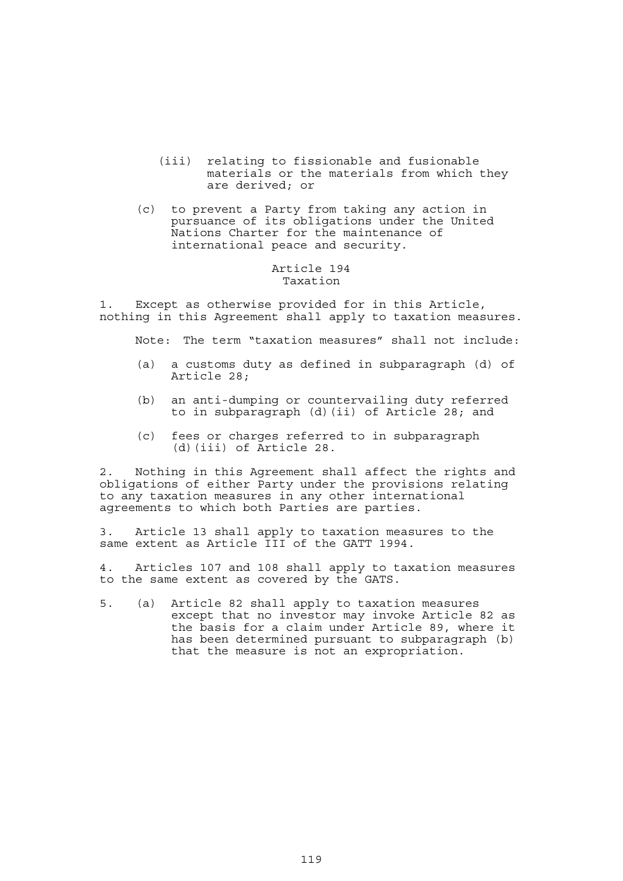(iii) relating to fissionable and fusionable materials or the materials from which they are derived; or

(c) to prevent a Party from taking any action in pursuance of its obligations under the United Nations Charter for the maintenance of international peace and security.

## Article 194
## Taxation

1. Except as otherwise provided for in this Article, nothing in this Agreement shall apply to taxation measures.

Note: The term "taxation measures" shall not include:

(a) a customs duty as defined in subparagraph (d) of Article 28;

(b) an anti-dumping or countervailing duty referred to in subparagraph (d)(ii) of Article 28; and

(c) fees or charges referred to in subparagraph (d)(iii) of Article 28.

2. Nothing in this Agreement shall affect the rights and obligations of either Party under the provisions relating to any taxation measures in any other international agreements to which both Parties are parties.

3. Article 13 shall apply to taxation measures to the same extent as Article III of the GATT 1994.

4. Articles 107 and 108 shall apply to taxation measures to the same extent as covered by the GATS.

5. (a) Article 82 shall apply to taxation measures except that no investor may invoke Article 82 as the basis for a claim under Article 89, where it has been determined pursuant to subparagraph (b) that the measure is not an expropriation.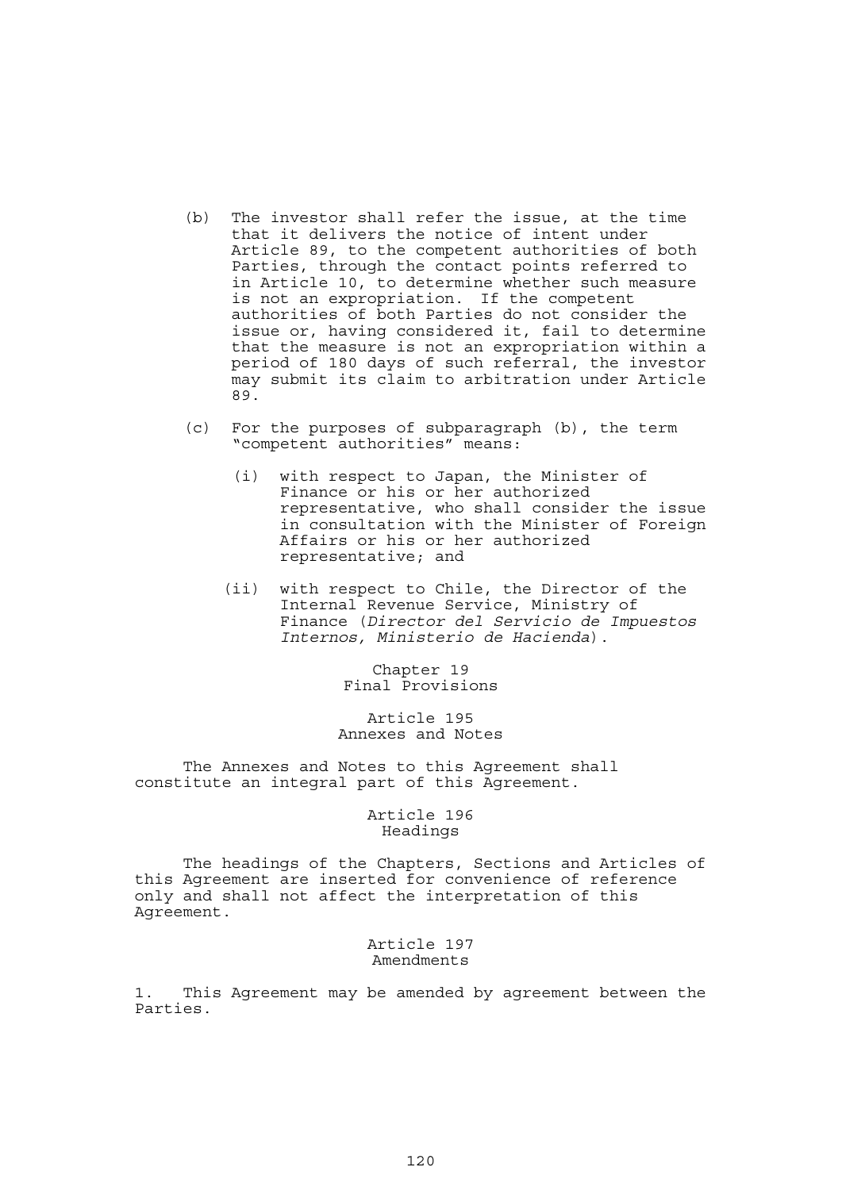(b) The investor shall refer the issue, at the time that it delivers the notice of intent under Article 89, to the competent authorities of both Parties, through the contact points referred to in Article 10, to determine whether such measure is not an expropriation. If the competent authorities of both Parties do not consider the issue or, having considered it, fail to determine that the measure is not an expropriation within a period of 180 days of such referral, the investor may submit its claim to arbitration under Article 89.

(c) For the purposes of subparagraph (b), the term "competent authorities" means:

(i) with respect to Japan, the Minister of Finance or his or her authorized representative, who shall consider the issue in consultation with the Minister of Foreign Affairs or his or her authorized representative; and

(ii) with respect to Chile, the Director of the Internal Revenue Service, Ministry of Finance (*Director del Servicio de Impuestos Internos, Ministerio de Hacienda*).

## Chapter 19
## Final Provisions

### Article 195
### Annexes and Notes

The Annexes and Notes to this Agreement shall constitute an integral part of this Agreement.

### Article 196
### Headings

The headings of the Chapters, Sections and Articles of this Agreement are inserted for convenience of reference only and shall not affect the interpretation of this Agreement.

### Article 197
### Amendments

1. This Agreement may be amended by agreement between the Parties.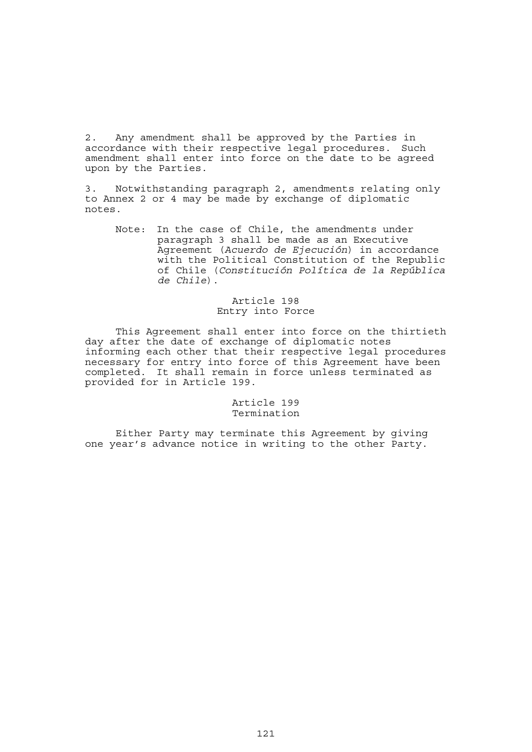2. Any amendment shall be approved by the Parties in accordance with their respective legal procedures. Such amendment shall enter into force on the date to be agreed upon by the Parties.

3. Notwithstanding paragraph 2, amendments relating only to Annex 2 or 4 may be made by exchange of diplomatic notes.

Note: In the case of Chile, the amendments under paragraph 3 shall be made as an Executive Agreement (*Acuerdo de Ejecución*) in accordance with the Political Constitution of the Republic of Chile (*Constitución Política de la República de Chile*).

### Article 198
### Entry into Force

This Agreement shall enter into force on the thirtieth day after the date of exchange of diplomatic notes informing each other that their respective legal procedures necessary for entry into force of this Agreement have been completed. It shall remain in force unless terminated as provided for in Article 199.

### Article 199
### Termination

Either Party may terminate this Agreement by giving one year's advance notice in writing to the other Party.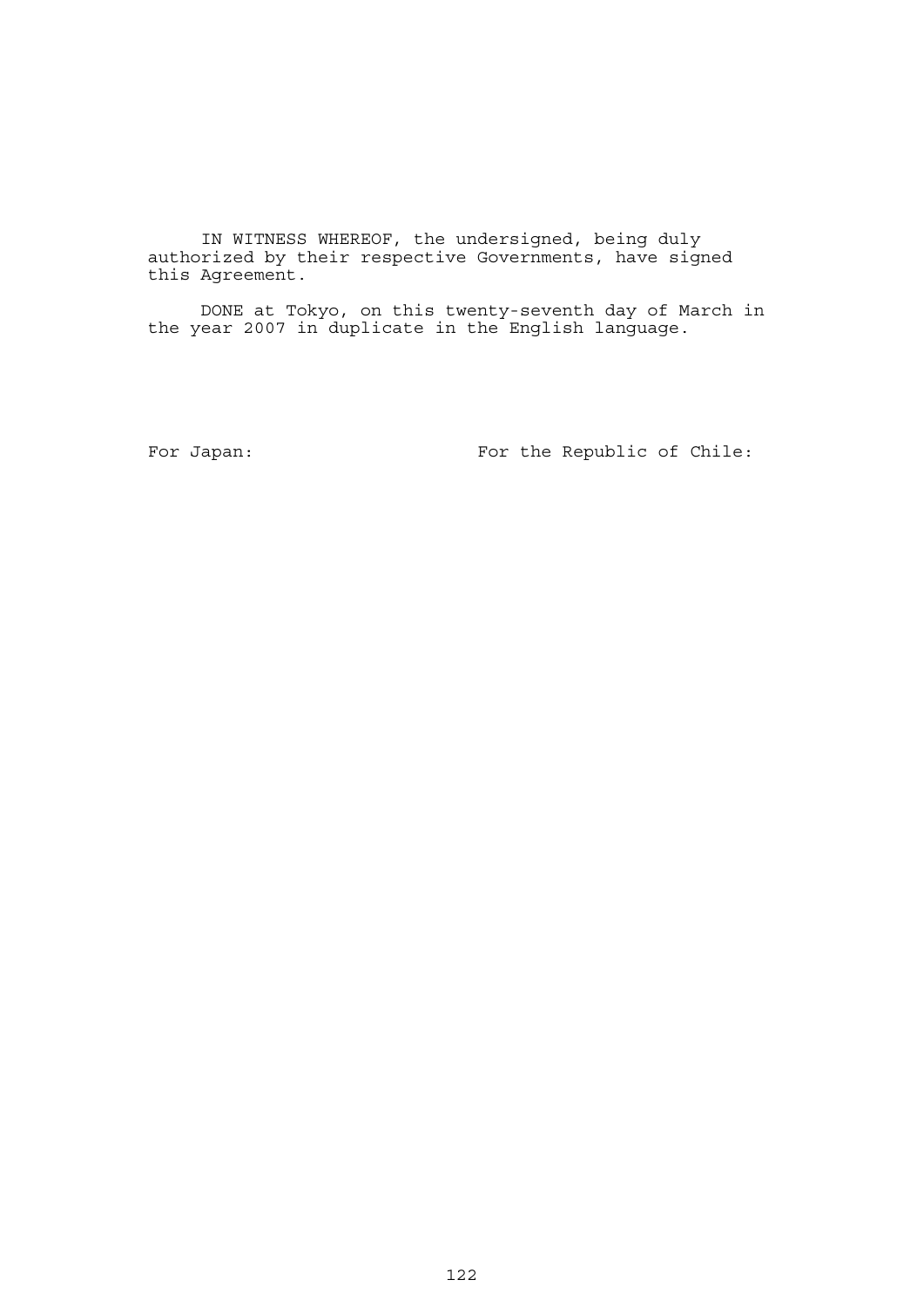IN WITNESS WHEREOF, the undersigned, being duly authorized by their respective Governments, have signed this Agreement.

DONE at Tokyo, on this twenty-seventh day of March in the year 2007 in duplicate in the English language.

For Japan:                                   For the Republic of Chile: